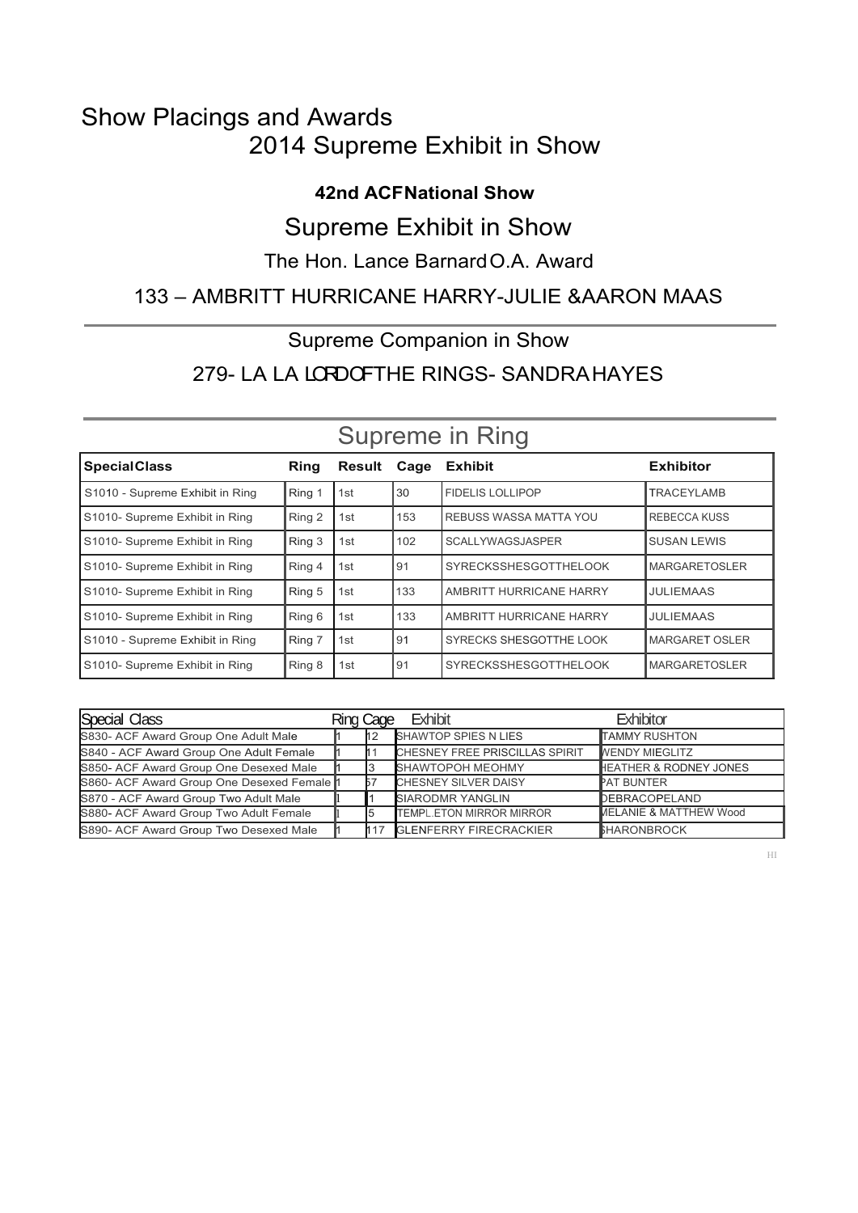# Show Placings and Awards

## 2014 Supreme Exhibit in Show

**42nd ACF National Show**

## Supreme Exhibit in Show

The Hon. Lance Barnard O.A. Award

133 – AMBRITT HURRICANE HARRY-JULIE & AARON MAAS

---

Supreme Companion in Show

279- LA LA LORD OF THE RINGS- SANDRA HAYES

---

## Supreme in Ring

| Special Class | Ring | Result | Cage | Exhibit | Exhibitor |
|---|---|---|---|---|---|
| S1010 - Supreme Exhibit in Ring | Ring 1 | 1st | 30 | FIDELIS LOLLIPOP | TRACEYLAMB |
| S1010- Supreme Exhibit in Ring | Ring 2 | 1st | 153 | REBUSS WASSA MATTA YOU | REBECCA KUSS |
| S1010- Supreme Exhibit in Ring | Ring 3 | 1st | 102 | SCALLYWAGSJASPER | SUSAN LEWIS |
| S1010- Supreme Exhibit in Ring | Ring 4 | 1st | 91 | SYRECKSSHESGOTTHELOOK | MARGARETOSLER |
| S1010- Supreme Exhibit in Ring | Ring 5 | 1st | 133 | AMBRITT HURRICANE HARRY | JULIEMAAS |
| S1010- Supreme Exhibit in Ring | Ring 6 | 1st | 133 | AMBRITT HURRICANE HARRY | JULIEMAAS |
| S1010 - Supreme Exhibit in Ring | Ring 7 | 1st | 91 | SYRECKS SHESGOTTHE LOOK | MARGARET OSLER |
| S1010- Supreme Exhibit in Ring | Ring 8 | 1st | 91 | SYRECKSSHESGOTTHELOOK | MARGARETOSLER |

| Special Class | Ring | Cage | Exhibit | Exhibitor |
|---|---|---|---|---|
| S830- ACF Award Group One Adult Male | 1 | 12 | SHAWTOP SPIES N LIES | TAMMY RUSHTON |
| S840 - ACF Award Group One Adult Female | 1 | 11 | CHESNEY FREE PRISCILLAS SPIRIT | WENDY MIEGLITZ |
| S850- ACF Award Group One Desexed Male | 1 | 3 | SHAWTOPOH MEOHMY | HEATHER & RODNEY JONES |
| S860- ACF Award Group One Desexed Female | 1 | 57 | CHESNEY SILVER DAISY | PAT BUNTER |
| S870 - ACF Award Group Two Adult Male | 1 | 1 | SIARODMR YANGLIN | DEBRACOPELAND |
| S880- ACF Award Group Two Adult Female | 1 | 5 | TEMPLETON MIRROR MIRROR | MELANIE & MATTHEW Wood |
| S890- ACF Award Group Two Desexed Male | 1 | 117 | GLENFERRY FIRECRACKIER | SHARONBROCK |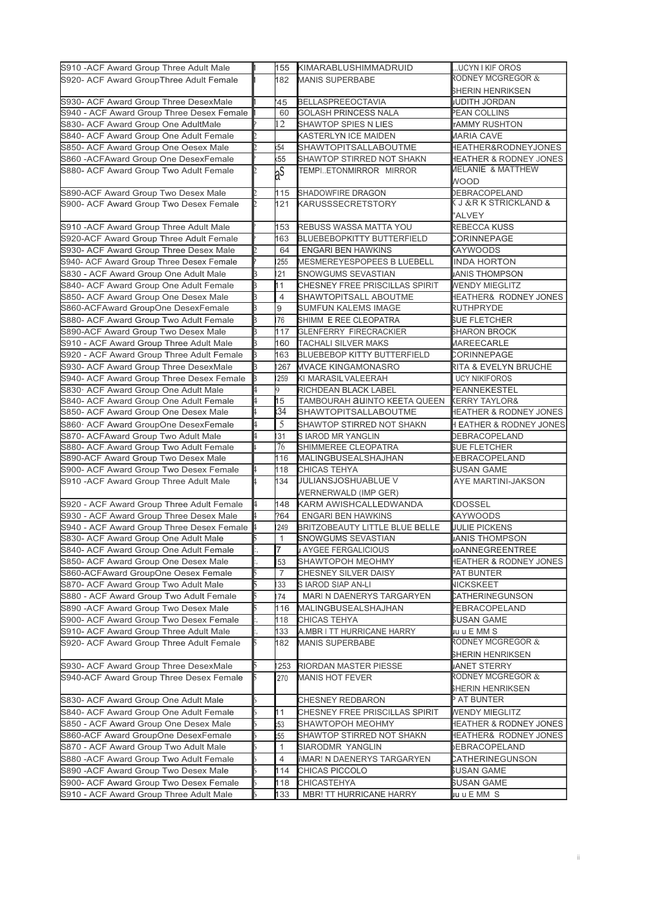| | | | | |
|---|---|---|---|---|
| S910 -ACF Award Group Three Adult Male | 1 | 155 | KIMARABLUSHIMMADRUID | ..UCYN I KIF OROS |
| S920- ACF Award GroupThree Adult Female | 1 | 182 | MANIS SUPERBABE | RODNEY MCGREGOR & SHERIN HENRIKSEN |
| S930- ACF Award Group Three DesexMale | 1 | '45 | BELLASPREEOCTAVIA | JUDITH JORDAN |
| S940 - ACF Award Group Three Desex Female | 1 | 60 | GOLASH PRINCESS NALA | PEAN COLLINS |
| S830- ACF Award Group One AdultMale | 2 | 12 | SHAWTOP SPIES N LIES | TAMMY RUSHTON |
| S840- ACF Award Group One Adult Female | 2 | | KASTERLYN ICE MAIDEN | MARIA CAVE |
| S850- ACF Award Group One Oesex Male | 2 | x54 | SHAWTOPITSALLABOUTME | HEATHER&RODNEYJONES |
| S860 -ACFAward Group One DesexFemale | 2 | x55 | SHAWTOP STIRRED NOT SHAKN | HEATHER & RODNEY JONES |
| S880- ACF Award Group Two Adult Female | 2 | aS | TEMPI..ETONMIRROR MIRROR | MELANIE & MATTHEW WOOD |
| S890-ACF Award Group Two Desex Male | 2 | 115 | SHADOWFIRE DRAGON | DEBRACOPELAND |
| S900- ACF Award Group Two Desex Female | 2 | 121 | KARUSSSECRETSTORY | K J &R K STRICKLAND & 'ALVEY |
| S910 -ACF Award Group Three Adult Male | 2 | 153 | REBUSS WASSA MATTA YOU | REBECCA KUSS |
| S920-ACF Award Group Three Adult Female | 2 | 163 | BLUEBEBOPKITTY BUTTERFIELD | CORINNEPAGE |
| S930- ACF Award Group Three Desex Male | 2 | 64 | ENGARI BEN HAWKINS | KAYWOODS |
| S940- ACF Award Group Three Desex Female | 2 | 1255 | MESMEREYESPOPEES B LUEBELL | LINDA HORTON |
| S830 - ACF Award Group One Adult Male | 3 | 121 | SNOWGUMS SEVASTIAN | JANIS THOMPSON |
| S840- ACF Award Group One Adult Female | 3 | 11 | CHESNEY FREE PRISCILLAS SPIRIT | WENDY MIEGLITZ |
| S850- ACF Award Group One Desex Male | 3 | 4 | SHAWTOPITSALL ABOUTME | HEATHER& RODNEY JONES |
| S860-ACFAward GroupOne DesexFemale | 3 | 9 | SUMFUN KALEMS IMAGE | RUTHPRYDE |
| S880- ACF Award Group Two Adult Female | 3 | 176 | SHIMM E REE CLEOPATRA | SUE FLETCHER |
| S890-ACF Award Group Two Desex Male | 3 | 117 | GLENFERRY FIRECRACKIER | SHARON BROCK |
| S910 - ACF Award Group Three Adult Male | 3 | 160 | TACHALI SILVER MAKS | MAREECARLE |
| S920 - ACF Award Group Three Adult Female | 3 | 163 | BLUEBEBOP KITTY BUTTERFIELD | CORINNEPAGE |
| S930- ACF Award Group Three DesexMale | 3 | 1267 | MVACE KINGAMONASRO | RITA & EVELYN BRUCHE |
| S940- ACF Award Group Three Desex Female | 3 | 1259 | KI MARASIL VALEERAH | UCY NIKIFOROS |
| S830· ACF Award Group One Adult Male | 4 | 9 | RICHDEAN BLACK LABEL | PEANNEKESTEL |
| S840- ACF Award Group One Adult Female | 4 | 15 | TAMBOURAH auINTO KEETA QUEEN | KERRY TAYLOR& |
| S850- ACF Award Group One Desex Male | 4 | x34 | SHAWTOPITSALLABOUTME | HEATHER & RODNEY JONES |
| S860· ACF Award GroupOne DesexFemale | 4 | 5 | SHAWTOP STIRRED NOT SHAKN | H EATHER & RODNEY JONES |
| S870- ACFAward Group Two Adult Male | 4 | 131 | S IAROD MR YANGLIN | DEBRACOPELAND |
| S880- ACF Award Group Two Adult Female | 4 | 176 | SHIMMEREE CLEOPATRA | SUE FLETCHER |
| S890-ACF Award Group Two Desex Male | | 116 | MALINGBUSEALSHAJHAN | DEBRACOPELAND |
| S900- ACF Award Group Two Desex Female | 4 | 118 | CHICAS TEHYA | SUSAN GAME |
| S910 -ACF Award Group Three Adult Male | 4 | 134 | JULIANSJOSHUABLUE V WERNERWALD (IMP GER) | AYE MARTINI-JAKSON |
| S920 - ACF Award Group Three Adult Female | 4 | 148 | KARM AWISHCALLEDWANDA | KDOSSEL |
| S930 - ACF Award Group Three Desex Male | 4 | ?64 | ENGARI BEN HAWKINS | KAYWOODS |
| S940 - ACF Award Group Three Desex Female | 4 | 1249 | BRITZOBEAUTY LITTLE BLUE BELLE | JULIE PICKENS |
| S830- ACF Award Group One Adult Male | 5 | 1 | SNOWGUMS SEVASTIAN | JANIS THOMPSON |
| S840- ACF Award Group One Adult Female | :, | 7 | J AYGEE FERGALICIOUS | JOANNEGREENTREE |
| S850- ACF Award Group One Desex Male | :, | 53 | SHAWTOPOH MEOHMY | HEATHER & RODNEY JONES |
| S860-ACFAward GroupOne Oesex Female | 5 | 7 | CHESNEY SILVER DAISY | PAT BUNTER |
| S870- ACF Award Group Two Adult Male | 5 | 133 | S IAROD SIAP AN-LI | NICKSKEET |
| S880 - ACF Award Group Two Adult Female | 5 | 174 | MARI N DAENERYS TARGARYEN | CATHERINEGUNSON |
| S890 -ACF Award Group Two Desex Male | 5 | 116 | MALINGBUSEALSHAJHAN | PEBRACOPELAND |
| S900- ACF Award Group Two Desex Female | :, | 118 | CHICAS TEHYA | SUSAN GAME |
| S910- ACF Award Group Three Adult Male | :, | 133 | A.MBR I TT HURRICANE HARRY | Ju u E MM S |
| S920- ACF Award Group Three Adult Female | 5 | 182 | MANIS SUPERBABE | RODNEY MCGREGOR & SHERIN HENRIKSEN |
| S930- ACF Award Group Three DesexMale | 5 | 1253 | RIORDAN MASTER PIESSE | JANET STERRY |
| S940-ACF Award Group Three Desex Female | 5 | 1270 | MANIS HOT FEVER | RODNEY MCGREGOR & SHERIN HENRIKSEN |
| S830- ACF Award Group One Adult Male | 6 | | CHESNEY REDBARON | P AT BUNTER |
| S840- ACF Award Group One Adult Female | 6 | 11 | CHESNEY FREE PRISCILLAS SPIRIT | WENDY MIEGLITZ |
| S850 - ACF Award Group One Desex Male | 6 | 53 | SHAWTOPOH MEOHMY | HEATHER & RODNEY JONES |
| S860-ACF Award GroupOne DesexFemale | 6 | 55 | SHAWTOP STIRRED NOT SHAKN | HEATHER& RODNEY JONES |
| S870 - ACF Award Group Two Adult Male | 6 | 1 | SIARODMR YANGLIN | DEBRACOPELAND |
| S880 -ACF Award Group Two Adult Female | 6 | 4 | i\MAR! N DAENERYS TARGARYEN | CATHERINEGUNSON |
| S890 -ACF Award Group Two Desex Male | 6 | 114 | CHICAS PICCOLO | SUSAN GAME |
| S900- ACF Award Group Two Desex Female | 6 | 118 | CHICASTEHYA | SUSAN GAME |
| S910 - ACF Award Group Three Adult Male | 6 | 133 | MBR! TT HURRICANE HARRY | Ju u E MM S |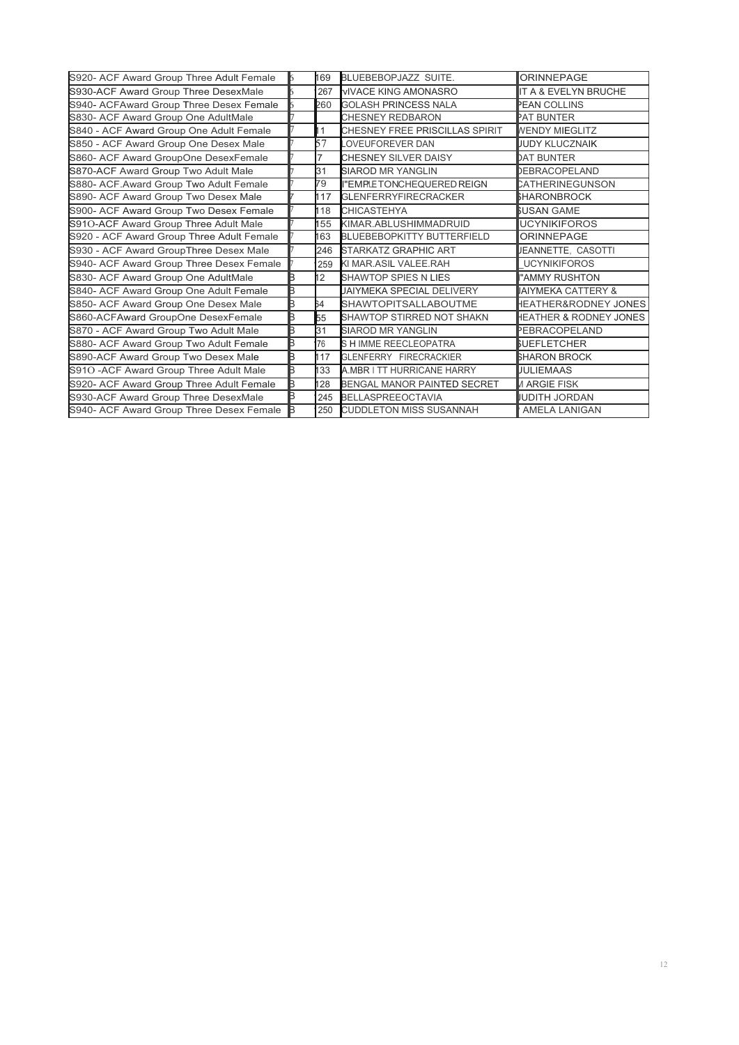| | | | | |
|---|---|---|---|---|
| S920- ACF Award Group Three Adult Female | 6 | 169 | BLUEBEBOPJAZZ SUITE. | ORINNEPAGE |
| S930-ACF Award Group Three DesexMale | 6 | 267 | vIVACE KING AMONASRO | IT A & EVELYN BRUCHE |
| S940- ACFAward Group Three Desex Female | 6 | 260 | GOLASH PRINCESS NALA | PEAN COLLINS |
| S830- ACF Award Group One AdultMale | 7 | | CHESNEY REDBARON | PAT BUNTER |
| S840 - ACF Award Group One Adult Female | 7 | 11 | CHESNEY FREE PRISCILLAS SPIRIT | WENDY MIEGLITZ |
| S850 - ACF Award Group One Desex Male | 7 | 57 | LOVEUFOREVER DAN | JUDY KLUCZNAIK |
| S860- ACF Award GroupOne DesexFemale | 7 | 7 | CHESNEY SILVER DAISY | DAT BUNTER |
| S870-ACF Award Group Two Adult Male | 7 | 31 | SIAROD MR YANGLIN | DEBRACOPELAND |
| S880- ACF.Award Group Two Adult Female | 7 | 79 | I"EMPLETONCHEQUERED REIGN | CATHERINEGUNSON |
| S890- ACF Award Group Two Desex Male | 7 | 117 | GLENFERRYFIRECRACKER | SHARONBROCK |
| S900- ACF Award Group Two Desex Female | 7 | 118 | CHICASTEHYA | SUSAN GAME |
| S91O-ACF Award Group Three Adult Male | 7 | 155 | KIMAR.ABLUSHIMMADRUID | UCYNIKIFOROS |
| S920 - ACF Award Group Three Adult Female | 7 | 163 | BLUEBEBOPKITTY BUTTERFIELD | ORINNEPAGE |
| S930 - ACF Award GroupThree Desex Male | 7 | 246 | STARKATZ GRAPHIC ART | JEANNETTE, CASOTTI |
| S940- ACF Award Group Three Desex Female | 7 | 259 | KI MAR.ASIL VALEE.RAH | UCYNIKIFOROS |
| S830- ACF Award Group One AdultMale | 8 | 12 | SHAWTOP SPIES N LIES | "AMMY RUSHTON |
| S840- ACF Award Group One Adult Female | 8 | | JAIYMEKA SPECIAL DELIVERY | JAIYMEKA CATTERY & |
| S850- ACF Award Group One Desex Male | 8 | 64 | SHAWTOPITSALLABOUTME | HEATHER&RODNEY JONES |
| S860-ACFAward GroupOne DesexFemale | 8 | 55 | SHAWTOP STIRRED NOT SHAKN | HEATHER & RODNEY JONES |
| S870 - ACF Award Group Two Adult Male | 8 | 31 | SIAROD MR YANGLIN | PEBRACOPELAND |
| S880- ACF Award Group Two Adult Female | 8 | 76 | S H IMME REECLEOPATRA | SUEFLETCHER |
| S890-ACF Award Group Two Desex Male | 8 | 117 | GLENFERRY FIRECRACKIER | SHARON BROCK |
| S91O -ACF Award Group Three Adult Male | 8 | 133 | A.MBR I TT HURRICANE HARRY | JULIEMAAS |
| S920- ACF Award Group Three Adult Female | 8 | 128 | BENGAL MANOR PAINTED SECRET | M ARGIE FISK |
| S930-ACF Award Group Three DesexMale | 8 | 245 | BELLASPREEOCTAVIA | JUDITH JORDAN |
| S940- ACF Award Group Three Desex Female | 8 | 250 | CUDDLETON MISS SUSANNAH | AMELA LANIGAN |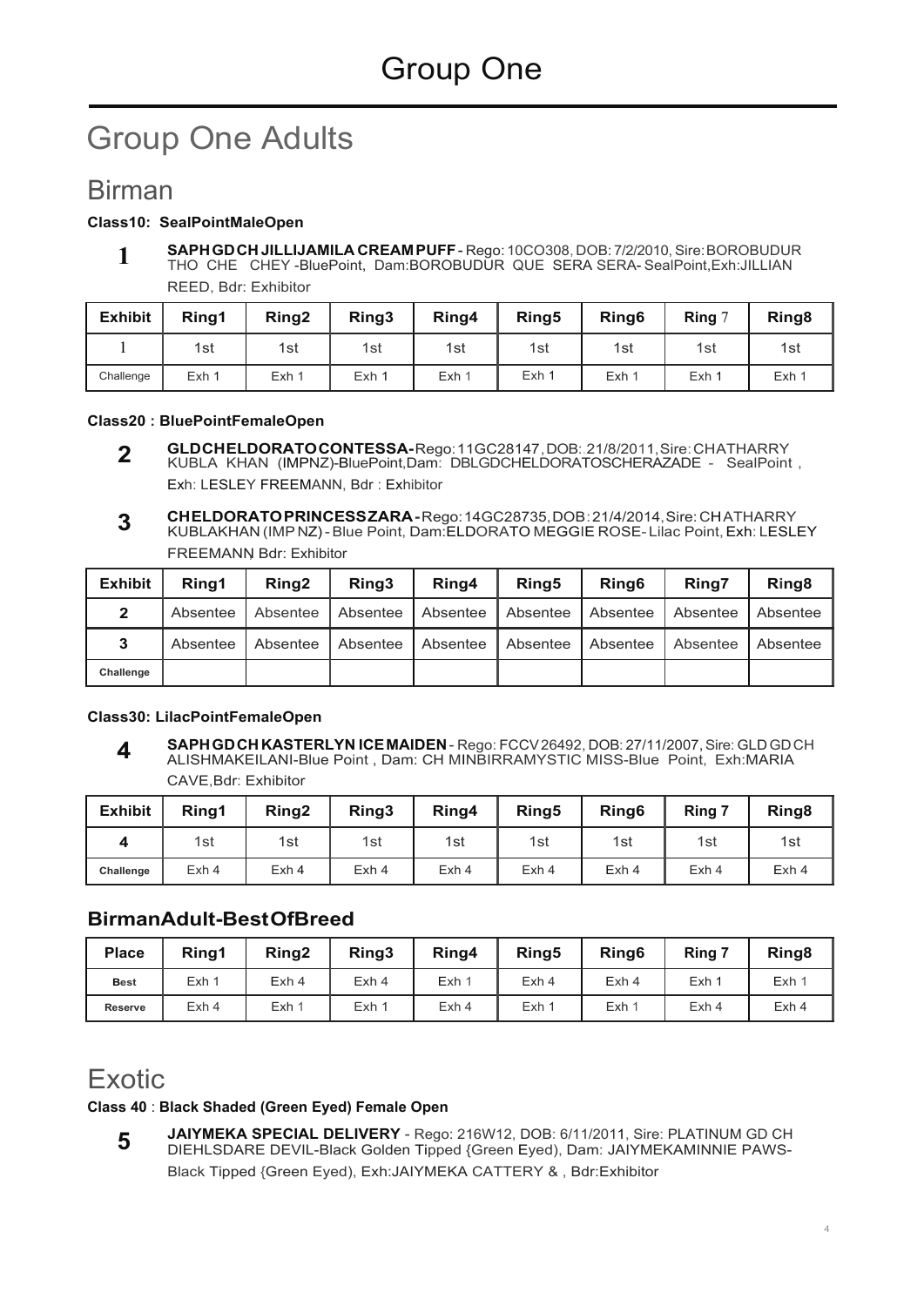# Group One

## Group One Adults

### Birman

**Class10: SealPointMaleOpen**

**1** **SAPH GD CH JILLIJAMILA CREAM PUFF** - Rego: 10CO308, DOB: 7/2/2010, Sire: BOROBUDUR THO CHE CHEY -BluePoint, Dam:BOROBUDUR QUE SERA SERA- SealPoint,Exh:JILLIAN REED, Bdr: Exhibitor

| Exhibit | Ring1 | Ring2 | Ring3 | Ring4 | Ring5 | Ring6 | Ring 7 | Ring8 |
|---|---|---|---|---|---|---|---|---|
| 1 | 1st | 1st | 1st | 1st | 1st | 1st | 1st | 1st |
| Challenge | Exh 1 | Exh 1 | Exh 1 | Exh 1 | Exh 1 | Exh 1 | Exh 1 | Exh 1 |

**Class20 : BluePointFemaleOpen**

**2** **GLD CH ELDORATO CONTESSA-** Rego: 11GC28147, DOB: 21/8/2011, Sire: CHATHARRY KUBLA KHAN (IMPNZ)-BluePoint,Dam: DBLGDCHELDORATOSCHERAZADE - SealPoint , Exh: LESLEY FREEMANN, Bdr : Exhibitor

**3** **CH ELDORATO PRINCESS ZARA -** Rego: 14GC28735, DOB: 21/4/2014, Sire: CHATHARRY KUBLAKHAN (IMP NZ) - Blue Point, Dam:ELDORATO MEGGIE ROSE- Lilac Point, Exh: LESLEY FREEMANN, Bdr: Exhibitor

| Exhibit | Ring1 | Ring2 | Ring3 | Ring4 | Ring5 | Ring6 | Ring7 | Ring8 |
|---|---|---|---|---|---|---|---|---|
| 2 | Absentee | Absentee | Absentee | Absentee | Absentee | Absentee | Absentee | Absentee |
| 3 | Absentee | Absentee | Absentee | Absentee | Absentee | Absentee | Absentee | Absentee |
| Challenge | | | | | | | | |

**Class30: LilacPointFemaleOpen**

**4** **SAPH GD CH KASTERLYN ICE MAIDEN** - Rego: FCCV 26492, DOB: 27/11/2007, Sire: GLD GD CH ALISHMAKEILANI-Blue Point , Dam: CH MINBIRRAMYSTIC MISS-Blue Point, Exh:MARIA CAVE,Bdr: Exhibitor

| Exhibit | Ring1 | Ring2 | Ring3 | Ring4 | Ring5 | Ring6 | Ring 7 | Ring8 |
|---|---|---|---|---|---|---|---|---|
| 4 | 1st | 1st | 1st | 1st | 1st | 1st | 1st | 1st |
| Challenge | Exh 4 | Exh 4 | Exh 4 | Exh 4 | Exh 4 | Exh 4 | Exh 4 | Exh 4 |

### BirmanAdult-BestOfBreed

| Place | Ring1 | Ring2 | Ring3 | Ring4 | Ring5 | Ring6 | Ring 7 | Ring8 |
|---|---|---|---|---|---|---|---|---|
| Best | Exh 1 | Exh 4 | Exh 4 | Exh 1 | Exh 4 | Exh 4 | Exh 1 | Exh 1 |
| Reserve | Exh 4 | Exh 1 | Exh 1 | Exh 4 | Exh 1 | Exh 1 | Exh 4 | Exh 4 |

## Exotic

**Class 40 : Black Shaded (Green Eyed) Female Open**

**5** **JAIYMEKA SPECIAL DELIVERY** - Rego: 216W12, DOB: 6/11/2011, Sire: PLATINUM GD CH DIEHLSDARE DEVIL-Black Golden Tipped {Green Eyed), Dam: JAIYMEKAMINNIE PAWS-Black Tipped {Green Eyed), Exh:JAIYMEKA CATTERY & , Bdr:Exhibitor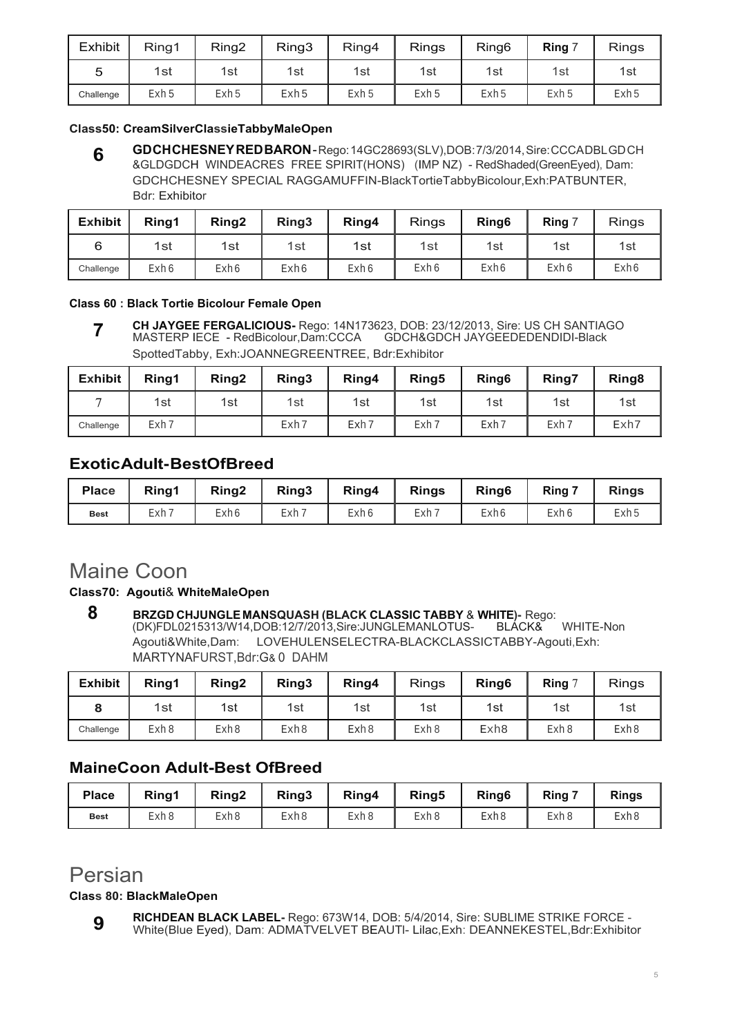| Exhibit | Ring1 | Ring2 | Ring3 | Ring4 | Rings | Ring6 | **Ring** 7 | Rings |
|---|---|---|---|---|---|---|---|---|
| 5 | 1st | 1st | 1st | 1st | 1st | 1st | 1st | 1st |
| Challenge | Exh 5 | Exh 5 | Exh 5 | Exh 5 | Exh 5 | Exh 5 | Exh 5 | Exh 5 |

**Class50: CreamSilverClassieTabbyMaleOpen**

**6** **GDCHCHESNEYREDBARON**-Rego:14GC28693(SLV),DOB:7/3/2014,Sire:CCCADBLGDCH &GLDGDCH WINDEACRES FREE SPIRIT(HONS) (IMP NZ) - RedShaded(GreenEyed), Dam: GDCHCHESNEY SPECIAL RAGGAMUFFIN-BlackTortieTabbyBicolour,Exh:PATBUNTER, Bdr: Exhibitor

| **Exhibit** | **Ring1** | **Ring2** | **Ring3** | **Ring4** | Rings | **Ring6** | **Ring** 7 | Rings |
|---|---|---|---|---|---|---|---|---|
| 6 | 1st | 1st | 1st | 1st | 1st | 1st | 1st | 1st |
| Challenge | Exh 6 | Exh 6 | Exh 6 | Exh 6 | Exh 6 | Exh 6 | Exh 6 | Exh 6 |

**Class 60 : Black Tortie Bicolour Female Open**

**7** **CH JAYGEE FERGALICIOUS-** Rego: 14N173623, DOB: 23/12/2013, Sire: US CH SANTIAGO MASTERP IECE - RedBicolour,Dam:CCCA GDCH&GDCH JAYGEEDEDENDIDI-Black SpottedTabby, Exh:JOANNEGREENTREE, Bdr:Exhibitor

| **Exhibit** | **Ring1** | **Ring2** | **Ring3** | **Ring4** | **Ring5** | **Ring6** | **Ring7** | **Ring8** |
|---|---|---|---|---|---|---|---|---|
| 7 | 1st | 1st | 1st | 1st | 1st | 1st | 1st | 1st |
| Challenge | Exh 7 | | Exh 7 | Exh 7 | Exh 7 | Exh 7 | Exh 7 | Exh7 |

## ExoticAdult-BestOfBreed

| **Place** | **Ring1** | **Ring2** | **Ring3** | **Ring4** | **Rings** | **Ring6** | **Ring 7** | **Rings** |
|---|---|---|---|---|---|---|---|---|
| **Best** | Exh 7 | Exh 6 | Exh 7 | Exh 6 | Exh 7 | Exh 6 | Exh 6 | Exh 5 |

# Maine Coon

**Class70: Agouti& WhiteMaleOpen**

**8** **BRZGD CHJUNGLE MANSQUASH (BLACK CLASSIC TABBY & WHITE)-** Rego: (DK)FDL0215313/W14,DOB:12/7/2013,Sire:JUNGLEMANLOTUS- BLACK& WHITE-Non Agouti&White,Dam: LOVEHULENSELECTRA-BLACKCLASSICTABBY-Agouti,Exh: MARTYNAFURST,Bdr:G& 0 DAHM

| **Exhibit** | **Ring1** | **Ring2** | **Ring3** | **Ring4** | Rings | **Ring6** | **Ring** 7 | Rings |
|---|---|---|---|---|---|---|---|---|
| 8 | 1st | 1st | 1st | 1st | 1st | 1st | 1st | 1st |
| Challenge | Exh 8 | Exh 8 | Exh 8 | Exh 8 | Exh 8 | Exh8 | Exh 8 | Exh 8 |

## MaineCoon Adult-Best OfBreed

| **Place** | **Ring1** | **Ring2** | **Ring3** | **Ring4** | **Ring5** | **Ring6** | **Ring 7** | **Rings** |
|---|---|---|---|---|---|---|---|---|
| **Best** | Exh 8 | Exh 8 | Exh 8 | Exh 8 | Exh 8 | Exh 8 | Exh 8 | Exh 8 |

# Persian

**Class 80: BlackMaleOpen**

**9** **RICHDEAN BLACK LABEL-** Rego: 673W14, DOB: 5/4/2014, Sire: SUBLIME STRIKE FORCE - White(Blue Eyed), Dam: ADMATVELVET BEAUTI- Lilac,Exh: DEANNEKESTEL,Bdr:Exhibitor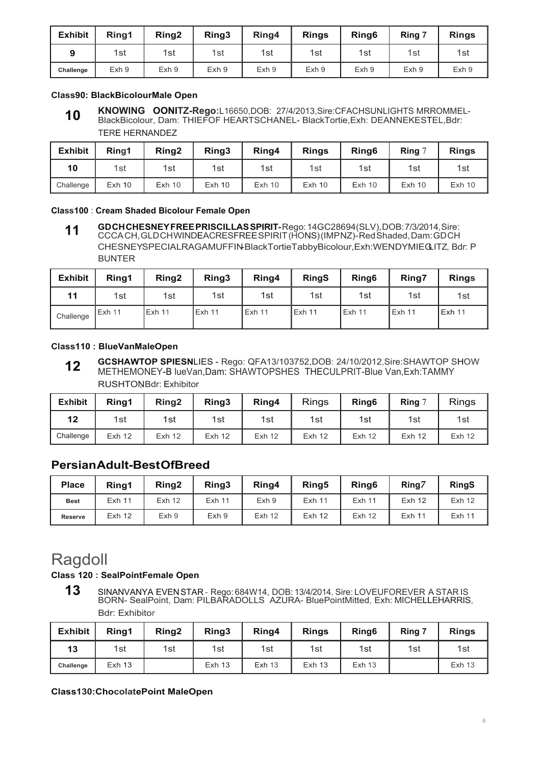| Exhibit | Ring1 | Ring2 | Ring3 | Ring4 | Rings | Ring6 | Ring 7 | Rings |
|---|---|---|---|---|---|---|---|---|
| 9 | 1st | 1st | 1st | 1st | 1st | 1st | 1st | 1st |
| Challenge | Exh 9 | Exh 9 | Exh 9 | Exh 9 | Exh 9 | Exh 9 | Exh 9 | Exh 9 |

**Class90: BlackBicolourMale Open**

**10** **KNOWING OONITZ-Rego:**L16650,DOB: 27/4/2013,Sire:CFACHSUNLIGHTS MRROMMEL-BlackBicolour, Dam: THIEFOF HEARTSCHANEL- BlackTortie,Exh: DEANNEKESTEL,Bdr: TERE HERNANDEZ

| Exhibit | Ring1 | Ring2 | Ring3 | Ring4 | Rings | Ring6 | Ring 7 | Rings |
|---|---|---|---|---|---|---|---|---|
| 10 | 1st | 1st | 1st | 1st | 1st | 1st | 1st | 1st |
| Challenge | Exh 10 | Exh 10 | Exh 10 | Exh 10 | Exh 10 | Exh 10 | Exh 10 | Exh 10 |

**Class100 : Cream Shaded Bicolour Female Open**

**11** **GDCHCHESNEYFREEPRISCILLASSPIRIT-**Rego:14GC28694(SLV),DOB:7/3/2014,Sire: CCCACH,GLDCHWINDEACRESFREESPIRIT(HONS)(IMPNZ)-RedShaded,Dam:GDCH CHESNEYSPECIALRAGAMUFFIN-BlackTortieTabbyBicolour,Exh:WENDYMIEGLITZ, Bdr: P BUNTER

| Exhibit | Ring1 | Ring2 | Ring3 | Ring4 | RingS | Ring6 | Ring7 | Rings |
|---|---|---|---|---|---|---|---|---|
| 11 | 1st | 1st | 1st | 1st | 1st | 1st | 1st | 1st |
| Challenge | Exh 11 | Exh 11 | Exh 11 | Exh 11 | Exh 11 | Exh 11 | Exh 11 | Exh 11 |

**Class110 : BlueVanMaleOpen**

**12** **GCSHAWTOP SPIESN**LIES - Rego: QFA13/103752,DOB: 24/10/2012,Sire:SHAWTOP SHOW METHEMONEY-B lueVan,Dam: SHAWTOPSHES THECULPRIT-Blue Van,Exh:TAMMY RUSHTON,Bdr: Exhibitor

| Exhibit | Ring1 | Ring2 | Ring3 | Ring4 | Rings | Ring6 | Ring 7 | Rings |
|---|---|---|---|---|---|---|---|---|
| 12 | 1st | 1st | 1st | 1st | 1st | 1st | 1st | 1st |
| Challenge | Exh 12 | Exh 12 | Exh 12 | Exh 12 | Exh 12 | Exh 12 | Exh 12 | Exh 12 |

## PersianAdult-BestOfBreed

| Place | Ring1 | Ring2 | Ring3 | Ring4 | Ring5 | Ring6 | Ring7 | RingS |
|---|---|---|---|---|---|---|---|---|
| Best | Exh 11 | Exh 12 | Exh 11 | Exh 9 | Exh 11 | Exh 11 | Exh 12 | Exh 12 |
| Reserve | Exh 12 | Exh 9 | Exh 9 | Exh 12 | Exh 12 | Exh 12 | Exh 11 | Exh 11 |

# Ragdoll

**Class 120 : SealPointFemale Open**

**13** SINANVANYA EVENSTAR - Rego: 684W14, DOB: 13/4/2014, Sire: LOVEUFOREVER A STAR IS BORN- SealPoint, Dam: PILBARADOLLS AZURA- BluePointMitted, Exh: MICHELLEHARRIS, Bdr: Exhibitor

| Exhibit | Ring1 | Ring2 | Ring3 | Ring4 | Rings | Ring6 | Ring 7 | Rings |
|---|---|---|---|---|---|---|---|---|
| 13 | 1st | 1st | 1st | 1st | 1st | 1st | 1st | 1st |
| Challenge | Exh 13 | | Exh 13 | Exh 13 | Exh 13 | Exh 13 | | Exh 13 |

**Class130:ChocolatePoint MaleOpen**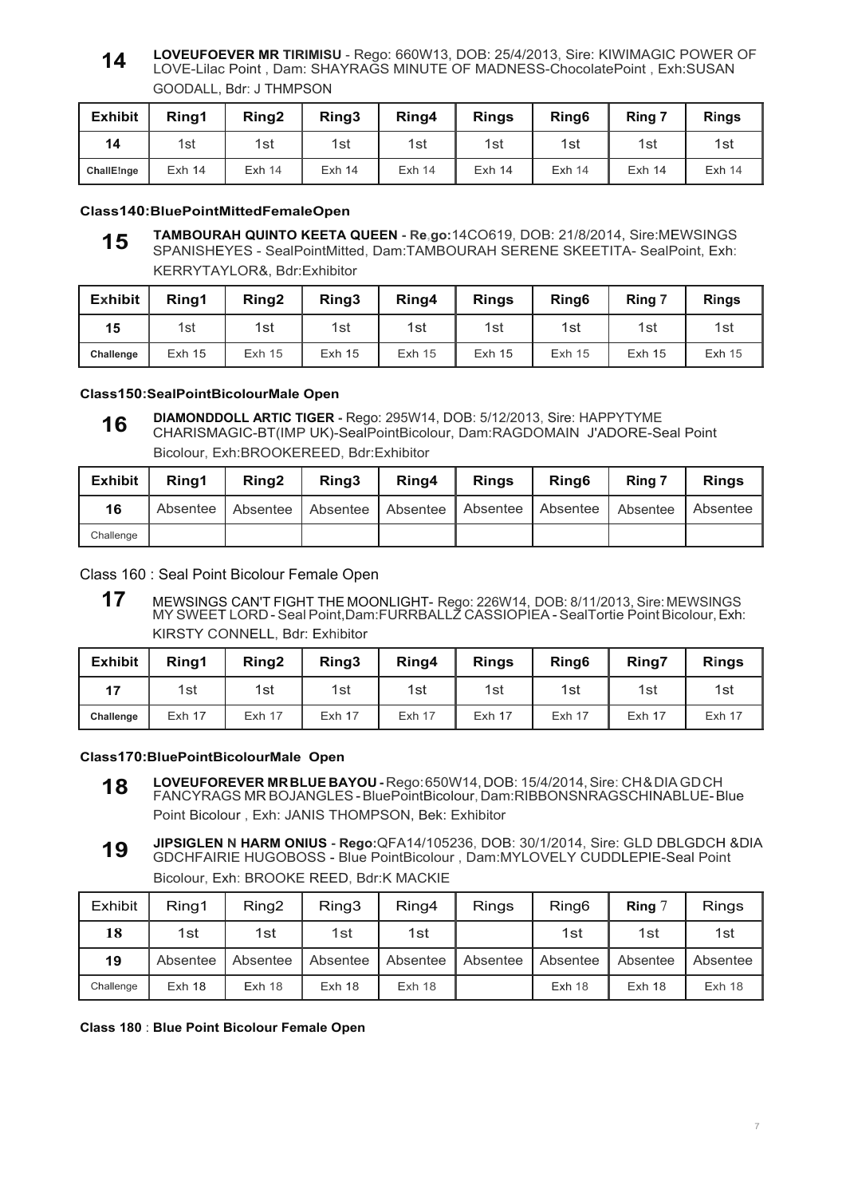**14** **LOVEUFOEVER MR TIRIMISU** - Rego: 660W13, DOB: 25/4/2013, Sire: KIWIMAGIC POWER OF LOVE-Lilac Point , Dam: SHAYRAGS MINUTE OF MADNESS-ChocolatePoint , Exh:SUSAN GOODALL, Bdr: J THMPSON

| Exhibit | Ring1 | Ring2 | Ring3 | Ring4 | Rings | Ring6 | Ring 7 | Rings |
|---|---|---|---|---|---|---|---|---|
| 14 | 1st | 1st | 1st | 1st | 1st | 1st | 1st | 1st |
| ChallE!nge | Exh 14 | Exh 14 | Exh 14 | Exh 14 | Exh 14 | Exh 14 | Exh 14 | Exh 14 |

### Class140:BluePointMittedFemaleOpen

**15** **TAMBOURAH QUINTO KEETA QUEEN - Re.go:**14CO619, DOB: 21/8/2014, Sire:MEWSINGS SPANISHEYES - SealPointMitted, Dam:TAMBOURAH SERENE SKEETITA- SealPoint, Exh: KERRYTAYLOR&, Bdr:Exhibitor

| Exhibit | Ring1 | Ring2 | Ring3 | Ring4 | Rings | Ring6 | Ring 7 | Rings |
|---|---|---|---|---|---|---|---|---|
| 15 | 1st | 1st | 1st | 1st | 1st | 1st | 1st | 1st |
| Challenge | Exh 15 | Exh 15 | Exh 15 | Exh 15 | Exh 15 | Exh 15 | Exh 15 | Exh 15 |

### Class150:SealPointBicolourMale Open

**16** **DIAMONDDOLL ARTIC TIGER -** Rego: 295W14, DOB: 5/12/2013, Sire: HAPPYTYME CHARISMAGIC-BT(IMP UK)-SealPointBicolour, Dam:RAGDOMAIN J'ADORE-Seal Point Bicolour, Exh:BROOKEREED, Bdr:Exhibitor

| Exhibit | Ring1 | Ring2 | Ring3 | Ring4 | Rings | Ring6 | Ring 7 | Rings |
|---|---|---|---|---|---|---|---|---|
| 16 | Absentee | Absentee | Absentee | Absentee | Absentee | Absentee | Absentee | Absentee |
| Challenge | | | | | | | | |

### Class 160 : Seal Point Bicolour Female Open

**17** MEWSINGS CAN'T FIGHT THE MOONLIGHT- Rego: 226W14, DOB: 8/11/2013, Sire: MEWSINGS MY SWEET LORD - Seal Point,Dam:FURRBALLZ CASSIOPIEA - SealTortie Point Bicolour, Exh: KIRSTY CONNELL, Bdr: Exhibitor

| Exhibit | Ring1 | Ring2 | Ring3 | Ring4 | Rings | Ring6 | Ring7 | Rings |
|---|---|---|---|---|---|---|---|---|
| 17 | 1st | 1st | 1st | 1st | 1st | 1st | 1st | 1st |
| Challenge | Exh 17 | Exh 17 | Exh 17 | Exh 17 | Exh 17 | Exh 17 | Exh 17 | Exh 17 |

### Class170:BluePointBicolourMale Open

**18** **LOVEUFOREVER MRBLUE BAYOU -** Rego:650W14, DOB: 15/4/2014, Sire: CH&DIA GDCH FANCYRAGS MR BOJANGLES - BluePointBicolour, Dam:RIBBONSNRAGSCHINABLUE- Blue Point Bicolour , Exh: JANIS THOMPSON, Bek: Exhibitor

**19** **JIPSIGLEN N HARM ONIUS - Rego:**QFA14/105236, DOB: 30/1/2014, Sire: GLD DBLGDCH &DIA GDCHFAIRIE HUGOBOSS - Blue PointBicolour , Dam:MYLOVELY CUDDLEPIE-Seal Point Bicolour, Exh: BROOKE REED, Bdr:K MACKIE

| Exhibit | Ring1 | Ring2 | Ring3 | Ring4 | Rings | Ring6 | Ring 7 | Rings |
|---|---|---|---|---|---|---|---|---|
| 18 | 1st | 1st | 1st | 1st | | 1st | 1st | 1st |
| 19 | Absentee | Absentee | Absentee | Absentee | Absentee | Absentee | Absentee | Absentee |
| Challenge | Exh 18 | Exh 18 | Exh 18 | Exh 18 | | Exh 18 | Exh 18 | Exh 18 |

### Class 180 : Blue Point Bicolour Female Open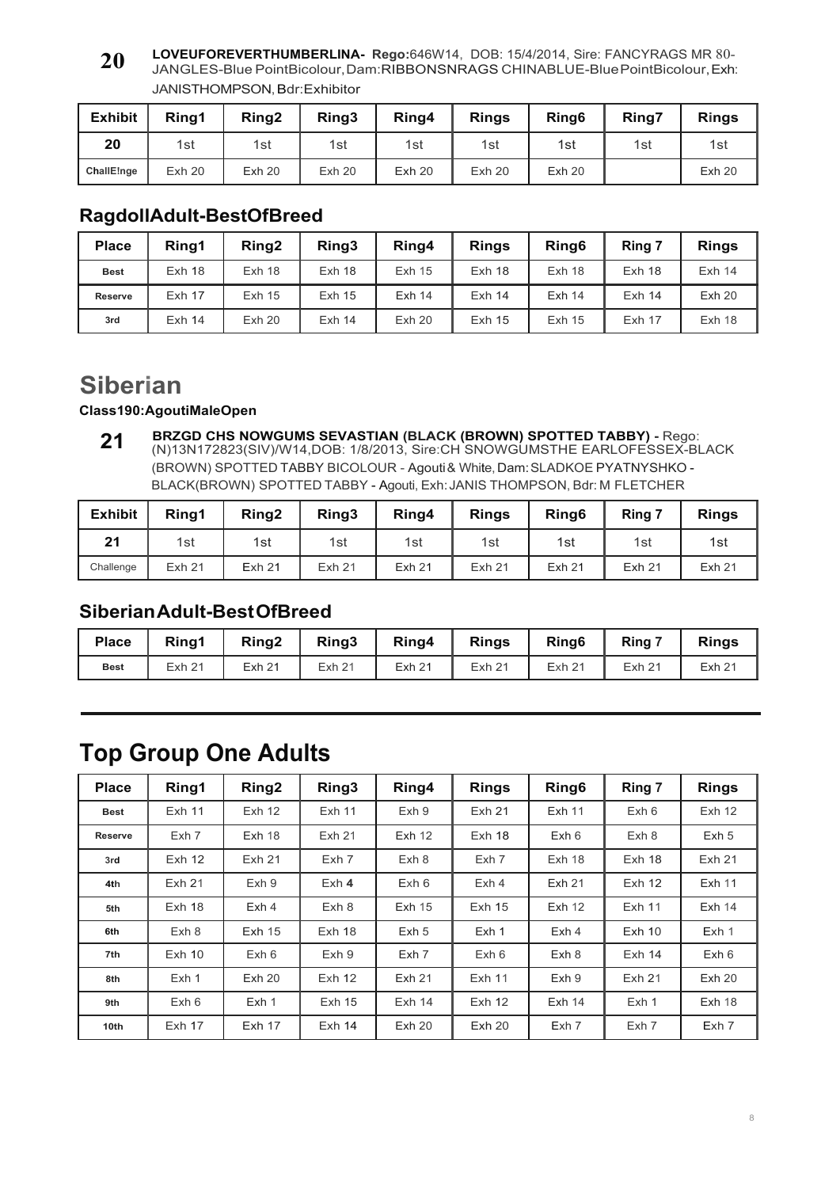**20** **LOVEUFOREVERTHUMBERLINA- Rego:**646W14, DOB: 15/4/2014, Sire: FANCYRAGS MR 80-JANGLES-Blue PointBicolour, Dam:RIBBONSNRAGS CHINABLUE-Blue PointBicolour, Exh: JANISTHOMPSON, Bdr:Exhibitor

| Exhibit | Ring1 | Ring2 | Ring3 | Ring4 | Rings | Ring6 | Ring7 | Rings |
|---|---|---|---|---|---|---|---|---|
| 20 | 1st | 1st | 1st | 1st | 1st | 1st | 1st | 1st |
| ChallE!nge | Exh 20 | Exh 20 | Exh 20 | Exh 20 | Exh 20 | Exh 20 | | Exh 20 |

## RagdollAdult-BestOfBreed

| Place | Ring1 | Ring2 | Ring3 | Ring4 | Rings | Ring6 | Ring 7 | Rings |
|---|---|---|---|---|---|---|---|---|
| Best | Exh 18 | Exh 18 | Exh 18 | Exh 15 | Exh 18 | Exh 18 | Exh 18 | Exh 14 |
| Reserve | Exh 17 | Exh 15 | Exh 15 | Exh 14 | Exh 14 | Exh 14 | Exh 14 | Exh 20 |
| 3rd | Exh 14 | Exh 20 | Exh 14 | Exh 20 | Exh 15 | Exh 15 | Exh 17 | Exh 18 |

# Siberian

**Class190:AgoutiMaleOpen**

**21** **BRZGD CHS NOWGUMS SEVASTIAN (BLACK (BROWN) SPOTTED TABBY) -** Rego: (N)13N172823(SIV)/W14,DOB: 1/8/2013, Sire:CH SNOWGUMSTHE EARLOFESSEX-BLACK (BROWN) SPOTTED TABBY BICOLOUR - Agouti & White, Dam: SLADKOE PYATNYSHKO - BLACK(BROWN) SPOTTED TABBY - Agouti, Exh: JANIS THOMPSON, Bdr: M FLETCHER

| Exhibit | Ring1 | Ring2 | Ring3 | Ring4 | Rings | Ring6 | Ring 7 | Rings |
|---|---|---|---|---|---|---|---|---|
| 21 | 1st | 1st | 1st | 1st | 1st | 1st | 1st | 1st |
| Challenge | Exh 21 | Exh 21 | Exh 21 | Exh 21 | Exh 21 | Exh 21 | Exh 21 | Exh 21 |

## SiberianAdult-BestOfBreed

| Place | Ring1 | Ring2 | Ring3 | Ring4 | Rings | Ring6 | Ring 7 | Rings |
|---|---|---|---|---|---|---|---|---|
| Best | Exh 21 | Exh 21 | Exh 21 | Exh 21 | Exh 21 | Exh 21 | Exh 21 | Exh 21 |

# Top Group One Adults

| Place | Ring1 | Ring2 | Ring3 | Ring4 | Rings | Ring6 | Ring 7 | Rings |
|---|---|---|---|---|---|---|---|---|
| Best | Exh 11 | Exh 12 | Exh 11 | Exh 9 | Exh 21 | Exh 11 | Exh 6 | Exh 12 |
| Reserve | Exh 7 | Exh 18 | Exh 21 | Exh 12 | Exh 18 | Exh 6 | Exh 8 | Exh 5 |
| 3rd | Exh 12 | Exh 21 | Exh 7 | Exh 8 | Exh 7 | Exh 18 | Exh 18 | Exh 21 |
| 4th | Exh 21 | Exh 9 | Exh 4 | Exh 6 | Exh 4 | Exh 21 | Exh 12 | Exh 11 |
| 5th | Exh 18 | Exh 4 | Exh 8 | Exh 15 | Exh 15 | Exh 12 | Exh 11 | Exh 14 |
| 6th | Exh 8 | Exh 15 | Exh 18 | Exh 5 | Exh 1 | Exh 4 | Exh 10 | Exh 1 |
| 7th | Exh 10 | Exh 6 | Exh 9 | Exh 7 | Exh 6 | Exh 8 | Exh 14 | Exh 6 |
| 8th | Exh 1 | Exh 20 | Exh 12 | Exh 21 | Exh 11 | Exh 9 | Exh 21 | Exh 20 |
| 9th | Exh 6 | Exh 1 | Exh 15 | Exh 14 | Exh 12 | Exh 14 | Exh 1 | Exh 18 |
| 10th | Exh 17 | Exh 17 | Exh 14 | Exh 20 | Exh 20 | Exh 7 | Exh 7 | Exh 7 |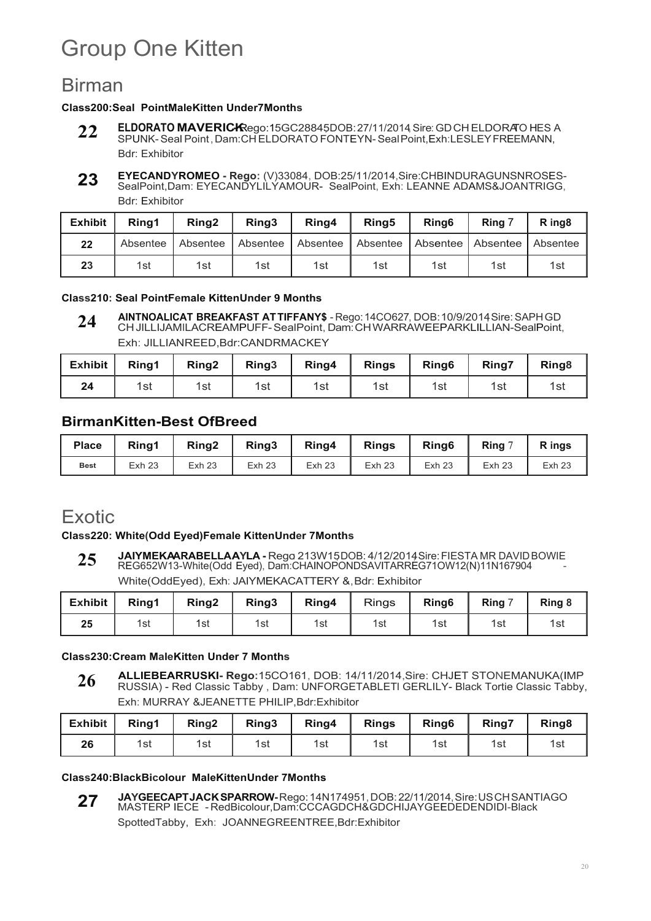# Group One Kitten

## Birman

**Class200:Seal PointMaleKitten Under7Months**

**22** **ELDORATO MAVERICK**-Rego:15GC28845,DOB:27/11/2014, Sire: GD CH ELDORATO HES A SPUNK- Seal Point , Dam:CH ELDORATO FONTEYN- Seal Point,Exh:LESLEY FREEMANN, Bdr: Exhibitor

**23** **EYECANDYROMEO - Rego:** (V)33084, DOB:25/11/2014,Sire:CHBINDURAGUNSNROSES-SealPoint,Dam: EYECANDYLILYAMOUR- SealPoint, Exh: LEANNE ADAMS&JOANTRIGG, Bdr: Exhibitor

| Exhibit | Ring1 | Ring2 | Ring3 | Ring4 | Ring5 | Ring6 | Ring 7 | R ing8 |
|---|---|---|---|---|---|---|---|---|
| 22 | Absentee | Absentee | Absentee | Absentee | Absentee | Absentee | Absentee | Absentee |
| 23 | 1st | 1st | 1st | 1st | 1st | 1st | 1st | 1st |

**Class210: Seal PointFemale KittenUnder 9 Months**

**24** **AINTNOALICAT BREAKFAST AT TIFFANY$** - Rego: 14CO627, DOB:10/9/2014,Sire: SAPH GD CH JILLIJAMILACREAMPUFF- SealPoint, Dam: CH WARRAWEEPARKLILLIAN-SealPoint, Exh: JILLIANREED,Bdr:CANDRMACKEY

| Exhibit | Ring1 | Ring2 | Ring3 | Ring4 | Rings | Ring6 | Ring7 | Ring8 |
|---|---|---|---|---|---|---|---|---|
| 24 | 1st | 1st | 1st | 1st | 1st | 1st | 1st | 1st |

### BirmanKitten-Best OfBreed

| Place | Ring1 | Ring2 | Ring3 | Ring4 | Rings | Ring6 | Ring 7 | R ings |
|---|---|---|---|---|---|---|---|---|
| Best | Exh 23 | Exh 23 | Exh 23 | Exh 23 | Exh 23 | Exh 23 | Exh 23 | Exh 23 |

## Exotic

**Class220: White(Odd Eyed)Female KittenUnder 7Months**

**25** **JAIYMEKAARABELLAAYLA -** Rego 213W15,DOB: 4/12/2014,Sire: FIESTA MR DAVID BOWIE REG652W13-White(Odd Eyed), Dam:CHAINOPONDSAVITARREG71OW12(N)11N167904 - White(OddEyed), Exh: JAIYMEKACATTERY &,Bdr: Exhibitor

| Exhibit | Ring1 | Ring2 | Ring3 | Ring4 | Rings | Ring6 | Ring 7 | Ring 8 |
|---|---|---|---|---|---|---|---|---|
| 25 | 1st | 1st | 1st | 1st | 1st | 1st | 1st | 1st |

**Class230:Cream MaleKitten Under 7 Months**

**26** **ALLIEBEARRUSKI- Rego:**15CO161, DOB: 14/11/2014,Sire: CHJET STONEMANUKA(IMP RUSSIA) - Red Classic Tabby , Dam: UNFORGETABLETI GERLILY- Black Tortie Classic Tabby, Exh: MURRAY &JEANETTE PHILIP,Bdr:Exhibitor

| Exhibit | Ring1 | Ring2 | Ring3 | Ring4 | Rings | Ring6 | Ring7 | Ring8 |
|---|---|---|---|---|---|---|---|---|
| 26 | 1st | 1st | 1st | 1st | 1st | 1st | 1st | 1st |

**Class240:BlackBicolour MaleKittenUnder 7Months**

**27** **JAYGEECAPTJACKSPARROW-** Rego: 14N174951, DOB: 22/11/2014, Sire: US CH SANTIAGO MASTERP IECE - RedBicolour,Dam:CCCAGDCH&GDCHIJAYGEEDEDENDIDI-Black SpottedTabby, Exh: JOANNEGREENTREE,Bdr:Exhibitor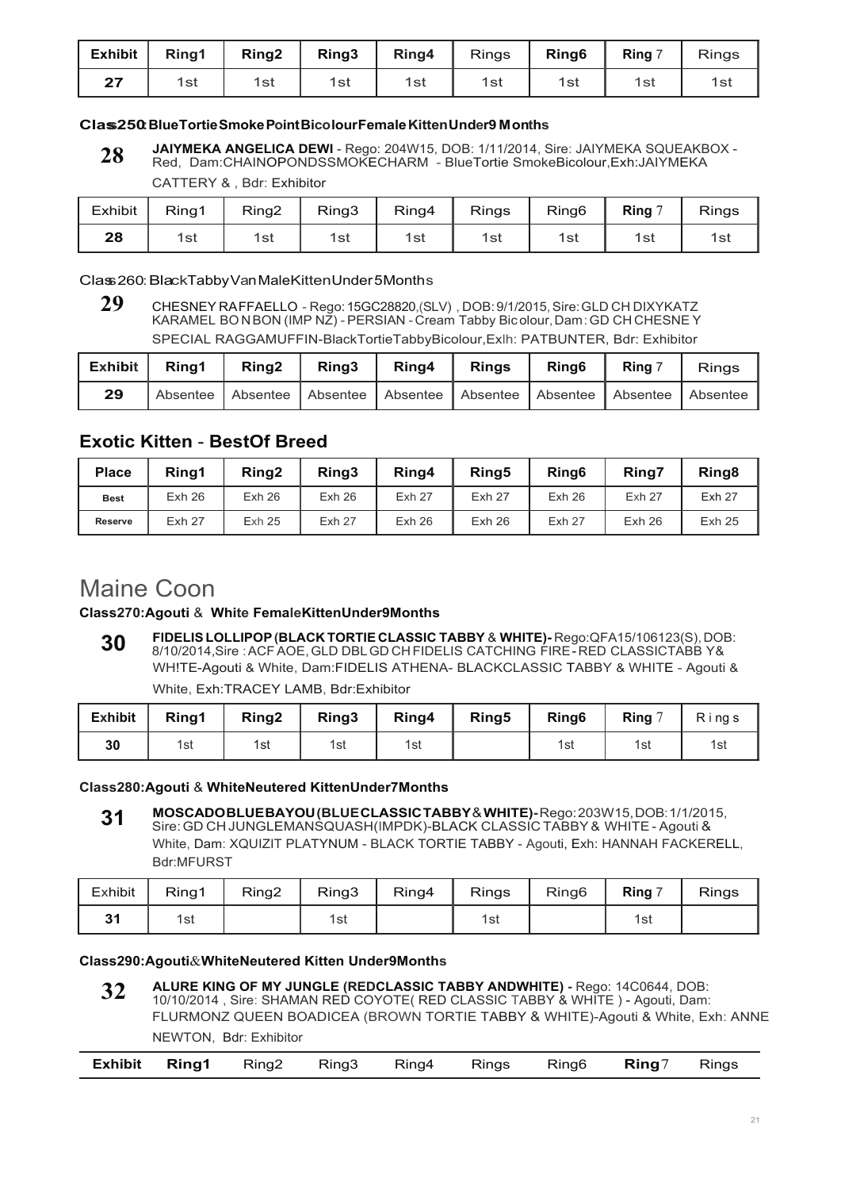| Exhibit | Ring1 | Ring2 | Ring3 | Ring4 | Rings | Ring6 | Ring 7 | Rings |
|---|---|---|---|---|---|---|---|---|
| 27 | 1st | 1st | 1st | 1st | 1st | 1st | 1st | 1st |

**Class250:BlueTortieSmokePointBicolourFemaleKittenUnder9 Months**

**28** **JAIYMEKA ANGELICA DEWI** - Rego: 204W15, DOB: 1/11/2014, Sire: JAIYMEKA SQUEAKBOX - Red, Dam:CHAINOPONDSSMOKECHARM - BlueTortie SmokeBicolour,Exh:JAIYMEKA CATTERY & , Bdr: Exhibitor

| Exhibit | Ring1 | Ring2 | Ring3 | Ring4 | Rings | Ring6 | Ring 7 | Rings |
|---|---|---|---|---|---|---|---|---|
| 28 | 1st | 1st | 1st | 1st | 1st | 1st | 1st | 1st |

Class 260: BlackTabbyVanMaleKittenUnder5Months

**29** CHESNEY RAFFAELLO - Rego: 15GC28820,(SLV) , DOB: 9/1/2015, Sire: GLD CH DIXYKATZ KARAMEL BO N BON (IMP NZ) - PERSIAN - Cream Tabby Bicolour, Dam: GD CH CHESNE Y SPECIAL RAGGAMUFFIN-BlackTortieTabbyBicolour,Exlh: PATBUNTER, Bdr: Exhibitor

| Exhibit | Ring1 | Ring2 | Ring3 | Ring4 | Rings | Ring6 | Ring 7 | Rings |
|---|---|---|---|---|---|---|---|---|
| 29 | Absentee | Absentee | Absentee | Absentee | Absentee | Absentee | Absentee | Absentee |

## Exotic Kitten - BestOf Breed

| Place | Ring1 | Ring2 | Ring3 | Ring4 | Ring5 | Ring6 | Ring7 | Ring8 |
|---|---|---|---|---|---|---|---|---|
| **Best** | Exh 26 | Exh 26 | Exh 26 | Exh 27 | Exh 27 | Exh 26 | Exh 27 | Exh 27 |
| **Reserve** | Exh 27 | Exh 25 | Exh 27 | Exh 26 | Exh 26 | Exh 27 | Exh 26 | Exh 25 |

# Maine Coon

**Class270:Agouti & White FemaleKittenUnder9Months**

**30** **FIDELIS LOLLIPOP (BLACK TORTIE CLASSIC TABBY & WHITE)-** Rego:QFA15/106123(S), DOB: 8/10/2014,Sire : ACF AOE, GLD DBL GD CH FIDELIS CATCHING FIRE - RED CLASSICTABB Y& WH!TE-Agouti & White, Dam:FIDELIS ATHENA- BLACKCLASSIC TABBY & WHITE - Agouti & White, Exh:TRACEY LAMB, Bdr:Exhibitor

| Exhibit | Ring1 | Ring2 | Ring3 | Ring4 | Ring5 | Ring6 | Ring 7 | Rings |
|---|---|---|---|---|---|---|---|---|
| 30 | 1st | 1st | 1st | 1st |  | 1st | 1st | 1st |

**Class280:Agouti & WhiteNeutered KittenUnder7Months**

**31** **MOSCADOBLUEBAYOU(BLUECLASSICTABBY&WHITE)-** Rego: 203W15, DOB: 1/1/2015, Sire: GD CH JUNGLEMANSQUASH(IMPDK)-BLACK CLASSIC TABBY & WHITE - Agouti & White, Dam: XQUIZIT PLATYNUM - BLACK TORTIE TABBY - Agouti, Exh: HANNAH FACKERELL, Bdr:MFURST

| Exhibit | Ring1 | Ring2 | Ring3 | Ring4 | Rings | Ring6 | Ring 7 | Rings |
|---|---|---|---|---|---|---|---|---|
| 31 | 1st |  | 1st |  | 1st |  | 1st |  |

**Class290:Agouti&WhiteNeutered Kitten Under9Months**

**32** **ALURE KING OF MY JUNGLE (REDCLASSIC TABBY ANDWHITE) -** Rego: 14C0644, DOB: 10/10/2014 , Sire: SHAMAN RED COYOTE( RED CLASSIC TABBY & WHITE ) - Agouti, Dam: FLURMONZ QUEEN BOADICEA (BROWN TORTIE TABBY & WHITE)-Agouti & White, Exh: ANNE NEWTON, Bdr: Exhibitor

| Exhibit | Ring1 | Ring2 | Ring3 | Ring4 | Rings | Ring6 | Ring7 | Rings |
|---|---|---|---|---|---|---|---|---|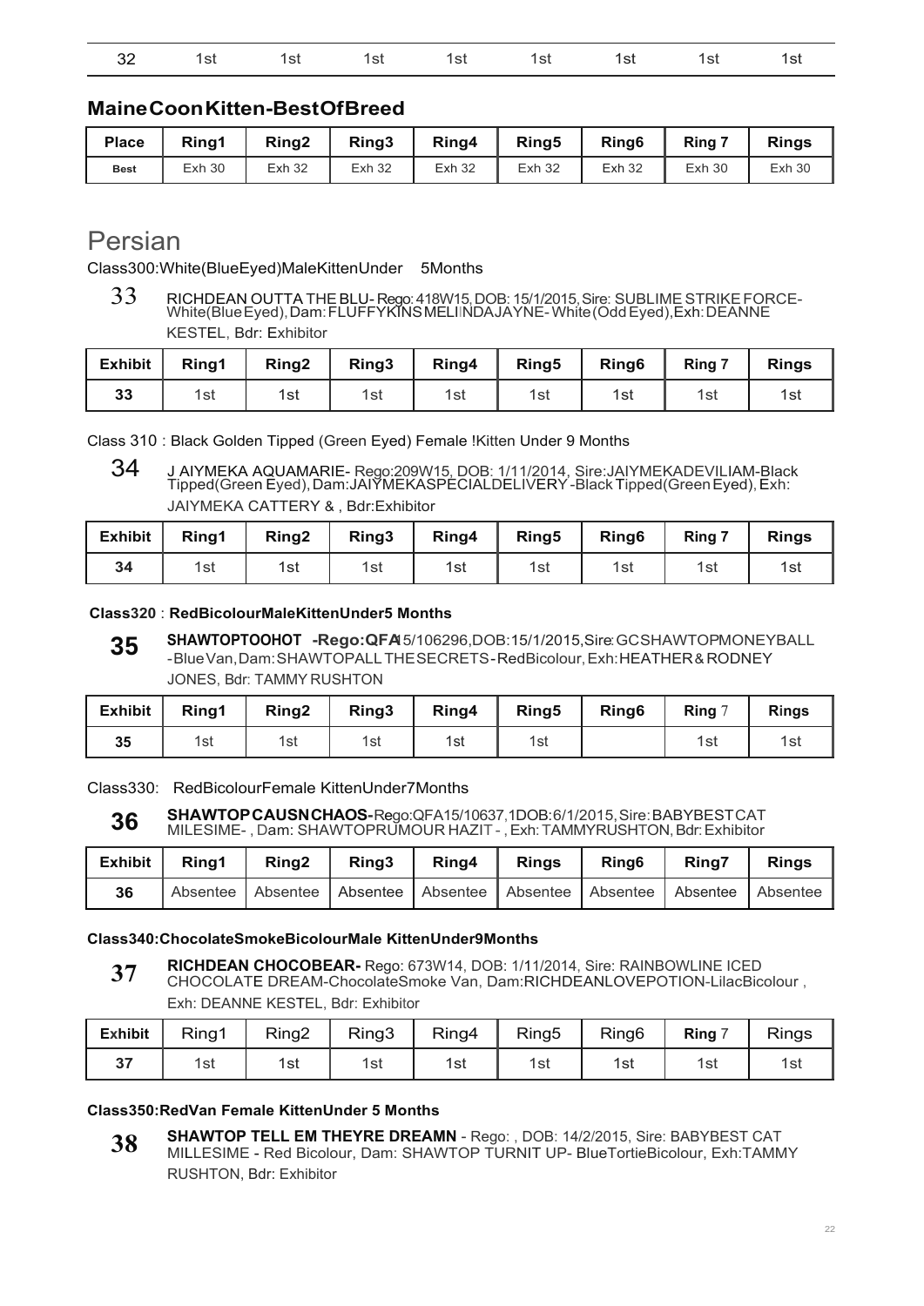| 32 | 1st | 1st | 1st | 1st | 1st | 1st | 1st | 1st |
|---|---|---|---|---|---|---|---|---|

## MaineCoonKitten-BestOfBreed

| Place | Ring1 | Ring2 | Ring3 | Ring4 | Ring5 | Ring6 | Ring 7 | Rings |
|---|---|---|---|---|---|---|---|---|
| Best | Exh 30 | Exh 32 | Exh 32 | Exh 32 | Exh 32 | Exh 32 | Exh 30 | Exh 30 |

# Persian

Class300:White(BlueEyed)MaleKittenUnder 5Months

33 RICHDEAN OUTTA THE BLU- Rego: 418W15, DOB: 15/1/2015, Sire: SUBLIME STRIKE FORCE-White(Blue Eyed), Dam: FLUFFYKINS MELIINDAJAYNE- White (Odd Eyed), Exh: DEANNE KESTEL, Bdr: Exhibitor

| Exhibit | Ring1 | Ring2 | Ring3 | Ring4 | Ring5 | Ring6 | Ring 7 | Rings |
|---|---|---|---|---|---|---|---|---|
| 33 | 1st | 1st | 1st | 1st | 1st | 1st | 1st | 1st |

Class 310 : Black Golden Tipped (Green Eyed) Female !Kitten Under 9 Months

34 J AIYMEKA AQUAMARIE- Rego:209W15, DOB: 1/11/2014, Sire:JAIYMEKADEVILIAM-Black Tipped(Green Eyed), Dam:JAIYMEKASPECIALDELIVERY-Black Tipped(Green Eyed), Exh: JAIYMEKA CATTERY & , Bdr:Exhibitor

| Exhibit | Ring1 | Ring2 | Ring3 | Ring4 | Ring5 | Ring6 | Ring 7 | Rings |
|---|---|---|---|---|---|---|---|---|
| 34 | 1st | 1st | 1st | 1st | 1st | 1st | 1st | 1st |

**Class320** : **RedBicolourMaleKittenUnder5 Months**

**35** **SHAWTOPTOOHOT -Rego:QFA**15/106296,DOB:15/1/2015,Sire: GCSHAWTOPMONEYBALL -BlueVan, Dam: SHAWTOPALL THESECRETS-RedBicolour, Exh: HEATHER & RODNEY JONES, Bdr: TAMMY RUSHTON

| Exhibit | Ring1 | Ring2 | Ring3 | Ring4 | Ring5 | Ring6 | Ring 7 | Rings |
|---|---|---|---|---|---|---|---|---|
| 35 | 1st | 1st | 1st | 1st | 1st | | 1st | 1st |

Class330: RedBicolourFemale KittenUnder7Months

**36** **SHAWTOPCAUSNCHAOS-**Rego:QFA15/10637,1DOB:6/1/2015, Sire: BABYBESTCAT MILESIME- , Dam: SHAWTOPRUMOUR HAZIT - , Exh: TAMMYRUSHTON, Bdr: Exhibitor

| Exhibit | Ring1 | Ring2 | Ring3 | Ring4 | Rings | Ring6 | Ring7 | Rings |
|---|---|---|---|---|---|---|---|---|
| 36 | Absentee | Absentee | Absentee | Absentee | Absentee | Absentee | Absentee | Absentee |

**Class340:ChocolateSmokeBicolourMale KittenUnder9Months**

**37** **RICHDEAN CHOCOBEAR-** Rego: 673W14, DOB: 1/11/2014, Sire: RAINBOWLINE ICED CHOCOLATE DREAM-ChocolateSmoke Van, Dam:RICHDEANLOVEPOTION-LilacBicolour , Exh: DEANNE KESTEL, Bdr: Exhibitor

| Exhibit | Ring1 | Ring2 | Ring3 | Ring4 | Ring5 | Ring6 | Ring 7 | Rings |
|---|---|---|---|---|---|---|---|---|
| 37 | 1st | 1st | 1st | 1st | 1st | 1st | 1st | 1st |

**Class350:RedVan Female KittenUnder 5 Months**

**38** **SHAWTOP TELL EM THEYRE DREAMN** - Rego: , DOB: 14/2/2015, Sire: BABYBEST CAT MILLESIME - Red Bicolour, Dam: SHAWTOP TURNIT UP- BlueTortieBicolour, Exh:TAMMY RUSHTON, Bdr: Exhibitor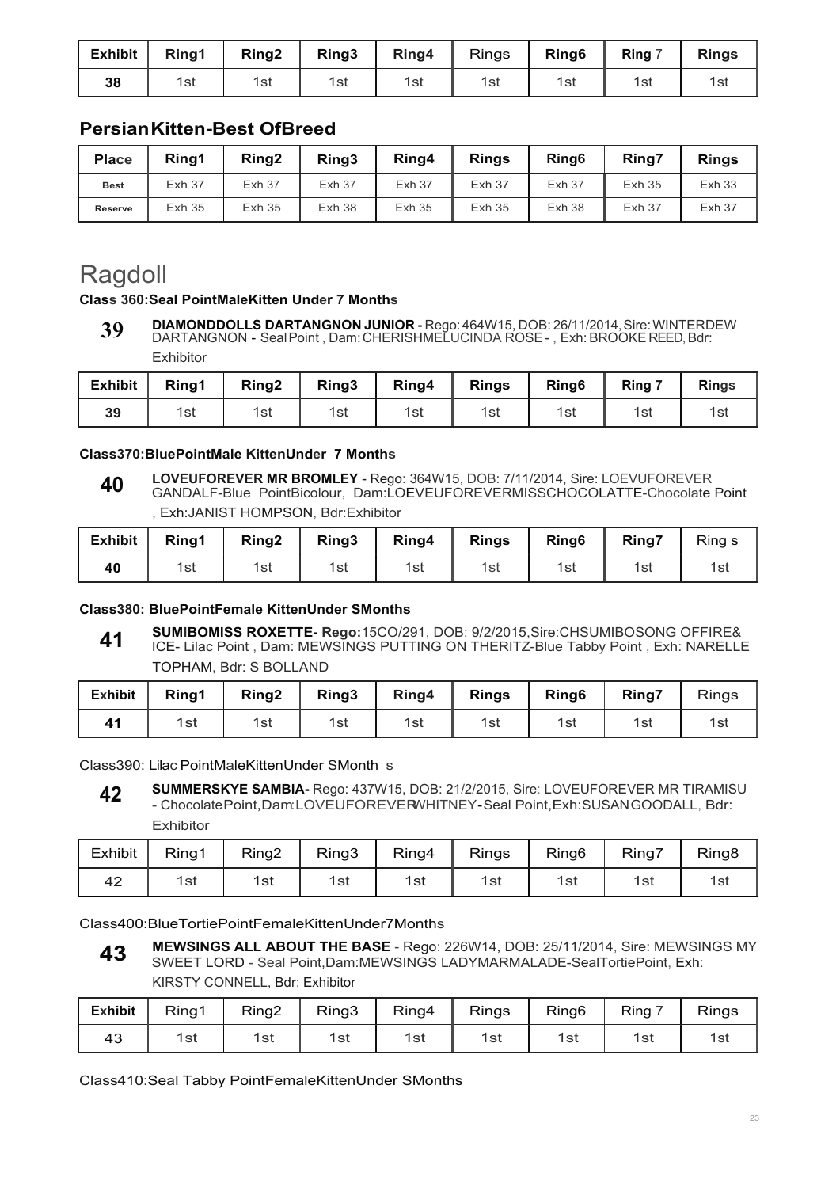| Exhibit | Ring1 | Ring2 | Ring3 | Ring4 | Rings | Ring6 | Ring 7 | Rings |
|---|---|---|---|---|---|---|---|---|
| 38 | 1st | 1st | 1st | 1st | 1st | 1st | 1st | 1st |

## PersianKitten-Best OfBreed

| Place | Ring1 | Ring2 | Ring3 | Ring4 | Rings | Ring6 | Ring7 | Rings |
|---|---|---|---|---|---|---|---|---|
| Best | Exh 37 | Exh 37 | Exh 37 | Exh 37 | Exh 37 | Exh 37 | Exh 35 | Exh 33 |
| Reserve | Exh 35 | Exh 35 | Exh 38 | Exh 35 | Exh 35 | Exh 38 | Exh 37 | Exh 37 |

# Ragdoll

### Class 360:Seal PointMaleKitten Under 7 Months

**39** **DIAMONDDOLLS DARTANGNON JUNIOR -** Rego: 464W15, DOB: 26/11/2014, Sire: WINTERDEW DARTANGNON - Seal Point , Dam: CHERISHMELUCINDA ROSE - , Exh: BROOKE REED, Bdr: Exhibitor

| Exhibit | Ring1 | Ring2 | Ring3 | Ring4 | Rings | Ring6 | Ring 7 | Rings |
|---|---|---|---|---|---|---|---|---|
| 39 | 1st | 1st | 1st | 1st | 1st | 1st | 1st | 1st |

### Class370:BluePointMale KittenUnder 7 Months

**40** **LOVEUFOREVER MR BROMLEY** - Rego: 364W15, DOB: 7/11/2014, Sire: LOEVUFOREVER GANDALF-Blue PointBicolour, Dam:LOEVEUFOREVERMISSCHOCOLATTE-Chocolate Point , Exh:JANIST HOMPSON, Bdr:Exhibitor

| Exhibit | Ring1 | Ring2 | Ring3 | Ring4 | Rings | Ring6 | Ring7 | Ring s |
|---|---|---|---|---|---|---|---|---|
| 40 | 1st | 1st | 1st | 1st | 1st | 1st | 1st | 1st |

### Class380: BluePointFemale KittenUnder SMonths

**41** **SUMIBOMISS ROXETTE- Rego:**15CO/291, DOB: 9/2/2015,Sire:CHSUMIBOSONG OFFIRE& ICE- Lilac Point , Dam: MEWSINGS PUTTING ON THERITZ-Blue Tabby Point , Exh: NARELLE TOPHAM, Bdr: S BOLLAND

| Exhibit | Ring1 | Ring2 | Ring3 | Ring4 | Rings | Ring6 | Ring7 | Rings |
|---|---|---|---|---|---|---|---|---|
| 41 | 1st | 1st | 1st | 1st | 1st | 1st | 1st | 1st |

Class390: Lilac PointMaleKittenUnder SMonth s

**42** **SUMMERSKYE SAMBIA-** Rego: 437W15, DOB: 21/2/2015, Sire: LOVEUFOREVER MR TIRAMISU - ChocolatePoint,Dam:LOVEUFOREVERWHITNEY-Seal Point,Exh:SUSANGOODALL, Bdr: Exhibitor

| Exhibit | Ring1 | Ring2 | Ring3 | Ring4 | Rings | Ring6 | Ring7 | Ring8 |
|---|---|---|---|---|---|---|---|---|
| 42 | 1st | 1st | 1st | 1st | 1st | 1st | 1st | 1st |

Class400:BlueTortiePointFemaleKittenUnder7Months

**43** **MEWSINGS ALL ABOUT THE BASE** - Rego: 226W14, DOB: 25/11/2014, Sire: MEWSINGS MY SWEET LORD - Seal Point,Dam:MEWSINGS LADYMARMALADE-SealTortiePoint, Exh: KIRSTY CONNELL, Bdr: Exhibitor

| Exhibit | Ring1 | Ring2 | Ring3 | Ring4 | Rings | Ring6 | Ring 7 | Rings |
|---|---|---|---|---|---|---|---|---|
| 43 | 1st | 1st | 1st | 1st | 1st | 1st | 1st | 1st |

Class410:Seal Tabby PointFemaleKittenUnder SMonths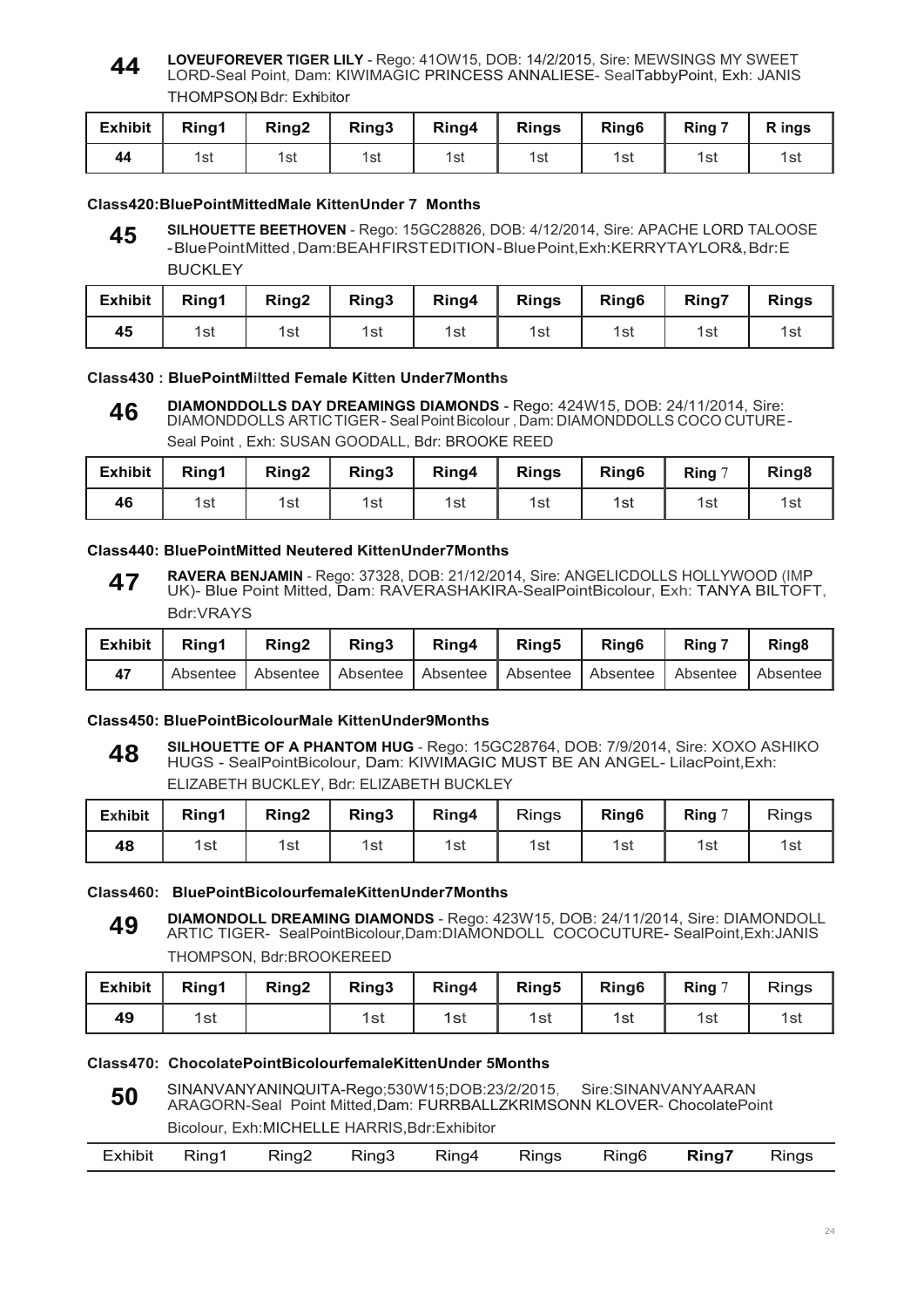**44** **LOVEUFOREVER TIGER LILY** - Rego: 41OW15, DOB: 14/2/2015, Sire: MEWSINGS MY SWEET LORD-Seal Point, Dam: KIWIMAGIC PRINCESS ANNALIESE- SealTabbyPoint, Exh: JANIS THOMPSON, Bdr: Exhibitor

| Exhibit | Ring1 | Ring2 | Ring3 | Ring4 | Rings | Ring6 | Ring 7 | R ings |
|---|---|---|---|---|---|---|---|---|
| 44 | 1st | 1st | 1st | 1st | 1st | 1st | 1st | 1st |

### Class420:BluePointMittedMale KittenUnder 7 Months

**45** **SILHOUETTE BEETHOVEN** - Rego: 15GC28826, DOB: 4/12/2014, Sire: APACHE LORD TALOOSE -BluePointMitted, Dam:BEAHFIRSTEDITION-BluePoint,Exh:KERRYTAYLOR&, Bdr:E BUCKLEY

| Exhibit | Ring1 | Ring2 | Ring3 | Ring4 | Rings | Ring6 | Ring7 | Rings |
|---|---|---|---|---|---|---|---|---|
| 45 | 1st | 1st | 1st | 1st | 1st | 1st | 1st | 1st |

### Class430 : BluePointMiltted Female Kitten Under7Months

**46** **DIAMONDDOLLS DAY DREAMINGS DIAMONDS** - Rego: 424W15, DOB: 24/11/2014, Sire: DIAMONDDOLLS ARTICTIGER - Seal Point Bicolour , Dam: DIAMONDDOLLS COCO CUTURE - Seal Point , Exh: SUSAN GOODALL, Bdr: BROOKE REED

| Exhibit | Ring1 | Ring2 | Ring3 | Ring4 | Rings | Ring6 | Ring 7 | Ring8 |
|---|---|---|---|---|---|---|---|---|
| 46 | 1st | 1st | 1st | 1st | 1st | 1st | 1st | 1st |

### Class440: BluePointMitted Neutered KittenUnder7Months

**47** **RAVERA BENJAMIN** - Rego: 37328, DOB: 21/12/2014, Sire: ANGELICDOLLS HOLLYWOOD (IMP UK)- Blue Point Mitted, Dam: RAVERASHAKIRA-SealPointBicolour, Exh: TANYA BILTOFT, Bdr:VRAYS

| Exhibit | Ring1 | Ring2 | Ring3 | Ring4 | Ring5 | Ring6 | Ring 7 | Ring8 |
|---|---|---|---|---|---|---|---|---|
| 47 | Absentee | Absentee | Absentee | Absentee | Absentee | Absentee | Absentee | Absentee |

### Class450: BluePointBicolourMale KittenUnder9Months

**48** **SILHOUETTE OF A PHANTOM HUG** - Rego: 15GC28764, DOB: 7/9/2014, Sire: XOXO ASHIKO HUGS - SealPointBicolour, Dam: KIWIMAGIC MUST BE AN ANGEL- LilacPoint,Exh: ELIZABETH BUCKLEY, Bdr: ELIZABETH BUCKLEY

| Exhibit | Ring1 | Ring2 | Ring3 | Ring4 | Rings | Ring6 | Ring 7 | Rings |
|---|---|---|---|---|---|---|---|---|
| 48 | 1st | 1st | 1st | 1st | 1st | 1st | 1st | 1st |

### Class460: BluePointBicolourfemaleKittenUnder7Months

**49** **DIAMONDOLL DREAMING DIAMONDS** - Rego: 423W15, DOB: 24/11/2014, Sire: DIAMONDOLL ARTIC TIGER- SealPointBicolour,Dam:DIAMONDOLL COCOCUTURE- SealPoint,Exh:JANIS THOMPSON, Bdr:BROOKEREED

| Exhibit | Ring1 | Ring2 | Ring3 | Ring4 | Ring5 | Ring6 | Ring 7 | Rings |
|---|---|---|---|---|---|---|---|---|
| 49 | 1st | | 1st | 1st | 1st | 1st | 1st | 1st |

### Class470: ChocolatePointBicolourfemaleKittenUnder 5Months

**50** SINANVANYANINQUITA-Rego;530W15;DOB:23/2/2015, Sire:SINANVANYAARAN ARAGORN-Seal Point Mitted,Dam: FURRBALLZKRIMSONN KLOVER- ChocolatePoint Bicolour, Exh:MICHELLE HARRIS,Bdr:Exhibitor

| Exhibit | Ring1 | Ring2 | Ring3 | Ring4 | Rings | Ring6 | Ring7 | Rings |
|---|---|---|---|---|---|---|---|---|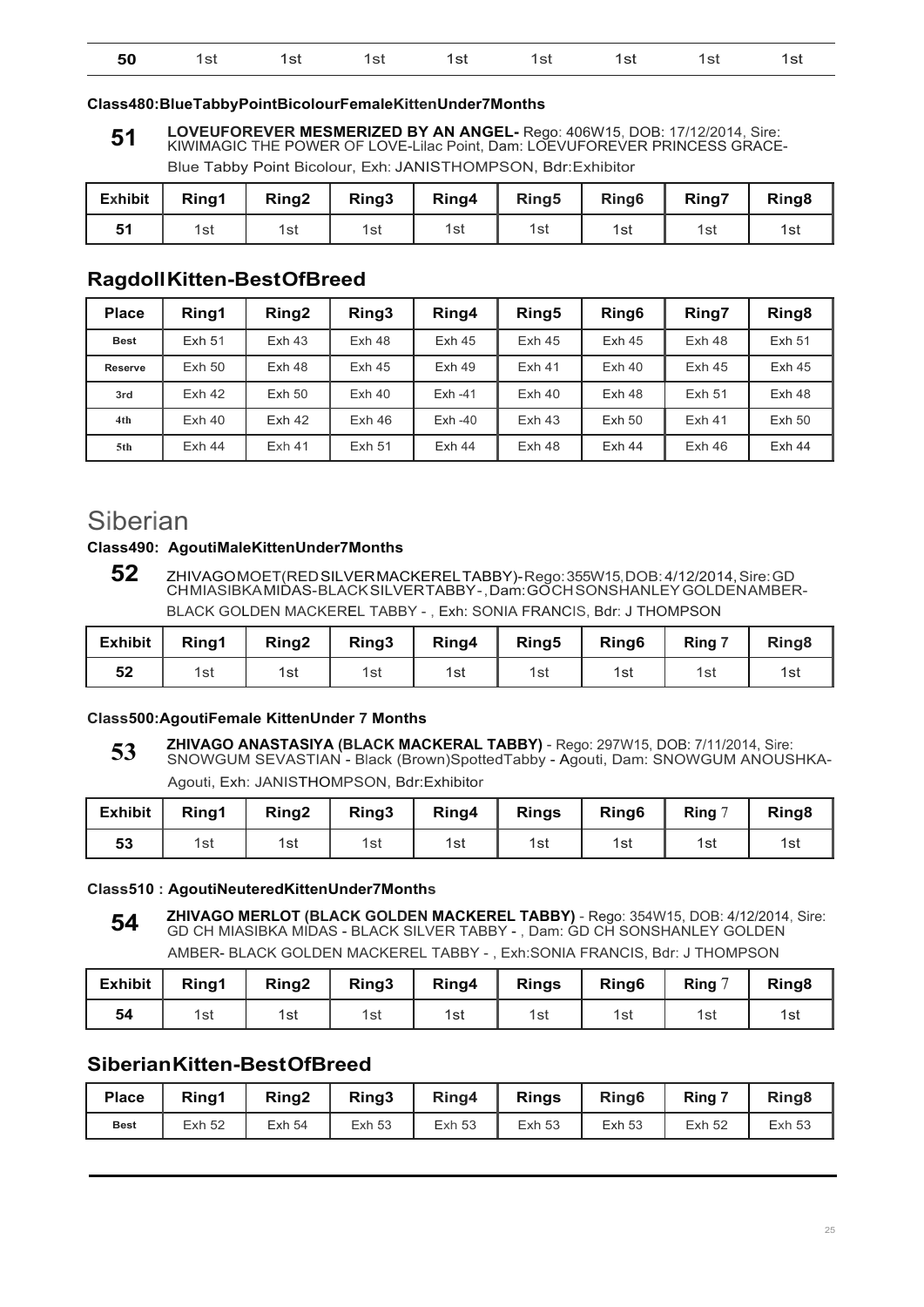| 50 | 1st | 1st | 1st | 1st | 1st | 1st | 1st | 1st |
|---|---|---|---|---|---|---|---|---|

**Class480:BlueTabbyPointBicolourFemaleKittenUnder7Months**

**51** **LOVEUFOREVER MESMERIZED BY AN ANGEL-** Rego: 406W15, DOB: 17/12/2014, Sire: KIWIMAGIC THE POWER OF LOVE-Lilac Point, Dam: LOEVUFOREVER PRINCESS GRACE-Blue Tabby Point Bicolour, Exh: JANISTHOMPSON, Bdr:Exhibitor

| Exhibit | Ring1 | Ring2 | Ring3 | Ring4 | Ring5 | Ring6 | Ring7 | Ring8 |
|---|---|---|---|---|---|---|---|---|
| 51 | 1st | 1st | 1st | 1st | 1st | 1st | 1st | 1st |

## RagdollKitten-BestOfBreed

| Place | Ring1 | Ring2 | Ring3 | Ring4 | Ring5 | Ring6 | Ring7 | Ring8 |
|---|---|---|---|---|---|---|---|---|
| Best | Exh 51 | Exh 43 | Exh 48 | Exh 45 | Exh 45 | Exh 45 | Exh 48 | Exh 51 |
| Reserve | Exh 50 | Exh 48 | Exh 45 | Exh 49 | Exh 41 | Exh 40 | Exh 45 | Exh 45 |
| 3rd | Exh 42 | Exh 50 | Exh 40 | Exh -41 | Exh 40 | Exh 48 | Exh 51 | Exh 48 |
| 4th | Exh 40 | Exh 42 | Exh 46 | Exh -40 | Exh 43 | Exh 50 | Exh 41 | Exh 50 |
| 5th | Exh 44 | Exh 41 | Exh 51 | Exh 44 | Exh 48 | Exh 44 | Exh 46 | Exh 44 |

# Siberian

**Class490: AgoutiMaleKittenUnder7Months**

**52** ZHIVAGOMOET(REDSILVERMACKERELTABBY)-Rego:355W15,DOB:4/12/2014,Sire:GD CHMIASIBKAMIDAS-BLACKSILVERTABBY-,Dam:GDCHSONSHANLEYGOLDENAMBER-BLACK GOLDEN MACKEREL TABBY - , Exh: SONIA FRANCIS, Bdr: J THOMPSON

| Exhibit | Ring1 | Ring2 | Ring3 | Ring4 | Ring5 | Ring6 | Ring 7 | Ring8 |
|---|---|---|---|---|---|---|---|---|
| 52 | 1st | 1st | 1st | 1st | 1st | 1st | 1st | 1st |

**Class500:AgoutiFemale KittenUnder 7 Months**

**53** **ZHIVAGO ANASTASIYA (BLACK MACKERAL TABBY)** - Rego: 297W15, DOB: 7/11/2014, Sire: SNOWGUM SEVASTIAN - Black (Brown)SpottedTabby - Agouti, Dam: SNOWGUM ANOUSHKA-Agouti, Exh: JANISTHOMPSON, Bdr:Exhibitor

| Exhibit | Ring1 | Ring2 | Ring3 | Ring4 | Rings | Ring6 | Ring 7 | Ring8 |
|---|---|---|---|---|---|---|---|---|
| 53 | 1st | 1st | 1st | 1st | 1st | 1st | 1st | 1st |

**Class510 : AgoutiNeuteredKittenUnder7Months**

**54** **ZHIVAGO MERLOT (BLACK GOLDEN MACKEREL TABBY)** - Rego: 354W15, DOB: 4/12/2014, Sire: GD CH MIASIBKA MIDAS - BLACK SILVER TABBY - , Dam: GD CH SONSHANLEY GOLDEN AMBER- BLACK GOLDEN MACKEREL TABBY - , Exh:SONIA FRANCIS, Bdr: J THOMPSON

| Exhibit | Ring1 | Ring2 | Ring3 | Ring4 | Rings | Ring6 | Ring 7 | Ring8 |
|---|---|---|---|---|---|---|---|---|
| 54 | 1st | 1st | 1st | 1st | 1st | 1st | 1st | 1st |

## SiberianKitten-BestOfBreed

| Place | Ring1 | Ring2 | Ring3 | Ring4 | Rings | Ring6 | Ring 7 | Ring8 |
|---|---|---|---|---|---|---|---|---|
| Best | Exh 52 | Exh 54 | Exh 53 | Exh 53 | Exh 53 | Exh 53 | Exh 52 | Exh 53 |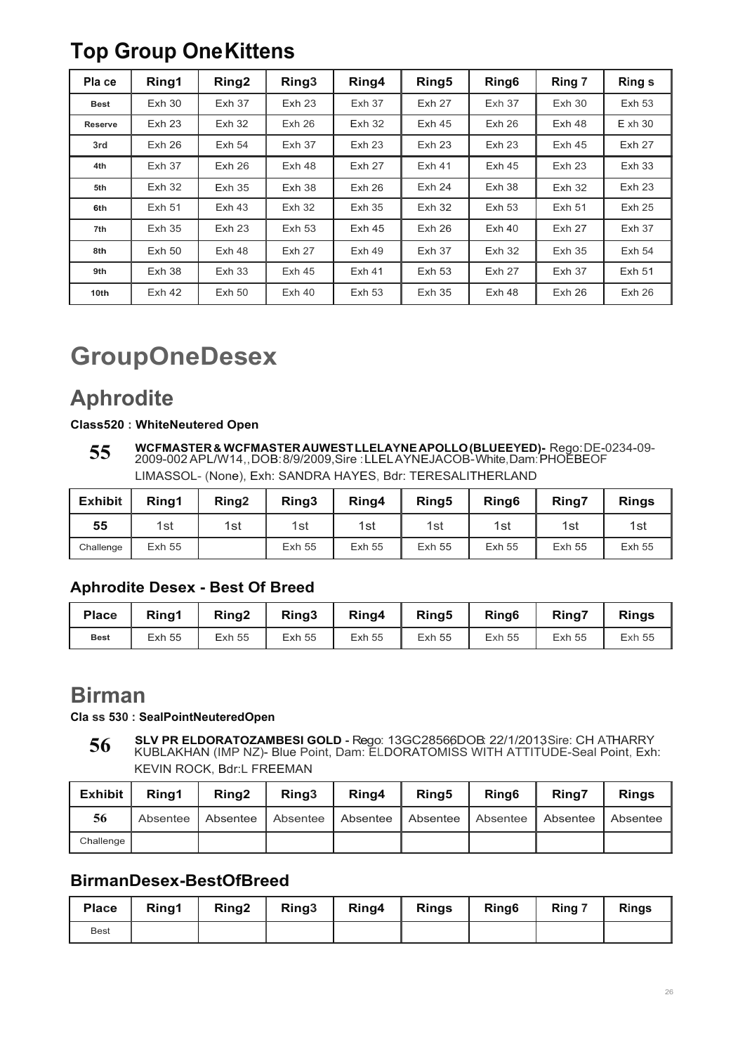## Top Group One Kittens

| Place | Ring1 | Ring2 | Ring3 | Ring4 | Ring5 | Ring6 | Ring 7 | Rings |
|---|---|---|---|---|---|---|---|---|
| Best | Exh 30 | Exh 37 | Exh 23 | Exh 37 | Exh 27 | Exh 37 | Exh 30 | Exh 53 |
| Reserve | Exh 23 | Exh 32 | Exh 26 | Exh 32 | Exh 45 | Exh 26 | Exh 48 | Exh 30 |
| 3rd | Exh 26 | Exh 54 | Exh 37 | Exh 23 | Exh 23 | Exh 23 | Exh 45 | Exh 27 |
| 4th | Exh 37 | Exh 26 | Exh 48 | Exh 27 | Exh 41 | Exh 45 | Exh 23 | Exh 33 |
| 5th | Exh 32 | Exh 35 | Exh 38 | Exh 26 | Exh 24 | Exh 38 | Exh 32 | Exh 23 |
| 6th | Exh 51 | Exh 43 | Exh 32 | Exh 35 | Exh 32 | Exh 53 | Exh 51 | Exh 25 |
| 7th | Exh 35 | Exh 23 | Exh 53 | Exh 45 | Exh 26 | Exh 40 | Exh 27 | Exh 37 |
| 8th | Exh 50 | Exh 48 | Exh 27 | Exh 49 | Exh 37 | Exh 32 | Exh 35 | Exh 54 |
| 9th | Exh 38 | Exh 33 | Exh 45 | Exh 41 | Exh 53 | Exh 27 | Exh 37 | Exh 51 |
| 10th | Exh 42 | Exh 50 | Exh 40 | Exh 53 | Exh 35 | Exh 48 | Exh 26 | Exh 26 |

# GroupOneDesex

## Aphrodite

**Class520 : WhiteNeutered Open**

**55** **WCFMASTER & WCFMASTER AUWEST LLELAYNE APOLLO (BLUEEYED)-** Rego:DE-0234-09-2009-002 APL/W14,,DOB:8/9/2009,Sire :LLELAYNEJACOB-White,Dam:PHOEBEOF LIMASSOL- (None), Exh: SANDRA HAYES, Bdr: TERESALITHERLAND

| Exhibit | Ring1 | Ring2 | Ring3 | Ring4 | Ring5 | Ring6 | Ring7 | Rings |
|---|---|---|---|---|---|---|---|---|
| 55 | 1st | 1st | 1st | 1st | 1st | 1st | 1st | 1st |
| Challenge | Exh 55 | | Exh 55 | Exh 55 | Exh 55 | Exh 55 | Exh 55 | Exh 55 |

### Aphrodite Desex - Best Of Breed

| Place | Ring1 | Ring2 | Ring3 | Ring4 | Ring5 | Ring6 | Ring7 | Rings |
|---|---|---|---|---|---|---|---|---|
| Best | Exh 55 | Exh 55 | Exh 55 | Exh 55 | Exh 55 | Exh 55 | Exh 55 | Exh 55 |

## Birman

**Cla ss 530 : SealPointNeuteredOpen**

**56** **SLV PR ELDORATOZAMBESI GOLD -** Rego: 13GC28566DOB: 22/1/2013Sire: CH ATHARRY KUBLAKHAN (IMP NZ)- Blue Point, Dam: ELDORATOMISS WITH ATTITUDE-Seal Point, Exh: KEVIN ROCK, Bdr:L FREEMAN

| Exhibit | Ring1 | Ring2 | Ring3 | Ring4 | Ring5 | Ring6 | Ring7 | Rings |
|---|---|---|---|---|---|---|---|---|
| 56 | Absentee | Absentee | Absentee | Absentee | Absentee | Absentee | Absentee | Absentee |
| Challenge | | | | | | | | |

### BirmanDesex-BestOfBreed

| Place | Ring1 | Ring2 | Ring3 | Ring4 | Rings | Ring6 | Ring 7 | Rings |
|---|---|---|---|---|---|---|---|---|
| Best | | | | | | | | |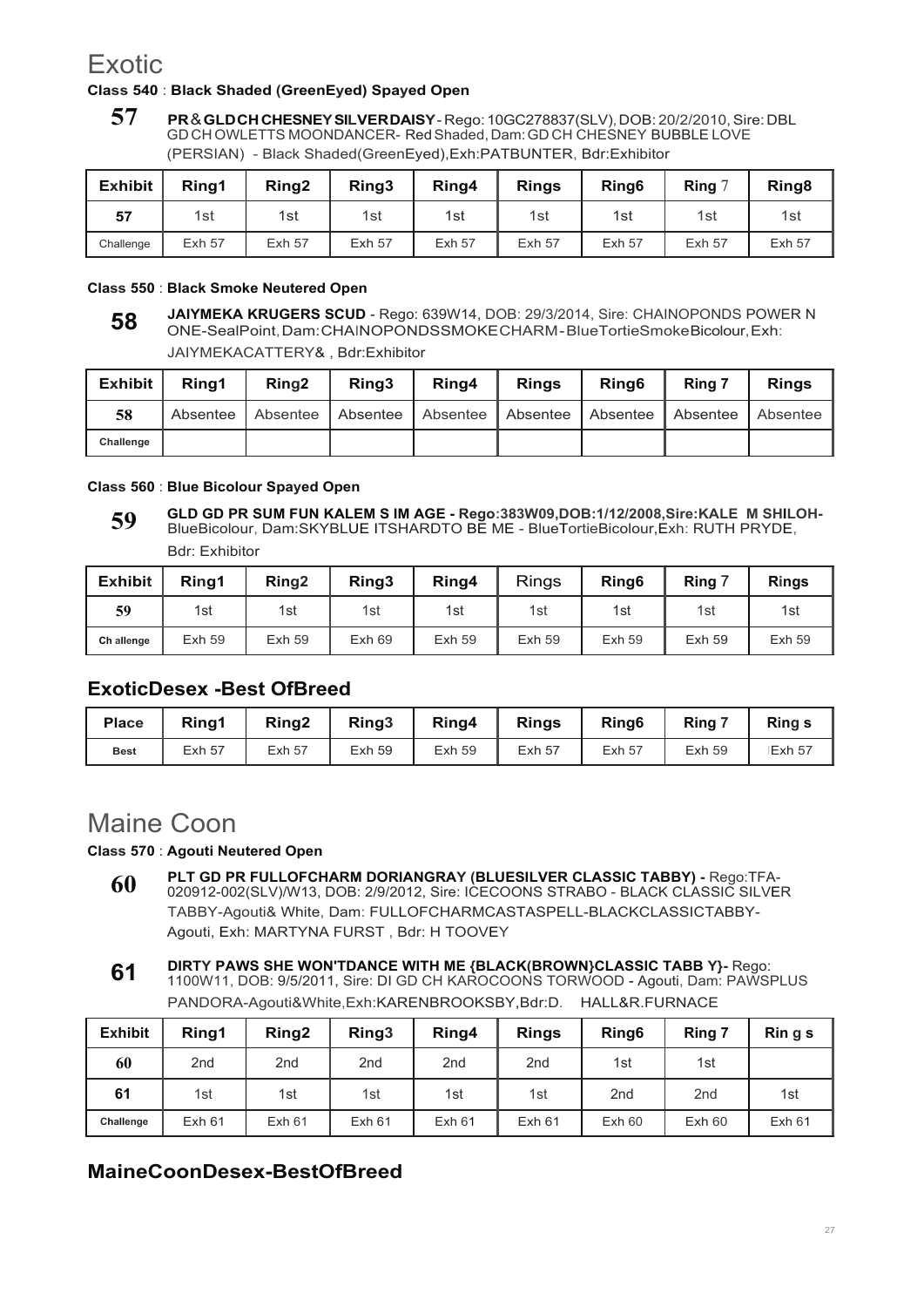# Exotic

**Class 540** : **Black Shaded (GreenEyed) Spayed Open**

**57** **PR & GLD CH CHESNEY SILVERDAISY** - Rego: 10GC278837(SLV), DOB: 20/2/2010, Sire: DBL GD CH OWLETTS MOONDANCER- Red Shaded, Dam: GD CH CHESNEY BUBBLE LOVE (PERSIAN) - Black Shaded(GreenEyed),Exh:PATBUNTER, Bdr:Exhibitor

| Exhibit | Ring1 | Ring2 | Ring3 | Ring4 | Rings | Ring6 | Ring 7 | Ring8 |
|---|---|---|---|---|---|---|---|---|
| 57 | 1st | 1st | 1st | 1st | 1st | 1st | 1st | 1st |
| Challenge | Exh 57 | Exh 57 | Exh 57 | Exh 57 | Exh 57 | Exh 57 | Exh 57 | Exh 57 |

**Class 550** : **Black Smoke Neutered Open**

**58** **JAIYMEKA KRUGERS SCUD** - Rego: 639W14, DOB: 29/3/2014, Sire: CHAINOPONDS POWER N ONE-SealPoint, Dam: CHAINOPONDSSMOKECHARM - BlueTortieSmokeBicolour, Exh: JAIYMEKACATTERY& , Bdr:Exhibitor

| Exhibit | Ring1 | Ring2 | Ring3 | Ring4 | Rings | Ring6 | Ring 7 | Rings |
|---|---|---|---|---|---|---|---|---|
| 58 | Absentee | Absentee | Absentee | Absentee | Absentee | Absentee | Absentee | Absentee |
| Challenge | | | | | | | | |

**Class 560** : **Blue Bicolour Spayed Open**

**59** **GLD GD PR SUM FUN KALEM S IM AGE - Rego:383W09,DOB:1/12/2008,Sire:KALE M SHILOH-** BlueBicolour, Dam:SKYBLUE ITSHARDTO BE ME - BlueTortieBicolour,Exh: RUTH PRYDE, Bdr: Exhibitor

| Exhibit | Ring1 | Ring2 | Ring3 | Ring4 | Rings | Ring6 | Ring 7 | Rings |
|---|---|---|---|---|---|---|---|---|
| 59 | 1st | 1st | 1st | 1st | 1st | 1st | 1st | 1st |
| Ch allenge | Exh 59 | Exh 59 | Exh 69 | Exh 59 | Exh 59 | Exh 59 | Exh 59 | Exh 59 |

## ExoticDesex -Best OfBreed

| Place | Ring1 | Ring2 | Ring3 | Ring4 | Rings | Ring6 | Ring 7 | Ring s |
|---|---|---|---|---|---|---|---|---|
| Best | Exh 57 | Exh 57 | Exh 59 | Exh 59 | Exh 57 | Exh 57 | Exh 59 | Exh 57 |

# Maine Coon

**Class 570** : **Agouti Neutered Open**

**60** **PLT GD PR FULLOFCHARM DORIANGRAY (BLUESILVER CLASSIC TABBY) -** Rego:TFA-020912-002(SLV)/W13, DOB: 2/9/2012, Sire: ICECOONS STRABO - BLACK CLASSIC SILVER TABBY-Agouti& White, Dam: FULLOFCHARMCASTASPELL-BLACKCLASSICTABBY-Agouti, Exh: MARTYNA FURST , Bdr: H TOOVEY

**61** **DIRTY PAWS SHE WON'TDANCE WITH ME {BLACK(BROWN}CLASSIC TABB Y}-** Rego: 1100W11, DOB: 9/5/2011, Sire: DI GD CH KAROCOONS TORWOOD - Agouti, Dam: PAWSPLUS PANDORA-Agouti&White,Exh:KARENBROOKSBY,Bdr:D. HALL&R.FURNACE

| Exhibit | Ring1 | Ring2 | Ring3 | Ring4 | Rings | Ring6 | Ring 7 | Rin g s |
|---|---|---|---|---|---|---|---|---|
| 60 | 2nd | 2nd | 2nd | 2nd | 2nd | 1st | 1st | |
| 61 | 1st | 1st | 1st | 1st | 1st | 2nd | 2nd | 1st |
| Challenge | Exh 61 | Exh 61 | Exh 61 | Exh 61 | Exh 61 | Exh 60 | Exh 60 | Exh 61 |

## MaineCoonDesex-BestOfBreed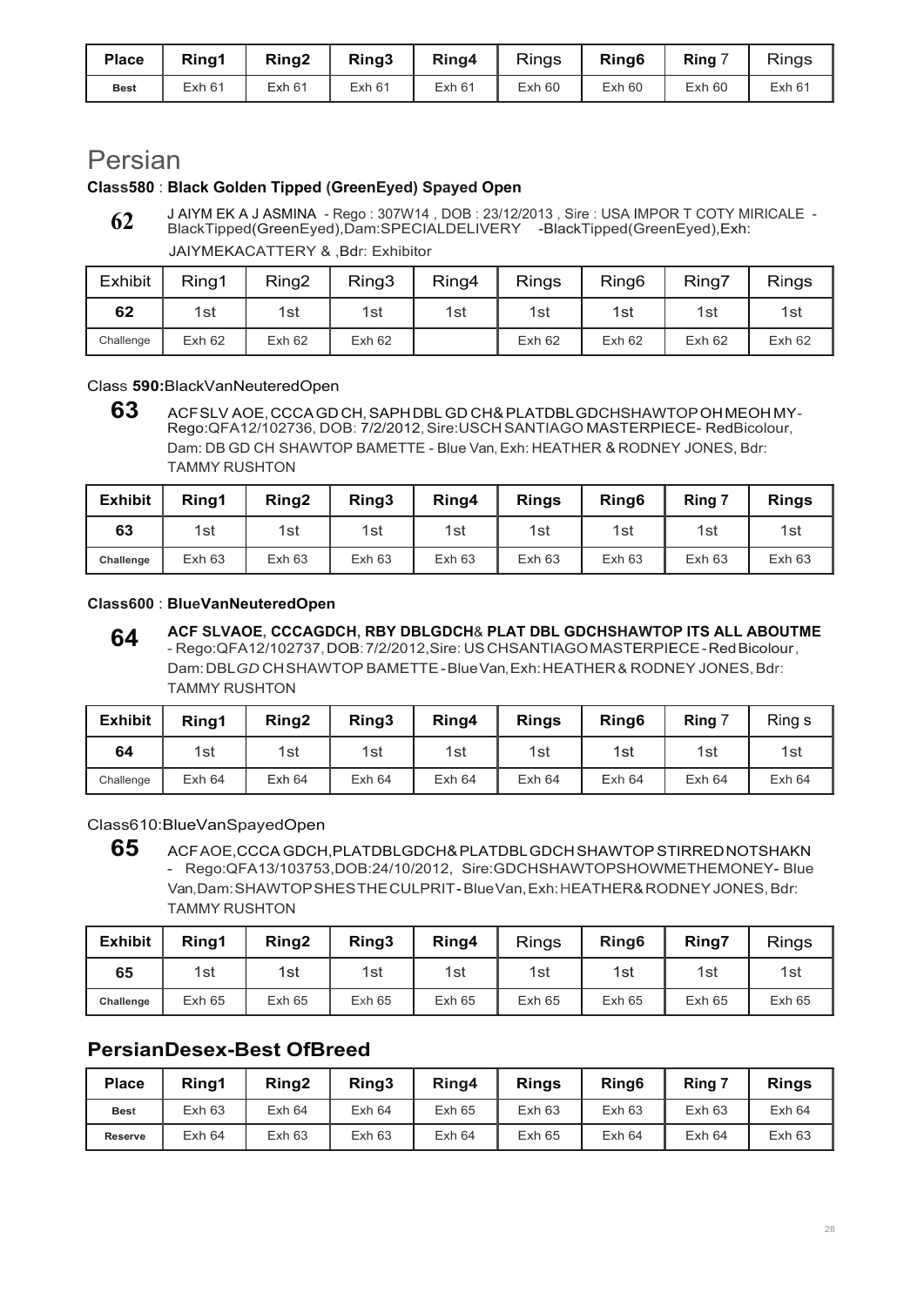| Place | Ring1 | Ring2 | Ring3 | Ring4 | Rings | Ring6 | Ring 7 | Rings |
|---|---|---|---|---|---|---|---|---|
| Best | Exh 61 | Exh 61 | Exh 61 | Exh 61 | Exh 60 | Exh 60 | Exh 60 | Exh 61 |

# Persian

### Class580 : Black Golden Tipped (GreenEyed) Spayed Open

**62** J AIYM EK A J ASMINA - Rego : 307W14 , DOB : 23/12/2013 , Sire : USA IMPOR T COTY MIRICALE - BlackTipped(GreenEyed),Dam:SPECIALDELIVERY -BlackTipped(GreenEyed),Exh: JAIYMEKACATTERY & ,Bdr: Exhibitor

| Exhibit | Ring1 | Ring2 | Ring3 | Ring4 | Rings | Ring6 | Ring7 | Rings |
|---|---|---|---|---|---|---|---|---|
| 62 | 1st | 1st | 1st | 1st | 1st | 1st | 1st | 1st |
| Challenge | Exh 62 | Exh 62 | Exh 62 |  | Exh 62 | Exh 62 | Exh 62 | Exh 62 |

### Class 590:BlackVanNeuteredOpen

**63** ACFSLV AOE, CCCA GD CH, SAPH DBL GD CH& PLATDBL GDCHSHAWTOP OH MEOH MY- Rego:QFA12/102736, DOB: 7/2/2012, Sire:USCH SANTIAGO MASTERPIECE- RedBicolour, Dam: DB GD CH SHAWTOP BAMETTE - Blue Van, Exh: HEATHER & RODNEY JONES, Bdr: TAMMY RUSHTON

| Exhibit | Ring1 | Ring2 | Ring3 | Ring4 | Rings | Ring6 | Ring 7 | Rings |
|---|---|---|---|---|---|---|---|---|
| 63 | 1st | 1st | 1st | 1st | 1st | 1st | 1st | 1st |
| Challenge | Exh 63 | Exh 63 | Exh 63 | Exh 63 | Exh 63 | Exh 63 | Exh 63 | Exh 63 |

### Class600 : BlueVanNeuteredOpen

**64** **ACF SLVAOE, CCCAGDCH, RBY DBLGDCH& PLAT DBL GDCHSHAWTOP ITS ALL ABOUTME** - Rego:QFA12/102737, DOB: 7/2/2012, Sire: US CHSANTIAGO MASTERPIECE - RedBicolour, Dam: DBLGD CHSHAWTOP BAMETTE - BlueVan, Exh: HEATHER & RODNEY JONES, Bdr: TAMMY RUSHTON

| Exhibit | Ring1 | Ring2 | Ring3 | Ring4 | Rings | Ring6 | Ring 7 | Ring s |
|---|---|---|---|---|---|---|---|---|
| 64 | 1st | 1st | 1st | 1st | 1st | 1st | 1st | 1st |
| Challenge | Exh 64 | Exh 64 | Exh 64 | Exh 64 | Exh 64 | Exh 64 | Exh 64 | Exh 64 |

### Class610:BlueVanSpayedOpen

**65** ACFAOE,CCCA GDCH,PLATDBLGDCH& PLATDBL GDCH SHAWTOP STIRRED NOTSHAKN - Rego:QFA13/103753,DOB:24/10/2012, Sire:GDCHSHAWTOPSHOWMETHEMONEY- Blue Van,Dam: SHAWTOPSHESTHECULPRIT - BlueVan, Exh: HEATHER& RODNEY JONES, Bdr: TAMMY RUSHTON

| Exhibit | Ring1 | Ring2 | Ring3 | Ring4 | Rings | Ring6 | Ring7 | Rings |
|---|---|---|---|---|---|---|---|---|
| 65 | 1st | 1st | 1st | 1st | 1st | 1st | 1st | 1st |
| Challenge | Exh 65 | Exh 65 | Exh 65 | Exh 65 | Exh 65 | Exh 65 | Exh 65 | Exh 65 |

## PersianDesex-Best OfBreed

| Place | Ring1 | Ring2 | Ring3 | Ring4 | Rings | Ring6 | Ring 7 | Rings |
|---|---|---|---|---|---|---|---|---|
| Best | Exh 63 | Exh 64 | Exh 64 | Exh 65 | Exh 63 | Exh 63 | Exh 63 | Exh 64 |
| Reserve | Exh 64 | Exh 63 | Exh 63 | Exh 64 | Exh 65 | Exh 64 | Exh 64 | Exh 63 |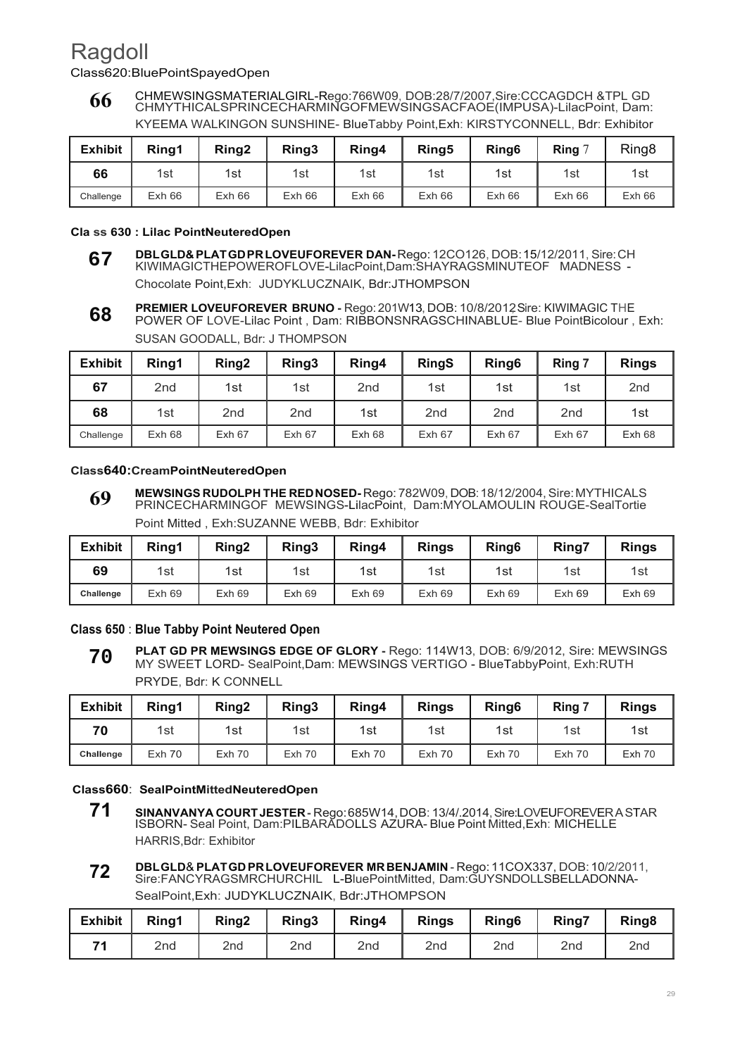# Ragdoll

Class620:BluePointSpayedOpen

**66** CHMEWSINGSMATERIALGIRL-Rego:766W09, DOB:28/7/2007,Sire:CCCAGDCH &TPL GD CHMYTHICALSPRINCECHARMINGOFMEWSINGSACFAOE(IMPUSA)-LilacPoint, Dam: KYEEMA WALKINGON SUNSHINE- BlueTabby Point,Exh: KIRSTYCONNELL, Bdr: Exhibitor

| Exhibit | Ring1 | Ring2 | Ring3 | Ring4 | Ring5 | Ring6 | Ring 7 | Ring8 |
|---|---|---|---|---|---|---|---|---|
| 66 | 1st | 1st | 1st | 1st | 1st | 1st | 1st | 1st |
| Challenge | Exh 66 | Exh 66 | Exh 66 | Exh 66 | Exh 66 | Exh 66 | Exh 66 | Exh 66 |

### Cla ss 630 : Lilac PointNeuteredOpen

**67** **DBLGLD& PLATGDPRLOVEUFOREVER DAN-** Rego: 12CO126, DOB: 15/12/2011, Sire: CH KIWIMAGICTHEPOWEROFLOVE-LilacPoint,Dam:SHAYRAGSMINUTEOF MADNESS - Chocolate Point,Exh: JUDYKLUCZNAIK, Bdr:JTHOMPSON

**68** **PREMIER LOVEUFOREVER BRUNO -** Rego: 201W13, DOB: 10/8/2012Sire: KIWIMAGIC THE POWER OF LOVE-Lilac Point , Dam: RIBBONSNRAGSCHINABLUE- Blue PointBicolour , Exh: SUSAN GOODALL, Bdr: J THOMPSON

| Exhibit | Ring1 | Ring2 | Ring3 | Ring4 | RingS | Ring6 | Ring 7 | Rings |
|---|---|---|---|---|---|---|---|---|
| 67 | 2nd | 1st | 1st | 2nd | 1st | 1st | 1st | 2nd |
| 68 | 1st | 2nd | 2nd | 1st | 2nd | 2nd | 2nd | 1st |
| Challenge | Exh 68 | Exh 67 | Exh 67 | Exh 68 | Exh 67 | Exh 67 | Exh 67 | Exh 68 |

### Class640:CreamPointNeuteredOpen

**69** **MEWSINGS RUDOLPH THE REDNOSED-** Rego: 782W09, DOB: 18/12/2004, Sire: MYTHICALS PRINCECHARMINGOF MEWSINGS-LilacPoint, Dam:MYOLAMOULIN ROUGE-SealTortie Point Mitted , Exh:SUZANNE WEBB, Bdr: Exhibitor

| Exhibit | Ring1 | Ring2 | Ring3 | Ring4 | Rings | Ring6 | Ring7 | Rings |
|---|---|---|---|---|---|---|---|---|
| 69 | 1st | 1st | 1st | 1st | 1st | 1st | 1st | 1st |
| Challenge | Exh 69 | Exh 69 | Exh 69 | Exh 69 | Exh 69 | Exh 69 | Exh 69 | Exh 69 |

### Class 650 : Blue Tabby Point Neutered Open

**70** **PLAT GD PR MEWSINGS EDGE OF GLORY -** Rego: 114W13, DOB: 6/9/2012, Sire: MEWSINGS MY SWEET LORD- SealPoint,Dam: MEWSINGS VERTIGO - BlueTabbyPoint, Exh:RUTH PRYDE, Bdr: K CONNELL

| Exhibit | Ring1 | Ring2 | Ring3 | Ring4 | Rings | Ring6 | Ring 7 | Rings |
|---|---|---|---|---|---|---|---|---|
| 70 | 1st | 1st | 1st | 1st | 1st | 1st | 1st | 1st |
| Challenge | Exh 70 | Exh 70 | Exh 70 | Exh 70 | Exh 70 | Exh 70 | Exh 70 | Exh 70 |

### Class660: SealPointMittedNeuteredOpen

**71** **SINANVANYA COURTJESTER -** Rego:685W14, DOB: 13/4/.2014, Sire:LOVEUFOREVERA STAR ISBORN- Seal Point, Dam:PILBARADOLLS AZURA- Blue Point Mitted,Exh: MICHELLE HARRIS,Bdr: Exhibitor

**72** **DBLGLD& PLATGDPRLOVEUFOREVER MRBENJAMIN** - Rego: 11COX337, DOB: 10/2/2011, Sire:FANCYRAGSMRCHURCHIL L-BluePointMitted, Dam:GUYSNDOLLSBELLADONNA-SealPoint,Exh: JUDYKLUCZNAIK, Bdr:JTHOMPSON

| Exhibit | Ring1 | Ring2 | Ring3 | Ring4 | Rings | Ring6 | Ring7 | Ring8 |
|---|---|---|---|---|---|---|---|---|
| 71 | 2nd | 2nd | 2nd | 2nd | 2nd | 2nd | 2nd | 2nd |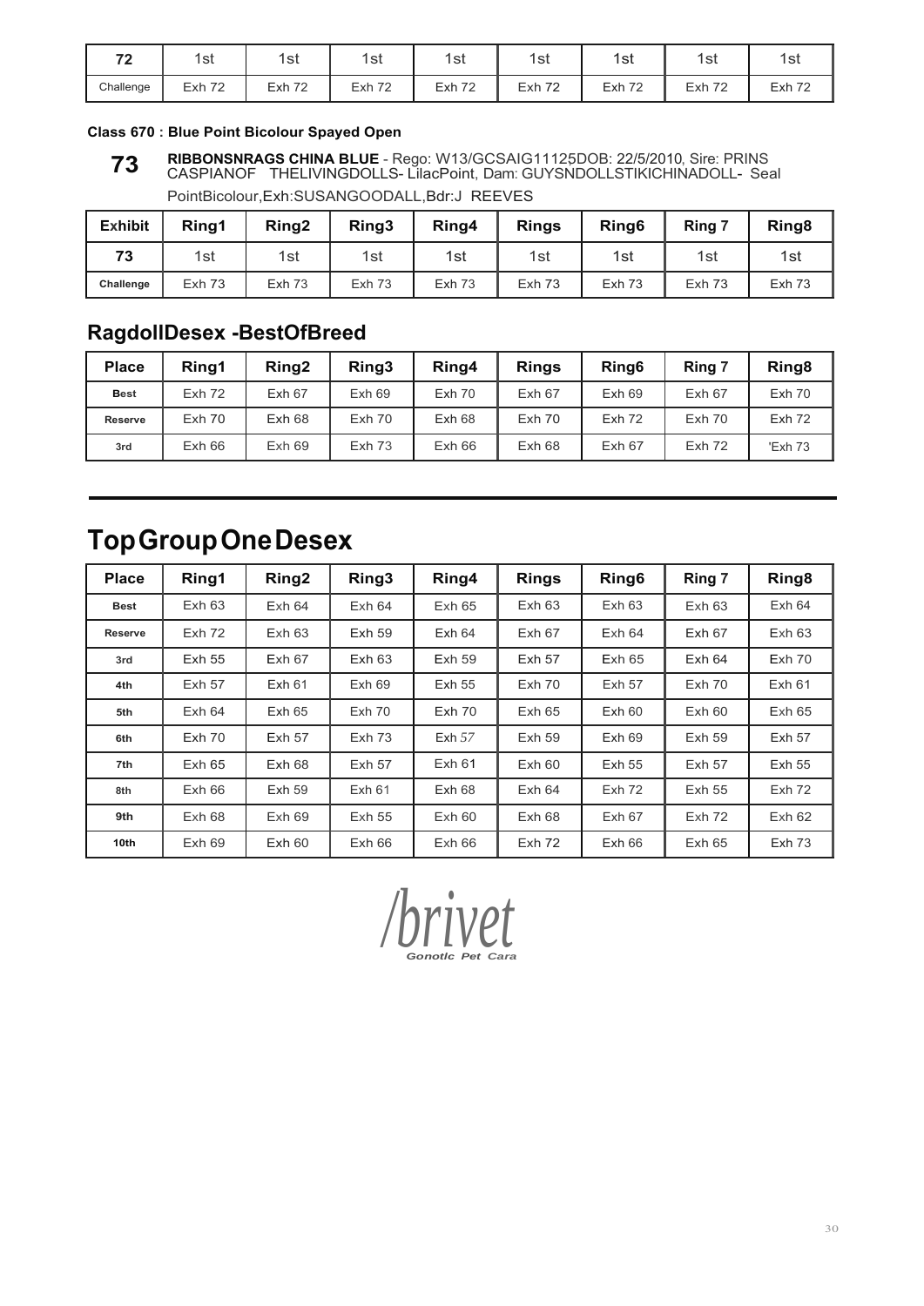| 72 | 1st | 1st | 1st | 1st | 1st | 1st | 1st | 1st |
|---|---|---|---|---|---|---|---|---|
| Challenge | Exh 72 | Exh 72 | Exh 72 | Exh 72 | Exh 72 | Exh 72 | Exh 72 | Exh 72 |

**Class 670 : Blue Point Bicolour Spayed Open**

**73** **RIBBONSNRAGS CHINA BLUE** - Rego: W13/GCSAIG11125DOB: 22/5/2010, Sire: PRINS CASPIANOF THELIVINGDOLLS- LilacPoint, Dam: GUYSNDOLLSTIKICHINADOLL- Seal PointBicolour,Exh:SUSANGOODALL,Bdr:J REEVES

| Exhibit | Ring1 | Ring2 | Ring3 | Ring4 | Rings | Ring6 | Ring 7 | Ring8 |
|---|---|---|---|---|---|---|---|---|
| 73 | 1st | 1st | 1st | 1st | 1st | 1st | 1st | 1st |
| Challenge | Exh 73 | Exh 73 | Exh 73 | Exh 73 | Exh 73 | Exh 73 | Exh 73 | Exh 73 |

## RagdollDesex -BestOfBreed

| Place | Ring1 | Ring2 | Ring3 | Ring4 | Rings | Ring6 | Ring 7 | Ring8 |
|---|---|---|---|---|---|---|---|---|
| Best | Exh 72 | Exh 67 | Exh 69 | Exh 70 | Exh 67 | Exh 69 | Exh 67 | Exh 70 |
| Reserve | Exh 70 | Exh 68 | Exh 70 | Exh 68 | Exh 70 | Exh 72 | Exh 70 | Exh 72 |
| 3rd | Exh 66 | Exh 69 | Exh 73 | Exh 66 | Exh 68 | Exh 67 | Exh 72 | 'Exh 73 |

# TopGroupOneDesex

| Place | Ring1 | Ring2 | Ring3 | Ring4 | Rings | Ring6 | Ring 7 | Ring8 |
|---|---|---|---|---|---|---|---|---|
| Best | Exh 63 | Exh 64 | Exh 64 | Exh 65 | Exh 63 | Exh 63 | Exh 63 | Exh 64 |
| Reserve | Exh 72 | Exh 63 | Exh 59 | Exh 64 | Exh 67 | Exh 64 | Exh 67 | Exh 63 |
| 3rd | Exh 55 | Exh 67 | Exh 63 | Exh 59 | Exh 57 | Exh 65 | Exh 64 | Exh 70 |
| 4th | Exh 57 | Exh 61 | Exh 69 | Exh 55 | Exh 70 | Exh 57 | Exh 70 | Exh 61 |
| 5th | Exh 64 | Exh 65 | Exh 70 | Exh 70 | Exh 65 | Exh 60 | Exh 60 | Exh 65 |
| 6th | Exh 70 | Exh 57 | Exh 73 | Exh 57 | Exh 59 | Exh 69 | Exh 59 | Exh 57 |
| 7th | Exh 65 | Exh 68 | Exh 57 | Exh 61 | Exh 60 | Exh 55 | Exh 57 | Exh 55 |
| 8th | Exh 66 | Exh 59 | Exh 61 | Exh 68 | Exh 64 | Exh 72 | Exh 55 | Exh 72 |
| 9th | Exh 68 | Exh 69 | Exh 55 | Exh 60 | Exh 68 | Exh 67 | Exh 72 | Exh 62 |
| 10th | Exh 69 | Exh 60 | Exh 66 | Exh 66 | Exh 72 | Exh 66 | Exh 65 | Exh 73 |

/brivet
Gonotlc Pet Cara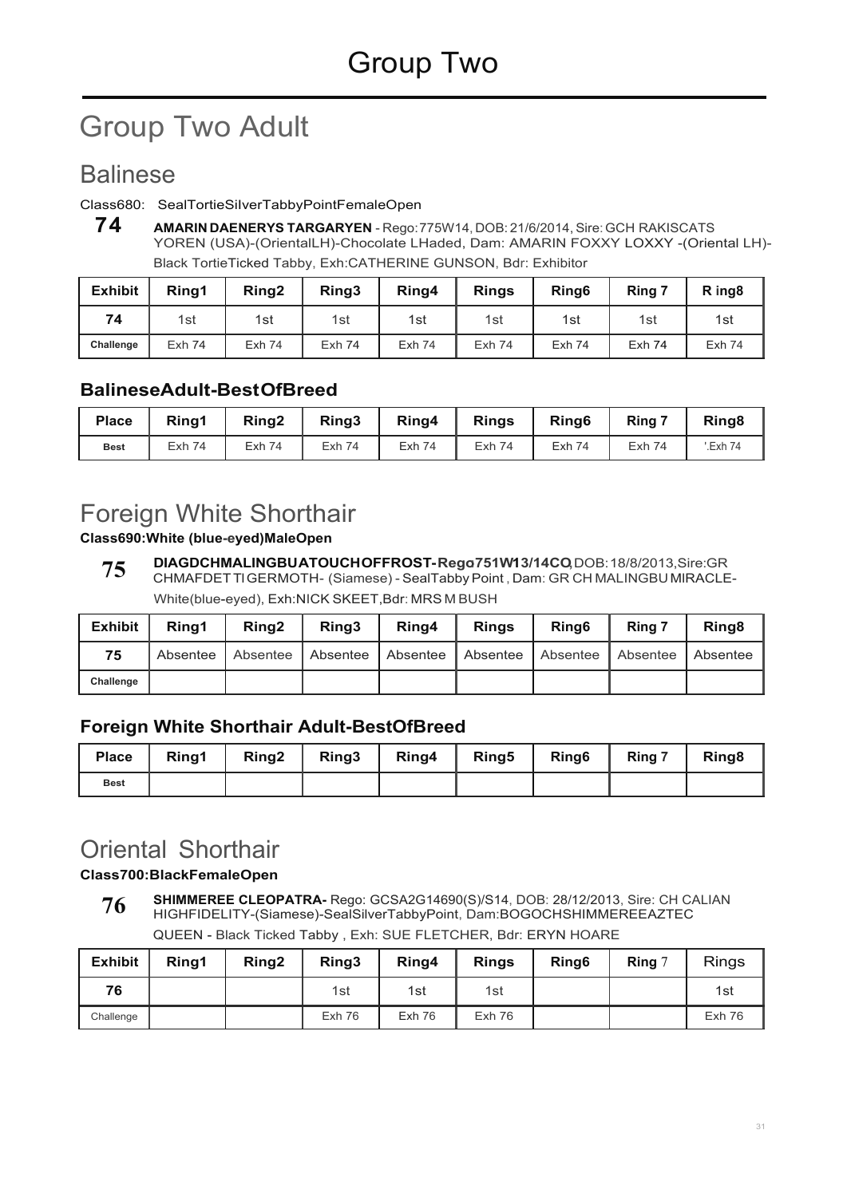# Group Two

# Group Two Adult

## Balinese

Class680: SealTortieSilverTabbyPointFemaleOpen

**74** **AMARIN DAENERYS TARGARYEN** - Rego:775W14, DOB: 21/6/2014, Sire: GCH RAKISCATS YOREN (USA)-(OrientalLH)-Chocolate LHaded, Dam: AMARIN FOXXY LOXXY -(Oriental LH)-Black TortieTicked Tabby, Exh:CATHERINE GUNSON, Bdr: Exhibitor

| Exhibit | Ring1 | Ring2 | Ring3 | Ring4 | Rings | Ring6 | Ring 7 | R ing8 |
|---|---|---|---|---|---|---|---|---|
| 74 | 1st | 1st | 1st | 1st | 1st | 1st | 1st | 1st |
| Challenge | Exh 74 | Exh 74 | Exh 74 | Exh 74 | Exh 74 | Exh 74 | Exh 74 | Exh 74 |

### BalineseAdult-BestOfBreed

| Place | Ring1 | Ring2 | Ring3 | Ring4 | Rings | Ring6 | Ring 7 | Ring8 |
|---|---|---|---|---|---|---|---|---|
| Best | Exh 74 | Exh 74 | Exh 74 | Exh 74 | Exh 74 | Exh 74 | Exh 74 | '.Exh 74 |

## Foreign White Shorthair

**Class690:White (blue-eyed)MaleOpen**

**75** **DIAGDCHMALINGBUATOUCHOFFROST-Rego751W13/14CQ**, DOB: 18/8/2013, Sire:GR CHMAFDET TIGERMOTH- (Siamese) - SealTabby Point , Dam: GR CH MALINGBU MIRACLE-White(blue-eyed), Exh:NICK SKEET,Bdr: MRS M BUSH

| Exhibit | Ring1 | Ring2 | Ring3 | Ring4 | Rings | Ring6 | Ring 7 | Ring8 |
|---|---|---|---|---|---|---|---|---|
| 75 | Absentee | Absentee | Absentee | Absentee | Absentee | Absentee | Absentee | Absentee |
| Challenge | | | | | | | | |

### Foreign White Shorthair Adult-BestOfBreed

| Place | Ring1 | Ring2 | Ring3 | Ring4 | Ring5 | Ring6 | Ring 7 | Ring8 |
|---|---|---|---|---|---|---|---|---|
| Best | | | | | | | | |

## Oriental Shorthair

**Class700:BlackFemaleOpen**

**76** **SHIMMEREE CLEOPATRA-** Rego: GCSA2G14690(S)/S14, DOB: 28/12/2013, Sire: CH CALIAN HIGHFIDELITY-(Siamese)-SealSilverTabbyPoint, Dam:BOGOCHSHIMMEREEAZTEC QUEEN - Black Ticked Tabby , Exh: SUE FLETCHER, Bdr: ERYN HOARE

| Exhibit | Ring1 | Ring2 | Ring3 | Ring4 | Rings | Ring6 | Ring 7 | Rings |
|---|---|---|---|---|---|---|---|---|
| 76 | | | 1st | 1st | 1st | | | 1st |
| Challenge | | | Exh 76 | Exh 76 | Exh 76 | | | Exh 76 |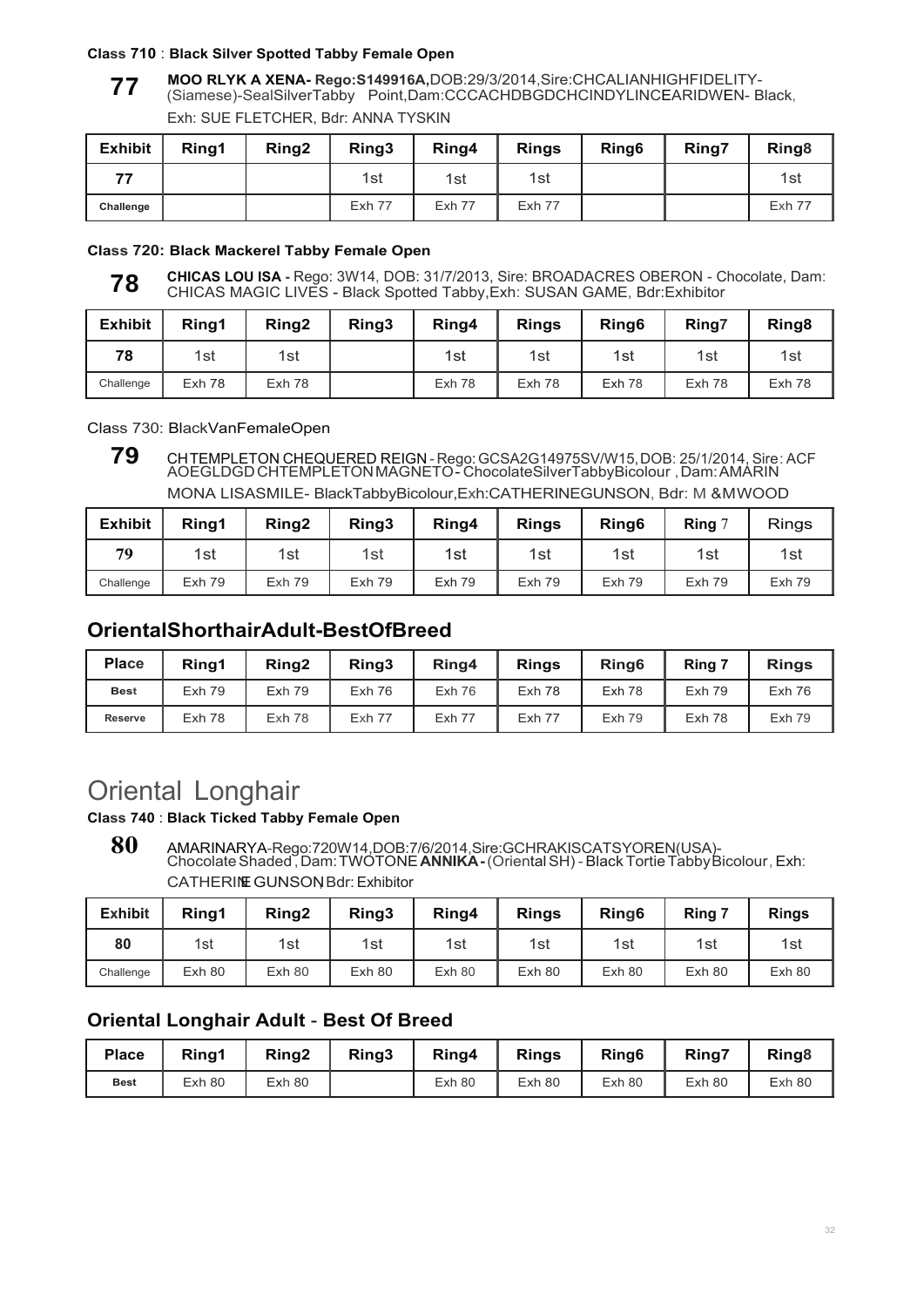**Class 710** : **Black Silver Spotted Tabby Female Open**

**77** **MOO RLYK A XENA- Rego:S149916A,**DOB:29/3/2014,Sire:CHCALIANHIGHFIDELITY-(Siamese)-SealSilverTabby Point,Dam:CCCACHDBGDCHCINDYLINCEARIDWEN- Black, Exh: SUE FLETCHER, Bdr: ANNA TYSKIN

| Exhibit | Ring1 | Ring2 | Ring3 | Ring4 | Rings | Ring6 | Ring7 | Ring8 |
|---|---|---|---|---|---|---|---|---|
| 77 | | | 1st | 1st | 1st | | | 1st |
| Challenge | | | Exh 77 | Exh 77 | Exh 77 | | | Exh 77 |

**Class 720: Black Mackerel Tabby Female Open**

**78** **CHICAS LOU ISA -** Rego: 3W14, DOB: 31/7/2013, Sire: BROADACRES OBERON - Chocolate, Dam: CHICAS MAGIC LIVES - Black Spotted Tabby,Exh: SUSAN GAME, Bdr:Exhibitor

| Exhibit | Ring1 | Ring2 | Ring3 | Ring4 | Rings | Ring6 | Ring7 | Ring8 |
|---|---|---|---|---|---|---|---|---|
| 78 | 1st | 1st | | 1st | 1st | 1st | 1st | 1st |
| Challenge | Exh 78 | Exh 78 | | Exh 78 | Exh 78 | Exh 78 | Exh 78 | Exh 78 |

Class 730: BlackVanFemaleOpen

**79** CHTEMPLETON CHEQUERED REIGN - Rego: GCSA2G14975SV/W15, DOB: 25/1/2014, Sire: ACF AOEGLDGD CHTEMPLETON MAGNETO - ChocolateSilverTabbyBicolour , Dam: AMARIN MONA LISASMILE- BlackTabbyBicolour,Exh:CATHERINEGUNSON, Bdr: M &MWOOD

| Exhibit | Ring1 | Ring2 | Ring3 | Ring4 | Rings | Ring6 | Ring 7 | Rings |
|---|---|---|---|---|---|---|---|---|
| 79 | 1st | 1st | 1st | 1st | 1st | 1st | 1st | 1st |
| Challenge | Exh 79 | Exh 79 | Exh 79 | Exh 79 | Exh 79 | Exh 79 | Exh 79 | Exh 79 |

## OrientalShorthairAdult-BestOfBreed

| Place | Ring1 | Ring2 | Ring3 | Ring4 | Rings | Ring6 | Ring 7 | Rings |
|---|---|---|---|---|---|---|---|---|
| Best | Exh 79 | Exh 79 | Exh 76 | Exh 76 | Exh 78 | Exh 78 | Exh 79 | Exh 76 |
| Reserve | Exh 78 | Exh 78 | Exh 77 | Exh 77 | Exh 77 | Exh 79 | Exh 78 | Exh 79 |

# Oriental Longhair

**Class 740** : **Black Ticked Tabby Female Open**

**80** AMARINARYA-Rego:720W14,DOB:7/6/2014,Sire:GCHRAKISCATSYOREN(USA)-ChocolateShaded, Dam:TWOTONE **ANNIKA -** (Oriental SH) - Black Tortie Tabby Bicolour, Exh: CATHERINE GUNSON, Bdr: Exhibitor

| Exhibit | Ring1 | Ring2 | Ring3 | Ring4 | Rings | Ring6 | Ring 7 | Rings |
|---|---|---|---|---|---|---|---|---|
| 80 | 1st | 1st | 1st | 1st | 1st | 1st | 1st | 1st |
| Challenge | Exh 80 | Exh 80 | Exh 80 | Exh 80 | Exh 80 | Exh 80 | Exh 80 | Exh 80 |

## Oriental Longhair Adult - Best Of Breed

| Place | Ring1 | Ring2 | Ring3 | Ring4 | Rings | Ring6 | Ring7 | Ring8 |
|---|---|---|---|---|---|---|---|---|
| Best | Exh 80 | Exh 80 | | Exh 80 | Exh 80 | Exh 80 | Exh 80 | Exh 80 |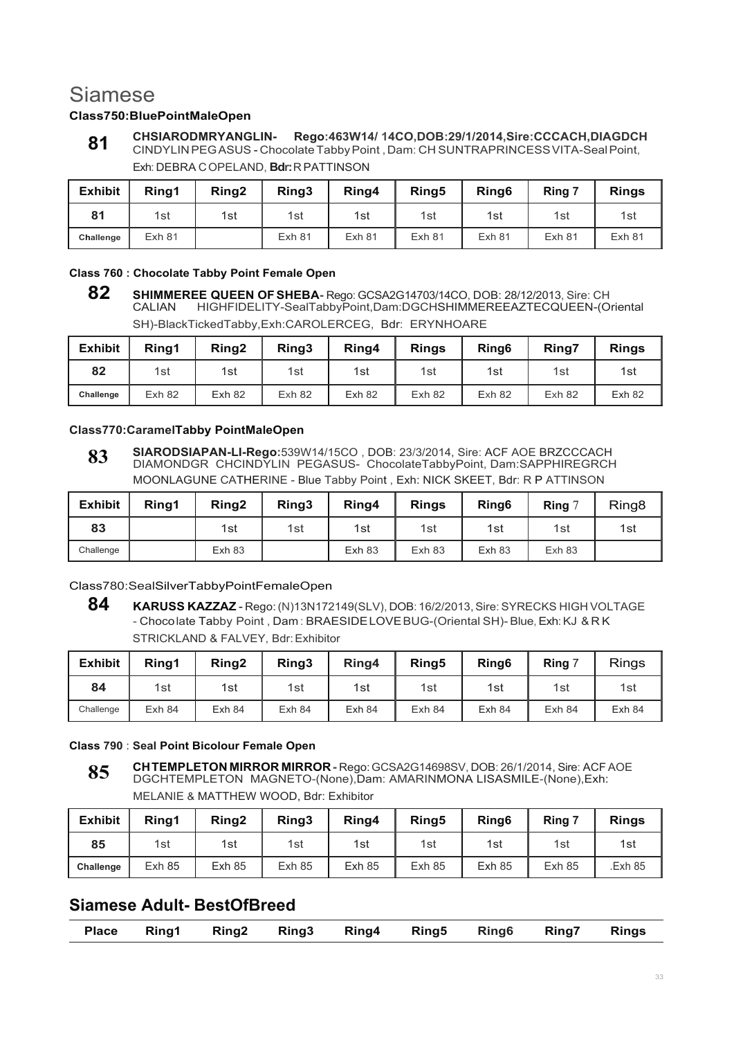# Siamese

**Class750:BluePointMaleOpen**

**81** **CHSIARODMRYANGLIN- Rego:463W14/ 14CO,DOB:29/1/2014,Sire:CCCACH,DIAGDCH** CINDYLIN PEGASUS - Chocolate Tabby Point , Dam: CH SUNTRAPRINCESS VITA-Seal Point, Exh: DEBRA C OPELAND, **Bdr:** R PATTINSON

| Exhibit | Ring1 | Ring2 | Ring3 | Ring4 | Ring5 | Ring6 | Ring 7 | Rings |
|---|---|---|---|---|---|---|---|---|
| 81 | 1st | 1st | 1st | 1st | 1st | 1st | 1st | 1st |
| Challenge | Exh 81 | | Exh 81 | Exh 81 | Exh 81 | Exh 81 | Exh 81 | Exh 81 |

**Class 760 : Chocolate Tabby Point Female Open**

**82** **SHIMMEREE QUEEN OF SHEBA-** Rego: GCSA2G14703/14CO, DOB: 28/12/2013, Sire: CH CALIAN HIGHFIDELITY-SealTabbyPoint,Dam:DGCHSHIMMEREEAZTECQUEEN-(Oriental SH)-BlackTickedTabby,Exh:CAROLERCEG, Bdr: ERYNHOARE

| Exhibit | Ring1 | Ring2 | Ring3 | Ring4 | Rings | Ring6 | Ring7 | Rings |
|---|---|---|---|---|---|---|---|---|
| 82 | 1st | 1st | 1st | 1st | 1st | 1st | 1st | 1st |
| Challenge | Exh 82 | Exh 82 | Exh 82 | Exh 82 | Exh 82 | Exh 82 | Exh 82 | Exh 82 |

**Class770:CaramelTabby PointMaleOpen**

**83** **SIARODSIAPAN-LI-Rego:**539W14/15CO , DOB: 23/3/2014, Sire: ACF AOE BRZCCCACH DIAMONDGR CHCINDYLIN PEGASUS- ChocolateTabbyPoint, Dam:SAPPHIREGRCH MOONLAGUNE CATHERINE - Blue Tabby Point , Exh: NICK SKEET, Bdr: R P ATTINSON

| Exhibit | Ring1 | Ring2 | Ring3 | Ring4 | Rings | Ring6 | Ring 7 | Ring8 |
|---|---|---|---|---|---|---|---|---|
| 83 | | 1st | 1st | 1st | 1st | 1st | 1st | 1st |
| Challenge | | Exh 83 | | Exh 83 | Exh 83 | Exh 83 | Exh 83 | |

Class780:SealSilverTabbyPointFemaleOpen

**84** **KARUSS KAZZAZ** - Rego: (N)13N172149(SLV), DOB: 16/2/2013, Sire: SYRECKS HIGH VOLTAGE - Chocolate Tabby Point , Dam : BRAESIDE LOVE BUG-(Oriental SH)- Blue, Exh: KJ & R K STRICKLAND & FALVEY, Bdr: Exhibitor

| Exhibit | Ring1 | Ring2 | Ring3 | Ring4 | Ring5 | Ring6 | Ring 7 | Rings |
|---|---|---|---|---|---|---|---|---|
| 84 | 1st | 1st | 1st | 1st | 1st | 1st | 1st | 1st |
| Challenge | Exh 84 | Exh 84 | Exh 84 | Exh 84 | Exh 84 | Exh 84 | Exh 84 | Exh 84 |

**Class 790** : **Seal Point Bicolour Female Open**

**85** **CH TEMPLETON MIRROR MIRROR -** Rego: GCSA2G14698SV, DOB: 26/1/2014, Sire: ACF AOE DGCHTEMPLETON MAGNETO-(None),Dam: AMARINMONA LISASMILE-(None),Exh: MELANIE & MATTHEW WOOD, Bdr: Exhibitor

| Exhibit | Ring1 | Ring2 | Ring3 | Ring4 | Ring5 | Ring6 | Ring 7 | Rings |
|---|---|---|---|---|---|---|---|---|
| 85 | 1st | 1st | 1st | 1st | 1st | 1st | 1st | 1st |
| Challenge | Exh 85 | Exh 85 | Exh 85 | Exh 85 | Exh 85 | Exh 85 | Exh 85 | .Exh 85 |

## Siamese Adult- BestOfBreed

| Place | Ring1 | Ring2 | Ring3 | Ring4 | Ring5 | Ring6 | Ring7 | Rings |
|---|---|---|---|---|---|---|---|---|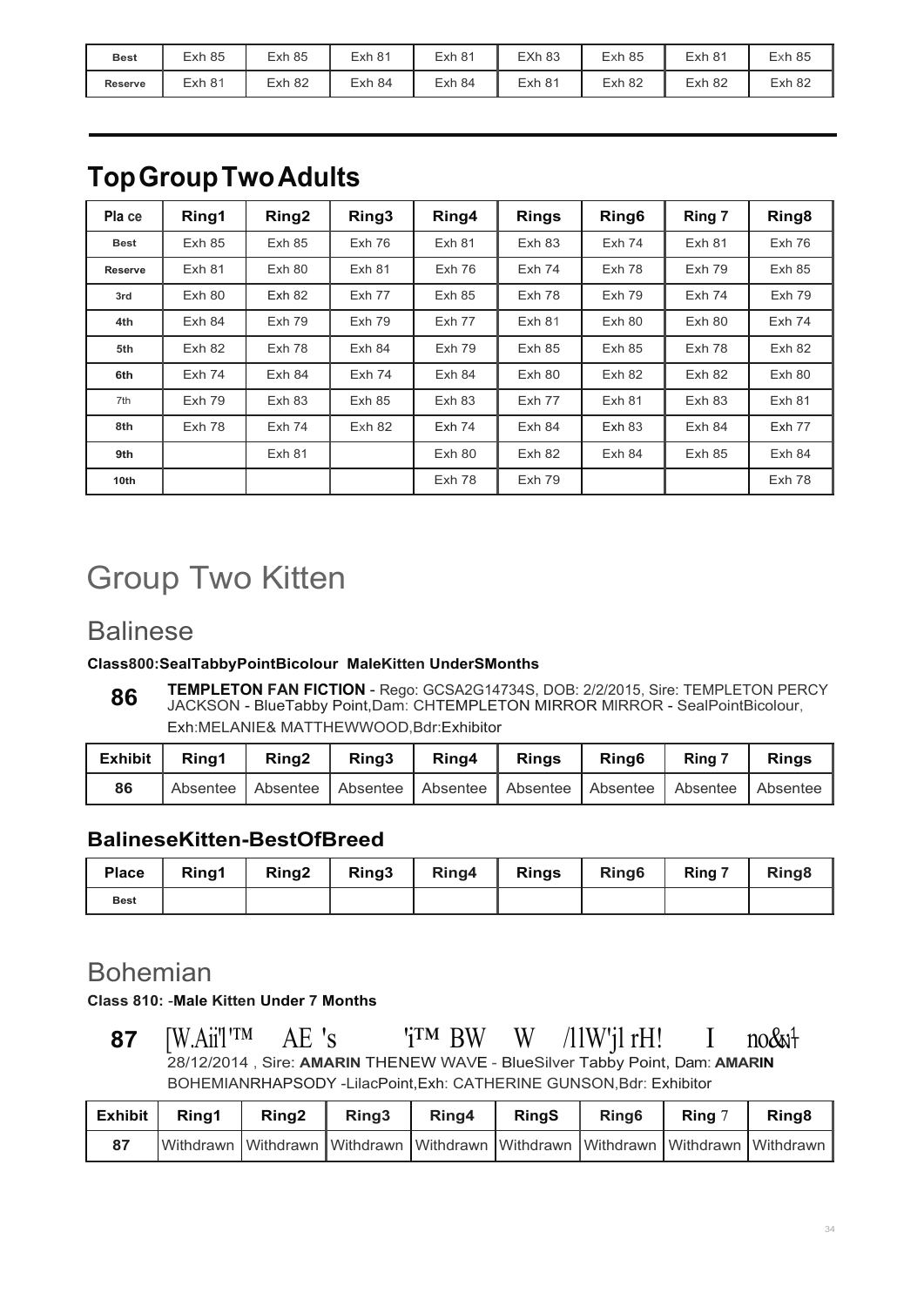| Best | Exh 85 | Exh 85 | Exh 81 | Exh 81 | EXh 83 | Exh 85 | Exh 81 | Exh 85 |
|---|---|---|---|---|---|---|---|---|
| Reserve | Exh 81 | Exh 82 | Exh 84 | Exh 84 | Exh 81 | Exh 82 | Exh 82 | Exh 82 |

## Top Group Two Adults

| Pla ce | Ring1 | Ring2 | Ring3 | Ring4 | Rings | Ring6 | Ring 7 | Ring8 |
|---|---|---|---|---|---|---|---|---|
| Best | Exh 85 | Exh 85 | Exh 76 | Exh 81 | Exh 83 | Exh 74 | Exh 81 | Exh 76 |
| Reserve | Exh 81 | Exh 80 | Exh 81 | Exh 76 | Exh 74 | Exh 78 | Exh 79 | Exh 85 |
| 3rd | Exh 80 | Exh 82 | Exh 77 | Exh 85 | Exh 78 | Exh 79 | Exh 74 | Exh 79 |
| 4th | Exh 84 | Exh 79 | Exh 79 | Exh 77 | Exh 81 | Exh 80 | Exh 80 | Exh 74 |
| 5th | Exh 82 | Exh 78 | Exh 84 | Exh 79 | Exh 85 | Exh 85 | Exh 78 | Exh 82 |
| 6th | Exh 74 | Exh 84 | Exh 74 | Exh 84 | Exh 80 | Exh 82 | Exh 82 | Exh 80 |
| 7th | Exh 79 | Exh 83 | Exh 85 | Exh 83 | Exh 77 | Exh 81 | Exh 83 | Exh 81 |
| 8th | Exh 78 | Exh 74 | Exh 82 | Exh 74 | Exh 84 | Exh 83 | Exh 84 | Exh 77 |
| 9th | | Exh 81 | | Exh 80 | Exh 82 | Exh 84 | Exh 85 | Exh 84 |
| 10th | | | | Exh 78 | Exh 79 | | | Exh 78 |

# Group Two Kitten

## Balinese

**Class800:SealTabbyPointBicolour MaleKitten UnderSMonths**

**86** **TEMPLETON FAN FICTION** - Rego: GCSA2G14734S, DOB: 2/2/2015, Sire: TEMPLETON PERCY JACKSON - BlueTabby Point,Dam: CHTEMPLETON MIRROR MIRROR - SealPointBicolour, Exh:MELANIE& MATTHEWWOOD,Bdr:Exhibitor

| Exhibit | Ring1 | Ring2 | Ring3 | Ring4 | Rings | Ring6 | Ring 7 | Rings |
|---|---|---|---|---|---|---|---|---|
| 86 | Absentee | Absentee | Absentee | Absentee | Absentee | Absentee | Absentee | Absentee |

### BalineseKitten-BestOfBreed

| Place | Ring1 | Ring2 | Ring3 | Ring4 | Rings | Ring6 | Ring 7 | Ring8 |
|---|---|---|---|---|---|---|---|---|
| Best | | | | | | | | |

## Bohemian

**Class 810: -Male Kitten Under 7 Months**

**87** [W.Aii'l'™ AE 's 'i™ BW W /11W'jl rH! I no&\t 28/12/2014 , Sire: **AMARIN** THENEW WAVE - BlueSilver Tabby Point, Dam: **AMARIN** BOHEMIANRHAPSODY -LilacPoint,Exh: CATHERINE GUNSON,Bdr: Exhibitor

| Exhibit | Ring1 | Ring2 | Ring3 | Ring4 | RingS | Ring6 | Ring 7 | Ring8 |
|---|---|---|---|---|---|---|---|---|
| 87 | Withdrawn | Withdrawn | Withdrawn | Withdrawn | Withdrawn | Withdrawn | Withdrawn | Withdrawn |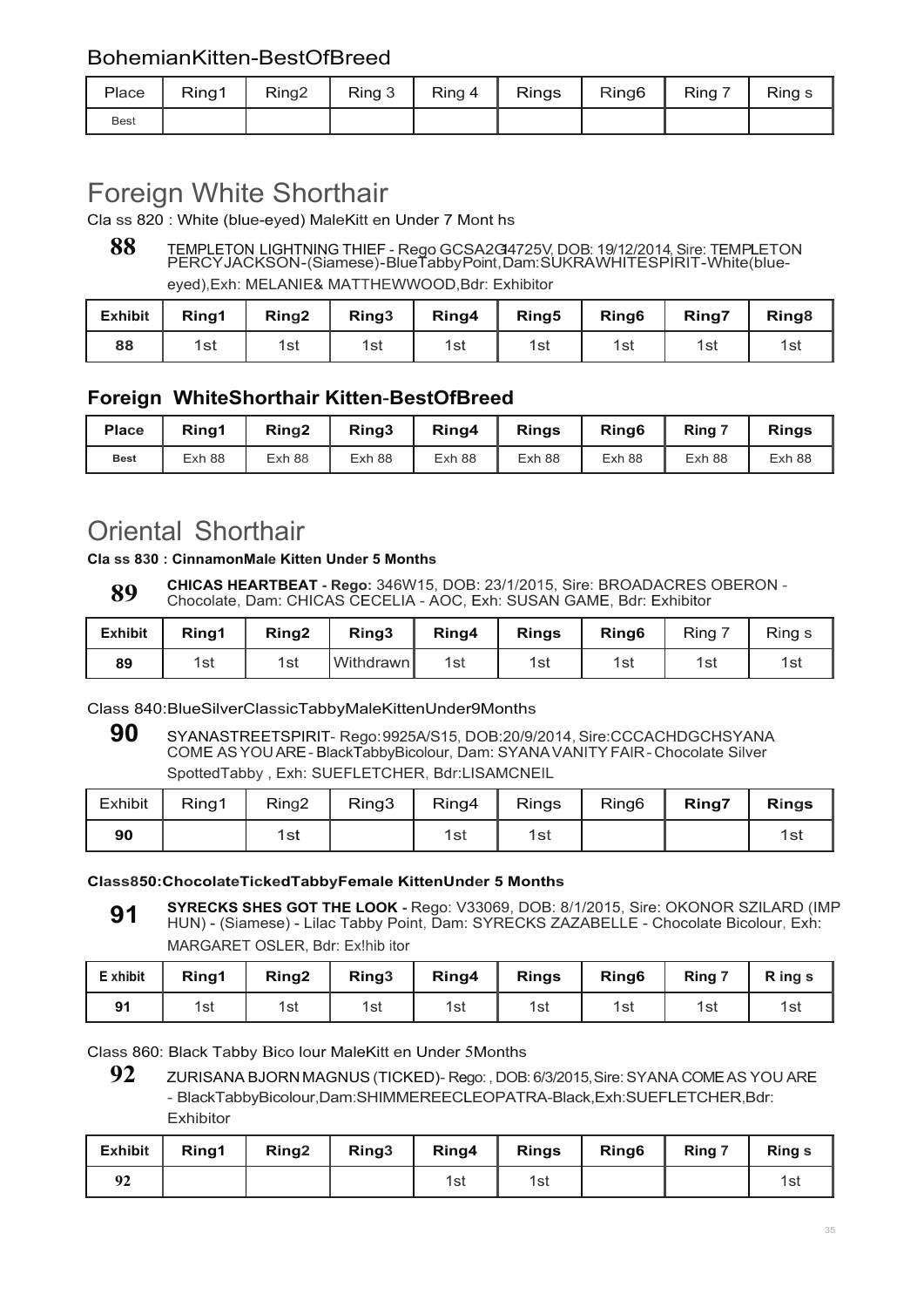## BohemianKitten-BestOfBreed

| Place | Ring1 | Ring2 | Ring 3 | Ring 4 | Rings | Ring6 | Ring 7 | Ring s |
|---|---|---|---|---|---|---|---|---|
| Best | | | | | | | | |

# Foreign White Shorthair

Cla ss 820 : White (blue-eyed) MaleKitt en Under 7 Mont hs

**88** TEMPLETON LIGHTNING THIEF - Rego GCSA2GI4725V, DOB: 19/12/2014, Sire: TEMPLETON PERCYJACKSON-(Siamese)-BlueTabbyPoint,Dam:SUKRAWHITESPIRIT-White(blue-eyed),Exh: MELANIE& MATTHEWWOOD,Bdr: Exhibitor

| Exhibit | Ring1 | Ring2 | Ring3 | Ring4 | Ring5 | Ring6 | Ring7 | Ring8 |
|---|---|---|---|---|---|---|---|---|
| 88 | 1st | 1st | 1st | 1st | 1st | 1st | 1st | 1st |

### Foreign WhiteShorthair Kitten-BestOfBreed

| Place | Ring1 | Ring2 | Ring3 | Ring4 | Rings | Ring6 | Ring 7 | Rings |
|---|---|---|---|---|---|---|---|---|
| Best | Exh 88 | Exh 88 | Exh 88 | Exh 88 | Exh 88 | Exh 88 | Exh 88 | Exh 88 |

# Oriental Shorthair

**Cla ss 830 : CinnamonMale Kitten Under 5 Months**

**89** **CHICAS HEARTBEAT - Rego:** 346W15, DOB: 23/1/2015, Sire: BROADACRES OBERON - Chocolate, Dam: CHICAS CECELIA - AOC, Exh: SUSAN GAME, Bdr: Exhibitor

| Exhibit | Ring1 | Ring2 | Ring3 | Ring4 | Rings | Ring6 | Ring 7 | Ring s |
|---|---|---|---|---|---|---|---|---|
| 89 | 1st | 1st | Withdrawn | 1st | 1st | 1st | 1st | 1st |

Class 840:BlueSilverClassicTabbyMaleKittenUnder9Months

**90** SYANASTREETSPIRIT- Rego:9925A/S15, DOB:20/9/2014, Sire:CCCACHDGCHSYANA COME AS YOU ARE - BlackTabbyBicolour, Dam: SYANA VANITY FAIR - Chocolate Silver SpottedTabby , Exh: SUEFLETCHER, Bdr:LISAMCNEIL

| Exhibit | Ring1 | Ring2 | Ring3 | Ring4 | Rings | Ring6 | Ring7 | Rings |
|---|---|---|---|---|---|---|---|---|
| 90 | | 1st | | 1st | 1st | | | 1st |

**Class850:ChocolateTickedTabbyFemale KittenUnder 5 Months**

**91** **SYRECKS SHES GOT THE LOOK -** Rego: V33069, DOB: 8/1/2015, Sire: OKONOR SZILARD (IMP HUN) - (Siamese) - Lilac Tabby Point, Dam: SYRECKS ZAZABELLE - Chocolate Bicolour, Exh: MARGARET OSLER, Bdr: Ex!hib itor

| E xhibit | Ring1 | Ring2 | Ring3 | Ring4 | Rings | Ring6 | Ring 7 | R ing s |
|---|---|---|---|---|---|---|---|---|
| 91 | 1st | 1st | 1st | 1st | 1st | 1st | 1st | 1st |

Class 860: Black Tabby Bico lour MaleKitt en Under 5Months

**92** ZURISANA BJORN MAGNUS (TICKED)- Rego: , DOB: 6/3/2015, Sire: SYANA COME AS YOU ARE - BlackTabbyBicolour,Dam:SHIMMEREECLEOPATRA-Black,Exh:SUEFLETCHER,Bdr: Exhibitor

| Exhibit | Ring1 | Ring2 | Ring3 | Ring4 | Rings | Ring6 | Ring 7 | Ring s |
|---|---|---|---|---|---|---|---|---|
| 92 | | | | 1st | 1st | | | 1st |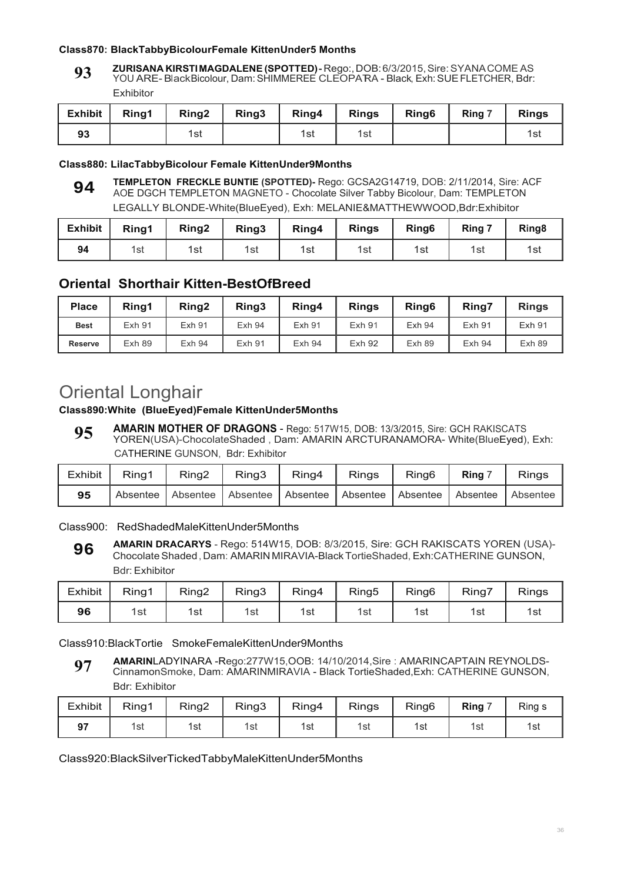**Class870: BlackTabbyBicolourFemale KittenUnder5 Months**

**93** **ZURISANA KIRSTI MAGDALENE (SPOTTED) -** Rego:, DOB: 6/3/2015, Sire: SYANA COME AS YOU ARE- BlackBicolour, Dam: SHIMMEREE CLEOPATRA - Black, Exh: SUE FLETCHER, Bdr: Exhibitor

| Exhibit | Ring1 | Ring2 | Ring3 | Ring4 | Rings | Ring6 | Ring 7 | Rings |
|---|---|---|---|---|---|---|---|---|
| 93 | | 1st | | 1st | 1st | | | 1st |

**Class880: LilacTabbyBicolour Female KittenUnder9Months**

**94** **TEMPLETON FRECKLE BUNTIE (SPOTTED)-** Rego: GCSA2G14719, DOB: 2/11/2014, Sire: ACF AOE DGCH TEMPLETON MAGNETO - Chocolate Silver Tabby Bicolour, Dam: TEMPLETON LEGALLY BLONDE-White(BlueEyed), Exh: MELANIE&MATTHEWWOOD,Bdr:Exhibitor

| Exhibit | Ring1 | Ring2 | Ring3 | Ring4 | Rings | Ring6 | Ring 7 | Ring8 |
|---|---|---|---|---|---|---|---|---|
| 94 | 1st | 1st | 1st | 1st | 1st | 1st | 1st | 1st |

## Oriental Shorthair Kitten-BestOfBreed

| Place | Ring1 | Ring2 | Ring3 | Ring4 | Rings | Ring6 | Ring7 | Rings |
|---|---|---|---|---|---|---|---|---|
| Best | Exh 91 | Exh 91 | Exh 94 | Exh 91 | Exh 91 | Exh 94 | Exh 91 | Exh 91 |
| Reserve | Exh 89 | Exh 94 | Exh 91 | Exh 94 | Exh 92 | Exh 89 | Exh 94 | Exh 89 |

# Oriental Longhair

**Class890:White (BlueEyed)Female KittenUnder5Months**

**95** **AMARIN MOTHER OF DRAGONS** - Rego: 517W15, DOB: 13/3/2015, Sire: GCH RAKISCATS YOREN(USA)-ChocolateShaded , Dam: AMARIN ARCTURANAMORA- White(BlueEyed), Exh: CATHERINE GUNSON, Bdr: Exhibitor

| Exhibit | Ring1 | Ring2 | Ring3 | Ring4 | Rings | Ring6 | Ring 7 | Rings |
|---|---|---|---|---|---|---|---|---|
| 95 | Absentee | Absentee | Absentee | Absentee | Absentee | Absentee | Absentee | Absentee |

Class900: RedShadedMaleKittenUnder5Months

**96** **AMARIN DRACARYS** - Rego: 514W15, DOB: 8/3/2015, Sire: GCH RAKISCATS YOREN (USA)-Chocolate Shaded , Dam: AMARIN MIRAVIA-Black TortieShaded, Exh:CATHERINE GUNSON, Bdr: Exhibitor

| Exhibit | Ring1 | Ring2 | Ring3 | Ring4 | Ring5 | Ring6 | Ring7 | Rings |
|---|---|---|---|---|---|---|---|---|
| 96 | 1st | 1st | 1st | 1st | 1st | 1st | 1st | 1st |

Class910:BlackTortie SmokeFemaleKittenUnder9Months

**97** **AMARIN**LADYINARA -Rego:277W15,OOB: 14/10/2014,Sire : AMARINCAPTAIN REYNOLDS-CinnamonSmoke, Dam: AMARINMIRAVIA - Black TortieShaded,Exh: CATHERINE GUNSON, Bdr: Exhibitor

| Exhibit | Ring1 | Ring2 | Ring3 | Ring4 | Rings | Ring6 | Ring 7 | Ring s |
|---|---|---|---|---|---|---|---|---|
| 97 | 1st | 1st | 1st | 1st | 1st | 1st | 1st | 1st |

Class920:BlackSilverTickedTabbyMaleKittenUnder5Months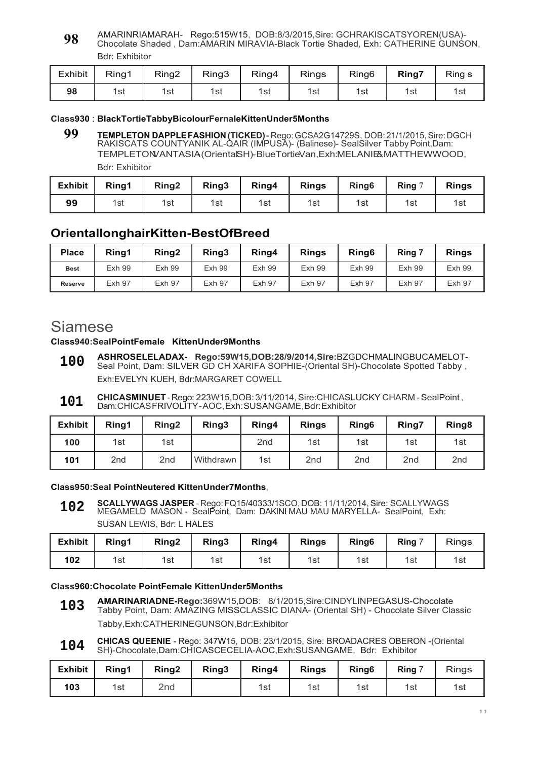**98** AMARINRIAMARAH- Rego:515W15, DOB:8/3/2015,Sire: GCHRAKISCATSYOREN(USA)-Chocolate Shaded , Dam:AMARIN MIRAVIA-Black Tortie Shaded, Exh: CATHERINE GUNSON, Bdr: Exhibitor

| Exhibit | Ring1 | Ring2 | Ring3 | Ring4 | Rings | Ring6 | Ring7 | Ring s |
|---|---|---|---|---|---|---|---|---|
| 98 | 1st | 1st | 1st | 1st | 1st | 1st | 1st | 1st |

**Class930** : **BlackTortieTabbyBicolourFernaleKittenUnder5Months**

**99** **TEMPLETON DAPPLE FASHION (TICKED)** - Rego: GCSA2G14729S, DOB: 21/1/2015, Sire: DGCH RAKISCATS COUNTYANIK AL-QAIR (IMPUSA)- (Balinese)- SealSilver Tabby Point,Dam: TEMPLETONVANTASIA(OrientalSH)-BlueTortieVan,Exh:MELANIE&MATTHEWWOOD, Bdr: Exhibitor

| Exhibit | Ring1 | Ring2 | Ring3 | Ring4 | Rings | Ring6 | Ring 7 | Rings |
|---|---|---|---|---|---|---|---|---|
| 99 | 1st | 1st | 1st | 1st | 1st | 1st | 1st | 1st |

## OrientallonghairKitten-BestOfBreed

| Place | Ring1 | Ring2 | Ring3 | Ring4 | Rings | Ring6 | Ring 7 | Rings |
|---|---|---|---|---|---|---|---|---|
| Best | Exh 99 | Exh 99 | Exh 99 | Exh 99 | Exh 99 | Exh 99 | Exh 99 | Exh 99 |
| Reserve | Exh 97 | Exh 97 | Exh 97 | Exh 97 | Exh 97 | Exh 97 | Exh 97 | Exh 97 |

# Siamese

**Class940:SealPointFemale KittenUnder9Months**

**100** **ASHROSELELADAX- Rego:59W15,DOB:28/9/2014,Sire:**BZGDCHMALINGBUCAMELOT-Seal Point, Dam: SILVER GD CH XARIFA SOPHIE-(Oriental SH)-Chocolate Spotted Tabby , Exh:EVELYN KUEH, Bdr:MARGARET COWELL

**101** **CHICASMINUET** - Rego: 223W15,DOB: 3/11/2014, Sire:CHICASLUCKY CHARM - SealPoint , Dam:CHICASFRIVOLITY-AOC,Exh:SUSANGAME,Bdr:Exhibitor

| Exhibit | Ring1 | Ring2 | Ring3 | Ring4 | Rings | Ring6 | Ring7 | Ring8 |
|---|---|---|---|---|---|---|---|---|
| 100 | 1st | 1st | | 2nd | 1st | 1st | 1st | 1st |
| 101 | 2nd | 2nd | Withdrawn | 1st | 2nd | 2nd | 2nd | 2nd |

**Class950:Seal PointNeutered KittenUnder7Months**,

**102** **SCALLYWAGS JASPER** - Rego: FQ15/40333/1SCO, DOB: 11/11/2014, Sire: SCALLYWAGS MEGAMELD MASON - SealPoint, Dam: DAKINI MAU MAU MARYELLA- SealPoint, Exh: SUSAN LEWIS, Bdr: L HALES

| Exhibit | Ring1 | Ring2 | Ring3 | Ring4 | Rings | Ring6 | Ring 7 | Rings |
|---|---|---|---|---|---|---|---|---|
| 102 | 1st | 1st | 1st | 1st | 1st | 1st | 1st | 1st |

**Class960:Chocolate PointFemale KittenUnder5Months**

**103** **AMARINARIADNE-Rego:**369W15,DOB: 8/1/2015,Sire:CINDYLINPEGASUS-Chocolate Tabby Point, Dam: AMAZING MISSCLASSIC DIANA- (Oriental SH) - Chocolate Silver Classic Tabby,Exh:CATHERINEGUNSON,Bdr:Exhibitor

**104** **CHICAS QUEENIE** - Rego: 347W15, DOB: 23/1/2015, Sire: BROADACRES OBERON -(Oriental SH)-Chocolate,Dam:CHICASCECELIA-AOC,Exh:SUSANGAME, Bdr: Exhibitor

| Exhibit | Ring1 | Ring2 | Ring3 | Ring4 | Rings | Ring6 | Ring 7 | Rings |
|---|---|---|---|---|---|---|---|---|
| 103 | 1st | 2nd | | 1st | 1st | 1st | 1st | 1st |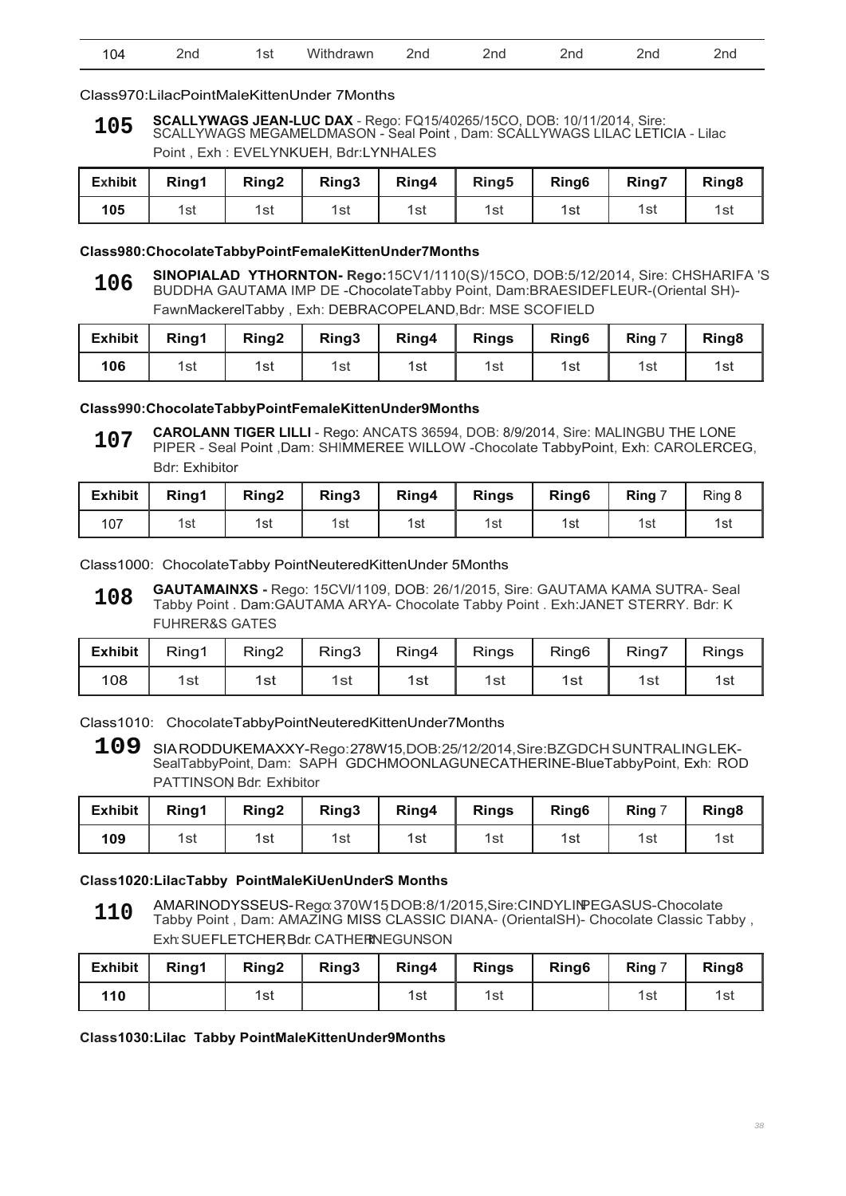| 104 | 2nd | 1st | Withdrawn | 2nd | 2nd | 2nd | 2nd | 2nd |
|---|---|---|---|---|---|---|---|---|

Class970:LilacPointMaleKittenUnder 7Months

**105** **SCALLYWAGS JEAN-LUC DAX** - Rego: FQ15/40265/15CO, DOB: 10/11/2014, Sire: SCALLYWAGS MEGAMELDMASON - Seal Point , Dam: SCALLYWAGS LILAC LETICIA - Lilac Point , Exh : EVELYNKUEH, Bdr:LYNHALES

| Exhibit | Ring1 | Ring2 | Ring3 | Ring4 | Ring5 | Ring6 | Ring7 | Ring8 |
|---|---|---|---|---|---|---|---|---|
| 105 | 1st | 1st | 1st | 1st | 1st | 1st | 1st | 1st |

**Class980:ChocolateTabbyPointFemaleKittenUnder7Months**

**106** **SINOPIALAD YTHORNTON- Rego:**15CV1/1110(S)/15CO, DOB:5/12/2014, Sire: CHSHARIFA 'S BUDDHA GAUTAMA IMP DE -ChocolateTabby Point, Dam:BRAESIDEFLEUR-(Oriental SH)- FawnMackerelTabby , Exh: DEBRACOPELAND,Bdr: MSE SCOFIELD

| Exhibit | Ring1 | Ring2 | Ring3 | Ring4 | Rings | Ring6 | Ring 7 | Ring8 |
|---|---|---|---|---|---|---|---|---|
| 106 | 1st | 1st | 1st | 1st | 1st | 1st | 1st | 1st |

**Class990:ChocolateTabbyPointFemaleKittenUnder9Months**

**107** **CAROLANN TIGER LILLI** - Rego: ANCATS 36594, DOB: 8/9/2014, Sire: MALINGBU THE LONE PIPER - Seal Point ,Dam: SHIMMEREE WILLOW -Chocolate TabbyPoint, Exh: CAROLERCEG, Bdr: Exhibitor

| Exhibit | Ring1 | Ring2 | Ring3 | Ring4 | Rings | Ring6 | Ring 7 | Ring 8 |
|---|---|---|---|---|---|---|---|---|
| 107 | 1st | 1st | 1st | 1st | 1st | 1st | 1st | 1st |

Class1000: ChocolateTabby PointNeuteredKittenUnder 5Months

**108** **GAUTAMAINXS -** Rego: 15CVI/1109, DOB: 26/1/2015, Sire: GAUTAMA KAMA SUTRA- Seal Tabby Point . Dam:GAUTAMA ARYA- Chocolate Tabby Point . Exh:JANET STERRY. Bdr: K FUHRER&S GATES

| Exhibit | Ring1 | Ring2 | Ring3 | Ring4 | Rings | Ring6 | Ring7 | Rings |
|---|---|---|---|---|---|---|---|---|
| 108 | 1st | 1st | 1st | 1st | 1st | 1st | 1st | 1st |

Class1010: ChocolateTabbyPointNeuteredKittenUnder7Months

**109** SIARODDUKEMAXXY-Rego:278W15,DOB:25/12/2014,Sire:BZGDCH SUNTRALINGLEK-SealTabbyPoint, Dam: SAPH GDCHMOONLAGUNECATHERINE-BlueTabbyPoint, Exh: ROD PATTINSON, Bdr: Exhibitor

| Exhibit | Ring1 | Ring2 | Ring3 | Ring4 | Rings | Ring6 | Ring 7 | Ring8 |
|---|---|---|---|---|---|---|---|---|
| 109 | 1st | 1st | 1st | 1st | 1st | 1st | 1st | 1st |

**Class1020:LilacTabby PointMaleKiUenUnderS Months**

**110** AMARINODYSSEUS-Rego:370W15,DOB:8/1/2015,Sire:CINDYLINPEGASUS-Chocolate Tabby Point , Dam: AMAZING MISS CLASSIC DIANA- (OrientalSH)- Chocolate Classic Tabby , Exh:SUEFLETCHER,Bdr: CATHERINEGUNSON

| Exhibit | Ring1 | Ring2 | Ring3 | Ring4 | Rings | Ring6 | Ring 7 | Ring8 |
|---|---|---|---|---|---|---|---|---|
| 110 | | 1st | | 1st | 1st | | 1st | 1st |

**Class1030:Lilac Tabby PointMaleKittenUnder9Months**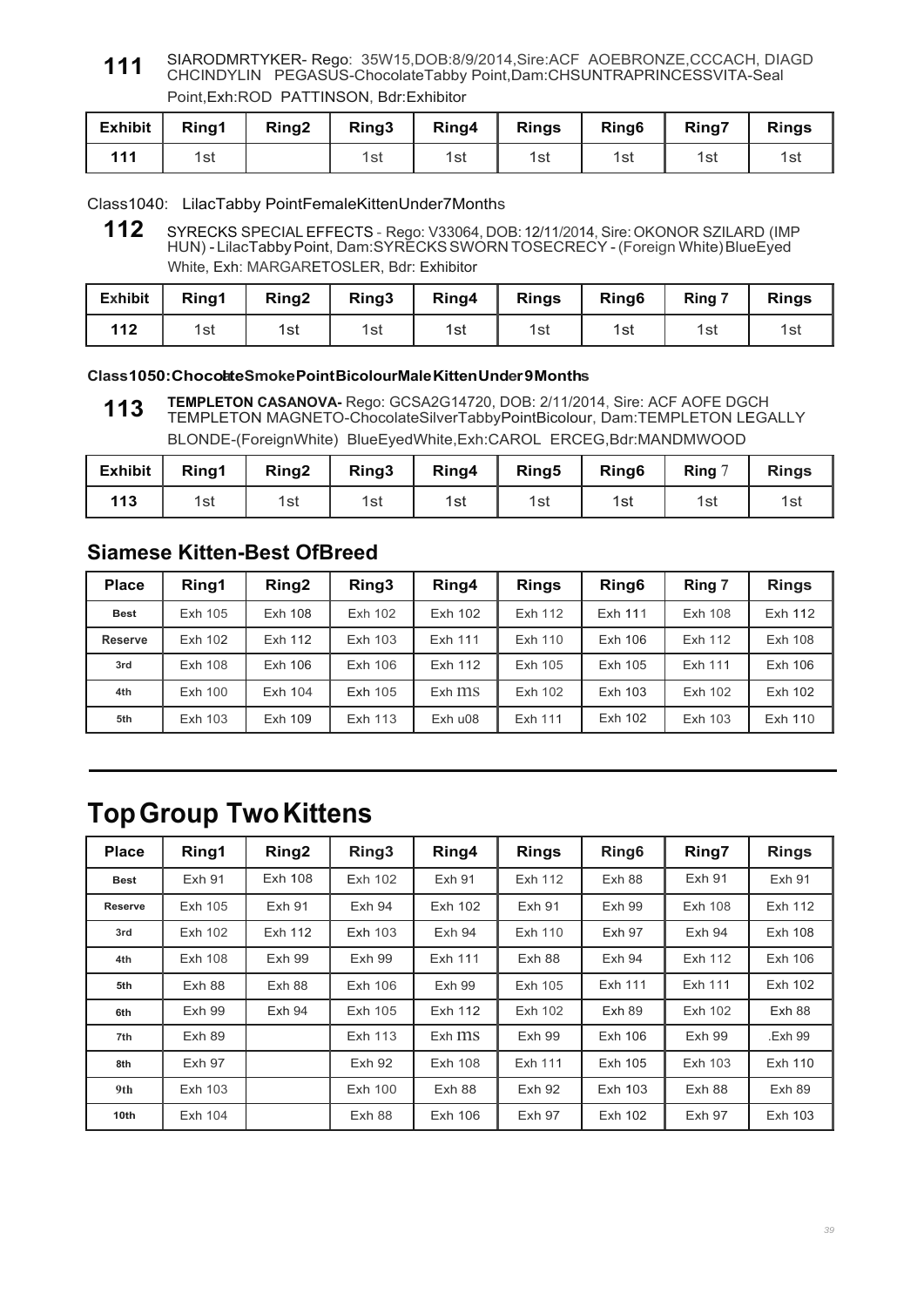**111** SIARODMRTYKER- Rego: 35W15,DOB:8/9/2014,Sire:ACF AOEBRONZE,CCCACH, DIAGD CHCINDYLIN PEGASUS-ChocolateTabby Point,Dam:CHSUNTRAPRINCESSVITA-Seal Point,Exh:ROD PATTINSON, Bdr:Exhibitor

| Exhibit | Ring1 | Ring2 | Ring3 | Ring4 | Rings | Ring6 | Ring7 | Rings |
|---|---|---|---|---|---|---|---|---|
| 111 | 1st | | 1st | 1st | 1st | 1st | 1st | 1st |

Class1040: LilacTabby PointFemaleKittenUnder7Months

**112** SYRECKS SPECIAL EFFECTS - Rego: V33064, DOB: 12/11/2014, Sire: OKONOR SZILARD (IMP HUN) - LilacTabby Point, Dam:SYRECKS SWORN TOSECRECY - (Foreign White) BlueEyed White, Exh: MARGARETOSLER, Bdr: Exhibitor

| Exhibit | Ring1 | Ring2 | Ring3 | Ring4 | Rings | Ring6 | Ring 7 | Rings |
|---|---|---|---|---|---|---|---|---|
| 112 | 1st | 1st | 1st | 1st | 1st | 1st | 1st | 1st |

**Class1050:ChocolateSmokePointBicolourMaleKittenUnder9Months**

**113** **TEMPLETON CASANOVA-** Rego: GCSA2G14720, DOB: 2/11/2014, Sire: ACF AOFE DGCH TEMPLETON MAGNETO-ChocolateSilverTabbyPointBicolour, Dam:TEMPLETON LEGALLY BLONDE-(ForeignWhite) BlueEyedWhite,Exh:CAROL ERCEG,Bdr:MANDMWOOD

| Exhibit | Ring1 | Ring2 | Ring3 | Ring4 | Ring5 | Ring6 | Ring 7 | Rings |
|---|---|---|---|---|---|---|---|---|
| 113 | 1st | 1st | 1st | 1st | 1st | 1st | 1st | 1st |

## Siamese Kitten-Best OfBreed

| Place | Ring1 | Ring2 | Ring3 | Ring4 | Rings | Ring6 | Ring 7 | Rings |
|---|---|---|---|---|---|---|---|---|
| Best | Exh 105 | Exh 108 | Exh 102 | Exh 102 | Exh 112 | Exh 111 | Exh 108 | Exh 112 |
| Reserve | Exh 102 | Exh 112 | Exh 103 | Exh 111 | Exh 110 | Exh 106 | Exh 112 | Exh 108 |
| 3rd | Exh 108 | Exh 106 | Exh 106 | Exh 112 | Exh 105 | Exh 105 | Exh 111 | Exh 106 |
| 4th | Exh 100 | Exh 104 | Exh 105 | Exh ms | Exh 102 | Exh 103 | Exh 102 | Exh 102 |
| 5th | Exh 103 | Exh 109 | Exh 113 | Exh u08 | Exh 111 | Exh 102 | Exh 103 | Exh 110 |

# Top Group Two Kittens

| Place | Ring1 | Ring2 | Ring3 | Ring4 | Rings | Ring6 | Ring7 | Rings |
|---|---|---|---|---|---|---|---|---|
| Best | Exh 91 | Exh 108 | Exh 102 | Exh 91 | Exh 112 | Exh 88 | Exh 91 | Exh 91 |
| Reserve | Exh 105 | Exh 91 | Exh 94 | Exh 102 | Exh 91 | Exh 99 | Exh 108 | Exh 112 |
| 3rd | Exh 102 | Exh 112 | Exh 103 | Exh 94 | Exh 110 | Exh 97 | Exh 94 | Exh 108 |
| 4th | Exh 108 | Exh 99 | Exh 99 | Exh 111 | Exh 88 | Exh 94 | Exh 112 | Exh 106 |
| 5th | Exh 88 | Exh 88 | Exh 106 | Exh 99 | Exh 105 | Exh 111 | Exh 111 | Exh 102 |
| 6th | Exh 99 | Exh 94 | Exh 105 | Exh 112 | Exh 102 | Exh 89 | Exh 102 | Exh 88 |
| 7th | Exh 89 | | Exh 113 | Exh ms | Exh 99 | Exh 106 | Exh 99 | .Exh 99 |
| 8th | Exh 97 | | Exh 92 | Exh 108 | Exh 111 | Exh 105 | Exh 103 | Exh 110 |
| 9th | Exh 103 | | Exh 100 | Exh 88 | Exh 92 | Exh 103 | Exh 88 | Exh 89 |
| 10th | Exh 104 | | Exh 88 | Exh 106 | Exh 97 | Exh 102 | Exh 97 | Exh 103 |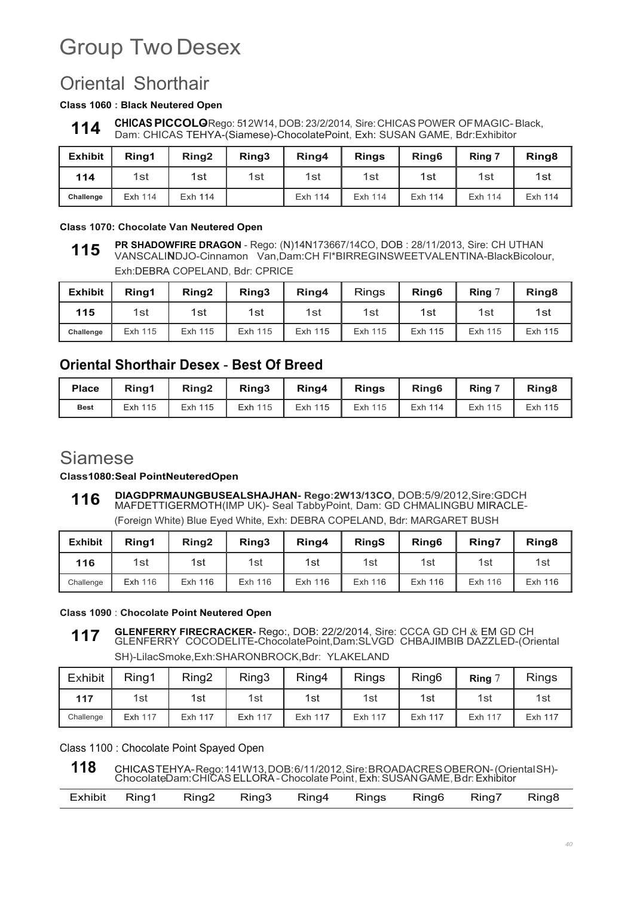# Group Two Desex

## Oriental Shorthair

**Class 1060 : Black Neutered Open**

**114** **CHICAS PICCOLO** - Rego: 512W14, DOB: 23/2/2014, Sire: CHICAS POWER OF MAGIC- Black, Dam: CHICAS TEHYA-(Siamese)-ChocolatePoint, Exh: SUSAN GAME, Bdr:Exhibitor

| Exhibit | Ring1 | Ring2 | Ring3 | Ring4 | Rings | Ring6 | Ring 7 | Ring8 |
|---|---|---|---|---|---|---|---|---|
| 114 | 1st | 1st | 1st | 1st | 1st | 1st | 1st | 1st |
| Challenge | Exh 114 | Exh 114 | | Exh 114 | Exh 114 | Exh 114 | Exh 114 | Exh 114 |

**Class 1070: Chocolate Van Neutered Open**

**115** **PR SHADOWFIRE DRAGON** - Rego: (N)14N173667/14CO, DOB : 28/11/2013, Sire: CH UTHAN VANSCALINDJO-Cinnamon Van,Dam:CH FI*BIRREGINSWEETVALENTINA-BlackBicolour, Exh:DEBRA COPELAND, Bdr: CPRICE

| Exhibit | Ring1 | Ring2 | Ring3 | Ring4 | Rings | Ring6 | Ring 7 | Ring8 |
|---|---|---|---|---|---|---|---|---|
| 115 | 1st | 1st | 1st | 1st | 1st | 1st | 1st | 1st |
| Challenge | Exh 115 | Exh 115 | Exh 115 | Exh 115 | Exh 115 | Exh 115 | Exh 115 | Exh 115 |

### Oriental Shorthair Desex - Best Of Breed

| Place | Ring1 | Ring2 | Ring3 | Ring4 | Rings | Ring6 | Ring 7 | Ring8 |
|---|---|---|---|---|---|---|---|---|
| Best | Exh 115 | Exh 115 | Exh 115 | Exh 115 | Exh 115 | Exh 114 | Exh 115 | Exh 115 |

## Siamese

**Class1080:Seal PointNeuteredOpen**

**116** **DIAGDPRMAUNGBUSEALSHAJHAN- Rego:2W13/13CO**, DOB:5/9/2012,Sire:GDCH MAFDETTIGERMOTH(IMP UK)- Seal TabbyPoint, Dam: GD CHMALINGBU MIRACLE- (Foreign White) Blue Eyed White, Exh: DEBRA COPELAND, Bdr: MARGARET BUSH

| Exhibit | Ring1 | Ring2 | Ring3 | Ring4 | RingS | Ring6 | Ring7 | Ring8 |
|---|---|---|---|---|---|---|---|---|
| 116 | 1st | 1st | 1st | 1st | 1st | 1st | 1st | 1st |
| Challenge | Exh 116 | Exh 116 | Exh 116 | Exh 116 | Exh 116 | Exh 116 | Exh 116 | Exh 116 |

**Class 1090** : **Chocolate Point Neutered Open**

**117** **GLENFERRY FIRECRACKER-** Rego:, DOB: 22/2/2014, Sire: CCCA GD CH & EM GD CH GLENFERRY COCODELITE-ChocolatePoint,Dam:SLVGD CHBAJIMBIB DAZZLED-(Oriental SH)-LilacSmoke,Exh:SHARONBROCK,Bdr: YLAKELAND

| Exhibit | Ring1 | Ring2 | Ring3 | Ring4 | Rings | Ring6 | Ring 7 | Rings |
|---|---|---|---|---|---|---|---|---|
| 117 | 1st | 1st | 1st | 1st | 1st | 1st | 1st | 1st |
| Challenge | Exh 117 | Exh 117 | Exh 117 | Exh 117 | Exh 117 | Exh 117 | Exh 117 | Exh 117 |

Class 1100 : Chocolate Point Spayed Open

**118** CHICASTEHYA-Rego:141W13,DOB:6/11/2012,Sire:BROADACRESOBERON-(OrientalSH)-Chocolate,Dam:CHICAS ELLORA - Chocolate Point, Exh: SUSANGAME, Bdr: Exhibitor

| Exhibit | Ring1 | Ring2 | Ring3 | Ring4 | Rings | Ring6 | Ring7 | Ring8 |
|---|---|---|---|---|---|---|---|---|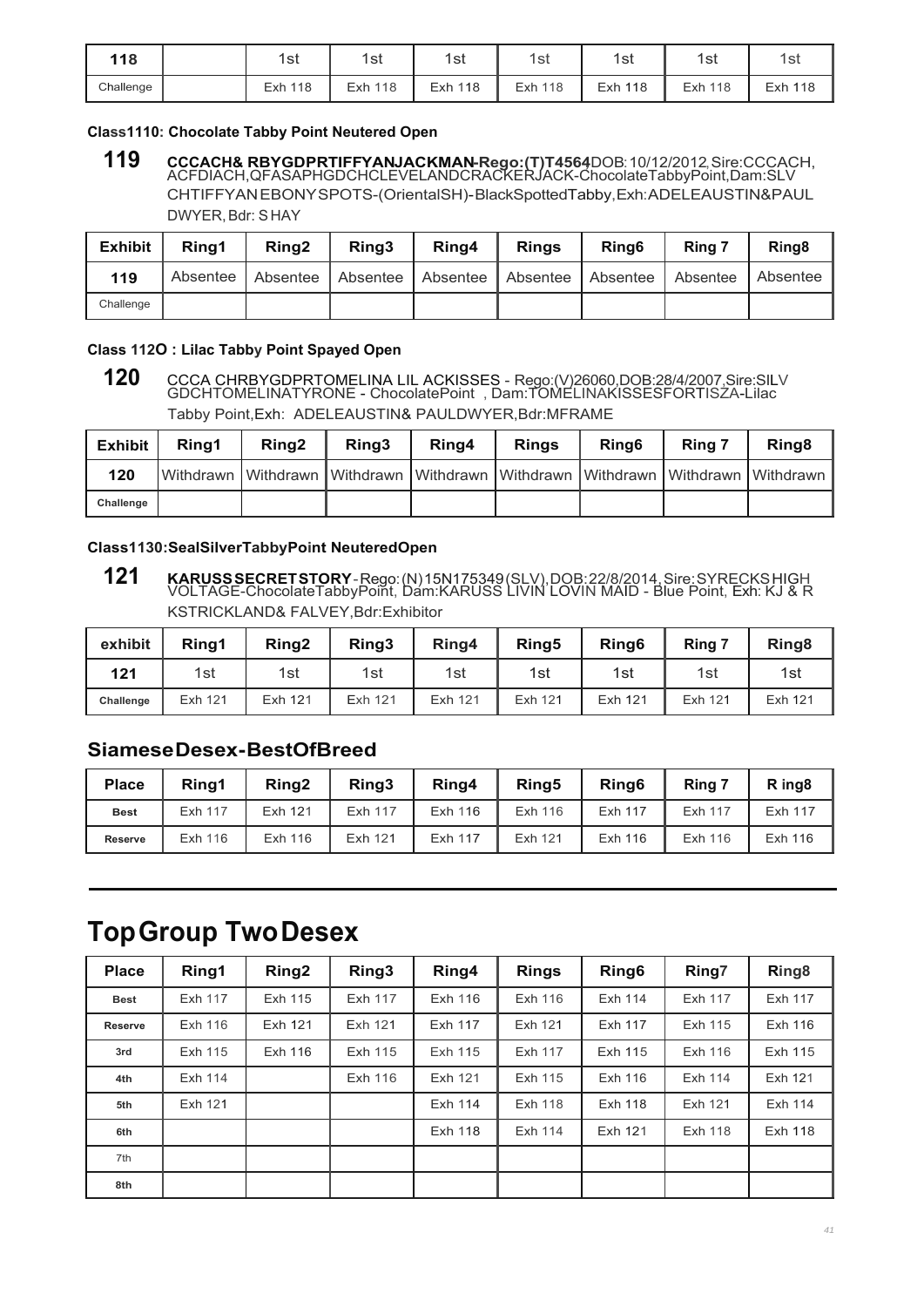| 118 | | 1st | 1st | 1st | 1st | 1st | 1st | 1st |
|---|---|---|---|---|---|---|---|---|
| Challenge | | Exh 118 | Exh 118 | Exh 118 | Exh 118 | Exh 118 | Exh 118 | Exh 118 |

#### Class1110: Chocolate Tabby Point Neutered Open

**119** **CCCACH& RBYGDPRTIFFYANJACKMAN-Rego:(T)T4564**DOB:10/12/2012,Sire:CCCACH, ACFDIACH,QFASAPHGDCHCLEVELANDCRACKERJACK-ChocolateTabbyPoint,Dam:SLV CHTIFFYANEBONYSPOTS-(OrientalSH)-BlackSpottedTabby,Exh:ADELEAUSTIN&PAUL DWYER,Bdr: SHAY

| Exhibit | Ring1 | Ring2 | Ring3 | Ring4 | Rings | Ring6 | Ring 7 | Ring8 |
|---|---|---|---|---|---|---|---|---|
| 119 | Absentee | Absentee | Absentee | Absentee | Absentee | Absentee | Absentee | Absentee |
| Challenge | | | | | | | | |

#### Class 112O : Lilac Tabby Point Spayed Open

**120** CCCA CHRBYGDPRTOMELINA LIL ACKISSES - Rego:(V)26060,DOB:28/4/2007,Sire:SILV GDCHTOMELINATYRONE - ChocolatePoint , Dam:TOMELINAKISSESFORTISZA-Lilac Tabby Point,Exh: ADELEAUSTIN& PAULDWYER,Bdr:MFRAME

| Exhibit | Ring1 | Ring2 | Ring3 | Ring4 | Rings | Ring6 | Ring 7 | Ring8 |
|---|---|---|---|---|---|---|---|---|
| 120 | Withdrawn | Withdrawn | Withdrawn | Withdrawn | Withdrawn | Withdrawn | Withdrawn | Withdrawn |
| Challenge | | | | | | | | |

#### Class1130:SealSilverTabbyPoint NeuteredOpen

**121** **KARUSSSECRETSTORY**-Rego:(N)15N175349(SLV),DOB:22/8/2014,Sire:SYRECKSHIGH VOLTAGE-ChocolateTabbyPoint, Dam:KARUSS LIVIN LOVIN MAID - Blue Point, Exh: KJ & R KSTRICKLAND& FALVEY,Bdr:Exhibitor

| exhibit | Ring1 | Ring2 | Ring3 | Ring4 | Ring5 | Ring6 | Ring 7 | Ring8 |
|---|---|---|---|---|---|---|---|---|
| 121 | 1st | 1st | 1st | 1st | 1st | 1st | 1st | 1st |
| Challenge | Exh 121 | Exh 121 | Exh 121 | Exh 121 | Exh 121 | Exh 121 | Exh 121 | Exh 121 |

## SiameseDesex-BestOfBreed

| Place | Ring1 | Ring2 | Ring3 | Ring4 | Ring5 | Ring6 | Ring 7 | R ing8 |
|---|---|---|---|---|---|---|---|---|
| Best | Exh 117 | Exh 121 | Exh 117 | Exh 116 | Exh 116 | Exh 117 | Exh 117 | Exh 117 |
| Reserve | Exh 116 | Exh 116 | Exh 121 | Exh 117 | Exh 121 | Exh 116 | Exh 116 | Exh 116 |

# TopGroup TwoDesex

| Place | Ring1 | Ring2 | Ring3 | Ring4 | Rings | Ring6 | Ring7 | Ring8 |
|---|---|---|---|---|---|---|---|---|
| Best | Exh 117 | Exh 115 | Exh 117 | Exh 116 | Exh 116 | Exh 114 | Exh 117 | Exh 117 |
| Reserve | Exh 116 | Exh 121 | Exh 121 | Exh 117 | Exh 121 | Exh 117 | Exh 115 | Exh 116 |
| 3rd | Exh 115 | Exh 116 | Exh 115 | Exh 115 | Exh 117 | Exh 115 | Exh 116 | Exh 115 |
| 4th | Exh 114 | | Exh 116 | Exh 121 | Exh 115 | Exh 116 | Exh 114 | Exh 121 |
| 5th | Exh 121 | | | Exh 114 | Exh 118 | Exh 118 | Exh 121 | Exh 114 |
| 6th | | | | Exh 118 | Exh 114 | Exh 121 | Exh 118 | Exh 118 |
| 7th | | | | | | | | |
| 8th | | | | | | | | |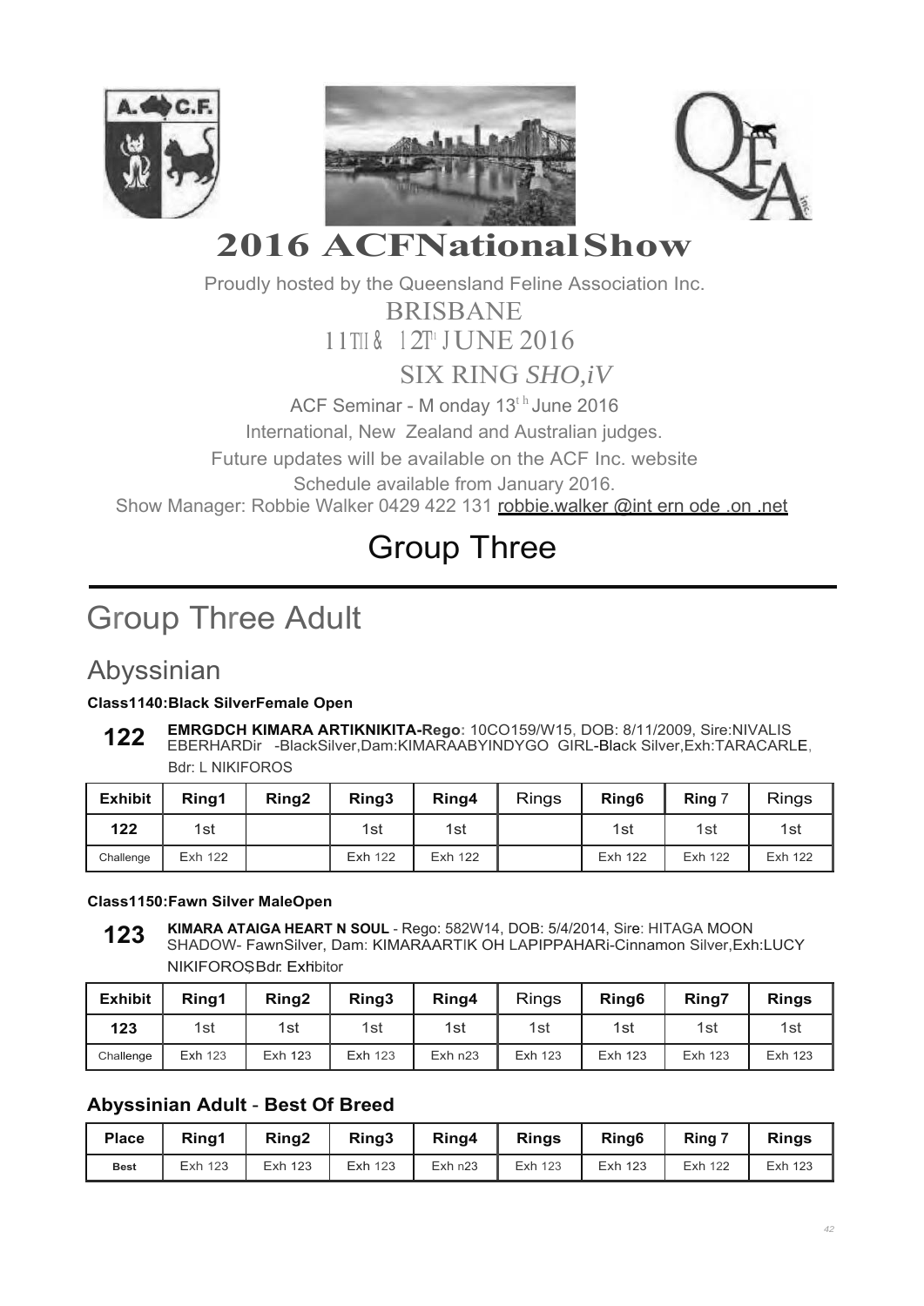# 2016 ACFNationalShow

Proudly hosted by the Queensland Feline Association Inc.

BRISBANE

11TH & 12TH JUNE 2016

SIX RING *SHO,iV*

ACF Seminar - M onday 13th June 2016

International, New Zealand and Australian judges.

Future updates will be available on the ACF Inc. website

Schedule available from January 2016.

Show Manager: Robbie Walker 0429 422 131 robbie.walker @int ern ode .on .net

# Group Three

## Group Three Adult

### Abyssinian

**Class1140:Black SilverFemale Open**

**122** **EMRGDCH KIMARA ARTIKNIKITA-Rego**: 10CO159/W15, DOB: 8/11/2009, Sire:NIVALIS EBERHARDir -BlackSilver,Dam:KIMARAABYINDYGO GIRL-Black Silver,Exh:TARACARLE, Bdr: L NIKIFOROS

| Exhibit | Ring1 | Ring2 | Ring3 | Ring4 | Rings | Ring6 | Ring 7 | Rings |
|---|---|---|---|---|---|---|---|---|
| 122 | 1st | | 1st | 1st | | 1st | 1st | 1st |
| Challenge | Exh 122 | | Exh 122 | Exh 122 | | Exh 122 | Exh 122 | Exh 122 |

**Class1150:Fawn Silver MaleOpen**

**123** **KIMARA ATAIGA HEART N SOUL** - Rego: 582W14, DOB: 5/4/2014, Sire: HITAGA MOON SHADOW- FawnSilver, Dam: KIMARAARTIK OH LAPIPPAHARi-Cinnamon Silver,Exh:LUCY NIKIFOROS,Bdr. Exhibitor

| Exhibit | Ring1 | Ring2 | Ring3 | Ring4 | Rings | Ring6 | Ring7 | Rings |
|---|---|---|---|---|---|---|---|---|
| 123 | 1st | 1st | 1st | 1st | 1st | 1st | 1st | 1st |
| Challenge | Exh 123 | Exh 123 | Exh 123 | Exh n23 | Exh 123 | Exh 123 | Exh 123 | Exh 123 |

### Abyssinian Adult - Best Of Breed

| Place | Ring1 | Ring2 | Ring3 | Ring4 | Rings | Ring6 | Ring 7 | Rings |
|---|---|---|---|---|---|---|---|---|
| Best | Exh 123 | Exh 123 | Exh 123 | Exh n23 | Exh 123 | Exh 123 | Exh 122 | Exh 123 |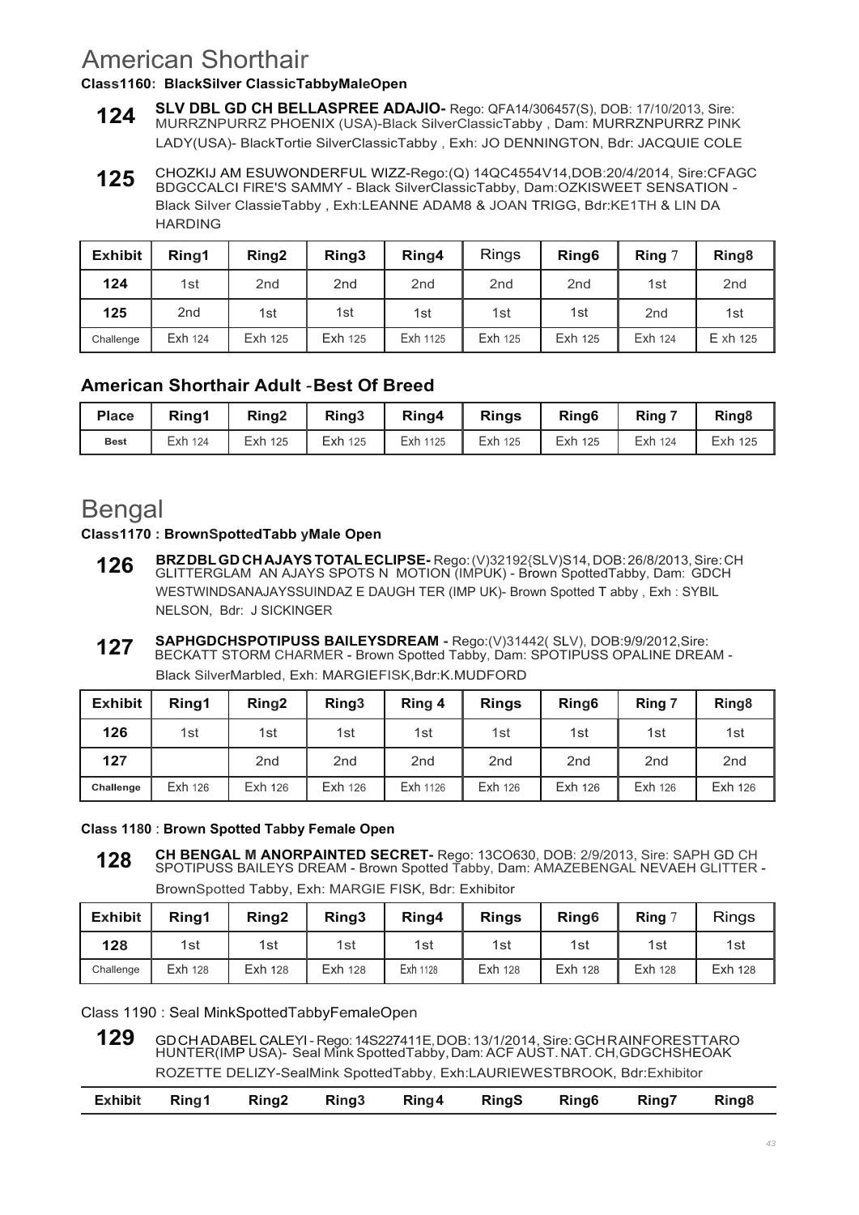# American Shorthair

**Class1160: BlackSilver ClassicTabbyMaleOpen**

**124** **SLV DBL GD CH BELLASPREE ADAJIO-** Rego: QFA14/306457(S), DOB: 17/10/2013, Sire: MURRZNPURRZ PHOENIX (USA)-Black SilverClassicTabby , Dam: MURRZNPURRZ PINK LADY(USA)- BlackTortie SilverClassicTabby , Exh: JO DENNINGTON, Bdr: JACQUIE COLE

**125** CHOZKIJ AM ESUWONDERFUL WIZZ-Rego:(Q) 14QC4554V14,DOB:20/4/2014, Sire:CFAGC BDGCCALCI FIRE'S SAMMY - Black SilverClassicTabby, Dam:OZKISWEET SENSATION - Black Silver ClassieTabby , Exh:LEANNE ADAM8 & JOAN TRIGG, Bdr:KE1TH & LIN DA HARDING

| Exhibit | Ring1 | Ring2 | Ring3 | Ring4 | Rings | Ring6 | Ring 7 | Ring8 |
|---|---|---|---|---|---|---|---|---|
| 124 | 1st | 2nd | 2nd | 2nd | 2nd | 2nd | 1st | 2nd |
| 125 | 2nd | 1st | 1st | 1st | 1st | 1st | 2nd | 1st |
| Challenge | Exh 124 | Exh 125 | Exh 125 | Exh 1125 | Exh 125 | Exh 125 | Exh 124 | E xh 125 |

## American Shorthair Adult -Best Of Breed

| Place | Ring1 | Ring2 | Ring3 | Ring4 | Rings | Ring6 | Ring 7 | Ring8 |
|---|---|---|---|---|---|---|---|---|
| Best | Exh 124 | Exh 125 | Exh 125 | Exh 1125 | Exh 125 | Exh 125 | Exh 124 | Exh 125 |

# Bengal

**Class1170 : BrownSpottedTabb yMale Open**

**126** **BRZ DBL GD CH AJAYS TOTAL ECLIPSE-** Rego: (V)32192{SLV)S14, DOB: 26/8/2013, Sire: CH GLITTERGLAM AN AJAYS SPOTS N MOTION (IMPUK) - Brown SpottedTabby, Dam: GDCH WESTWINDSANAJAYSSUINDAZ E DAUGH TER (IMP UK)- Brown Spotted T abby , Exh : SYBIL NELSON, Bdr: J SICKINGER

**127** **SAPHGDCHSPOTIPUSS BAILEYSDREAM -** Rego:(V)31442( SLV), DOB:9/9/2012,Sire: BECKATT STORM CHARMER - Brown Spotted Tabby, Dam: SPOTIPUSS OPALINE DREAM - Black SilverMarbled, Exh: MARGIEFISK,Bdr:K.MUDFORD

| Exhibit | Ring1 | Ring2 | Ring3 | Ring 4 | Rings | Ring6 | Ring 7 | Ring8 |
|---|---|---|---|---|---|---|---|---|
| 126 | 1st | 1st | 1st | 1st | 1st | 1st | 1st | 1st |
| 127 | | 2nd | 2nd | 2nd | 2nd | 2nd | 2nd | 2nd |
| Challenge | Exh 126 | Exh 126 | Exh 126 | Exh 1126 | Exh 126 | Exh 126 | Exh 126 | Exh 126 |

**Class 1180 : Brown Spotted Tabby Female Open**

**128** **CH BENGAL M ANORPAINTED SECRET-** Rego: 13CO630, DOB: 2/9/2013, Sire: SAPH GD CH SPOTIPUSS BAILEYS DREAM - Brown Spotted Tabby, Dam: AMAZEBENGAL NEVAEH GLITTER - BrownSpotted Tabby, Exh: MARGIE FISK, Bdr: Exhibitor

| Exhibit | Ring1 | Ring2 | Ring3 | Ring4 | Rings | Ring6 | Ring 7 | Rings |
|---|---|---|---|---|---|---|---|---|
| 128 | 1st | 1st | 1st | 1st | 1st | 1st | 1st | 1st |
| Challenge | Exh 128 | Exh 128 | Exh 128 | Exh 1128 | Exh 128 | Exh 128 | Exh 128 | Exh 128 |

Class 1190 : Seal MinkSpottedTabbyFemaleOpen

**129** GD CH ADABEL CALEYI - Rego: 14S227411E, DOB: 13/1/2014, Sire: GCH RAINFORESTTARO HUNTER(IMP USA)- Seal Mink SpottedTabby, Dam: ACF AUST. NAT. CH,GDGCHSHEOAK ROZETTE DELIZY-SealMink SpottedTabby, Exh:LAURIEWESTBROOK, Bdr:Exhibitor

| Exhibit | Ring1 | Ring2 | Ring3 | Ring4 | RingS | Ring6 | Ring7 | Ring8 |
|---|---|---|---|---|---|---|---|---|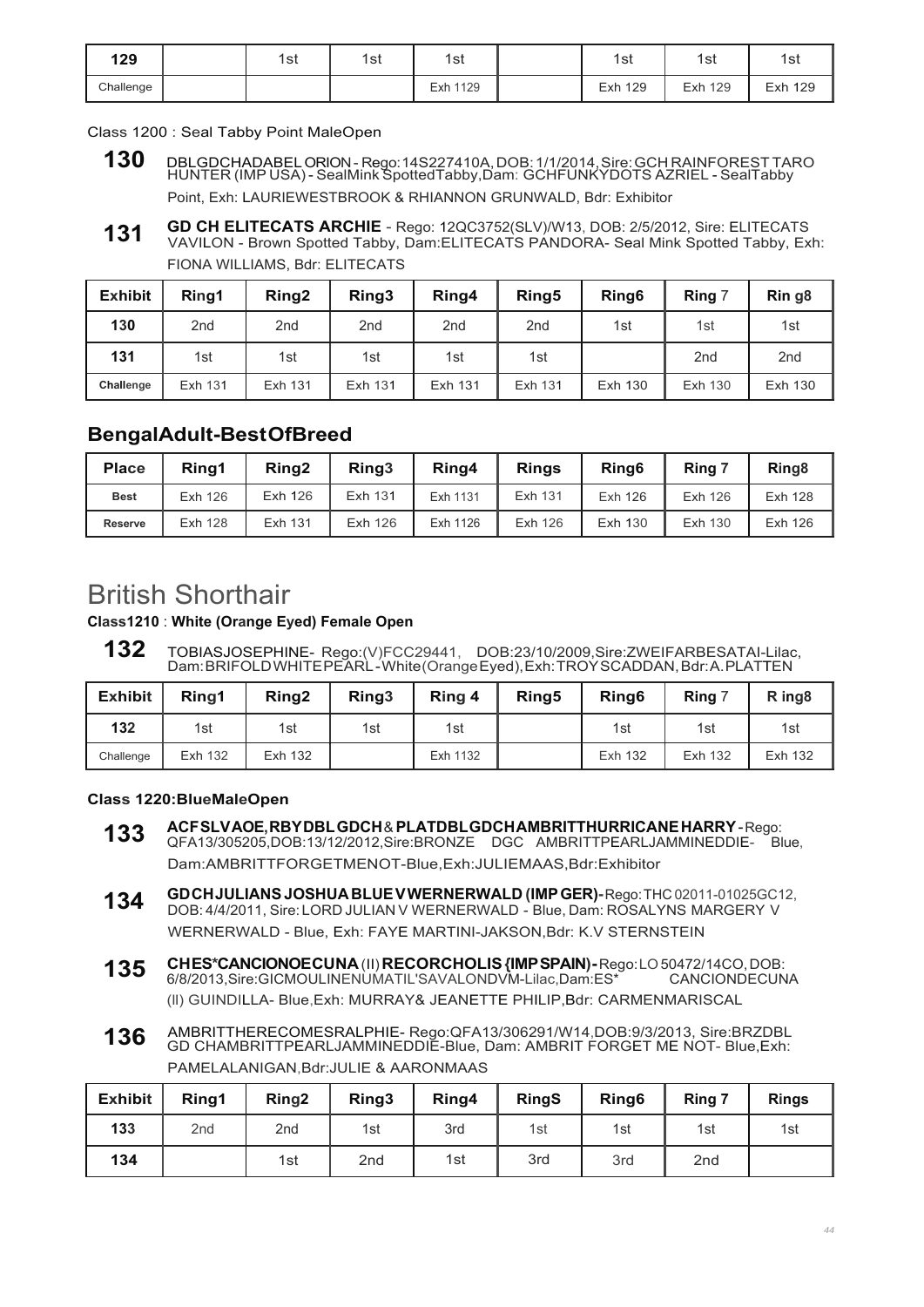| 129 | | 1st | 1st | 1st | | 1st | 1st | 1st |
|---|---|---|---|---|---|---|---|---|
| Challenge | | | | Exh 1129 | | Exh 129 | Exh 129 | Exh 129 |

Class 1200 : Seal Tabby Point MaleOpen

**130** DBLGDCHADABELORION - Rego:14S227410A, DOB: 1/1/2014, Sire: GCH RAINFOREST TARO HUNTER (IMP USA) - SealMink SpottedTabby,Dam: GCHFUNKYDOTS AZRIEL - SealTabby Point, Exh: LAURIEWESTBROOK & RHIANNON GRUNWALD, Bdr: Exhibitor

**131** **GD CH ELITECATS ARCHIE** - Rego: 12QC3752(SLV)/W13, DOB: 2/5/2012, Sire: ELITECATS VAVILON - Brown Spotted Tabby, Dam:ELITECATS PANDORA- Seal Mink Spotted Tabby, Exh: FIONA WILLIAMS, Bdr: ELITECATS

| Exhibit | Ring1 | Ring2 | Ring3 | Ring4 | Ring5 | Ring6 | Ring 7 | Rin g8 |
|---|---|---|---|---|---|---|---|---|
| 130 | 2nd | 2nd | 2nd | 2nd | 2nd | 1st | 1st | 1st |
| 131 | 1st | 1st | 1st | 1st | 1st | | 2nd | 2nd |
| Challenge | Exh 131 | Exh 131 | Exh 131 | Exh 131 | Exh 131 | Exh 130 | Exh 130 | Exh 130 |

## BengalAdult-BestOfBreed

| Place | Ring1 | Ring2 | Ring3 | Ring4 | Rings | Ring6 | Ring 7 | Ring8 |
|---|---|---|---|---|---|---|---|---|
| Best | Exh 126 | Exh 126 | Exh 131 | Exh 1131 | Exh 131 | Exh 126 | Exh 126 | Exh 128 |
| Reserve | Exh 128 | Exh 131 | Exh 126 | Exh 1126 | Exh 126 | Exh 130 | Exh 130 | Exh 126 |

# British Shorthair

**Class1210** : **White (Orange Eyed) Female Open**

**132** TOBIASJOSEPHINE- Rego:(V)FCC29441, DOB:23/10/2009,Sire:ZWEIFARBESATAI-Lilac, Dam:BRIFOLDWHITEPEARL-White(OrangeEyed),Exh:TROY SCADDAN, Bdr:A.PLATTEN

| Exhibit | Ring1 | Ring2 | Ring3 | Ring 4 | Ring5 | Ring6 | Ring 7 | R ing8 |
|---|---|---|---|---|---|---|---|---|
| 132 | 1st | 1st | 1st | 1st | | 1st | 1st | 1st |
| Challenge | Exh 132 | Exh 132 | | Exh 1132 | | Exh 132 | Exh 132 | Exh 132 |

**Class 1220:BlueMaleOpen**

**133** **ACFSLVAOE,RBYDBLGDCH & PLATDBLGDCHAMBRITTHURRICANEHARRY** - Rego: QFA13/305205,DOB:13/12/2012,Sire:BRONZE DGC AMBRITTPEARLJAMMINEDDIE- Blue, Dam:AMBRITTFORGETMENOT-Blue,Exh:JULIEMAAS,Bdr:Exhibitor

**134** **GDCHJULIANS JOSHUABLUEVWERNERWALD (IMP GER)** - Rego: THC 02011-01025GC12, DOB: 4/4/2011, Sire: LORD JULIAN V WERNERWALD - Blue, Dam: ROSALYNS MARGERY V WERNERWALD - Blue, Exh: FAYE MARTINI-JAKSON,Bdr: K.V STERNSTEIN

**135** **CHES*CANCIONOECUNA** (II) **RECORCHOLIS {IMPSPAIN)** - Rego: LO 50472/14CO, DOB: 6/8/2013,Sire:GICMOULINENUMATIL'SAVALONDVM-Lilac,Dam:ES* CANCIONDECUNA (II) GUINDILLA- Blue,Exh: MURRAY& JEANETTE PHILIP,Bdr: CARMENMARISCAL

**136** AMBRITTHERECOMESRALPHIE- Rego:QFA13/306291/W14,DOB:9/3/2013, Sire:BRZDBL GD CHAMBRITTPEARLJAMMINEDDIE-Blue, Dam: AMBRIT FORGET ME NOT- Blue,Exh: PAMELALANIGAN,Bdr:JULIE & AARONMAAS

| Exhibit | Ring1 | Ring2 | Ring3 | Ring4 | RingS | Ring6 | Ring 7 | Rings |
|---|---|---|---|---|---|---|---|---|
| 133 | 2nd | 2nd | 1st | 3rd | 1st | 1st | 1st | 1st |
| 134 | | 1st | 2nd | 1st | 3rd | 3rd | 2nd | |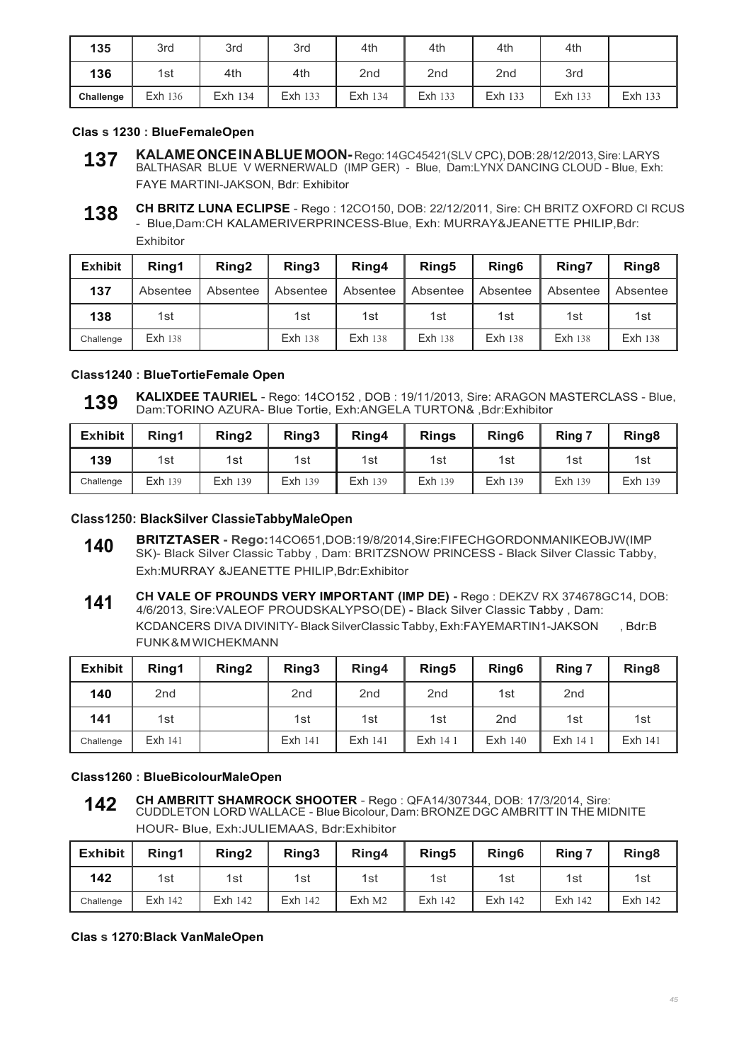| 135 | 3rd | 3rd | 3rd | 4th | 4th | 4th | 4th | |
|---|---|---|---|---|---|---|---|---|
| 136 | 1st | 4th | 4th | 2nd | 2nd | 2nd | 3rd | |
| Challenge | Exh 136 | Exh 134 | Exh 133 | Exh 134 | Exh 133 | Exh 133 | Exh 133 | Exh 133 |

#### Clas s 1230 : BlueFemaleOpen

**137** **KALAME ONCE IN A BLUE MOON** - Rego: 14GC45421(SLV CPC), DOB: 28/12/2013, Sire: LARYS BALTHASAR BLUE V WERNERWALD (IMP GER) - Blue, Dam:LYNX DANCING CLOUD - Blue, Exh: FAYE MARTINI-JAKSON, Bdr: Exhibitor

**138** **CH BRITZ LUNA ECLIPSE** - Rego : 12CO150, DOB: 22/12/2011, Sire: CH BRITZ OXFORD CI RCUS - Blue,Dam:CH KALAMERIVERPRINCESS-Blue, Exh: MURRAY&JEANETTE PHILIP,Bdr: Exhibitor

| Exhibit | Ring1 | Ring2 | Ring3 | Ring4 | Ring5 | Ring6 | Ring7 | Ring8 |
|---|---|---|---|---|---|---|---|---|
| 137 | Absentee | Absentee | Absentee | Absentee | Absentee | Absentee | Absentee | Absentee |
| 138 | 1st | | 1st | 1st | 1st | 1st | 1st | 1st |
| Challenge | Exh 138 | | Exh 138 | Exh 138 | Exh 138 | Exh 138 | Exh 138 | Exh 138 |

#### Class1240 : BlueTortieFemale Open

**139** **KALIXDEE TAURIEL** - Rego: 14CO152 , DOB : 19/11/2013, Sire: ARAGON MASTERCLASS - Blue, Dam:TORINO AZURA- Blue Tortie, Exh:ANGELA TURTON& ,Bdr:Exhibitor

| Exhibit | Ring1 | Ring2 | Ring3 | Ring4 | Rings | Ring6 | Ring 7 | Ring8 |
|---|---|---|---|---|---|---|---|---|
| 139 | 1st | 1st | 1st | 1st | 1st | 1st | 1st | 1st |
| Challenge | Exh 139 | Exh 139 | Exh 139 | Exh 139 | Exh 139 | Exh 139 | Exh 139 | Exh 139 |

#### Class1250: BlackSilver ClassieTabbyMaleOpen

**140** **BRITZTASER - Rego:**14CO651,DOB:19/8/2014,Sire:FIFECHGORDONMANIKEOBJW(IMP SK)- Black Silver Classic Tabby , Dam: BRITZSNOW PRINCESS - Black Silver Classic Tabby, Exh:MURRAY &JEANETTE PHILIP,Bdr:Exhibitor

**141** **CH VALE OF PROUNDS VERY IMPORTANT (IMP DE) -** Rego : DEKZV RX 374678GC14, DOB: 4/6/2013, Sire:VALEOF PROUDSKALYPSO(DE) - Black Silver Classic Tabby , Dam: KCDANCERS DIVA DIVINITY- Black SilverClassic Tabby, Exh:FAYEMARTIN1-JAKSON , Bdr:B FUNK&M WICHEKMANN

| Exhibit | Ring1 | Ring2 | Ring3 | Ring4 | Ring5 | Ring6 | Ring 7 | Ring8 |
|---|---|---|---|---|---|---|---|---|
| 140 | 2nd | | 2nd | 2nd | 2nd | 1st | 2nd | |
| 141 | 1st | | 1st | 1st | 1st | 2nd | 1st | 1st |
| Challenge | Exh 141 | | Exh 141 | Exh 141 | Exh 14 1 | Exh 140 | Exh 14 1 | Exh 141 |

#### Class1260 : BlueBicolourMaleOpen

**142** **CH AMBRITT SHAMROCK SHOOTER** - Rego : QFA14/307344, DOB: 17/3/2014, Sire: CUDDLETON LORD WALLACE - Blue Bicolour, Dam: BRONZE DGC AMBRITT IN THE MIDNITE HOUR- Blue, Exh:JULIEMAAS, Bdr:Exhibitor

| Exhibit | Ring1 | Ring2 | Ring3 | Ring4 | Ring5 | Ring6 | Ring 7 | Ring8 |
|---|---|---|---|---|---|---|---|---|
| 142 | 1st | 1st | 1st | 1st | 1st | 1st | 1st | 1st |
| Challenge | Exh 142 | Exh 142 | Exh 142 | Exh M2 | Exh 142 | Exh 142 | Exh 142 | Exh 142 |

#### Clas s 1270:Black VanMaleOpen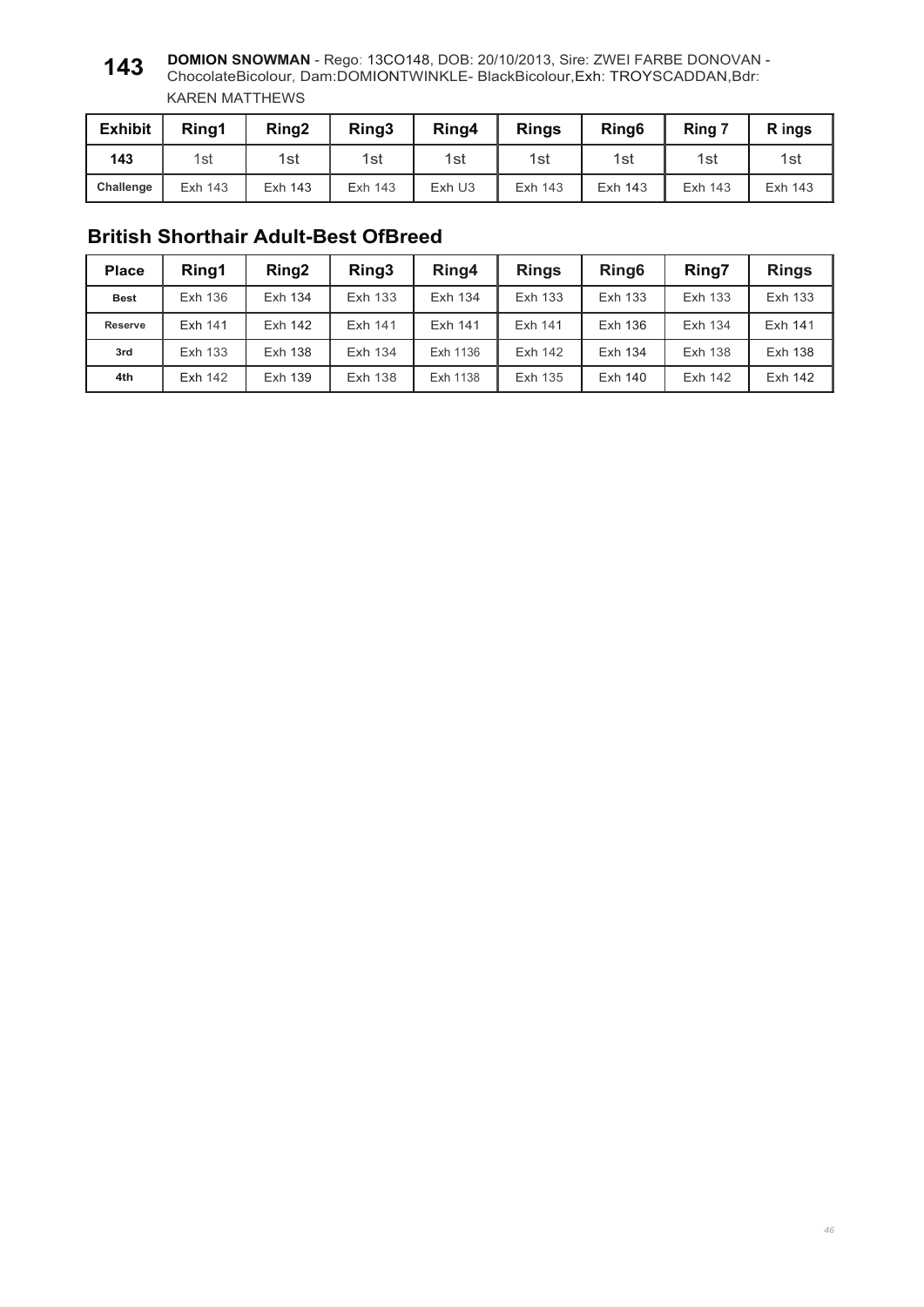**143** **DOMION SNOWMAN** - Rego: 13CO148, DOB: 20/10/2013, Sire: ZWEI FARBE DONOVAN - ChocolateBicolour, Dam:DOMIONTWINKLE- BlackBicolour,Exh: TROYSCADDAN,Bdr: KAREN MATTHEWS

| Exhibit | Ring1 | Ring2 | Ring3 | Ring4 | Rings | Ring6 | Ring 7 | R ings |
|---|---|---|---|---|---|---|---|---|
| 143 | 1st | 1st | 1st | 1st | 1st | 1st | 1st | 1st |
| Challenge | Exh 143 | Exh 143 | Exh 143 | Exh U3 | Exh 143 | Exh 143 | Exh 143 | Exh 143 |

## British Shorthair Adult-Best OfBreed

| Place | Ring1 | Ring2 | Ring3 | Ring4 | Rings | Ring6 | Ring7 | Rings |
|---|---|---|---|---|---|---|---|---|
| Best | Exh 136 | Exh 134 | Exh 133 | Exh 134 | Exh 133 | Exh 133 | Exh 133 | Exh 133 |
| Reserve | Exh 141 | Exh 142 | Exh 141 | Exh 141 | Exh 141 | Exh 136 | Exh 134 | Exh 141 |
| 3rd | Exh 133 | Exh 138 | Exh 134 | Exh 1136 | Exh 142 | Exh 134 | Exh 138 | Exh 138 |
| 4th | Exh 142 | Exh 139 | Exh 138 | Exh 1138 | Exh 135 | Exh 140 | Exh 142 | Exh 142 |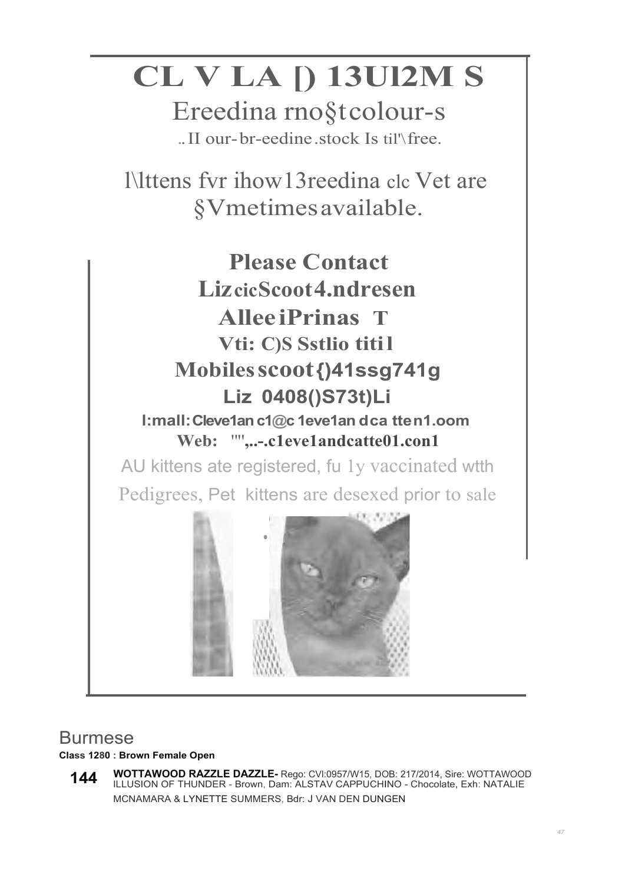# CL V LA [) 13Ul2M S

Ereedina rno§tcolour-s

.. II our-br-eedine .stock Is til'\free.

l\lttens fvr ihow13reedina clc Vet are §Vmetimes available.

**Please Contact**

**LizcicScoot4.ndresen**

**AlleeiPrinas T**

**Vti: C)S Sstlio titi1**

**Mobiles scoot{)41ssg741g**

**Liz 0408()S73t)Li**

**l:mall: Cleve1an c1@c 1eve1an dca tten1.oom**

**Web: "",..-.c1eve1andcatte01.con1**

AU kittens ate registered, fu 1y vaccinated wtth Pedigrees, Pet kittens are desexed prior to sale

## Burmese

**Class 1280 : Brown Female Open**

**144** **WOTTAWOOD RAZZLE DAZZLE-** Rego: CVI:0957/W15, DOB: 217/2014, Sire: WOTTAWOOD ILLUSION OF THUNDER - Brown, Dam: ALSTAV CAPPUCHINO - Chocolate, Exh: NATALIE MCNAMARA & LYNETTE SUMMERS, Bdr: J VAN DEN DUNGEN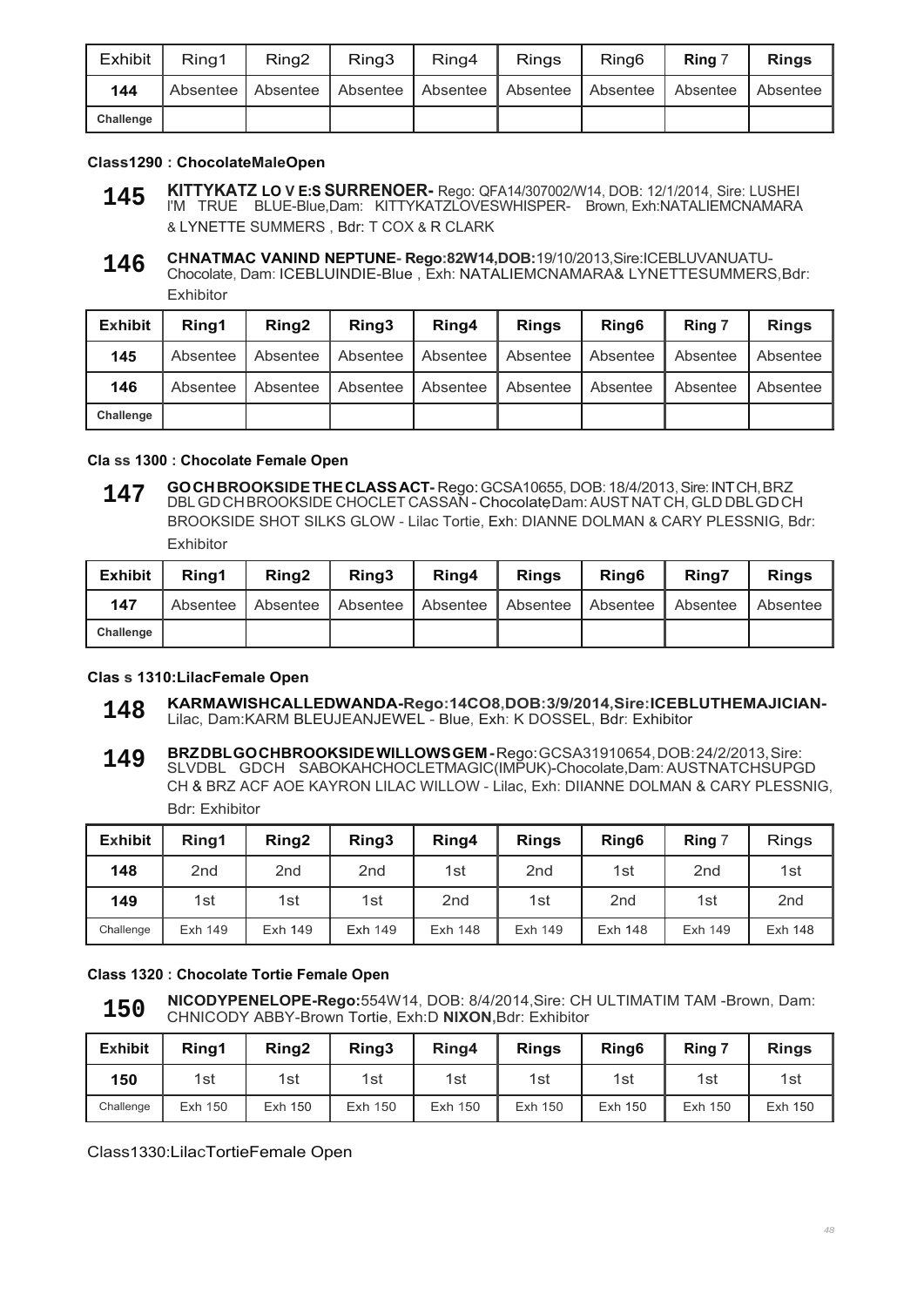| Exhibit | Ring1 | Ring2 | Ring3 | Ring4 | Rings | Ring6 | Ring 7 | Rings |
|---|---|---|---|---|---|---|---|---|
| 144 | Absentee | Absentee | Absentee | Absentee | Absentee | Absentee | Absentee | Absentee |
| Challenge | | | | | | | | |

#### Class1290 : ChocolateMaleOpen

**145** **KITTYKATZ LO V E:S SURRENOER-** Rego: QFA14/307002/W14, DOB: 12/1/2014, Sire: LUSHEI I'M TRUE BLUE-Blue,Dam: KITTYKATZLOVESWHISPER- Brown, Exh:NATALIEMCNAMARA & LYNETTE SUMMERS , Bdr: T COX & R CLARK

**146** **CHNATMAC VANIND NEPTUNE- Rego:82W14,DOB:**19/10/2013,Sire:ICEBLUVANUATU-Chocolate, Dam: ICEBLUINDIE-Blue , Exh: NATALIEMCNAMARA& LYNETTESUMMERS,Bdr: Exhibitor

| Exhibit | Ring1 | Ring2 | Ring3 | Ring4 | Rings | Ring6 | Ring 7 | Rings |
|---|---|---|---|---|---|---|---|---|
| 145 | Absentee | Absentee | Absentee | Absentee | Absentee | Absentee | Absentee | Absentee |
| 146 | Absentee | Absentee | Absentee | Absentee | Absentee | Absentee | Absentee | Absentee |
| Challenge | | | | | | | | |

#### Cla ss 1300 : Chocolate Female Open

**147** **GOCHBROOKSIDETHECLASSACT-** Rego:GCSA10655, DOB:18/4/2013, Sire: INTCH, BRZ DBL GD CH BROOKSIDE CHOCLET CASSAN - Chocolate,Dam: AUST NAT CH, GLD DBL GD CH BROOKSIDE SHOT SILKS GLOW - Lilac Tortie, Exh: DIANNE DOLMAN & CARY PLESSNIG, Bdr: Exhibitor

| Exhibit | Ring1 | Ring2 | Ring3 | Ring4 | Rings | Ring6 | Ring7 | Rings |
|---|---|---|---|---|---|---|---|---|
| 147 | Absentee | Absentee | Absentee | Absentee | Absentee | Absentee | Absentee | Absentee |
| Challenge | | | | | | | | |

#### Clas s 1310:LilacFemale Open

**148** **KARMAWISHCALLEDWANDA-Rego:14CO8,DOB:3/9/2014,Sire:ICEBLUTHEMAJICIAN-** Lilac, Dam:KARM BLEUJEANJEWEL - Blue, Exh: K DOSSEL, Bdr: Exhibitor

**149** **BRZDBLGOCHBROOKSIDEWILLOWSGEM-** Rego:GCSA31910654, DOB:24/2/2013, Sire: SLVDBL GDCH SABOKAHCHOCLETMAGIC(IMPUK)-Chocolate,Dam: AUSTNATCHSUPGD CH & BRZ ACF AOE KAYRON LILAC WILLOW - Lilac, Exh: DIIANNE DOLMAN & CARY PLESSNIG, Bdr: Exhibitor

| Exhibit | Ring1 | Ring2 | Ring3 | Ring4 | Rings | Ring6 | Ring 7 | Rings |
|---|---|---|---|---|---|---|---|---|
| 148 | 2nd | 2nd | 2nd | 1st | 2nd | 1st | 2nd | 1st |
| 149 | 1st | 1st | 1st | 2nd | 1st | 2nd | 1st | 2nd |
| Challenge | Exh 149 | Exh 149 | Exh 149 | Exh 148 | Exh 149 | Exh 148 | Exh 149 | Exh 148 |

#### Class 1320 : Chocolate Tortie Female Open

**150** **NICODYPENELOPE-Rego:**554W14, DOB: 8/4/2014,Sire: CH ULTIMATIM TAM -Brown, Dam: CHNICODY ABBY-Brown Tortie, Exh:D **NIXON**,Bdr: Exhibitor

| Exhibit | Ring1 | Ring2 | Ring3 | Ring4 | Rings | Ring6 | Ring 7 | Rings |
|---|---|---|---|---|---|---|---|---|
| 150 | 1st | 1st | 1st | 1st | 1st | 1st | 1st | 1st |
| Challenge | Exh 150 | Exh 150 | Exh 150 | Exh 150 | Exh 150 | Exh 150 | Exh 150 | Exh 150 |

Class1330:LilacTortieFemale Open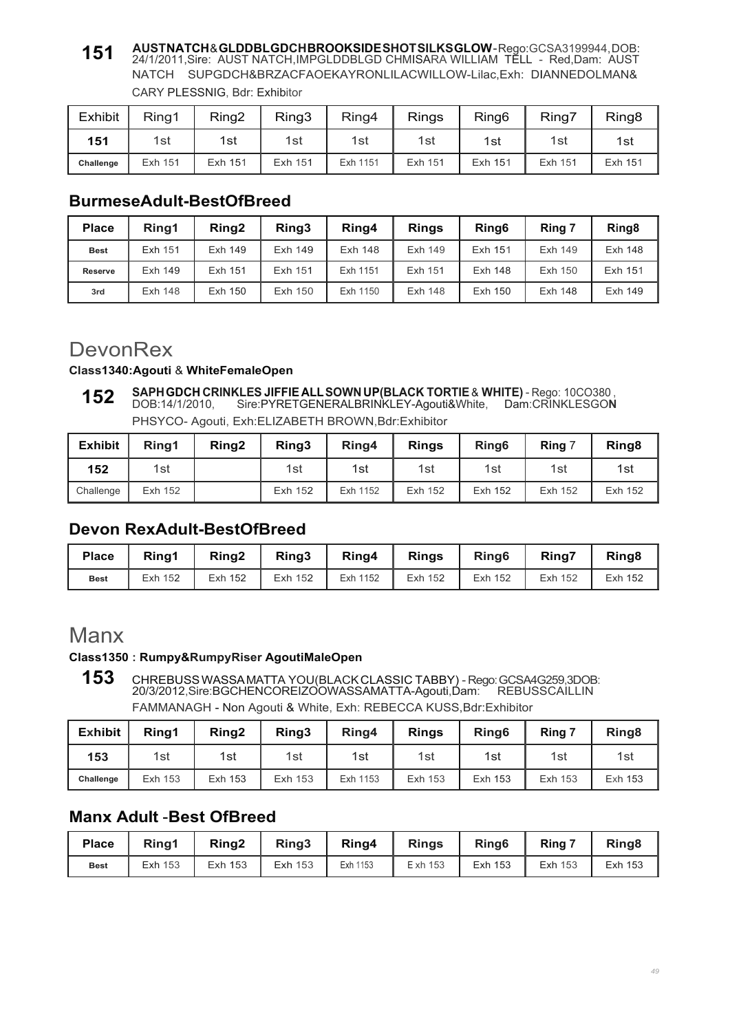**151** **AUSTNATCH&GLDDBLGDCHBROOKSIDESHOTSILKSGLOW**-Rego:GCSA3199944,DOB: 24/1/2011,Sire: AUST NATCH,IMPGLDDBLGD CHMISARA WILLIAM TELL - Red,Dam: AUST NATCH SUPGDCH&BRZACFAOEKAYRONLILACWILLOW-Lilac,Exh: DIANNEDOLMAN& CARY PLESSNIG, Bdr: Exhibitor

| Exhibit | Ring1 | Ring2 | Ring3 | Ring4 | Rings | Ring6 | Ring7 | Ring8 |
|---|---|---|---|---|---|---|---|---|
| **151** | 1st | 1st | 1st | 1st | 1st | 1st | 1st | 1st |
| **Challenge** | Exh 151 | Exh 151 | Exh 151 | Exh 1151 | Exh 151 | Exh 151 | Exh 151 | Exh 151 |

## BurmeseAdult-BestOfBreed

| Place | Ring1 | Ring2 | Ring3 | Ring4 | Rings | Ring6 | Ring 7 | Ring8 |
|---|---|---|---|---|---|---|---|---|
| **Best** | Exh 151 | Exh 149 | Exh 149 | Exh 148 | Exh 149 | Exh 151 | Exh 149 | Exh 148 |
| **Reserve** | Exh 149 | Exh 151 | Exh 151 | Exh 1151 | Exh 151 | Exh 148 | Exh 150 | Exh 151 |
| **3rd** | Exh 148 | Exh 150 | Exh 150 | Exh 1150 | Exh 148 | Exh 150 | Exh 148 | Exh 149 |

# DevonRex

**Class1340:Agouti & WhiteFemaleOpen**

**152** **SAPHGDCH CRINKLES JIFFIE ALL SOWN UP(BLACK TORTIE & WHITE)** - Rego: 10CO380 , DOB:14/1/2010, Sire:PYRETGENERALBRINKLEY-Agouti&White, Dam:CRINKLESGON PHSYCO- Agouti, Exh:ELIZABETH BROWN,Bdr:Exhibitor

| Exhibit | Ring1 | Ring2 | Ring3 | Ring4 | Rings | Ring6 | Ring 7 | Ring8 |
|---|---|---|---|---|---|---|---|---|
| **152** | 1st | | 1st | 1st | 1st | 1st | 1st | 1st |
| Challenge | Exh 152 | | Exh 152 | Exh 1152 | Exh 152 | Exh 152 | Exh 152 | Exh 152 |

## Devon RexAdult-BestOfBreed

| Place | Ring1 | Ring2 | Ring3 | Ring4 | Rings | Ring6 | Ring7 | Ring8 |
|---|---|---|---|---|---|---|---|---|
| **Best** | Exh 152 | Exh 152 | Exh 152 | Exh 1152 | Exh 152 | Exh 152 | Exh 152 | Exh 152 |

# Manx

**Class1350 : Rumpy&RumpyRiser AgoutiMaleOpen**

**153** CHREBUSS WASSA MATTA YOU(BLACK CLASSIC TABBY) - Rego: GCSA4G259,3DOB: 20/3/2012,Sire:BGCHENCOREIZOOWASSAMATTA-Agouti,Dam: REBUSSCAILLIN FAMMANAGH - Non Agouti & White, Exh: REBECCA KUSS,Bdr:Exhibitor

| Exhibit | Ring1 | Ring2 | Ring3 | Ring4 | Rings | Ring6 | Ring 7 | Ring8 |
|---|---|---|---|---|---|---|---|---|
| **153** | 1st | 1st | 1st | 1st | 1st | 1st | 1st | 1st |
| **Challenge** | Exh 153 | Exh 153 | Exh 153 | Exh 1153 | Exh 153 | Exh 153 | Exh 153 | Exh 153 |

## Manx Adult -Best OfBreed

| Place | Ring1 | Ring2 | Ring3 | Ring4 | Rings | Ring6 | Ring 7 | Ring8 |
|---|---|---|---|---|---|---|---|---|
| **Best** | Exh 153 | Exh 153 | Exh 153 | Exh 1153 | E xh 153 | Exh 153 | Exh 153 | Exh 153 |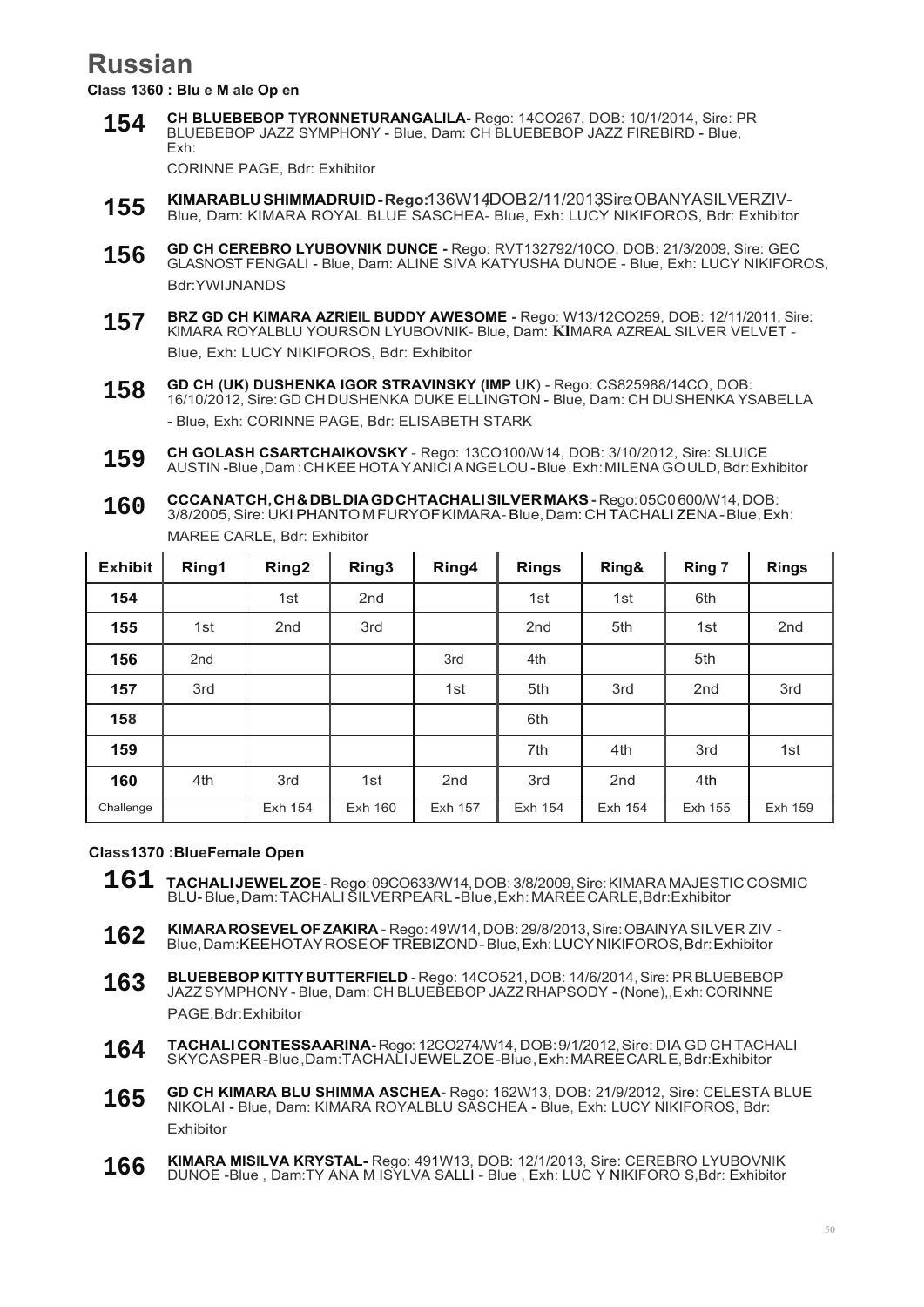# Russian

**Class 1360 : Blu e M ale Op en**

**154** **CH BLUEBEBOP TYRONNETURANGALILA-** Rego: 14CO267, DOB: 10/1/2014, Sire: PR BLUEBEBOP JAZZ SYMPHONY - Blue, Dam: CH BLUEBEBOP JAZZ FIREBIRD - Blue, Exh: CORINNE PAGE, Bdr: Exhibitor

**155** **KIMARABLU SHIMMADRUID - Rego:**136W14DOB 2/11/2013Sire:OBANYASILVERZIV- Blue, Dam: KIMARA ROYAL BLUE SASCHEA- Blue, Exh: LUCY NIKIFOROS, Bdr: Exhibitor

**156** **GD CH CEREBRO LYUBOVNIK DUNCE -** Rego: RVT132792/10CO, DOB: 21/3/2009, Sire: GEC GLASNOST FENGALI - Blue, Dam: ALINE SIVA KATYUSHA DUNOE - Blue, Exh: LUCY NIKIFOROS, Bdr:YWIJNANDS

**157** **BRZ GD CH KIMARA AZRIEIL BUDDY AWESOME -** Rego: W13/12CO259, DOB: 12/11/2011, Sire: KIMARA ROYALBLU YOURSON LYUBOVNIK- Blue, Dam: KIMARA AZREAL SILVER VELVET - Blue, Exh: LUCY NIKIFOROS, Bdr: Exhibitor

**158** **GD CH (UK) DUSHENKA IGOR STRAVINSKY (IMP** UK) - Rego: CS825988/14CO, DOB: 16/10/2012, Sire: GD CH DUSHENKA DUKE ELLINGTON - Blue, Dam: CH DUSHENKA YSABELLA - Blue, Exh: CORINNE PAGE, Bdr: ELISABETH STARK

**159** **CH GOLASH CSARTCHAIKOVSKY** - Rego: 13CO100/W14, DOB: 3/10/2012, Sire: SLUICE AUSTIN -Blue ,Dam : CH KEE HOTA Y ANICI A NGE LOU - Blue , Exh: MILENA GO ULD, Bdr: Exhibitor

**160** **CCCA NAT CH, CH & DBL DIA GD CH TACHALI SILVER MAKS -** Rego: 05C0 600/W14, DOB: 3/8/2005, Sire: UKI PHANTO M FURY OF KIMARA - Blue, Dam: CH TACHALI ZENA - Blue, Exh: MAREE CARLE, Bdr: Exhibitor

| Exhibit | Ring1 | Ring2 | Ring3 | Ring4 | Rings | Ring& | Ring 7 | Rings |
|---|---|---|---|---|---|---|---|---|
| 154 | | 1st | 2nd | | 1st | 1st | 6th | |
| 155 | 1st | 2nd | 3rd | | 2nd | 5th | 1st | 2nd |
| 156 | 2nd | | | 3rd | 4th | | 5th | |
| 157 | 3rd | | | 1st | 5th | 3rd | 2nd | 3rd |
| 158 | | | | | 6th | | | |
| 159 | | | | | 7th | 4th | 3rd | 1st |
| 160 | 4th | 3rd | 1st | 2nd | 3rd | 2nd | 4th | |
| Challenge | | Exh 154 | Exh 160 | Exh 157 | Exh 154 | Exh 154 | Exh 155 | Exh 159 |

**Class1370 :BlueFemale Open**

**161** **TACHALI JEWEL ZOE** - Rego: 09CO633/W14, DOB: 3/8/2009, Sire: KIMARA MAJESTIC COSMIC BLU- Blue, Dam: TACHALI SILVERPEARL -Blue, Exh: MAREE CARLE, Bdr:Exhibitor

**162** **KIMARA ROSEVEL OF ZAKIRA -** Rego: 49W14, DOB: 29/8/2013, Sire: OBAINYA SILVER ZIV - Blue, Dam: KEEHOTAY ROSE OF TREBIZOND - Blue, Exh: LUCY NIKIFOROS, Bdr: Exhibitor

**163** **BLUEBEBOP KITTY BUTTERFIELD** - Rego: 14CO521, DOB: 14/6/2014, Sire: PR BLUEBEBOP JAZZ SYMPHONY - Blue, Dam: CH BLUEBEBOP JAZZ RHAPSODY - (None),,Exh: CORINNE PAGE,Bdr:Exhibitor

**164** **TACHALI CONTESSAARINA-** Rego: 12CO274/W14, DOB: 9/1/2012, Sire: DIA GD CH TACHALI SKYCASPER -Blue, Dam: TACHALI JEWEL ZOE - Blue, Exh: MAREE CARLE, Bdr: Exhibitor

**165** **GD CH KIMARA BLU SHIMMA ASCHEA-** Rego: 162W13, DOB: 21/9/2012, Sire: CELESTA BLUE NIKOLAI - Blue, Dam: KIMARA ROYALBLU SASCHEA - Blue, Exh: LUCY NIKIFOROS, Bdr: Exhibitor

**166** **KIMARA MISILVA KRYSTAL-** Rego: 491W13, DOB: 12/1/2013, Sire: CEREBRO LYUBOVNIK DUNOE -Blue , Dam:TY ANA M ISYLVA SALLI - Blue , Exh: LUC Y NIKIFORO S, Bdr: Exhibitor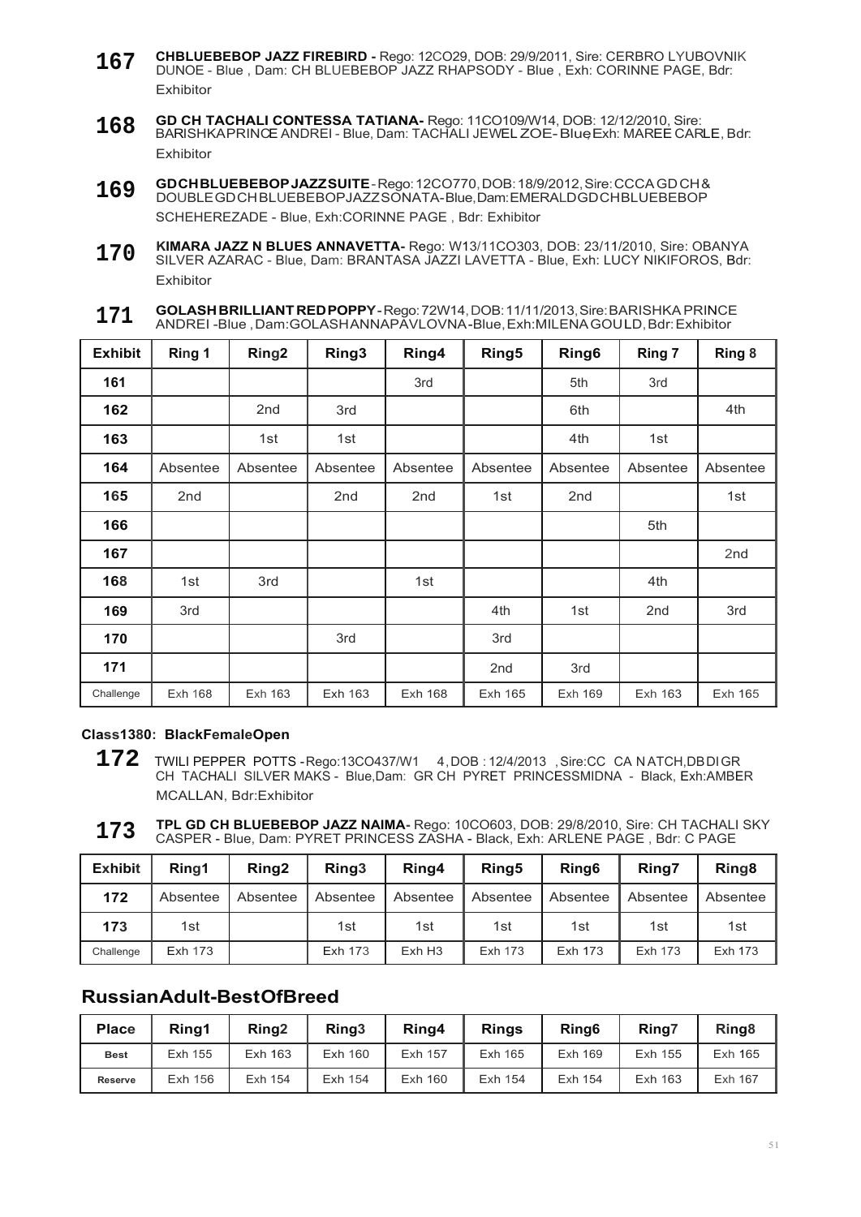**167** **CHBLUEBEBOP JAZZ FIREBIRD -** Rego: 12CO29, DOB: 29/9/2011, Sire: CERBRO LYUBOVNIK DUNOE - Blue , Dam: CH BLUEBEBOP JAZZ RHAPSODY - Blue , Exh: CORINNE PAGE, Bdr: Exhibitor

**168** **GD CH TACHALI CONTESSA TATIANA-** Rego: 11CO109/W14, DOB: 12/12/2010, Sire: BARISHKAPRINCE ANDREI - Blue, Dam: TACHALI JEWEL ZOE- Blue, Exh: MAREE CARLE, Bdr: Exhibitor

**169** **GDCHBLUEBEBOPJAZZSUITE** - Rego: 12CO770, DOB: 18/9/2012, Sire: CCCA GD CH & DOUBLEGDCHBLUEBEBOPJAZZSONATA-Blue, Dam: EMERALDGDCHBLUEBEBOP SCHEHEREZADE - Blue, Exh:CORINNE PAGE , Bdr: Exhibitor

**170** **KIMARA JAZZ N BLUES ANNAVETTA-** Rego: W13/11CO303, DOB: 23/11/2010, Sire: OBANYA SILVER AZARAC - Blue, Dam: BRANTASA JAZZI LAVETTA - Blue, Exh: LUCY NIKIFOROS, Bdr: Exhibitor

**171** **GOLASHBRILLIANTREDPOPPY** - Rego: 72W14, DOB: 11/11/2013, Sire: BARISHKA PRINCE ANDREI -Blue , Dam:GOLASHANNAPAVLOVNA-Blue, Exh:MILENA GOULD, Bdr: Exhibitor

| Exhibit | Ring 1 | Ring2 | Ring3 | Ring4 | Ring5 | Ring6 | Ring 7 | Ring 8 |
|---|---|---|---|---|---|---|---|---|
| 161 | | | | 3rd | | 5th | 3rd | |
| 162 | | 2nd | 3rd | | | 6th | | 4th |
| 163 | | 1st | 1st | | | 4th | 1st | |
| 164 | Absentee | Absentee | Absentee | Absentee | Absentee | Absentee | Absentee | Absentee |
| 165 | 2nd | | 2nd | 2nd | 1st | 2nd | | 1st |
| 166 | | | | | | | 5th | |
| 167 | | | | | | | | 2nd |
| 168 | 1st | 3rd | | 1st | | | 4th | |
| 169 | 3rd | | | | 4th | 1st | 2nd | 3rd |
| 170 | | | 3rd | | 3rd | | | |
| 171 | | | | | 2nd | 3rd | | |
| Challenge | Exh 168 | Exh 163 | Exh 163 | Exh 168 | Exh 165 | Exh 169 | Exh 163 | Exh 165 |

#### Class1380: BlackFemaleOpen

**172** TWILI PEPPER POTTS -Rego:13CO437/W1 4, DOB : 12/4/2013 , Sire:CC CA NATCH,DBDIGR CH TACHALI SILVER MAKS - Blue,Dam: GR CH PYRET PRINCESSMIDNA - Black, Exh:AMBER MCALLAN, Bdr:Exhibitor

**173** **TPL GD CH BLUEBEBOP JAZZ NAIMA-** Rego: 10CO603, DOB: 29/8/2010, Sire: CH TACHALI SKY CASPER - Blue, Dam: PYRET PRINCESS ZASHA - Black, Exh: ARLENE PAGE , Bdr: C PAGE

| Exhibit | Ring1 | Ring2 | Ring3 | Ring4 | Ring5 | Ring6 | Ring7 | Ring8 |
|---|---|---|---|---|---|---|---|---|
| 172 | Absentee | Absentee | Absentee | Absentee | Absentee | Absentee | Absentee | Absentee |
| 173 | 1st | | 1st | 1st | 1st | 1st | 1st | 1st |
| Challenge | Exh 173 | | Exh 173 | Exh H3 | Exh 173 | Exh 173 | Exh 173 | Exh 173 |

## RussianAdult-BestOfBreed

| Place | Ring1 | Ring2 | Ring3 | Ring4 | Rings | Ring6 | Ring7 | Ring8 |
|---|---|---|---|---|---|---|---|---|
| Best | Exh 155 | Exh 163 | Exh 160 | Exh 157 | Exh 165 | Exh 169 | Exh 155 | Exh 165 |
| Reserve | Exh 156 | Exh 154 | Exh 154 | Exh 160 | Exh 154 | Exh 154 | Exh 163 | Exh 167 |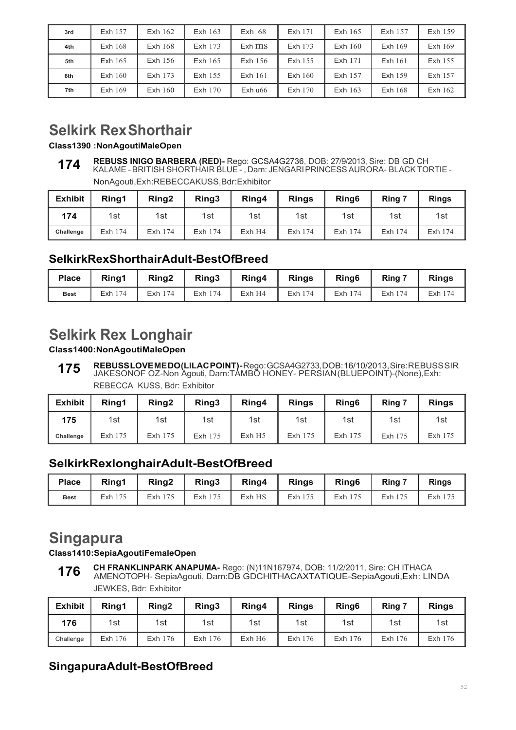| 3rd | Exh 157 | Exh 162 | Exh 163 | Exh 68 | Exh 171 | Exh 165 | Exh 157 | Exh 159 |
|---|---|---|---|---|---|---|---|---|
| 4th | Exh 168 | Exh 168 | Exh 173 | Exh ms | Exh 173 | Exh 160 | Exh 169 | Exh 169 |
| 5th | Exh 165 | Exh 156 | Exh 165 | Exh 156 | Exh 155 | Exh 171 | Exh 161 | Exh 155 |
| 6th | Exh 160 | Exh 173 | Exh 155 | Exh 161 | Exh 160 | Exh 157 | Exh 159 | Exh 157 |
| 7th | Exh 169 | Exh 160 | Exh 170 | Exh u66 | Exh 170 | Exh 163 | Exh 168 | Exh 162 |

# Selkirk RexShorthair

### Class1390 :NonAgoutiMaleOpen

**174** **REBUSS INIGO BARBERA (RED)-** Rego: GCSA4G2736, DOB: 27/9/2013, Sire: DB GD CH KALAME - BRITISH SHORTHAIR BLUE - , Dam: JENGARI PRINCESS AURORA- BLACK TORTIE - NonAgouti,Exh:REBECCAKUSS,Bdr:Exhibitor

| Exhibit | Ring1 | Ring2 | Ring3 | Ring4 | Rings | Ring6 | Ring 7 | Rings |
|---|---|---|---|---|---|---|---|---|
| 174 | 1st | 1st | 1st | 1st | 1st | 1st | 1st | 1st |
| Challenge | Exh 174 | Exh 174 | Exh 174 | Exh H4 | Exh 174 | Exh 174 | Exh 174 | Exh 174 |

## SelkirkRexShorthairAdult-BestOfBreed

| Place | Ring1 | Ring2 | Ring3 | Ring4 | Rings | Ring6 | Ring 7 | Rings |
|---|---|---|---|---|---|---|---|---|
| Best | Exh 174 | Exh 174 | Exh 174 | Exh H4 | Exh 174 | Exh 174 | Exh 174 | Exh 174 |

# Selkirk Rex Longhair

### Class1400:NonAgoutiMaleOpen

**175** **REBUSSLOVEMEDO(LILACPOINT)-**Rego:GCSA4G2733,DOB:16/10/2013,Sire:REBUSSSIR JAKESONOF OZ-Non Agouti, Dam:TAMBO HONEY- PERSIAN(BLUEPOINT)-(None),Exh: REBECCA KUSS, Bdr: Exhibitor

| Exhibit | Ring1 | Ring2 | Ring3 | Ring4 | Rings | Ring6 | Ring 7 | Rings |
|---|---|---|---|---|---|---|---|---|
| 175 | 1st | 1st | 1st | 1st | 1st | 1st | 1st | 1st |
| Challenge | Exh 175 | Exh 175 | Exh 175 | Exh H5 | Exh 175 | Exh 175 | Exh 175 | Exh 175 |

## SelkirkRexlonghairAdult-BestOfBreed

| Place | Ring1 | Ring2 | Ring3 | Ring4 | Rings | Ring6 | Ring 7 | Rings |
|---|---|---|---|---|---|---|---|---|
| Best | Exh 175 | Exh 175 | Exh 175 | Exh HS | Exh 175 | Exh 175 | Exh 175 | Exh 175 |

# Singapura

### Class1410:SepiaAgoutiFemaleOpen

**176** **CH FRANKLINPARK ANAPUMA-** Rego: (N)11N167974, DOB: 11/2/2011, Sire: CH ITHACA AMENOTOPH- SepiaAgouti, Dam:DB GDCHITHACAXTATIQUE-SepiaAgouti,Exh: LINDA JEWKES, Bdr: Exhibitor

| Exhibit | Ring1 | Ring2 | Ring3 | Ring4 | Rings | Ring6 | Ring 7 | Rings |
|---|---|---|---|---|---|---|---|---|
| 176 | 1st | 1st | 1st | 1st | 1st | 1st | 1st | 1st |
| Challenge | Exh 176 | Exh 176 | Exh 176 | Exh H6 | Exh 176 | Exh 176 | Exh 176 | Exh 176 |

## SingapuraAdult-BestOfBreed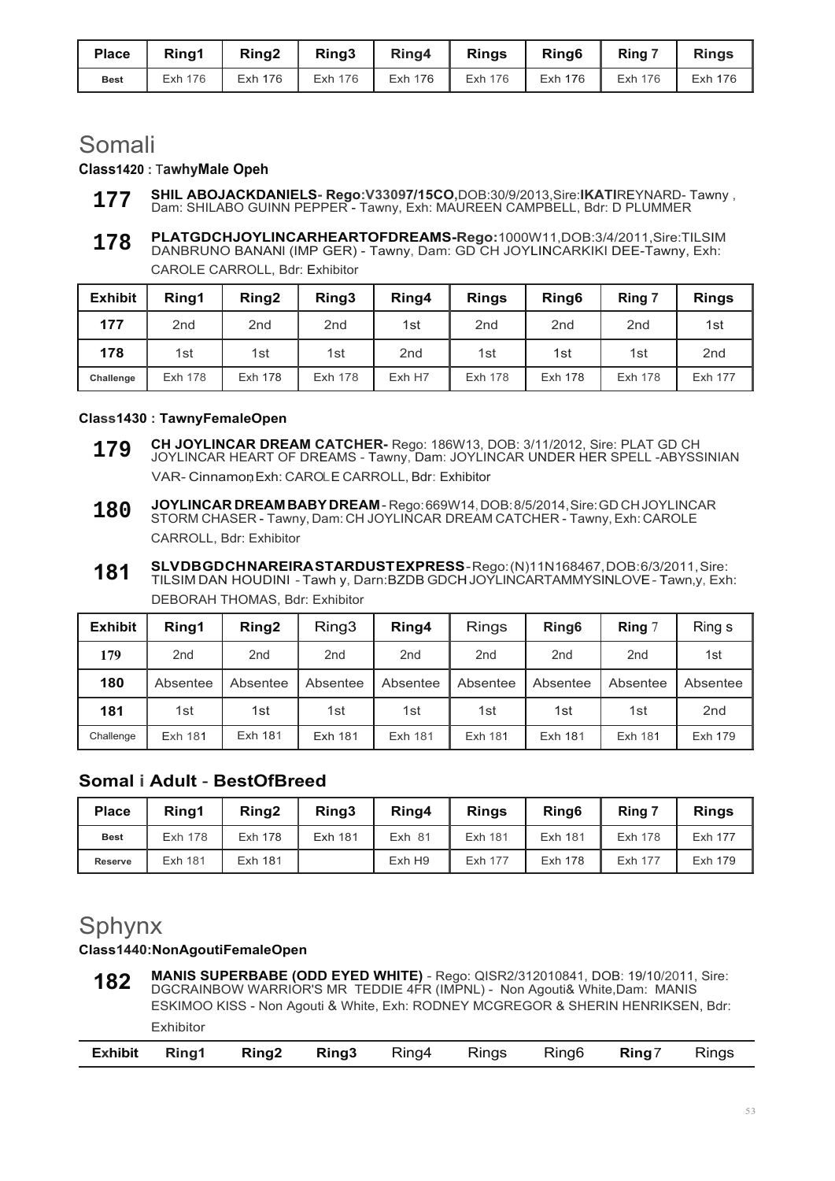| Place | Ring1 | Ring2 | Ring3 | Ring4 | Rings | Ring6 | Ring 7 | Rings |
|---|---|---|---|---|---|---|---|---|
| Best | Exh 176 | Exh 176 | Exh 176 | Exh 176 | Exh 176 | Exh 176 | Exh 176 | Exh 176 |

# Somali

**Class1420 : TawhyMale Opeh**

**177** **SHIL ABOJACKDANIELS- Rego:V33097/15CO,**DOB:30/9/2013,Sire:**IKATI**REYNARD- Tawny , Dam: SHILABO GUINN PEPPER - Tawny, Exh: MAUREEN CAMPBELL, Bdr: D PLUMMER

**178** **PLATGDCHJOYLINCARHEARTOFDREAMS-Rego:**1000W11,DOB:3/4/2011,Sire:TILSIM DANBRUNO BANANI (IMP GER) - Tawny, Dam: GD CH JOYLINCARKIKI DEE-Tawny, Exh: CAROLE CARROLL, Bdr: Exhibitor

| Exhibit | Ring1 | Ring2 | Ring3 | Ring4 | Rings | Ring6 | Ring 7 | Rings |
|---|---|---|---|---|---|---|---|---|
| 177 | 2nd | 2nd | 2nd | 1st | 2nd | 2nd | 2nd | 1st |
| 178 | 1st | 1st | 1st | 2nd | 1st | 1st | 1st | 2nd |
| Challenge | Exh 178 | Exh 178 | Exh 178 | Exh H7 | Exh 178 | Exh 178 | Exh 178 | Exh 177 |

**Class1430 : TawnyFemaleOpen**

**179** **CH JOYLINCAR DREAM CATCHER-** Rego: 186W13, DOB: 3/11/2012, Sire: PLAT GD CH JOYLINCAR HEART OF DREAMS - Tawny, Dam: JOYLINCAR UNDER HER SPELL -ABYSSINIAN VAR- Cinnamon, Exh: CAROLE CARROLL, Bdr: Exhibitor

**180** **JOYLINCAR DREAMBABYDREAM** - Rego: 669W14, DOB: 8/5/2014, Sire: GD CH JOYLINCAR STORM CHASER - Tawny, Dam: CH JOYLINCAR DREAM CATCHER - Tawny, Exh: CAROLE CARROLL, Bdr: Exhibitor

**181** **SLVDBGDCHNAREIRASTARDUSTEXPRESS** - Rego: (N)11N168467, DOB: 6/3/2011, Sire: TILSIM DAN HOUDINI - Tawh y, Darn:BZDB GDCH JOYLINCARTAMMYSINLOVE - Tawn,y, Exh: DEBORAH THOMAS, Bdr: Exhibitor

| Exhibit | Ring1 | Ring2 | Ring3 | Ring4 | Rings | Ring6 | Ring 7 | Ring s |
|---|---|---|---|---|---|---|---|---|
| 179 | 2nd | 2nd | 2nd | 2nd | 2nd | 2nd | 2nd | 1st |
| 180 | Absentee | Absentee | Absentee | Absentee | Absentee | Absentee | Absentee | Absentee |
| 181 | 1st | 1st | 1st | 1st | 1st | 1st | 1st | 2nd |
| Challenge | Exh 181 | Exh 181 | Exh 181 | Exh 181 | Exh 181 | Exh 181 | Exh 181 | Exh 179 |

## Somal i Adult - BestOfBreed

| Place | Ring1 | Ring2 | Ring3 | Ring4 | Rings | Ring6 | Ring 7 | Rings |
|---|---|---|---|---|---|---|---|---|
| Best | Exh 178 | Exh 178 | Exh 181 | Exh 81 | Exh 181 | Exh 181 | Exh 178 | Exh 177 |
| Reserve | Exh 181 | Exh 181 | | Exh H9 | Exh 177 | Exh 178 | Exh 177 | Exh 179 |

# Sphynx

**Class1440:NonAgoutiFemaleOpen**

**182** **MANIS SUPERBABE (ODD EYED WHITE)** - Rego: QISR2/312010841, DOB: 19/10/2011, Sire: DGCRAINBOW WARRIOR'S MR TEDDIE 4FR (IMPNL) - Non Agouti& White,Dam: MANIS ESKIMOO KISS - Non Agouti & White, Exh: RODNEY MCGREGOR & SHERIN HENRIKSEN, Bdr: Exhibitor

| Exhibit | Ring1 | Ring2 | Ring3 | Ring4 | Rings | Ring6 | Ring7 | Rings |
|---|---|---|---|---|---|---|---|---|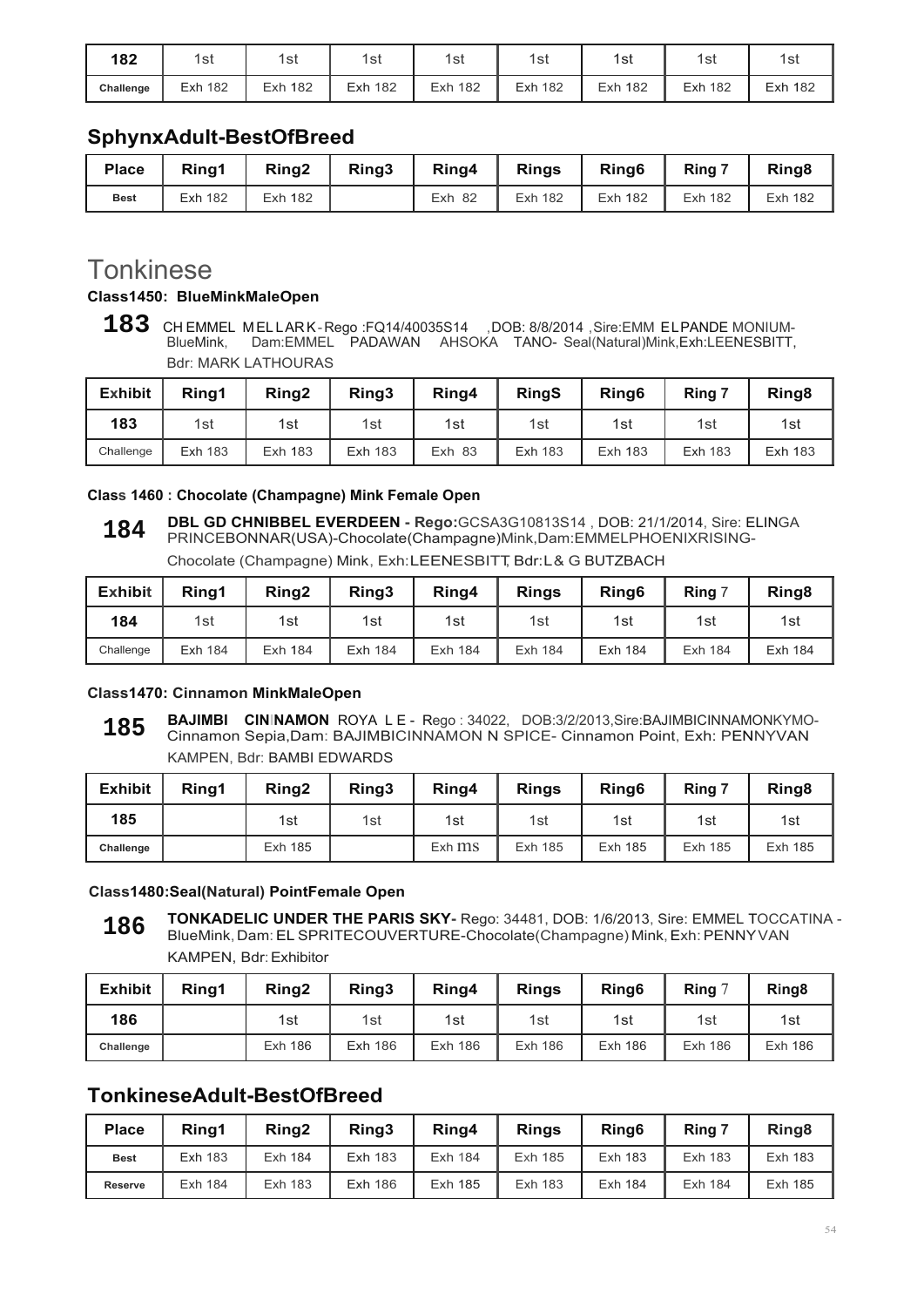| 182 | 1st | 1st | 1st | 1st | 1st | 1st | 1st | 1st |
|---|---|---|---|---|---|---|---|---|
| Challenge | Exh 182 | Exh 182 | Exh 182 | Exh 182 | Exh 182 | Exh 182 | Exh 182 | Exh 182 |

## SphynxAdult-BestOfBreed

| Place | Ring1 | Ring2 | Ring3 | Ring4 | Rings | Ring6 | Ring 7 | Ring8 |
|---|---|---|---|---|---|---|---|---|
| Best | Exh 182 | Exh 182 | | Exh 82 | Exh 182 | Exh 182 | Exh 182 | Exh 182 |

# Tonkinese

### Class1450: BlueMinkMaleOpen

**183** CH EMMEL MELLARK-Rego :FQ14/40035S14 ,DOB: 8/8/2014 ,Sire:EMM ELPANDE MONIUM-BlueMink, Dam:EMMEL PADAWAN AHSOKA TANO- Seal(Natural)Mink,Exh:LEENESBITT, Bdr: MARK LATHOURAS

| Exhibit | Ring1 | Ring2 | Ring3 | Ring4 | RingS | Ring6 | Ring 7 | Ring8 |
|---|---|---|---|---|---|---|---|---|
| 183 | 1st | 1st | 1st | 1st | 1st | 1st | 1st | 1st |
| Challenge | Exh 183 | Exh 183 | Exh 183 | Exh 83 | Exh 183 | Exh 183 | Exh 183 | Exh 183 |

### Class 1460 : Chocolate (Champagne) Mink Female Open

**184** **DBL GD CHNIBBEL EVERDEEN - Rego:**GCSA3G10813S14 , DOB: 21/1/2014, Sire: ELINGA PRINCEBONNAR(USA)-Chocolate(Champagne)Mink,Dam:EMMELPHOENIXRISING-Chocolate (Champagne) Mink, Exh:LEENESBITT, Bdr:L& G BUTZBACH

| Exhibit | Ring1 | Ring2 | Ring3 | Ring4 | Rings | Ring6 | Ring 7 | Ring8 |
|---|---|---|---|---|---|---|---|---|
| 184 | 1st | 1st | 1st | 1st | 1st | 1st | 1st | 1st |
| Challenge | Exh 184 | Exh 184 | Exh 184 | Exh 184 | Exh 184 | Exh 184 | Exh 184 | Exh 184 |

### Class1470: Cinnamon MinkMaleOpen

**185** **BAJIMBI CINNAMON** ROYA L E - Rego : 34022, DOB:3/2/2013,Sire:BAJIMBICINNAMONKYMO-Cinnamon Sepia,Dam: BAJIMBICINNAMON N SPICE- Cinnamon Point, Exh: PENNYVAN KAMPEN, Bdr: BAMBI EDWARDS

| Exhibit | Ring1 | Ring2 | Ring3 | Ring4 | Rings | Ring6 | Ring 7 | Ring8 |
|---|---|---|---|---|---|---|---|---|
| 185 | | 1st | 1st | 1st | 1st | 1st | 1st | 1st |
| Challenge | | Exh 185 | | Exh ms | Exh 185 | Exh 185 | Exh 185 | Exh 185 |

### Class1480:Seal(Natural) PointFemale Open

**186** **TONKADELIC UNDER THE PARIS SKY-** Rego: 34481, DOB: 1/6/2013, Sire: EMMEL TOCCATINA - BlueMink, Dam: EL SPRITECOUVERTURE-Chocolate(Champagne) Mink, Exh: PENNYVAN KAMPEN, Bdr: Exhibitor

| Exhibit | Ring1 | Ring2 | Ring3 | Ring4 | Rings | Ring6 | Ring 7 | Ring8 |
|---|---|---|---|---|---|---|---|---|
| 186 | | 1st | 1st | 1st | 1st | 1st | 1st | 1st |
| Challenge | | Exh 186 | Exh 186 | Exh 186 | Exh 186 | Exh 186 | Exh 186 | Exh 186 |

## TonkineseAdult-BestOfBreed

| Place | Ring1 | Ring2 | Ring3 | Ring4 | Rings | Ring6 | Ring 7 | Ring8 |
|---|---|---|---|---|---|---|---|---|
| Best | Exh 183 | Exh 184 | Exh 183 | Exh 184 | Exh 185 | Exh 183 | Exh 183 | Exh 183 |
| Reserve | Exh 184 | Exh 183 | Exh 186 | Exh 185 | Exh 183 | Exh 184 | Exh 184 | Exh 185 |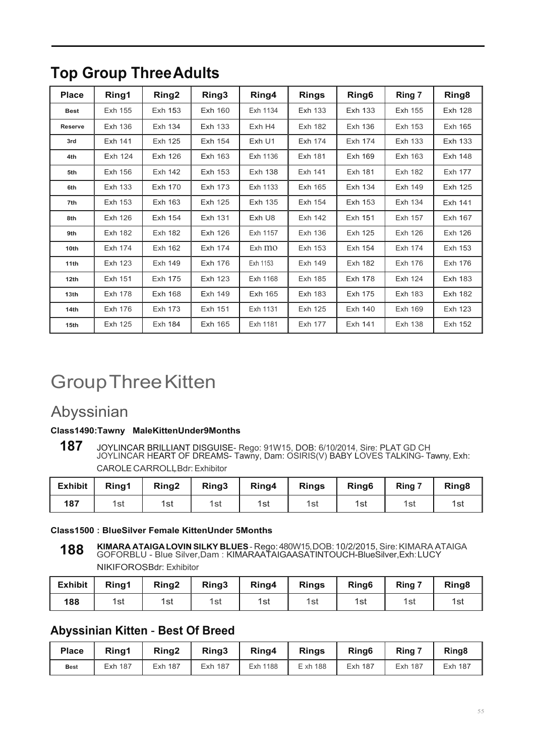## Top Group Three Adults

| Place | Ring1 | Ring2 | Ring3 | Ring4 | Rings | Ring6 | Ring 7 | Ring8 |
|---|---|---|---|---|---|---|---|---|
| Best | Exh 155 | Exh 153 | Exh 160 | Exh 1134 | Exh 133 | Exh 133 | Exh 155 | Exh 128 |
| Reserve | Exh 136 | Exh 134 | Exh 133 | Exh H4 | Exh 182 | Exh 136 | Exh 153 | Exh 165 |
| 3rd | Exh 141 | Exh 125 | Exh 154 | Exh U1 | Exh 174 | Exh 174 | Exh 133 | Exh 133 |
| 4th | Exh 124 | Exh 126 | Exh 163 | Exh 1136 | Exh 181 | Exh 169 | Exh 163 | Exh 148 |
| 5th | Exh 156 | Exh 142 | Exh 153 | Exh 138 | Exh 141 | Exh 181 | Exh 182 | Exh 177 |
| 6th | Exh 133 | Exh 170 | Exh 173 | Exh 1133 | Exh 165 | Exh 134 | Exh 149 | Exh 125 |
| 7th | Exh 153 | Exh 163 | Exh 125 | Exh 135 | Exh 154 | Exh 153 | Exh 134 | Exh 141 |
| 8th | Exh 126 | Exh 154 | Exh 131 | Exh U8 | Exh 142 | Exh 151 | Exh 157 | Exh 167 |
| 9th | Exh 182 | Exh 182 | Exh 126 | Exh 1157 | Exh 136 | Exh 125 | Exh 126 | Exh 126 |
| 10th | Exh 174 | Exh 162 | Exh 174 | Exh mo | Exh 153 | Exh 154 | Exh 174 | Exh 153 |
| 11th | Exh 123 | Exh 149 | Exh 176 | Exh 1153 | Exh 149 | Exh 182 | Exh 176 | Exh 176 |
| 12th | Exh 151 | Exh 175 | Exh 123 | Exh 1168 | Exh 185 | Exh 178 | Exh 124 | Exh 183 |
| 13th | Exh 178 | Exh 168 | Exh 149 | Exh 165 | Exh 183 | Exh 175 | Exh 183 | Exh 182 |
| 14th | Exh 176 | Exh 173 | Exh 151 | Exh 1131 | Exh 125 | Exh 140 | Exh 169 | Exh 123 |
| 15th | Exh 125 | Exh 184 | Exh 165 | Exh 1181 | Exh 177 | Exh 141 | Exh 138 | Exh 152 |

# Group Three Kitten

## Abyssinian

**Class1490:Tawny MaleKittenUnder9Months**

**187** JOYLINCAR BRILLIANT DISGUISE- Rego: 91W15, DOB: 6/10/2014, Sire: PLAT GD CH JOYLINCAR HEART OF DREAMS- Tawny, Dam: OSIRIS(V) BABY LOVES TALKING- Tawny, Exh: CAROLE CARROLL,Bdr: Exhibitor

| Exhibit | Ring1 | Ring2 | Ring3 | Ring4 | Rings | Ring6 | Ring 7 | Ring8 |
|---|---|---|---|---|---|---|---|---|
| 187 | 1st | 1st | 1st | 1st | 1st | 1st | 1st | 1st |

**Class1500 : BlueSilver Female KittenUnder 5Months**

**188** **KIMARA ATAIGA LOVIN SILKY BLUES** - Rego: 480W15, DOB: 10/2/2015, Sire: KIMARA ATAIGA GOFORBLU - Blue Silver, Dam : KIMARAATAIGAASATINTOUCH-BlueSilver, Exh: LUCY NIKIFOROS,Bdr: Exhibitor

| Exhibit | Ring1 | Ring2 | Ring3 | Ring4 | Rings | Ring6 | Ring 7 | Ring8 |
|---|---|---|---|---|---|---|---|---|
| 188 | 1st | 1st | 1st | 1st | 1st | 1st | 1st | 1st |

### Abyssinian Kitten - Best Of Breed

| Place | Ring1 | Ring2 | Ring3 | Ring4 | Rings | Ring6 | Ring 7 | Ring8 |
|---|---|---|---|---|---|---|---|---|
| Best | Exh 187 | Exh 187 | Exh 187 | Exh 1188 | E xh 188 | Exh 187 | Exh 187 | Exh 187 |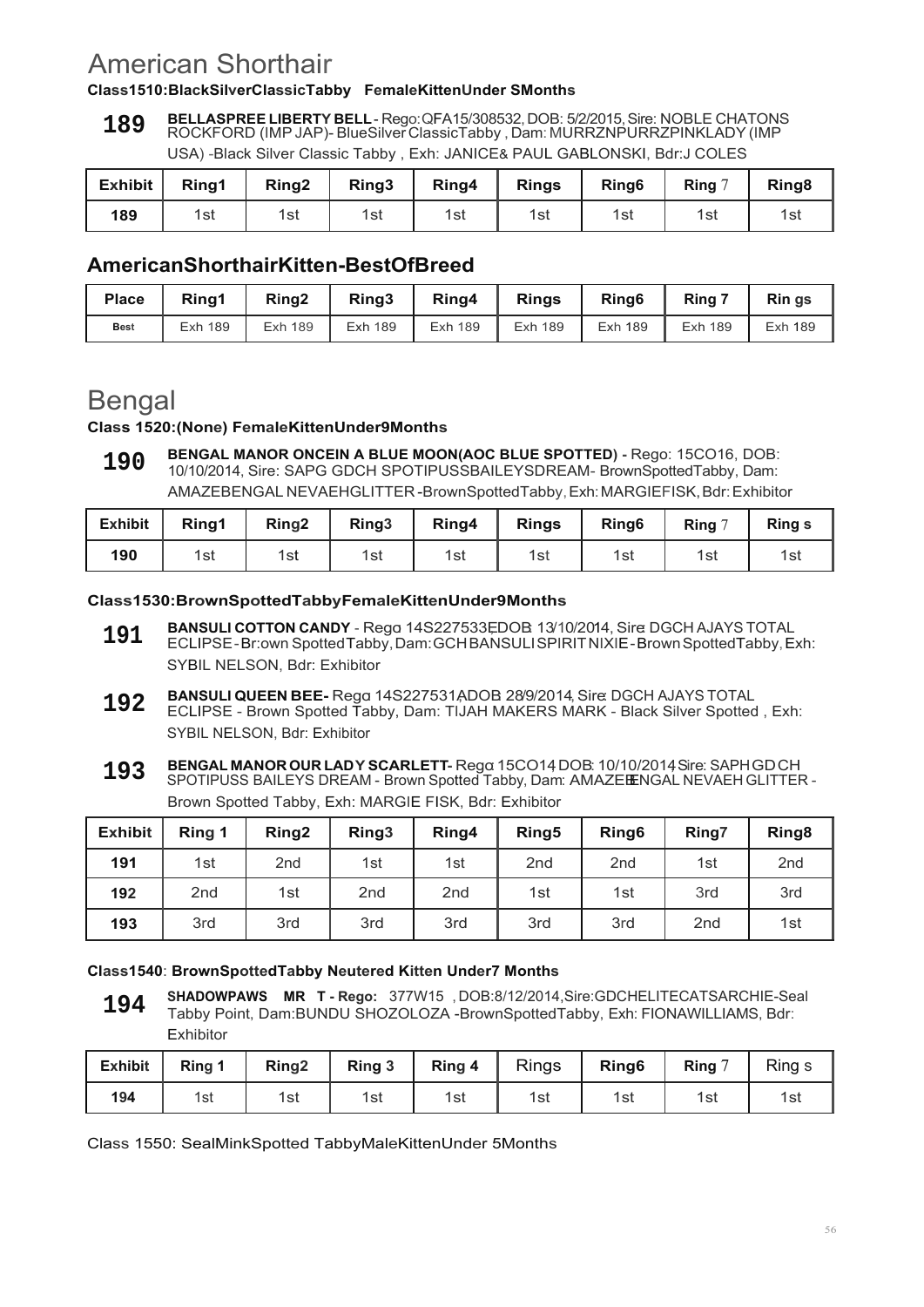# American Shorthair

**Class1510:BlackSilverClassicTabby FemaleKittenUnder SMonths**

**189** **BELLASPREE LIBERTY BELL** - Rego:QFA15/308532, DOB: 5/2/2015, Sire: NOBLE CHATONS ROCKFORD (IMP JAP)- BlueSilver ClassicTabby , Dam: MURRZNPURRZPINKLADY (IMP USA) -Black Silver Classic Tabby , Exh: JANICE& PAUL GABLONSKI, Bdr:J COLES

| Exhibit | Ring1 | Ring2 | Ring3 | Ring4 | Rings | Ring6 | Ring 7 | Ring8 |
|---|---|---|---|---|---|---|---|---|
| 189 | 1st | 1st | 1st | 1st | 1st | 1st | 1st | 1st |

## AmericanShorthairKitten-BestOfBreed

| Place | Ring1 | Ring2 | Ring3 | Ring4 | Rings | Ring6 | Ring 7 | Rin gs |
|---|---|---|---|---|---|---|---|---|
| Best | Exh 189 | Exh 189 | Exh 189 | Exh 189 | Exh 189 | Exh 189 | Exh 189 | Exh 189 |

# Bengal

**Class 1520:(None) FemaleKittenUnder9Months**

**190** **BENGAL MANOR ONCEIN A BLUE MOON(AOC BLUE SPOTTED) -** Rego: 15CO16, DOB: 10/10/2014, Sire: SAPG GDCH SPOTIPUSSBAILEYSDREAM- BrownSpottedTabby, Dam: AMAZEBENGAL NEVAEHGLITTER -BrownSpottedTabby, Exh: MARGIEFISK, Bdr: Exhibitor

| Exhibit | Ring1 | Ring2 | Ring3 | Ring4 | Rings | Ring6 | Ring 7 | Ring s |
|---|---|---|---|---|---|---|---|---|
| 190 | 1st | 1st | 1st | 1st | 1st | 1st | 1st | 1st |

**Class1530:BrownSpottedTabbyFemaleKittenUnder9Months**

**191** **BANSULI COTTON CANDY** - Rego 14S227533EDOB 13/10/2014, Sire DGCH AJAYS TOTAL ECLIPSE - Br:own SpottedTabby, Dam:GCH BANSULI SPIRIT NIXIE - Brown SpottedTabby, Exh: SYBIL NELSON, Bdr: Exhibitor

**192** **BANSULI QUEEN BEE-** Rego 14S227531ADOB 28/9/2014, Sire DGCH AJAYS TOTAL ECLIPSE - Brown Spotted Tabby, Dam: TIJAH MAKERS MARK - Black Silver Spotted , Exh: SYBIL NELSON, Bdr: Exhibitor

**193** **BENGAL MANOR OUR LADY SCARLETT-** Rego 15CO14 DOB: 10/10/2014 Sire: SAPH GD CH SPOTIPUSS BAILEYS DREAM - Brown Spotted Tabby, Dam: AMAZEBENGAL NEVAEH GLITTER - Brown Spotted Tabby, Exh: MARGIE FISK, Bdr: Exhibitor

| Exhibit | Ring 1 | Ring2 | Ring3 | Ring4 | Ring5 | Ring6 | Ring7 | Ring8 |
|---|---|---|---|---|---|---|---|---|
| 191 | 1st | 2nd | 1st | 1st | 2nd | 2nd | 1st | 2nd |
| 192 | 2nd | 1st | 2nd | 2nd | 1st | 1st | 3rd | 3rd |
| 193 | 3rd | 3rd | 3rd | 3rd | 3rd | 3rd | 2nd | 1st |

**Class1540**: **BrownSpottedTabby Neutered Kitten Under7 Months**

**194** **SHADOWPAWS MR T - Rego:** 377W15 , DOB:8/12/2014,Sire:GDCHELITECATSARCHIE-Seal Tabby Point, Dam:BUNDU SHOZOLOZA -BrownSpottedTabby, Exh: FIONAWILLIAMS, Bdr: Exhibitor

| Exhibit | Ring 1 | Ring2 | Ring 3 | Ring 4 | Rings | Ring6 | Ring 7 | Ring s |
|---|---|---|---|---|---|---|---|---|
| 194 | 1st | 1st | 1st | 1st | 1st | 1st | 1st | 1st |

Class 1550: SealMinkSpotted TabbyMaleKittenUnder 5Months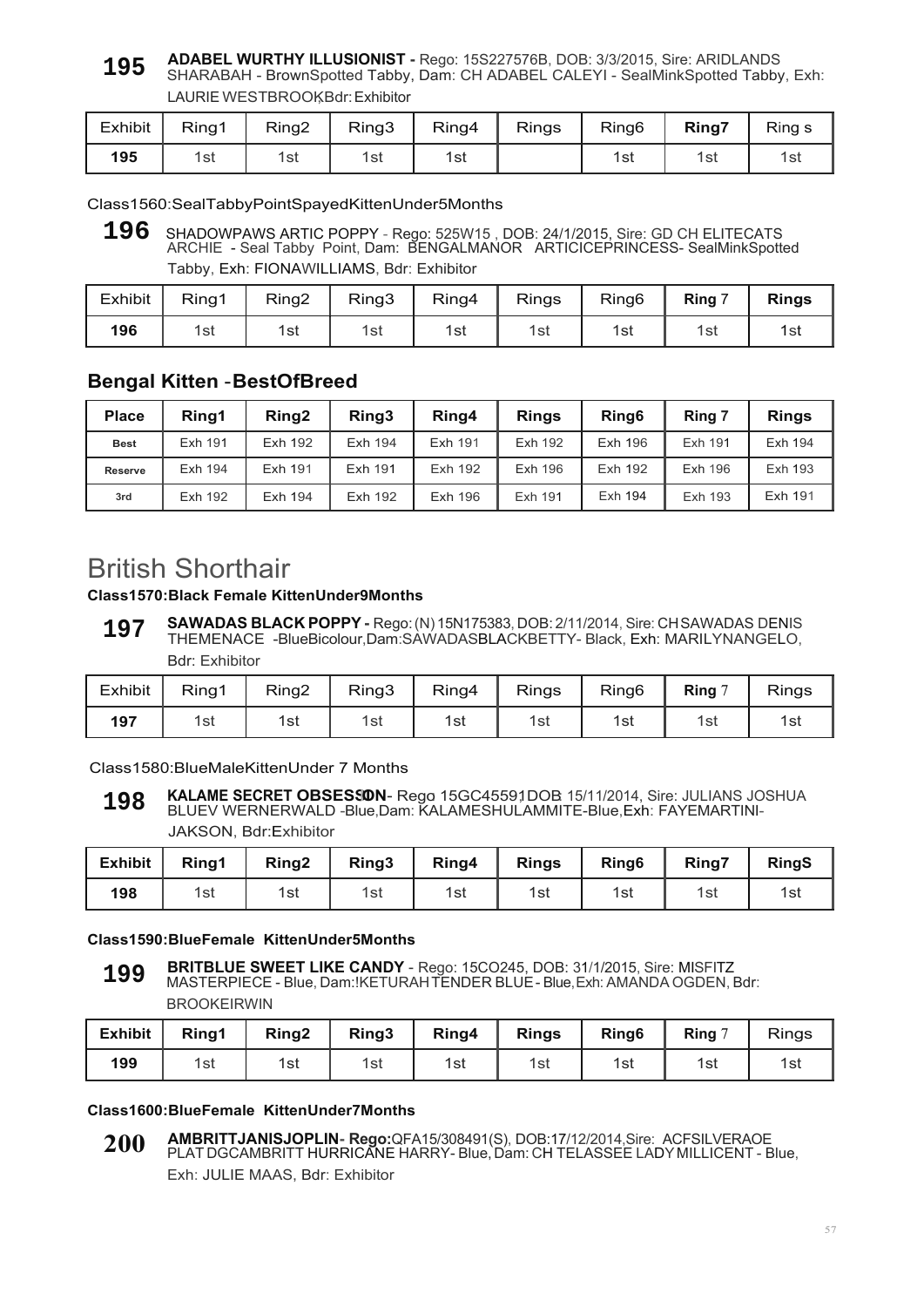**195** **ADABEL WURTHY ILLUSIONIST -** Rego: 15S227576B, DOB: 3/3/2015, Sire: ARIDLANDS SHARABAH - BrownSpotted Tabby, Dam: CH ADABEL CALEYI - SealMinkSpotted Tabby, Exh: LAURIE WESTBROOK,Bdr: Exhibitor

| Exhibit | Ring1 | Ring2 | Ring3 | Ring4 | Rings | Ring6 | Ring7 | Ring s |
|---|---|---|---|---|---|---|---|---|
| 195 | 1st | 1st | 1st | 1st | | 1st | 1st | 1st |

Class1560:SealTabbyPointSpayedKittenUnder5Months

**196** SHADOWPAWS ARTIC POPPY - Rego: 525W15 , DOB: 24/1/2015, Sire: GD CH ELITECATS ARCHIE - Seal Tabby Point, Dam: BENGALMANOR ARTICICEPRINCESS- SealMinkSpotted Tabby, Exh: FIONAWILLIAMS, Bdr: Exhibitor

| Exhibit | Ring1 | Ring2 | Ring3 | Ring4 | Rings | Ring6 | Ring 7 | Rings |
|---|---|---|---|---|---|---|---|---|
| 196 | 1st | 1st | 1st | 1st | 1st | 1st | 1st | 1st |

## Bengal Kitten -BestOfBreed

| Place | Ring1 | Ring2 | Ring3 | Ring4 | Rings | Ring6 | Ring 7 | Rings |
|---|---|---|---|---|---|---|---|---|
| Best | Exh 191 | Exh 192 | Exh 194 | Exh 191 | Exh 192 | Exh 196 | Exh 191 | Exh 194 |
| Reserve | Exh 194 | Exh 191 | Exh 191 | Exh 192 | Exh 196 | Exh 192 | Exh 196 | Exh 193 |
| 3rd | Exh 192 | Exh 194 | Exh 192 | Exh 196 | Exh 191 | Exh 194 | Exh 193 | Exh 191 |

# British Shorthair

**Class1570:Black Female KittenUnder9Months**

**197** **SAWADAS BLACK POPPY -** Rego: (N) 15N175383, DOB: 2/11/2014, Sire: CH SAWADAS DENIS THEMENACE -BlueBicolour,Dam:SAWADASBLACKBETTY- Black, Exh: MARILYNANGELO, Bdr: Exhibitor

| Exhibit | Ring1 | Ring2 | Ring3 | Ring4 | Rings | Ring6 | Ring 7 | Rings |
|---|---|---|---|---|---|---|---|---|
| 197 | 1st | 1st | 1st | 1st | 1st | 1st | 1st | 1st |

Class1580:BlueMaleKittenUnder 7 Months

**198** **KALAME SECRET OBSESSION**- Rego 15GC45591,DOB: 15/11/2014, Sire: JULIANS JOSHUA BLUEV WERNERWALD -Blue,Dam: KALAMESHULAMMITE-Blue,Exh: FAYEMARTINI-JAKSON, Bdr:Exhibitor

| Exhibit | Ring1 | Ring2 | Ring3 | Ring4 | Rings | Ring6 | Ring7 | RingS |
|---|---|---|---|---|---|---|---|---|
| 198 | 1st | 1st | 1st | 1st | 1st | 1st | 1st | 1st |

**Class1590:BlueFemale KittenUnder5Months**

**199** **BRITBLUE SWEET LIKE CANDY** - Rego: 15CO245, DOB: 31/1/2015, Sire: MISFITZ MASTERPIECE - Blue, Dam:!KETURAH TENDER BLUE - Blue,Exh: AMANDA OGDEN, Bdr: BROOKEIRWIN

| Exhibit | Ring1 | Ring2 | Ring3 | Ring4 | Rings | Ring6 | Ring 7 | Rings |
|---|---|---|---|---|---|---|---|---|
| 199 | 1st | 1st | 1st | 1st | 1st | 1st | 1st | 1st |

**Class1600:BlueFemale KittenUnder7Months**

**200** **AMBRITTJANISJOPLIN- Rego:**QFA15/308491(S), DOB:17/12/2014,Sire: ACFSILVERAOE PLAT DGCAMBRITT HURRICANE HARRY- Blue, Dam: CH TELASSEE LADY MILLICENT - Blue, Exh: JULIE MAAS, Bdr: Exhibitor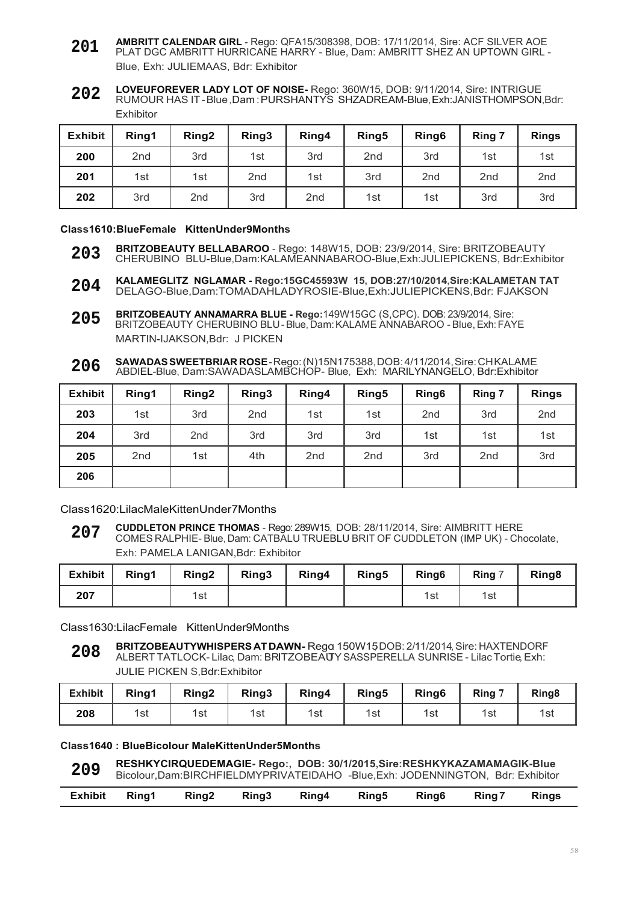**201** **AMBRITT CALENDAR GIRL** - Rego: QFA15/308398, DOB: 17/11/2014, Sire: ACF SILVER AOE PLAT DGC AMBRITT HURRICANE HARRY - Blue, Dam: AMBRITT SHEZ AN UPTOWN GIRL - Blue, Exh: JULIEMAAS, Bdr: Exhibitor

**202** **LOVEUFOREVER LADY LOT OF NOISE-** Rego: 360W15, DOB: 9/11/2014, Sire: INTRIGUE RUMOUR HAS IT - Blue, Dam : PURSHANTYS SHZADREAM-Blue, Exh:JANISTHOMPSON,Bdr: Exhibitor

| Exhibit | Ring1 | Ring2 | Ring3 | Ring4 | Ring5 | Ring6 | Ring 7 | Rings |
|---|---|---|---|---|---|---|---|---|
| 200 | 2nd | 3rd | 1st | 3rd | 2nd | 3rd | 1st | 1st |
| 201 | 1st | 1st | 2nd | 1st | 3rd | 2nd | 2nd | 2nd |
| 202 | 3rd | 2nd | 3rd | 2nd | 1st | 1st | 3rd | 3rd |

**Class1610:BlueFemale KittenUnder9Months**

**203** **BRITZOBEAUTY BELLABAROO** - Rego: 148W15, DOB: 23/9/2014, Sire: BRITZOBEAUTY CHERUBINO BLU-Blue,Dam:KALAMEANNABAROO-Blue,Exh:JULIEPICKENS, Bdr:Exhibitor

**204** **KALAMEGLITZ NGLAMAR - Rego:15GC45593W 15, DOB:27/10/2014,Sire:KALAMETAN TAT** DELAGO-Blue,Dam:TOMADAHLADYROSIE-Blue,Exh:JULIEPICKENS,Bdr: FJAKSON

**205** **BRITZOBEAUTY ANNAMARRA BLUE - Rego:**149W15GC (S,CPC). DOB: 23/9/2014, Sire: BRITZOBEAUTY CHERUBINO BLU - Blue, Dam: KALAME ANNABAROO - Blue, Exh: FAYE MARTIN-IJAKSON,Bdr: J PICKEN

**206** **SAWADAS SWEETBRIAR ROSE** - Rego: (N)15N175388, DOB: 4/11/2014, Sire: CH KALAME ABDIEL-Blue, Dam:SAWADASLAMBCHOP- Blue, Exh: MARILYNANGELO, Bdr:Exhibitor

| Exhibit | Ring1 | Ring2 | Ring3 | Ring4 | Ring5 | Ring6 | Ring 7 | Rings |
|---|---|---|---|---|---|---|---|---|
| 203 | 1st | 3rd | 2nd | 1st | 1st | 2nd | 3rd | 2nd |
| 204 | 3rd | 2nd | 3rd | 3rd | 3rd | 1st | 1st | 1st |
| 205 | 2nd | 1st | 4th | 2nd | 2nd | 3rd | 2nd | 3rd |
| 206 | | | | | | | | |

Class1620:LilacMaleKittenUnder7Months

**207** **CUDDLETON PRINCE THOMAS** - Rego: 289W15, DOB: 28/11/2014, Sire: AIMBRITT HERE COMES RALPHIE- Blue, Dam: CATBALU TRUEBLU BRIT OF CUDDLETON (IMP UK) - Chocolate, Exh: PAMELA LANIGAN,Bdr: Exhibitor

| Exhibit | Ring1 | Ring2 | Ring3 | Ring4 | Ring5 | Ring6 | Ring 7 | Ring8 |
|---|---|---|---|---|---|---|---|---|
| 207 | | 1st | | | | 1st | 1st | |

Class1630:LilacFemale KittenUnder9Months

**208** **BRITZOBEAUTYWHISPERS AT DAWN-** Rega 150W15 DOB: 2/11/2014, Sire: HAXTENDORF ALBERT TATLOCK- Lilac, Dam: BRITZOBEAUTY SASSPERELLA SUNRISE - Lilac Tortie, Exh: JULIE PICKEN S,Bdr:Exhibitor

| Exhibit | Ring1 | Ring2 | Ring3 | Ring4 | Ring5 | Ring6 | Ring 7 | Ring8 |
|---|---|---|---|---|---|---|---|---|
| 208 | 1st | 1st | 1st | 1st | 1st | 1st | 1st | 1st |

**Class1640 : BlueBicolour MaleKittenUnder5Months**

**209** **RESHKYCIRQUEDEMAGIE- Rego:, DOB: 30/1/2015,Sire:RESHKYKAZAMAMAGIK-Blue** Bicolour,Dam:BIRCHFIELDMYPRIVATEIDAHO -Blue,Exh: JODENNINGTON, Bdr: Exhibitor

| Exhibit | Ring1 | Ring2 | Ring3 | Ring4 | Ring5 | Ring6 | Ring 7 | Rings |
|---|---|---|---|---|---|---|---|---|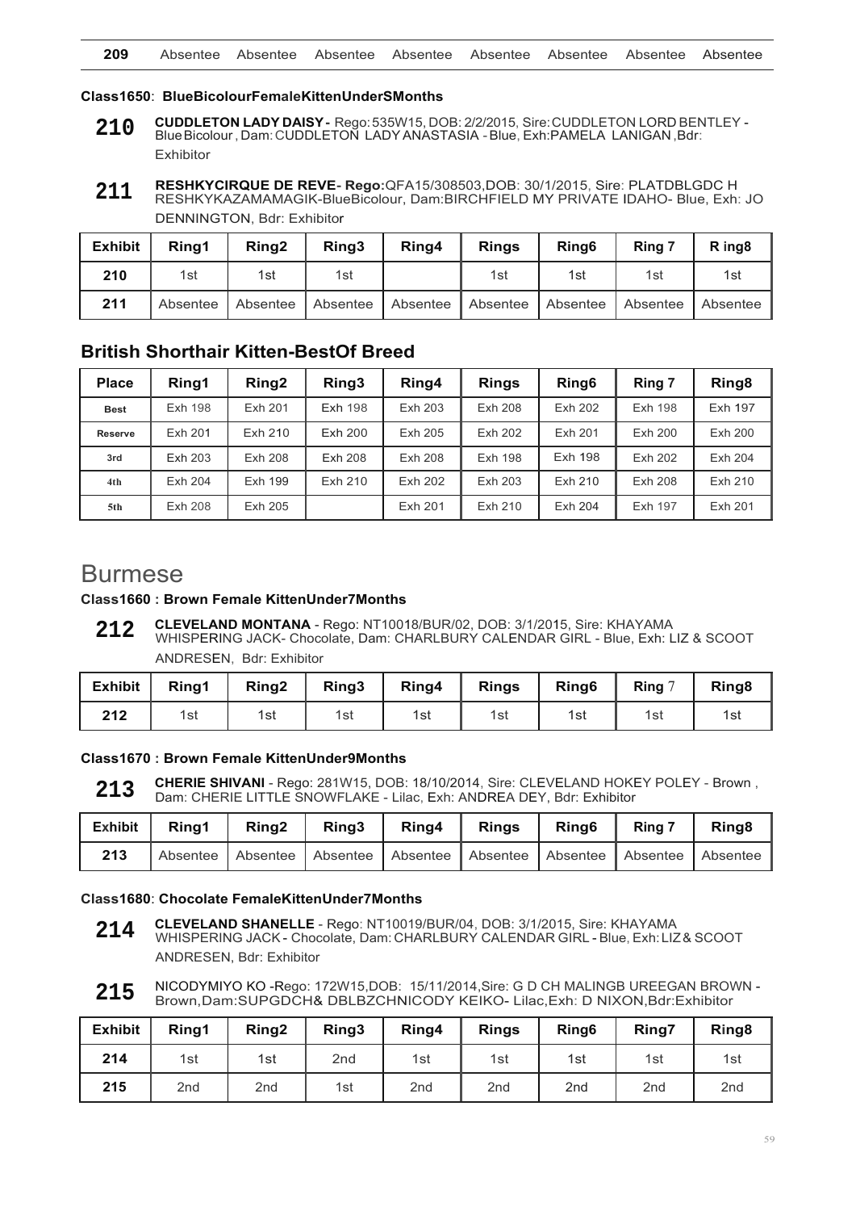| 209 | Absentee | Absentee | Absentee | Absentee | Absentee | Absentee | Absentee | Absentee |
|---|---|---|---|---|---|---|---|---|

**Class1650**: **BlueBicolourFemaleKittenUnderSMonths**

**210** **CUDDLETON LADY DAISY** - Rego: 535W15, DOB: 2/2/2015, Sire: CUDDLETON LORD BENTLEY - Blue Bicolour , Dam: CUDDLETON LADY ANASTASIA - Blue, Exh: PAMELA LANIGAN ,Bdr: Exhibitor

**211** **RESHKYCIRQUE DE REVE**- **Rego:**QFA15/308503,DOB: 30/1/2015, Sire: PLATDBLGDC H RESHKYKAZAMAMAGIK-BlueBicolour, Dam:BIRCHFIELD MY PRIVATE IDAHO- Blue, Exh: JO DENNINGTON, Bdr: Exhibitor

| Exhibit | Ring1 | Ring2 | Ring3 | Ring4 | Rings | Ring6 | Ring 7 | R ing8 |
|---|---|---|---|---|---|---|---|---|
| 210 | 1st | 1st | 1st | | 1st | 1st | 1st | 1st |
| 211 | Absentee | Absentee | Absentee | Absentee | Absentee | Absentee | Absentee | Absentee |

## British Shorthair Kitten-BestOf Breed

| Place | Ring1 | Ring2 | Ring3 | Ring4 | Rings | Ring6 | Ring 7 | Ring8 |
|---|---|---|---|---|---|---|---|---|
| Best | Exh 198 | Exh 201 | Exh 198 | Exh 203 | Exh 208 | Exh 202 | Exh 198 | Exh 197 |
| Reserve | Exh 201 | Exh 210 | Exh 200 | Exh 205 | Exh 202 | Exh 201 | Exh 200 | Exh 200 |
| 3rd | Exh 203 | Exh 208 | Exh 208 | Exh 208 | Exh 198 | Exh 198 | Exh 202 | Exh 204 |
| 4th | Exh 204 | Exh 199 | Exh 210 | Exh 202 | Exh 203 | Exh 210 | Exh 208 | Exh 210 |
| 5th | Exh 208 | Exh 205 | | Exh 201 | Exh 210 | Exh 204 | Exh 197 | Exh 201 |

# Burmese

**Class1660 : Brown Female KittenUnder7Months**

**212** **CLEVELAND MONTANA** - Rego: NT10018/BUR/02, DOB: 3/1/2015, Sire: KHAYAMA WHISPERING JACK- Chocolate, Dam: CHARLBURY CALENDAR GIRL - Blue, Exh: LIZ & SCOOT ANDRESEN, Bdr: Exhibitor

| Exhibit | Ring1 | Ring2 | Ring3 | Ring4 | Rings | Ring6 | Ring 7 | Ring8 |
|---|---|---|---|---|---|---|---|---|
| 212 | 1st | 1st | 1st | 1st | 1st | 1st | 1st | 1st |

**Class1670 : Brown Female KittenUnder9Months**

**213** **CHERIE SHIVANI** - Rego: 281W15, DOB: 18/10/2014, Sire: CLEVELAND HOKEY POLEY - Brown , Dam: CHERIE LITTLE SNOWFLAKE - Lilac, Exh: ANDREA DEY, Bdr: Exhibitor

| Exhibit | Ring1 | Ring2 | Ring3 | Ring4 | Rings | Ring6 | Ring 7 | Ring8 |
|---|---|---|---|---|---|---|---|---|
| 213 | Absentee | Absentee | Absentee | Absentee | Absentee | Absentee | Absentee | Absentee |

**Class1680**: **Chocolate FemaleKittenUnder7Months**

**214** **CLEVELAND SHANELLE** - Rego: NT10019/BUR/04, DOB: 3/1/2015, Sire: KHAYAMA WHISPERING JACK - Chocolate, Dam: CHARLBURY CALENDAR GIRL - Blue, Exh: LIZ & SCOOT ANDRESEN, Bdr: Exhibitor

**215** NICODYMIYO KO -Rego: 172W15,DOB: 15/11/2014,Sire: G D CH MALINGB UREEGAN BROWN - Brown,Dam:SUPGDCH& DBLBZCHNICODY KEIKO- Lilac,Exh: D NIXON,Bdr:Exhibitor

| Exhibit | Ring1 | Ring2 | Ring3 | Ring4 | Rings | Ring6 | Ring7 | Ring8 |
|---|---|---|---|---|---|---|---|---|
| 214 | 1st | 1st | 2nd | 1st | 1st | 1st | 1st | 1st |
| 215 | 2nd | 2nd | 1st | 2nd | 2nd | 2nd | 2nd | 2nd |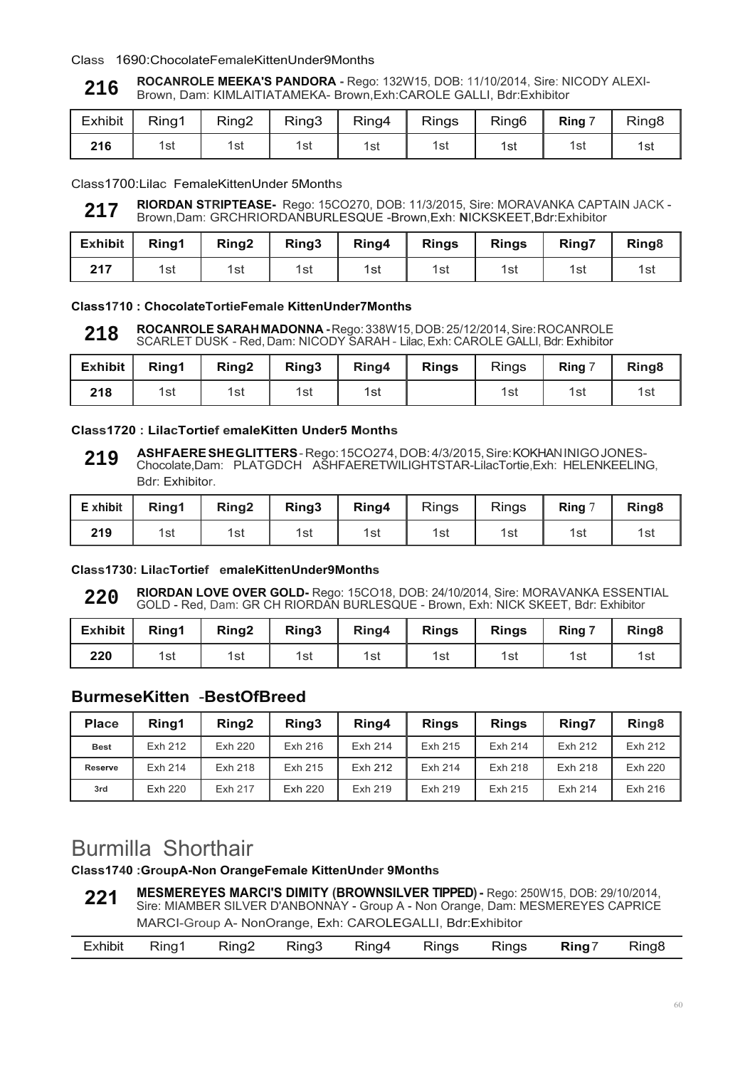Class 1690:ChocolateFemaleKittenUnder9Months

**216** **ROCANROLE MEEKA'S PANDORA -** Rego: 132W15, DOB: 11/10/2014, Sire: NICODY ALEXI-Brown, Dam: KIMLAITIATAMEKA- Brown,Exh:CAROLE GALLI, Bdr:Exhibitor

| Exhibit | Ring1 | Ring2 | Ring3 | Ring4 | Rings | Ring6 | Ring 7 | Ring8 |
|---|---|---|---|---|---|---|---|---|
| 216 | 1st | 1st | 1st | 1st | 1st | 1st | 1st | 1st |

Class1700:Lilac FemaleKittenUnder 5Months

**217** **RIORDAN STRIPTEASE-** Rego: 15CO270, DOB: 11/3/2015, Sire: MORAVANKA CAPTAIN JACK - Brown,Dam: GRCHRIORDANBURLESQUE -Brown,Exh: NICKSKEET,Bdr:Exhibitor

| Exhibit | Ring1 | Ring2 | Ring3 | Ring4 | Rings | Rings | Ring7 | Ring8 |
|---|---|---|---|---|---|---|---|---|
| 217 | 1st | 1st | 1st | 1st | 1st | 1st | 1st | 1st |

**Class1710 : ChocolateTortieFemale KittenUnder7Months**

**218** **ROCANROLE SARAH MADONNA -** Rego: 338W15, DOB: 25/12/2014, Sire: ROCANROLE SCARLET DUSK - Red, Dam: NICODY SARAH - Lilac, Exh: CAROLE GALLI, Bdr: Exhibitor

| Exhibit | Ring1 | Ring2 | Ring3 | Ring4 | Rings | Rings | Ring 7 | Ring8 |
|---|---|---|---|---|---|---|---|---|
| 218 | 1st | 1st | 1st | 1st |  | 1st | 1st | 1st |

**Class1720 : LilacTortief emaleKitten Under5 Months**

**219** **ASHFAERE SHE GLITTERS** - Rego: 15CO274, DOB: 4/3/2015, Sire: KOKHAN INIGO JONES-Chocolate,Dam: PLATGDCH ASHFAERETWILIGHTSTAR-LilacTortie,Exh: HELENKEELING, Bdr: Exhibitor.

| E xhibit | Ring1 | Ring2 | Ring3 | Ring4 | Rings | Rings | Ring 7 | Ring8 |
|---|---|---|---|---|---|---|---|---|
| 219 | 1st | 1st | 1st | 1st | 1st | 1st | 1st | 1st |

**Class1730: LilacTortief emaleKittenUnder9Months**

**220** **RIORDAN LOVE OVER GOLD-** Rego: 15CO18, DOB: 24/10/2014, Sire: MORAVANKA ESSENTIAL GOLD - Red, Dam: GR CH RIORDAN BURLESQUE - Brown, Exh: NICK SKEET, Bdr: Exhibitor

| Exhibit | Ring1 | Ring2 | Ring3 | Ring4 | Rings | Rings | Ring 7 | Ring8 |
|---|---|---|---|---|---|---|---|---|
| 220 | 1st | 1st | 1st | 1st | 1st | 1st | 1st | 1st |

## BurmeseKitten -BestOfBreed

| Place | Ring1 | Ring2 | Ring3 | Ring4 | Rings | Rings | Ring7 | Ring8 |
|---|---|---|---|---|---|---|---|---|
| Best | Exh 212 | Exh 220 | Exh 216 | Exh 214 | Exh 215 | Exh 214 | Exh 212 | Exh 212 |
| Reserve | Exh 214 | Exh 218 | Exh 215 | Exh 212 | Exh 214 | Exh 218 | Exh 218 | Exh 220 |
| 3rd | Exh 220 | Exh 217 | Exh 220 | Exh 219 | Exh 219 | Exh 215 | Exh 214 | Exh 216 |

# Burmilla Shorthair

**Class1740 :GroupA-Non OrangeFemale KittenUnder 9Months**

**221** **MESMEREYES MARCI'S DIMITY (BROWNSILVER TIPPED) -** Rego: 250W15, DOB: 29/10/2014, Sire: MIAMBER SILVER D'ANBONNAY - Group A - Non Orange, Dam: MESMEREYES CAPRICE MARCI-Group A- NonOrange, Exh: CAROLEGALLI, Bdr:Exhibitor

| Exhibit | Ring1 | Ring2 | Ring3 | Ring4 | Rings | Rings | Ring 7 | Ring8 |
|---|---|---|---|---|---|---|---|---|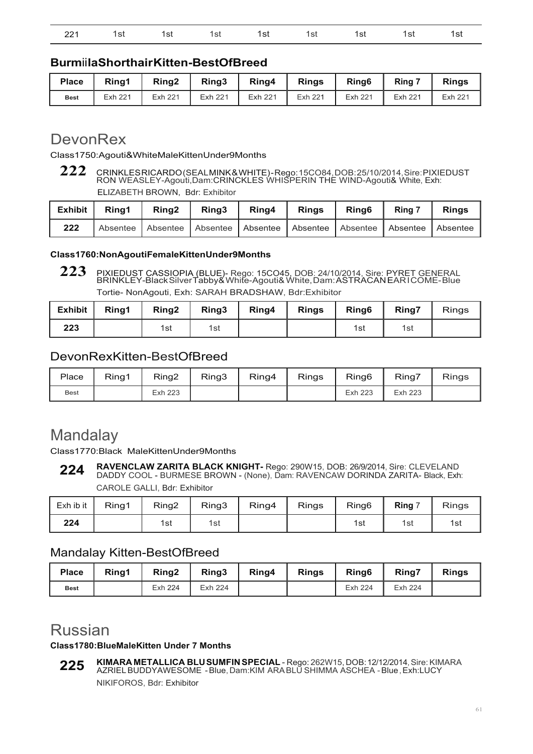| 221 | 1st | 1st | 1st | 1st | 1st | 1st | 1st | 1st |
|---|---|---|---|---|---|---|---|---|

### BurmiilaShorthairKitten-BestOfBreed

| Place | Ring1 | Ring2 | Ring3 | Ring4 | Rings | Ring6 | Ring 7 | Rings |
|---|---|---|---|---|---|---|---|---|
| Best | Exh 221 | Exh 221 | Exh 221 | Exh 221 | Exh 221 | Exh 221 | Exh 221 | Exh 221 |

# DevonRex

Class1750:Agouti&WhiteMaleKittenUnder9Months

**222** CRINKLESRICARDO(SEALMINK&WHITE)-Rego:15CO84,DOB:25/10/2014,Sire:PIXIEDUST RON WEASLEY-Agouti,Dam:CRINCKLES WHISPERIN THE WIND-Agouti& White, Exh: ELIZABETH BROWN, Bdr: Exhibitor

| Exhibit | Ring1 | Ring2 | Ring3 | Ring4 | Rings | Ring6 | Ring 7 | Rings |
|---|---|---|---|---|---|---|---|---|
| 222 | Absentee | Absentee | Absentee | Absentee | Absentee | Absentee | Absentee | Absentee |

#### Class1760:NonAgoutiFemaleKittenUnder9Months

**223** PIXIEDUST CASSIOPIA (BLUE)- Rego: 15CO45, DOB: 24/10/2014, Sire: PYRET GENERAL BRINKLEY-BlackSilverTabby&White-Agouti&White,Dam:ASTRACANEARICOME-Blue Tortie- NonAgouti, Exh: SARAH BRADSHAW, Bdr:Exhibitor

| Exhibit | Ring1 | Ring2 | Ring3 | Ring4 | Rings | Ring6 | Ring7 | Rings |
|---|---|---|---|---|---|---|---|---|
| 223 | | 1st | 1st | | | 1st | 1st | |

### DevonRexKitten-BestOfBreed

| Place | Ring1 | Ring2 | Ring3 | Ring4 | Rings | Ring6 | Ring7 | Rings |
|---|---|---|---|---|---|---|---|---|
| Best | | Exh 223 | | | | Exh 223 | Exh 223 | |

# Mandalay

Class1770:Black MaleKittenUnder9Months

**224** **RAVENCLAW ZARITA BLACK KNIGHT-** Rego: 290W15, DOB: 26/9/2014, Sire: CLEVELAND DADDY COOL - BURMESE BROWN - (None), Dam: RAVENCAW DORINDA ZARITA- Black, Exh: CAROLE GALLI, Bdr: Exhibitor

| Exh ib it | Ring1 | Ring2 | Ring3 | Ring4 | Rings | Ring6 | Ring 7 | Rings |
|---|---|---|---|---|---|---|---|---|
| 224 | | 1st | 1st | | | 1st | 1st | 1st |

### Mandalay Kitten-BestOfBreed

| Place | Ring1 | Ring2 | Ring3 | Ring4 | Rings | Ring6 | Ring7 | Rings |
|---|---|---|---|---|---|---|---|---|
| Best | | Exh 224 | Exh 224 | | | Exh 224 | Exh 224 | |

# Russian

#### Class1780:BlueMaleKitten Under 7 Months

**225** **KIMARA METALLICA BLUSUMFIN SPECIAL** - Rego: 262W15, DOB: 12/12/2014, Sire: KIMARA AZRIEL BUDDYAWESOME - Blue, Dam:KIM ARA BLU SHIMMA ASCHEA - Blue, Exh:LUCY NIKIFOROS, Bdr: Exhibitor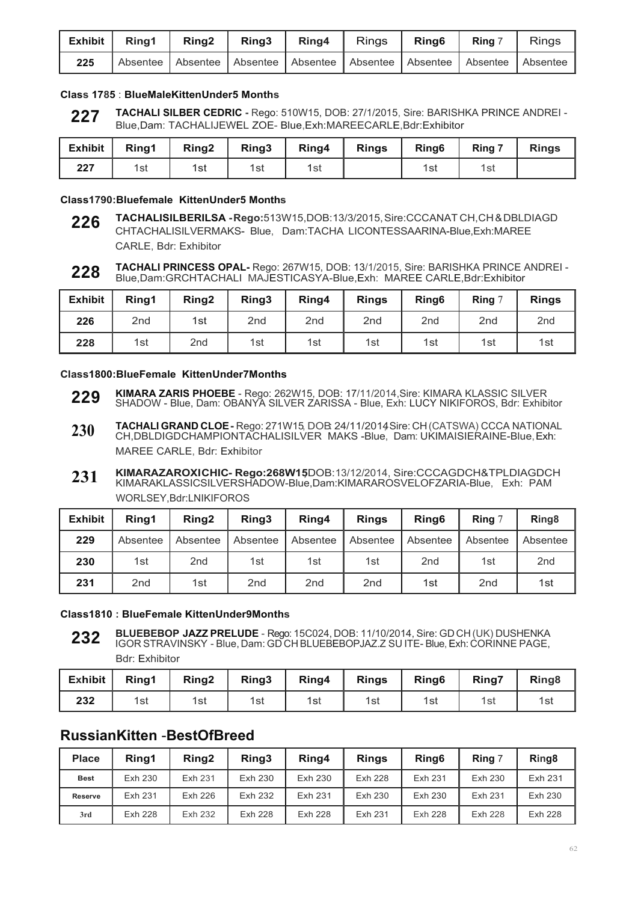| Exhibit | Ring1 | Ring2 | Ring3 | Ring4 | Rings | Ring6 | Ring 7 | Rings |
|---|---|---|---|---|---|---|---|---|
| 225 | Absentee | Absentee | Absentee | Absentee | Absentee | Absentee | Absentee | Absentee |

#### Class 1785 : BlueMaleKittenUnder5 Months

**227** **TACHALI SILBER CEDRIC -** Rego: 510W15, DOB: 27/1/2015, Sire: BARISHKA PRINCE ANDREI - Blue,Dam: TACHALIJEWEL ZOE- Blue,Exh:MAREECARLE,Bdr:Exhibitor

| Exhibit | Ring1 | Ring2 | Ring3 | Ring4 | Rings | Ring6 | Ring 7 | Rings |
|---|---|---|---|---|---|---|---|---|
| 227 | 1st | 1st | 1st | 1st | | 1st | 1st | |

#### Class1790:Bluefemale KittenUnder5 Months

**226** **TACHALISILBERILSA -Rego:**513W15,DOB:13/3/2015,Sire:CCCANAT CH,CH&DBLDIAGD CHTACHALISILVERMAKS- Blue, Dam:TACHA LICONTESSAARINA-Blue,Exh:MAREE CARLE, Bdr: Exhibitor

**228** **TACHALI PRINCESS OPAL-** Rego: 267W15, DOB: 13/1/2015, Sire: BARISHKA PRINCE ANDREI - Blue,Dam:GRCHTACHALI MAJESTICASYA-Blue,Exh: MAREE CARLE,Bdr:Exhibitor

| Exhibit | Ring1 | Ring2 | Ring3 | Ring4 | Rings | Ring6 | Ring 7 | Rings |
|---|---|---|---|---|---|---|---|---|
| 226 | 2nd | 1st | 2nd | 2nd | 2nd | 2nd | 2nd | 2nd |
| 228 | 1st | 2nd | 1st | 1st | 1st | 1st | 1st | 1st |

#### Class1800:BlueFemale KittenUnder7Months

**229** **KIMARA ZARIS PHOEBE** - Rego: 262W15, DOB: 17/11/2014,Sire: KIMARA KLASSIC SILVER SHADOW - Blue, Dam: OBANYA SILVER ZARISSA - Blue, Exh: LUCY NIKIFOROS, Bdr: Exhibitor

**230** **TACHALI GRAND CLOE -** Rego: 271W15, DOB: 24/11/2014,Sire: CH (CATSWA) CCCA NATIONAL CH,DBLDIGDCHAMPIONTACHALISILVER MAKS -Blue, Dam: UKIMAISIERAINE-Blue, Exh: MAREE CARLE, Bdr: Exhibitor

**231** **KIMARAZAROXICHIC- Rego:268W15**,DOB:13/12/2014, Sire:CCCAGDCH&TPLDIAGDCH KIMARAKLASSICSILVERSHADOW-Blue,Dam:KIMARAROSVELOFZARIA-Blue, Exh: PAM WORLSEY,Bdr:LNIKIFOROS

| Exhibit | Ring1 | Ring2 | Ring3 | Ring4 | Rings | Ring6 | Ring 7 | Ring8 |
|---|---|---|---|---|---|---|---|---|
| 229 | Absentee | Absentee | Absentee | Absentee | Absentee | Absentee | Absentee | Absentee |
| 230 | 1st | 2nd | 1st | 1st | 1st | 2nd | 1st | 2nd |
| 231 | 2nd | 1st | 2nd | 2nd | 2nd | 1st | 2nd | 1st |

#### Class1810 : BlueFemale KittenUnder9Months

**232** **BLUEBEBOP JAZZ PRELUDE** - Rego: 15C024, DOB: 11/10/2014, Sire: GD CH (UK) DUSHENKA IGOR STRAVINSKY - Blue, Dam: GD CH BLUEBEBOPJAZ.Z SU ITE- Blue, Exh: CORINNE PAGE, Bdr: Exhibitor

| Exhibit | Ring1 | Ring2 | Ring3 | Ring4 | Rings | Ring6 | Ring7 | Ring8 |
|---|---|---|---|---|---|---|---|---|
| 232 | 1st | 1st | 1st | 1st | 1st | 1st | 1st | 1st |

## RussianKitten -BestOfBreed

| Place | Ring1 | Ring2 | Ring3 | Ring4 | Rings | Ring6 | Ring 7 | Ring8 |
|---|---|---|---|---|---|---|---|---|
| Best | Exh 230 | Exh 231 | Exh 230 | Exh 230 | Exh 228 | Exh 231 | Exh 230 | Exh 231 |
| Reserve | Exh 231 | Exh 226 | Exh 232 | Exh 231 | Exh 230 | Exh 230 | Exh 231 | Exh 230 |
| 3rd | Exh 228 | Exh 232 | Exh 228 | Exh 228 | Exh 231 | Exh 228 | Exh 228 | Exh 228 |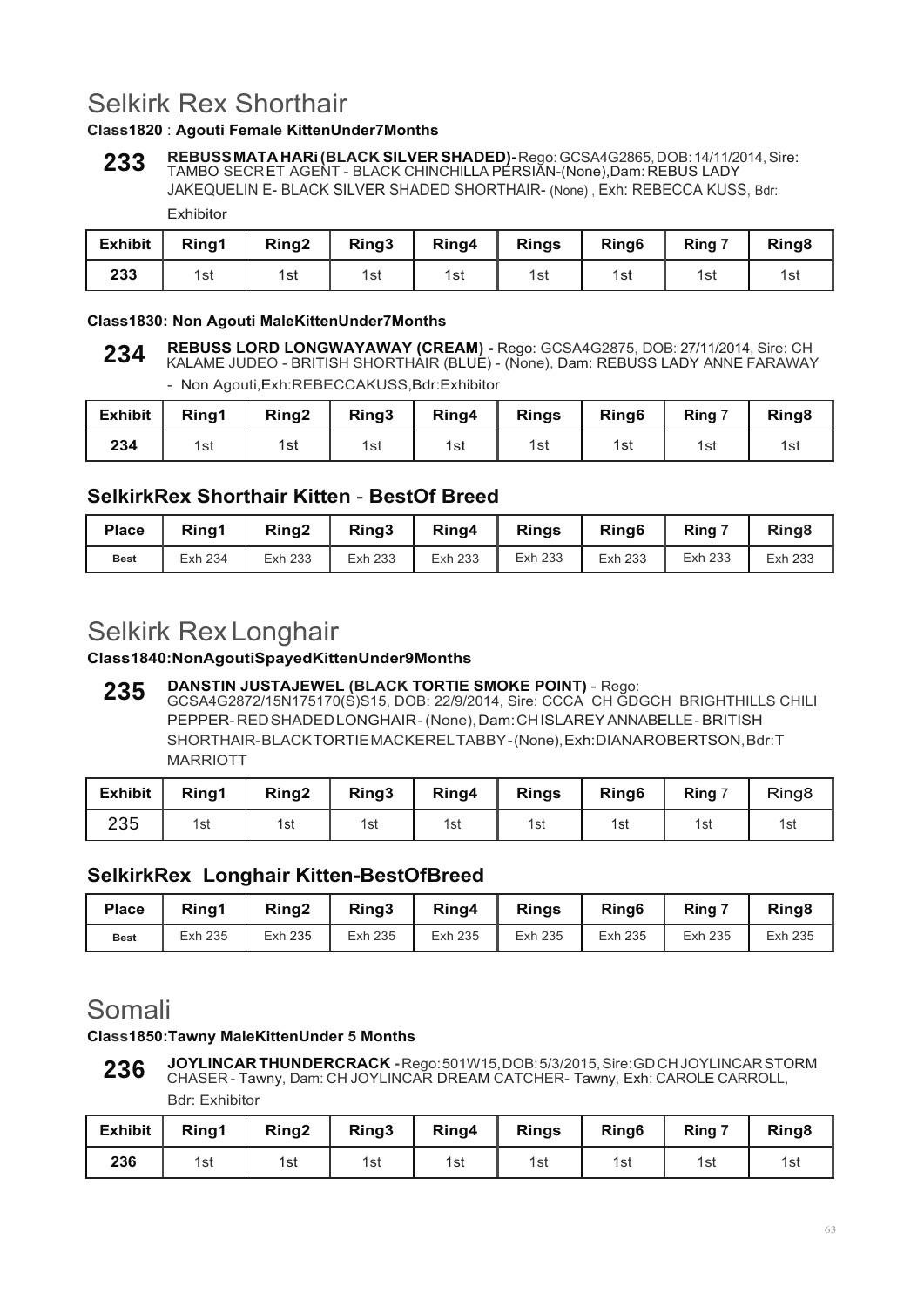# Selkirk Rex Shorthair

**Class1820 : Agouti Female KittenUnder7Months**

**233** **REBUSS MATA HARi (BLACK SILVER SHADED)-** Rego: GCSA4G2865, DOB: 14/11/2014, Sire: TAMBO SECRET AGENT - BLACK CHINCHILLA PERSIAN-(None), Dam: REBUS LADY JAKEQUELIN E- BLACK SILVER SHADED SHORTHAIR- (None) , Exh: REBECCA KUSS, Bdr: Exhibitor

| Exhibit | Ring1 | Ring2 | Ring3 | Ring4 | Rings | Ring6 | Ring 7 | Ring8 |
|---|---|---|---|---|---|---|---|---|
| 233 | 1st | 1st | 1st | 1st | 1st | 1st | 1st | 1st |

**Class1830: Non Agouti MaleKittenUnder7Months**

**234** **REBUSS LORD LONGWAYAWAY (CREAM) -** Rego: GCSA4G2875, DOB: 27/11/2014, Sire: CH KALAME JUDEO - BRITISH SHORTHAIR (BLUE) - (None), Dam: REBUSS LADY ANNE FARAWAY - Non Agouti,Exh:REBECCAKUSS,Bdr:Exhibitor

| Exhibit | Ring1 | Ring2 | Ring3 | Ring4 | Rings | Ring6 | Ring 7 | Ring8 |
|---|---|---|---|---|---|---|---|---|
| 234 | 1st | 1st | 1st | 1st | 1st | 1st | 1st | 1st |

## SelkirkRex Shorthair Kitten - BestOf Breed

| Place | Ring1 | Ring2 | Ring3 | Ring4 | Rings | Ring6 | Ring 7 | Ring8 |
|---|---|---|---|---|---|---|---|---|
| Best | Exh 234 | Exh 233 | Exh 233 | Exh 233 | Exh 233 | Exh 233 | Exh 233 | Exh 233 |

# Selkirk Rex Longhair

**Class1840:NonAgoutiSpayedKittenUnder9Months**

**235** **DANSTIN JUSTAJEWEL (BLACK TORTIE SMOKE POINT)** - Rego: GCSA4G2872/15N175170(S)S15, DOB: 22/9/2014, Sire: CCCA CH GDGCH BRIGHTHILLS CHILI PEPPER-RED SHADED LONGHAIR-(None), Dam: CH ISLAREY ANNABELLE-BRITISH SHORTHAIR-BLACK TORTIE MACKEREL TABBY-(None), Exh: DIANA ROBERTSON, Bdr: T MARRIOTT

| Exhibit | Ring1 | Ring2 | Ring3 | Ring4 | Rings | Ring6 | Ring 7 | Ring8 |
|---|---|---|---|---|---|---|---|---|
| 235 | 1st | 1st | 1st | 1st | 1st | 1st | 1st | 1st |

## SelkirkRex Longhair Kitten-BestOfBreed

| Place | Ring1 | Ring2 | Ring3 | Ring4 | Rings | Ring6 | Ring 7 | Ring8 |
|---|---|---|---|---|---|---|---|---|
| Best | Exh 235 | Exh 235 | Exh 235 | Exh 235 | Exh 235 | Exh 235 | Exh 235 | Exh 235 |

# Somali

**Class1850:Tawny MaleKittenUnder 5 Months**

**236** **JOYLINCAR THUNDERCRACK -** Rego: 501W15, DOB: 5/3/2015, Sire: GD CH JOYLINCAR STORM CHASER - Tawny, Dam: CH JOYLINCAR DREAM CATCHER- Tawny, Exh: CAROLE CARROLL, Bdr: Exhibitor

| Exhibit | Ring1 | Ring2 | Ring3 | Ring4 | Rings | Ring6 | Ring 7 | Ring8 |
|---|---|---|---|---|---|---|---|---|
| 236 | 1st | 1st | 1st | 1st | 1st | 1st | 1st | 1st |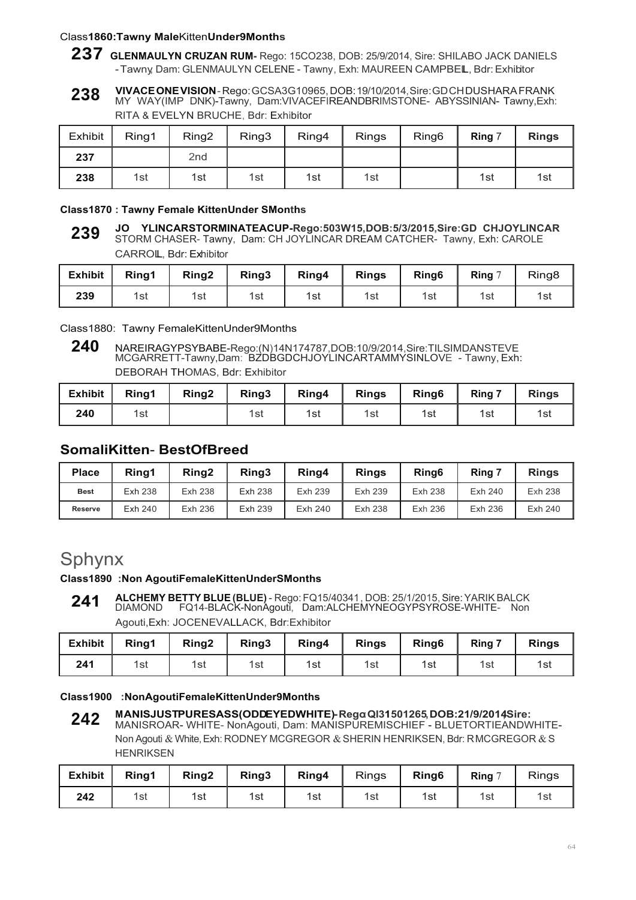Class**1860:Tawny Male**Kitten**Under9Months**

**237** **GLENMAULYN CRUZAN RUM-** Rego: 15CO238, DOB: 25/9/2014, Sire: SHILABO JACK DANIELS - Tawny, Dam: GLENMAULYN CELENE - Tawny, Exh: MAUREEN CAMPBELL, Bdr: Exhibitor

**238** **VIVACE ONE VISION** - Rego: GCSA3G10965, DOB: 19/10/2014, Sire: GD CH DUSHARA FRANK MY WAY(IMP DNK)-Tawny, Dam: VIVACEFIREANDBRIMSTONE- ABYSSINIAN- Tawny, Exh: RITA & EVELYN BRUCHE, Bdr: Exhibitor

| Exhibit | Ring1 | Ring2 | Ring3 | Ring4 | Rings | Ring6 | Ring 7 | Rings |
|---|---|---|---|---|---|---|---|---|
| 237 | | 2nd | | | | | | |
| 238 | 1st | 1st | 1st | 1st | 1st | | 1st | 1st |

**Class1870 : Tawny Female KittenUnder SMonths**

**239** **JO YLINCARSTORMINATEACUP-Rego:503W15,DOB:5/3/2015,Sire:GD CHJOYLINCAR** STORM CHASER- Tawny, Dam: CH JOYLINCAR DREAM CATCHER- Tawny, Exh: CAROLE CARROLL, Bdr: Exhibitor

| Exhibit | Ring1 | Ring2 | Ring3 | Ring4 | Rings | Ring6 | Ring 7 | Ring8 |
|---|---|---|---|---|---|---|---|---|
| 239 | 1st | 1st | 1st | 1st | 1st | 1st | 1st | 1st |

Class1880: Tawny FemaleKittenUnder9Months

**240** NAREIRAGYPSYBABE-Rego:(N)14N174787,DOB:10/9/2014,Sire:TILSIMDANSTEVE MCGARRETT-Tawny,Dam: BZDBGDCHJOYLINCARTAMMYSINLOVE - Tawny, Exh: DEBORAH THOMAS, Bdr: Exhibitor

| Exhibit | Ring1 | Ring2 | Ring3 | Ring4 | Rings | Ring6 | Ring 7 | Rings |
|---|---|---|---|---|---|---|---|---|
| 240 | 1st | | 1st | 1st | 1st | 1st | 1st | 1st |

## SomaliKitten- BestOfBreed

| Place | Ring1 | Ring2 | Ring3 | Ring4 | Rings | Ring6 | Ring 7 | Rings |
|---|---|---|---|---|---|---|---|---|
| Best | Exh 238 | Exh 238 | Exh 238 | Exh 239 | Exh 239 | Exh 238 | Exh 240 | Exh 238 |
| Reserve | Exh 240 | Exh 236 | Exh 239 | Exh 240 | Exh 238 | Exh 236 | Exh 236 | Exh 240 |

# Sphynx

**Class1890 :Non AgoutiFemaleKittenUnderSMonths**

**241** **ALCHEMY BETTY BLUE (BLUE)** - Rego: FQ15/40341, DOB: 25/1/2015, Sire: YARIK BALCK DIAMOND FQ14-BLACK-NonAgouti, Dam:ALCHEMYNEOGYPSYROSE-WHITE- Non Agouti,Exh: JOCENEVALLACK, Bdr:Exhibitor

| Exhibit | Ring1 | Ring2 | Ring3 | Ring4 | Rings | Ring6 | Ring 7 | Rings |
|---|---|---|---|---|---|---|---|---|
| 241 | 1st | 1st | 1st | 1st | 1st | 1st | 1st | 1st |

**Class1900 :NonAgoutiFemaleKittenUnder9Months**

**242** **MANISJUSTPURESASS(ODDEYEDWHITE)-Rego:QI31501265,DOB:21/9/2014,Sire:** MANISROAR- WHITE- NonAgouti, Dam: MANISPUREMISCHIEF - BLUETORTIEANDWHITE- Non Agouti & White, Exh: RODNEY MCGREGOR & SHERIN HENRIKSEN, Bdr: R MCGREGOR & S HENRIKSEN

| Exhibit | Ring1 | Ring2 | Ring3 | Ring4 | Rings | Ring6 | Ring 7 | Rings |
|---|---|---|---|---|---|---|---|---|
| 242 | 1st | 1st | 1st | 1st | 1st | 1st | 1st | 1st |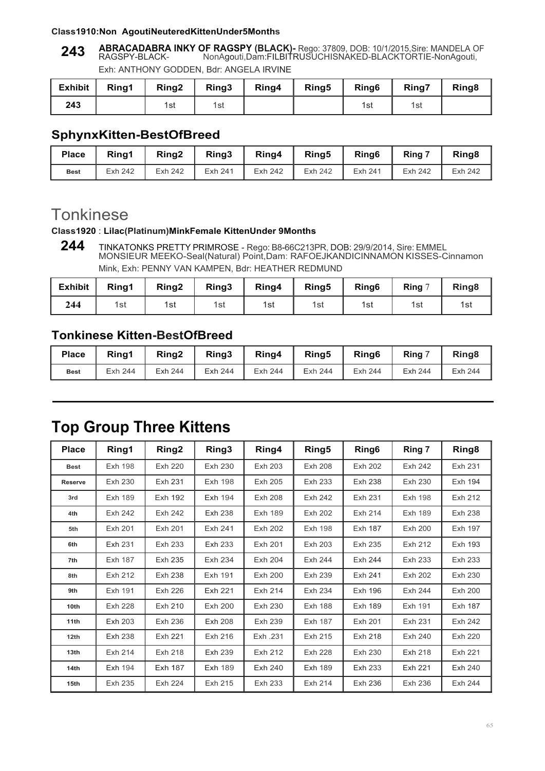**Class1910:Non AgoutiNeuteredKittenUnder5Months**

**243** **ABRACADABRA INKY OF RAGSPY (BLACK)-** Rego: 37809, DOB: 10/1/2015,Sire: MANDELA OF RAGSPY-BLACK- NonAgouti,Dam:FILBITRUSUCHISNAKED-BLACKTORTIE-NonAgouti, Exh: ANTHONY GODDEN, Bdr: ANGELA IRVINE

| Exhibit | Ring1 | Ring2 | Ring3 | Ring4 | Ring5 | Ring6 | Ring7 | Ring8 |
|---|---|---|---|---|---|---|---|---|
| 243 | | 1st | 1st | | | 1st | 1st | |

## SphynxKitten-BestOfBreed

| Place | Ring1 | Ring2 | Ring3 | Ring4 | Ring5 | Ring6 | Ring 7 | Ring8 |
|---|---|---|---|---|---|---|---|---|
| Best | Exh 242 | Exh 242 | Exh 241 | Exh 242 | Exh 242 | Exh 241 | Exh 242 | Exh 242 |

# Tonkinese

**Class1920** : **Lilac(Platinum)MinkFemale KittenUnder 9Months**

**244** TINKATONKS PRETTY PRIMROSE - Rego: B8-66C213PR, DOB: 29/9/2014, Sire: EMMEL MONSIEUR MEEKO-Seal(Natural) Point,Dam: RAFOEJKANDICINNAMON KISSES-Cinnamon Mink, Exh: PENNY VAN KAMPEN, Bdr: HEATHER REDMUND

| Exhibit | Ring1 | Ring2 | Ring3 | Ring4 | Ring5 | Ring6 | Ring 7 | Ring8 |
|---|---|---|---|---|---|---|---|---|
| 244 | 1st | 1st | 1st | 1st | 1st | 1st | 1st | 1st |

## Tonkinese Kitten-BestOfBreed

| Place | Ring1 | Ring2 | Ring3 | Ring4 | Ring5 | Ring6 | Ring 7 | Ring8 |
|---|---|---|---|---|---|---|---|---|
| Best | Exh 244 | Exh 244 | Exh 244 | Exh 244 | Exh 244 | Exh 244 | Exh 244 | Exh 244 |

# Top Group Three Kittens

| Place | Ring1 | Ring2 | Ring3 | Ring4 | Ring5 | Ring6 | Ring 7 | Ring8 |
|---|---|---|---|---|---|---|---|---|
| Best | Exh 198 | Exh 220 | Exh 230 | Exh 203 | Exh 208 | Exh 202 | Exh 242 | Exh 231 |
| Reserve | Exh 230 | Exh 231 | Exh 198 | Exh 205 | Exh 233 | Exh 238 | Exh 230 | Exh 194 |
| 3rd | Exh 189 | Exh 192 | Exh 194 | Exh 208 | Exh 242 | Exh 231 | Exh 198 | Exh 212 |
| 4th | Exh 242 | Exh 242 | Exh 238 | Exh 189 | Exh 202 | Exh 214 | Exh 189 | Exh 238 |
| 5th | Exh 201 | Exh 201 | Exh 241 | Exh 202 | Exh 198 | Exh 187 | Exh 200 | Exh 197 |
| 6th | Exh 231 | Exh 233 | Exh 233 | Exh 201 | Exh 203 | Exh 235 | Exh 212 | Exh 193 |
| 7th | Exh 187 | Exh 235 | Exh 234 | Exh 204 | Exh 244 | Exh 244 | Exh 233 | Exh 233 |
| 8th | Exh 212 | Exh 238 | Exh 191 | Exh 200 | Exh 239 | Exh 241 | Exh 202 | Exh 230 |
| 9th | Exh 191 | Exh 226 | Exh 221 | Exh 214 | Exh 234 | Exh 196 | Exh 244 | Exh 200 |
| 10th | Exh 228 | Exh 210 | Exh 200 | Exh 230 | Exh 188 | Exh 189 | Exh 191 | Exh 187 |
| 11th | Exh 203 | Exh 236 | Exh 208 | Exh 239 | Exh 187 | Exh 201 | Exh 231 | Exh 242 |
| 12th | Exh 238 | Exh 221 | Exh 216 | Exh .231 | Exh 215 | Exh 218 | Exh 240 | Exh 220 |
| 13th | Exh 214 | Exh 218 | Exh 239 | Exh 212 | Exh 228 | Exh 230 | Exh 218 | Exh 221 |
| 14th | Exh 194 | Exh 187 | Exh 189 | Exh 240 | Exh 189 | Exh 233 | Exh 221 | Exh 240 |
| 15th | Exh 235 | Exh 224 | Exh 215 | Exh 233 | Exh 214 | Exh 236 | Exh 236 | Exh 244 |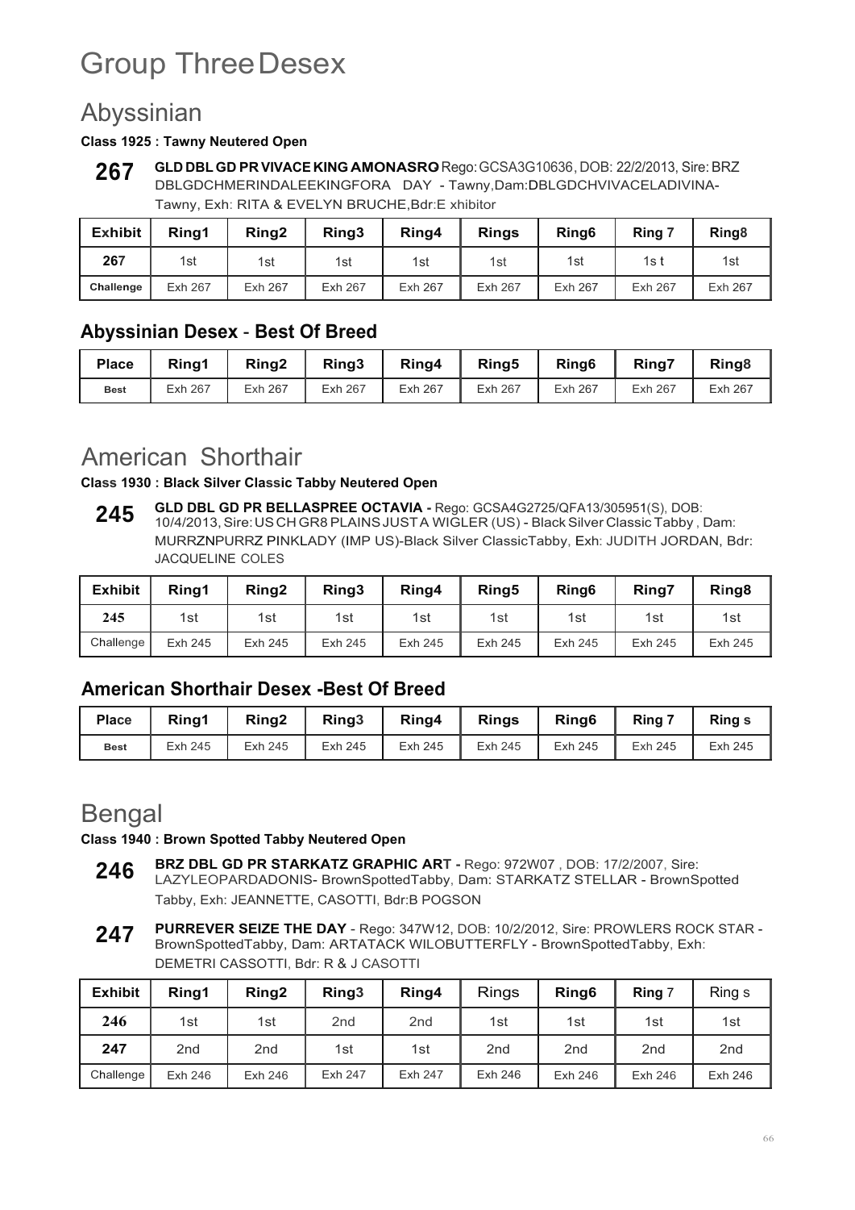# Group Three Desex

## Abyssinian

**Class 1925 : Tawny Neutered Open**

**267** **GLD DBL GD PR VIVACE KING AMONASRO** Rego: GCSA3G10636, DOB: 22/2/2013, Sire: BRZ DBLGDCHMERINDALEEKINGFORA DAY - Tawny, Dam: DBLGDCHVIVACELADIVINA-Tawny, Exh: RITA & EVELYN BRUCHE, Bdr: E xhibitor

| Exhibit | Ring1 | Ring2 | Ring3 | Ring4 | Rings | Ring6 | Ring 7 | Ring8 |
|---|---|---|---|---|---|---|---|---|
| 267 | 1st | 1st | 1st | 1st | 1st | 1st | 1s t | 1st |
| Challenge | Exh 267 | Exh 267 | Exh 267 | Exh 267 | Exh 267 | Exh 267 | Exh 267 | Exh 267 |

### Abyssinian Desex - Best Of Breed

| Place | Ring1 | Ring2 | Ring3 | Ring4 | Ring5 | Ring6 | Ring7 | Ring8 |
|---|---|---|---|---|---|---|---|---|
| Best | Exh 267 | Exh 267 | Exh 267 | Exh 267 | Exh 267 | Exh 267 | Exh 267 | Exh 267 |

## American Shorthair

**Class 1930 : Black Silver Classic Tabby Neutered Open**

**245** **GLD DBL GD PR BELLASPREE OCTAVIA -** Rego: GCSA4G2725/QFA13/305951(S), DOB: 10/4/2013, Sire: US CH GR8 PLAINS JUST A WIGLER (US) - Black Silver Classic Tabby , Dam: MURRZNPURRZ PINKLADY (IMP US)-Black Silver ClassicTabby, Exh: JUDITH JORDAN, Bdr: JACQUELINE COLES

| Exhibit | Ring1 | Ring2 | Ring3 | Ring4 | Ring5 | Ring6 | Ring7 | Ring8 |
|---|---|---|---|---|---|---|---|---|
| 245 | 1st | 1st | 1st | 1st | 1st | 1st | 1st | 1st |
| Challenge | Exh 245 | Exh 245 | Exh 245 | Exh 245 | Exh 245 | Exh 245 | Exh 245 | Exh 245 |

### American Shorthair Desex -Best Of Breed

| Place | Ring1 | Ring2 | Ring3 | Ring4 | Rings | Ring6 | Ring 7 | Ring s |
|---|---|---|---|---|---|---|---|---|
| Best | Exh 245 | Exh 245 | Exh 245 | Exh 245 | Exh 245 | Exh 245 | Exh 245 | Exh 245 |

## Bengal

**Class 1940 : Brown Spotted Tabby Neutered Open**

**246** **BRZ DBL GD PR STARKATZ GRAPHIC ART -** Rego: 972W07 , DOB: 17/2/2007, Sire: LAZYLEOPARDADONIS- BrownSpottedTabby, Dam: STARKATZ STELLAR - BrownSpotted Tabby, Exh: JEANNETTE, CASOTTI, Bdr:B POGSON

**247** **PURREVER SEIZE THE DAY** - Rego: 347W12, DOB: 10/2/2012, Sire: PROWLERS ROCK STAR - BrownSpottedTabby, Dam: ARTATACK WILOBUTTERFLY - BrownSpottedTabby, Exh: DEMETRI CASSOTTI, Bdr: R & J CASOTTI

| Exhibit | Ring1 | Ring2 | Ring3 | Ring4 | Rings | Ring6 | Ring 7 | Ring s |
|---|---|---|---|---|---|---|---|---|
| 246 | 1st | 1st | 2nd | 2nd | 1st | 1st | 1st | 1st |
| 247 | 2nd | 2nd | 1st | 1st | 2nd | 2nd | 2nd | 2nd |
| Challenge | Exh 246 | Exh 246 | Exh 247 | Exh 247 | Exh 246 | Exh 246 | Exh 246 | Exh 246 |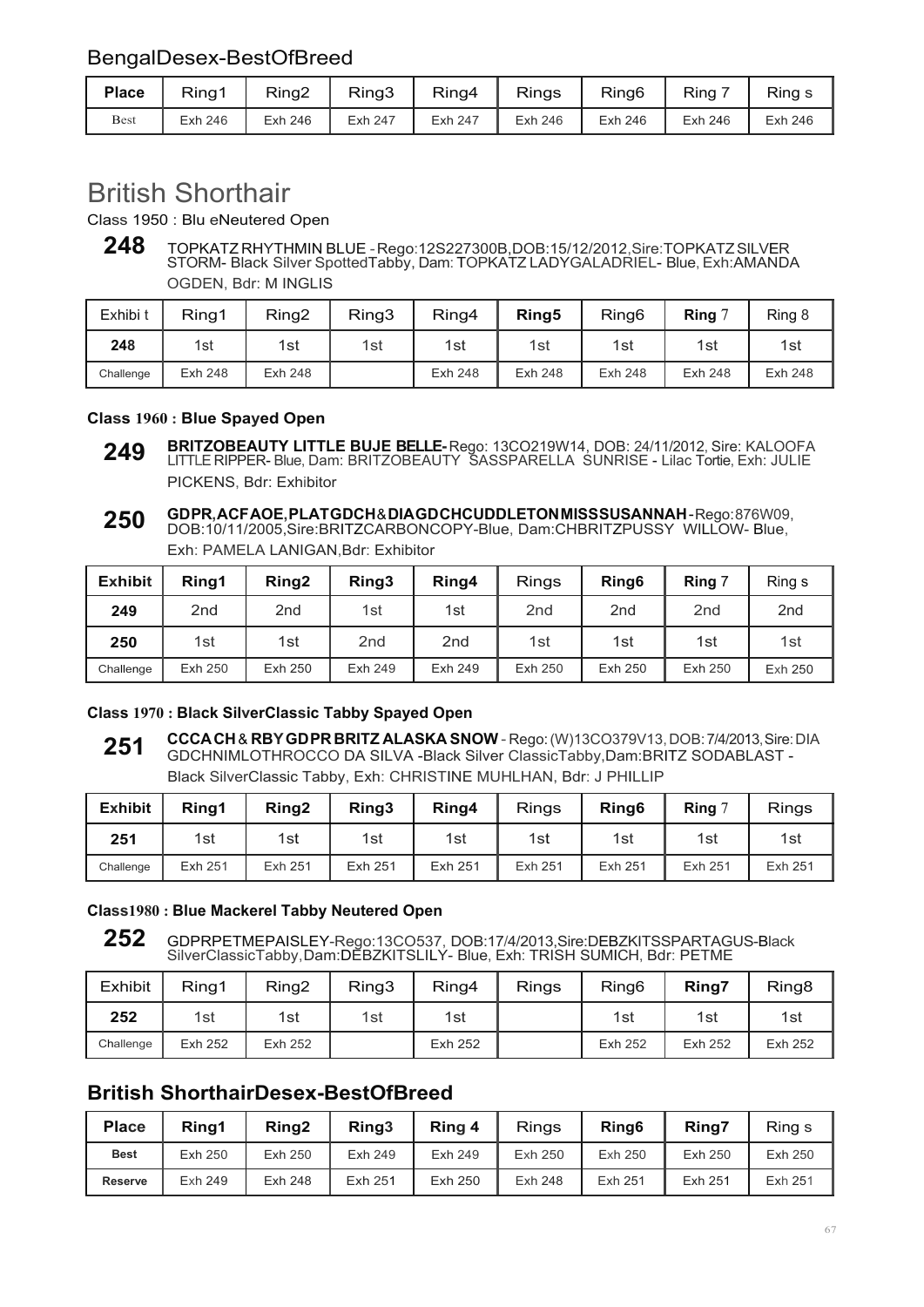## BengalDesex-BestOfBreed

| Place | Ring1 | Ring2 | Ring3 | Ring4 | Rings | Ring6 | Ring 7 | Ring s |
|---|---|---|---|---|---|---|---|---|
| Best | Exh 246 | Exh 246 | Exh 247 | Exh 247 | Exh 246 | Exh 246 | Exh 246 | Exh 246 |

# British Shorthair

Class 1950 : Blu eNeutered Open

**248** TOPKATZ RHYTHMIN BLUE - Rego:12S227300B,DOB:15/12/2012,Sire:TOPKATZ SILVER STORM- Black Silver SpottedTabby, Dam: TOPKATZ LADYGALADRIEL- Blue, Exh:AMANDA OGDEN, Bdr: M INGLIS

| Exhibi t | Ring1 | Ring2 | Ring3 | Ring4 | Ring5 | Ring6 | Ring 7 | Ring 8 |
|---|---|---|---|---|---|---|---|---|
| 248 | 1st | 1st | 1st | 1st | 1st | 1st | 1st | 1st |
| Challenge | Exh 248 | Exh 248 | | Exh 248 | Exh 248 | Exh 248 | Exh 248 | Exh 248 |

### Class 1960 : Blue Spayed Open

**249** **BRITZOBEAUTY LITTLE BUJE BELLE-** Rego: 13CO219W14, DOB: 24/11/2012, Sire: KALOOFA LITTLE RIPPER- Blue, Dam: BRITZOBEAUTY SASSPARELLA SUNRISE - Lilac Tortie, Exh: JULIE PICKENS, Bdr: Exhibitor

**250** **GDPR,ACFAOE,PLATGDCH&DIAGDCHCUDDLETONMISSSUSANNAH**-Rego:876W09, DOB:10/11/2005,Sire:BRITZCARBONCOPY-Blue, Dam:CHBRITZPUSSY WILLOW- Blue, Exh: PAMELA LANIGAN,Bdr: Exhibitor

| Exhibit | Ring1 | Ring2 | Ring3 | Ring4 | Rings | Ring6 | Ring 7 | Ring s |
|---|---|---|---|---|---|---|---|---|
| 249 | 2nd | 2nd | 1st | 1st | 2nd | 2nd | 2nd | 2nd |
| 250 | 1st | 1st | 2nd | 2nd | 1st | 1st | 1st | 1st |
| Challenge | Exh 250 | Exh 250 | Exh 249 | Exh 249 | Exh 250 | Exh 250 | Exh 250 | Exh 250 |

### Class 1970 : Black SilverClassic Tabby Spayed Open

**251** **CCCA CH & RBY GDPR BRITZ ALASKA SNOW** - Rego: (W)13CO379V13, DOB: 7/4/2013, Sire: DIA GDCHNIMLOTHROCCO DA SILVA -Black Silver ClassicTabby,Dam:BRITZ SODABLAST - Black SilverClassic Tabby, Exh: CHRISTINE MUHLHAN, Bdr: J PHILLIP

| Exhibit | Ring1 | Ring2 | Ring3 | Ring4 | Rings | Ring6 | Ring 7 | Rings |
|---|---|---|---|---|---|---|---|---|
| 251 | 1st | 1st | 1st | 1st | 1st | 1st | 1st | 1st |
| Challenge | Exh 251 | Exh 251 | Exh 251 | Exh 251 | Exh 251 | Exh 251 | Exh 251 | Exh 251 |

### Class1980 : Blue Mackerel Tabby Neutered Open

**252** GDPRPETMEPAISLEY-Rego:13CO537, DOB:17/4/2013,Sire:DEBZKITSSPARTAGUS-Black SilverClassicTabby,Dam:DEBZKITSLILY- Blue, Exh: TRISH SUMICH, Bdr: PETME

| Exhibit | Ring1 | Ring2 | Ring3 | Ring4 | Rings | Ring6 | Ring7 | Ring8 |
|---|---|---|---|---|---|---|---|---|
| 252 | 1st | 1st | 1st | 1st | | 1st | 1st | 1st |
| Challenge | Exh 252 | Exh 252 | | Exh 252 | | Exh 252 | Exh 252 | Exh 252 |

## British ShorthairDesex-BestOfBreed

| Place | Ring1 | Ring2 | Ring3 | Ring 4 | Rings | Ring6 | Ring7 | Ring s |
|---|---|---|---|---|---|---|---|---|
| Best | Exh 250 | Exh 250 | Exh 249 | Exh 249 | Exh 250 | Exh 250 | Exh 250 | Exh 250 |
| Reserve | Exh 249 | Exh 248 | Exh 251 | Exh 250 | Exh 248 | Exh 251 | Exh 251 | Exh 251 |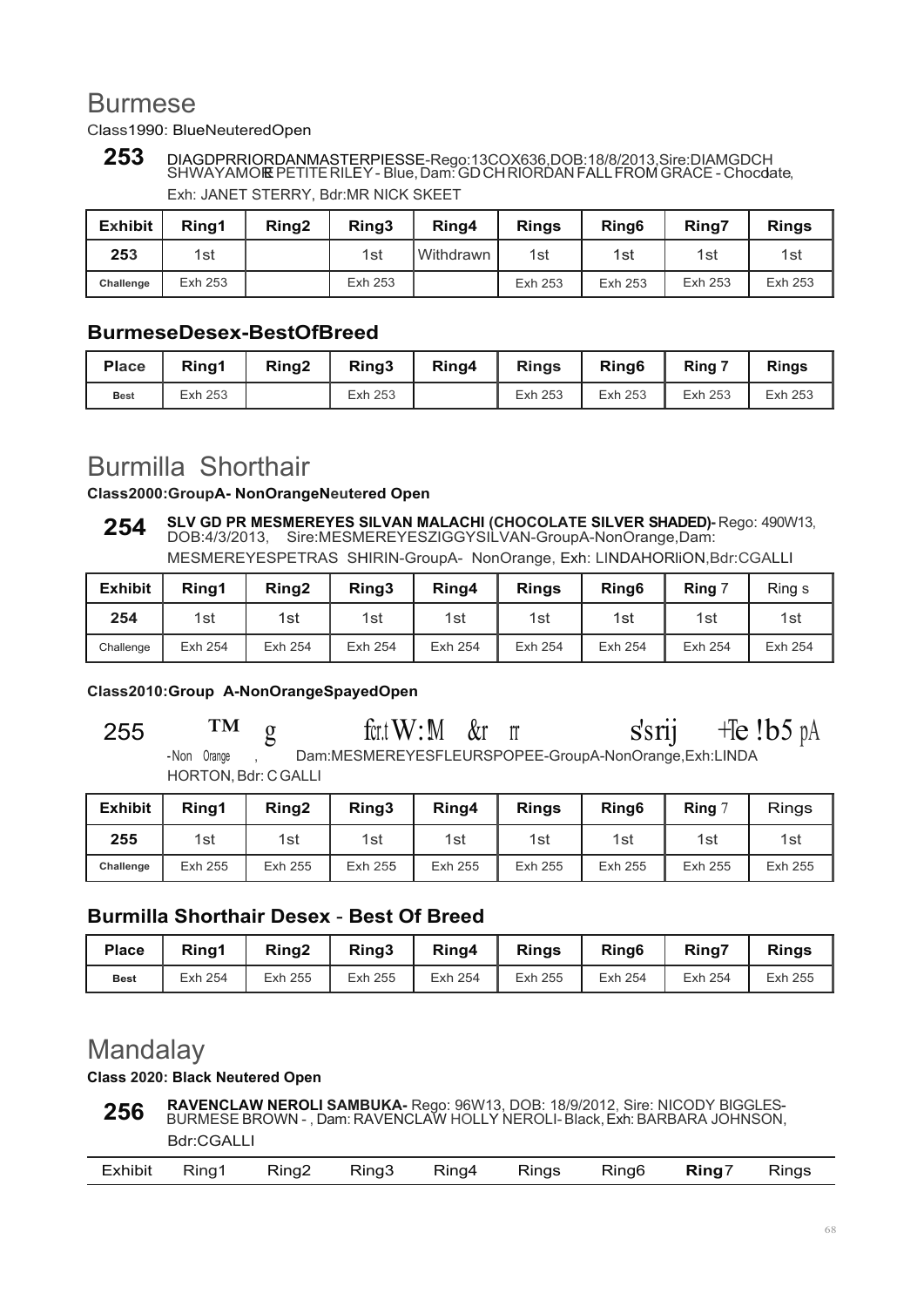# Burmese

Class1990: BlueNeuteredOpen

**253** DIAGDPRRIORDANMASTERPIESSE-Rego:13COX636,DOB:18/8/2013,Sire:DIAMGDCH SHWAYAMORE PETITE RILEY - Blue, Dam: GD CH RIORDAN FALL FROM GRACE - Chocolate, Exh: JANET STERRY, Bdr:MR NICK SKEET

| Exhibit | Ring1 | Ring2 | Ring3 | Ring4 | Rings | Ring6 | Ring7 | Rings |
|---|---|---|---|---|---|---|---|---|
| 253 | 1st | | 1st | Withdrawn | 1st | 1st | 1st | 1st |
| Challenge | Exh 253 | | Exh 253 | | Exh 253 | Exh 253 | Exh 253 | Exh 253 |

## BurmeseDesex-BestOfBreed

| Place | Ring1 | Ring2 | Ring3 | Ring4 | Rings | Ring6 | Ring 7 | Rings |
|---|---|---|---|---|---|---|---|---|
| Best | Exh 253 | | Exh 253 | | Exh 253 | Exh 253 | Exh 253 | Exh 253 |

# Burmilla Shorthair

**Class2000:GroupA- NonOrangeNeutered Open**

**254** **SLV GD PR MESMEREYES SILVAN MALACHI (CHOCOLATE SILVER SHADED)-** Rego: 490W13, DOB:4/3/2013, Sire:MESMEREYESZIGGYSILVAN-GroupA-NonOrange,Dam: MESMEREYESPETRAS SHIRIN-GroupA- NonOrange, Exh: LINDAHORliON,Bdr:CGALLI

| Exhibit | Ring1 | Ring2 | Ring3 | Ring4 | Rings | Ring6 | Ring 7 | Ring s |
|---|---|---|---|---|---|---|---|---|
| 254 | 1st | 1st | 1st | 1st | 1st | 1st | 1st | 1st |
| Challenge | Exh 254 | Exh 254 | Exh 254 | Exh 254 | Exh 254 | Exh 254 | Exh 254 | Exh 254 |

**Class2010:Group A-NonOrangeSpayedOpen**

255 TM g fcr.tW:M &r rr s'srij +Te !b5 pA -Non Orange , Dam:MESMEREYESFLEURSPOPEE-GroupA-NonOrange,Exh:LINDA HORTON, Bdr: C GALLI

| Exhibit | Ring1 | Ring2 | Ring3 | Ring4 | Rings | Ring6 | Ring 7 | Rings |
|---|---|---|---|---|---|---|---|---|
| 255 | 1st | 1st | 1st | 1st | 1st | 1st | 1st | 1st |
| Challenge | Exh 255 | Exh 255 | Exh 255 | Exh 255 | Exh 255 | Exh 255 | Exh 255 | Exh 255 |

## Burmilla Shorthair Desex - Best Of Breed

| Place | Ring1 | Ring2 | Ring3 | Ring4 | Rings | Ring6 | Ring7 | Rings |
|---|---|---|---|---|---|---|---|---|
| Best | Exh 254 | Exh 255 | Exh 255 | Exh 254 | Exh 255 | Exh 254 | Exh 254 | Exh 255 |

# Mandalay

**Class 2020: Black Neutered Open**

**256** **RAVENCLAW NEROLI SAMBUKA-** Rego: 96W13, DOB: 18/9/2012, Sire: NICODY BIGGLES-BURMESE BROWN - , Dam: RAVENCLAW HOLLY NEROLI- Black, Exh: BARBARA JOHNSON, Bdr:CGALLI

| Exhibit | Ring1 | Ring2 | Ring3 | Ring4 | Rings | Ring6 | Ring7 | Rings |
|---|---|---|---|---|---|---|---|---|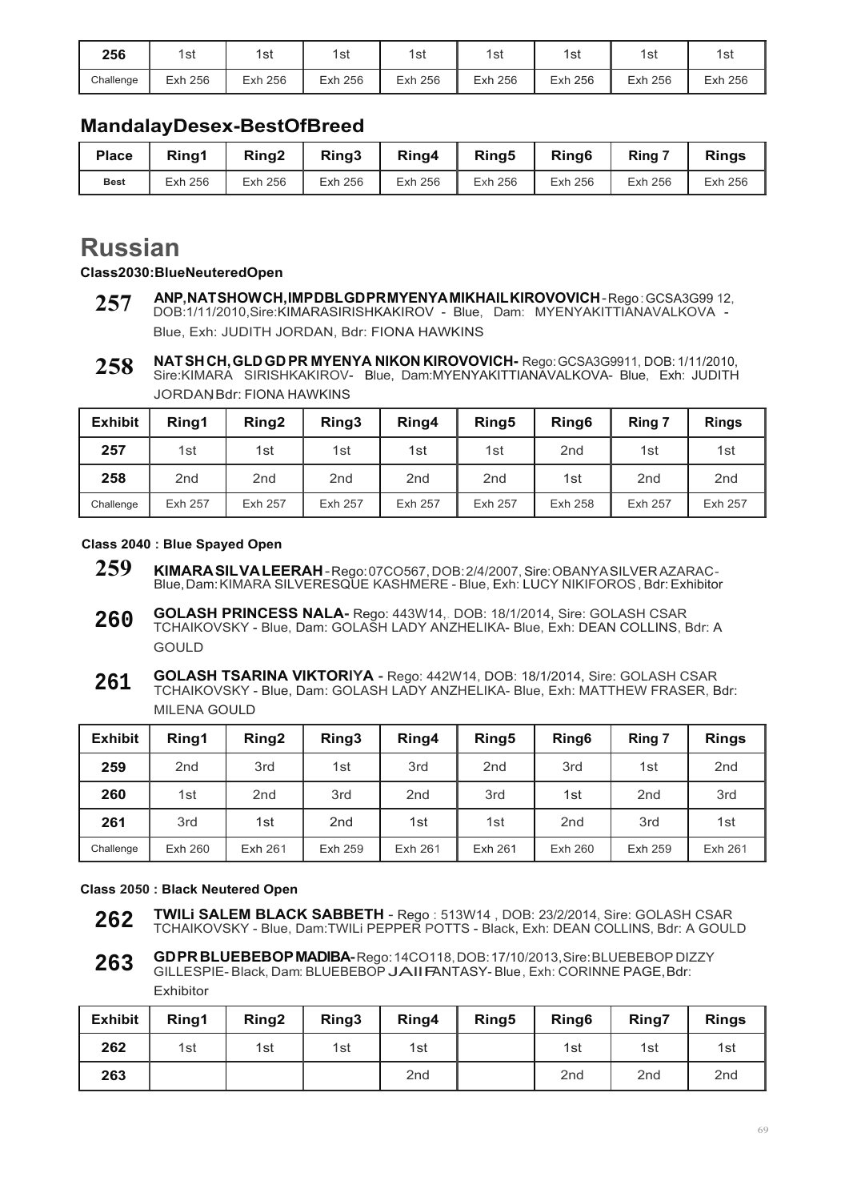| 256 | 1st | 1st | 1st | 1st | 1st | 1st | 1st | 1st |
|---|---|---|---|---|---|---|---|---|
| Challenge | Exh 256 | Exh 256 | Exh 256 | Exh 256 | Exh 256 | Exh 256 | Exh 256 | Exh 256 |

## MandalayDesex-BestOfBreed

| Place | Ring1 | Ring2 | Ring3 | Ring4 | Ring5 | Ring6 | Ring 7 | Rings |
|---|---|---|---|---|---|---|---|---|
| Best | Exh 256 | Exh 256 | Exh 256 | Exh 256 | Exh 256 | Exh 256 | Exh 256 | Exh 256 |

# Russian

### Class2030:BlueNeuteredOpen

**257** **ANP,NATSHOWCH,IMPDBLGDPRMYENYAMIKHAILKIROVOVICH** - Rego : GCSA3G99 12, DOB:1/11/2010,Sire:KIMARASIRISHKAKIROV - Blue, Dam: MYENYAKITTIANAVALKOVA - Blue, Exh: JUDITH JORDAN, Bdr: FIONA HAWKINS

**258** **NAT SH CH, GLD GD PR MYENYA NIKON KIROVOVICH-** Rego: GCSA3G9911, DOB: 1/11/2010, Sire:KIMARA SIRISHKAKIROV- Blue, Dam:MYENYAKITTIANAVALKOVA- Blue, Exh: JUDITH JORDAN, Bdr: FIONA HAWKINS

| Exhibit | Ring1 | Ring2 | Ring3 | Ring4 | Ring5 | Ring6 | Ring 7 | Rings |
|---|---|---|---|---|---|---|---|---|
| 257 | 1st | 1st | 1st | 1st | 1st | 2nd | 1st | 1st |
| 258 | 2nd | 2nd | 2nd | 2nd | 2nd | 1st | 2nd | 2nd |
| Challenge | Exh 257 | Exh 257 | Exh 257 | Exh 257 | Exh 257 | Exh 258 | Exh 257 | Exh 257 |

### Class 2040 : Blue Spayed Open

**259** **KIMARA SILVA LEERAH** - Rego: 07CO567, DOB: 2/4/2007, Sire: OBANYA SILVER AZARAC- Blue, Dam: KIMARA SILVERESQUE KASHMERE - Blue, Exh: LUCY NIKIFOROS, Bdr: Exhibitor

**260** **GOLASH PRINCESS NALA-** Rego: 443W14, DOB: 18/1/2014, Sire: GOLASH CSAR TCHAIKOVSKY - Blue, Dam: GOLASH LADY ANZHELIKA- Blue, Exh: DEAN COLLINS, Bdr: A GOULD

**261** **GOLASH TSARINA VIKTORIYA -** Rego: 442W14, DOB: 18/1/2014, Sire: GOLASH CSAR TCHAIKOVSKY - Blue, Dam: GOLASH LADY ANZHELIKA- Blue, Exh: MATTHEW FRASER, Bdr: MILENA GOULD

| Exhibit | Ring1 | Ring2 | Ring3 | Ring4 | Ring5 | Ring6 | Ring 7 | Rings |
|---|---|---|---|---|---|---|---|---|
| 259 | 2nd | 3rd | 1st | 3rd | 2nd | 3rd | 1st | 2nd |
| 260 | 1st | 2nd | 3rd | 2nd | 3rd | 1st | 2nd | 3rd |
| 261 | 3rd | 1st | 2nd | 1st | 1st | 2nd | 3rd | 1st |
| Challenge | Exh 260 | Exh 261 | Exh 259 | Exh 261 | Exh 261 | Exh 260 | Exh 259 | Exh 261 |

### Class 2050 : Black Neutered Open

**262** **TWILi SALEM BLACK SABBETH** - Rego : 513W14 , DOB: 23/2/2014, Sire: GOLASH CSAR TCHAIKOVSKY - Blue, Dam:TWILi PEPPER POTTS - Black, Exh: DEAN COLLINS, Bdr: A GOULD

**263** **GD PR BLUEBEBOP MADIBA-** Rego: 14CO118, DOB: 17/10/2013, Sire: BLUEBEBOP DIZZY GILLESPIE- Black, Dam: BLUEBEBOP JAII FANTASY- Blue, Exh: CORINNE PAGE, Bdr: Exhibitor

| Exhibit | Ring1 | Ring2 | Ring3 | Ring4 | Ring5 | Ring6 | Ring7 | Rings |
|---|---|---|---|---|---|---|---|---|
| 262 | 1st | 1st | 1st | 1st | | 1st | 1st | 1st |
| 263 | | | | 2nd | | 2nd | 2nd | 2nd |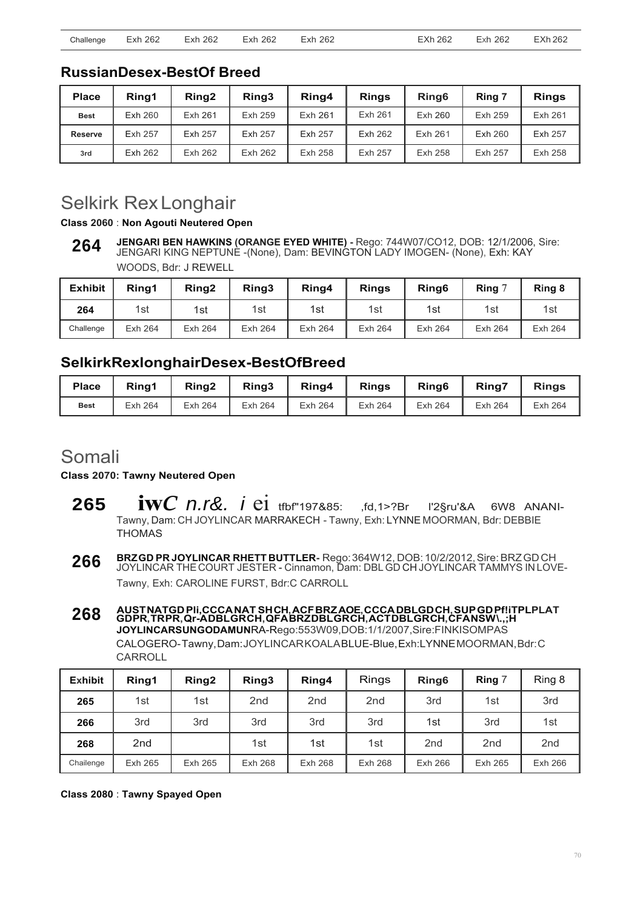| Challenge | Exh 262 | Exh 262 | Exh 262 | Exh 262 | | EXh 262 | Exh 262 | EXh 262 |
|---|---|---|---|---|---|---|---|---|

### RussianDesex-BestOf Breed

| Place | Ring1 | Ring2 | Ring3 | Ring4 | Rings | Ring6 | Ring 7 | Rings |
|---|---|---|---|---|---|---|---|---|
| Best | Exh 260 | Exh 261 | Exh 259 | Exh 261 | Exh 261 | Exh 260 | Exh 259 | Exh 261 |
| Reserve | Exh 257 | Exh 257 | Exh 257 | Exh 257 | Exh 262 | Exh 261 | Exh 260 | Exh 257 |
| 3rd | Exh 262 | Exh 262 | Exh 262 | Exh 258 | Exh 257 | Exh 258 | Exh 257 | Exh 258 |

# Selkirk Rex Longhair

**Class 2060** : **Non Agouti Neutered Open**

**264** **JENGARI BEN HAWKINS (ORANGE EYED WHITE) -** Rego: 744W07/CO12, DOB: 12/1/2006, Sire: JENGARI KING NEPTUNE -(None), Dam: BEVINGTON LADY IMOGEN- (None), Exh: KAY WOODS, Bdr: J REWELL

| Exhibit | Ring1 | Ring2 | Ring3 | Ring4 | Rings | Ring6 | Ring 7 | Ring 8 |
|---|---|---|---|---|---|---|---|---|
| 264 | 1st | 1st | 1st | 1st | 1st | 1st | 1st | 1st |
| Challenge | Exh 264 | Exh 264 | Exh 264 | Exh 264 | Exh 264 | Exh 264 | Exh 264 | Exh 264 |

### SelkirkRexlonghairDesex-BestOfBreed

| Place | Ring1 | Ring2 | Ring3 | Ring4 | Rings | Ring6 | Ring7 | Rings |
|---|---|---|---|---|---|---|---|---|
| Best | Exh 264 | Exh 264 | Exh 264 | Exh 264 | Exh 264 | Exh 264 | Exh 264 | Exh 264 |

# Somali

**Class 2070: Tawny Neutered Open**

**265** iwC n.r&. i ei tfbf"197&85: ,fd,1>?Br I'2§ru'&A 6W8 ANANI-Tawny, Dam: CH JOYLINCAR MARRAKECH - Tawny, Exh: LYNNE MOORMAN, Bdr: DEBBIE THOMAS

**266** **BRZ GD PR JOYLINCAR RHETT BUTTLER-** Rego: 364W12, DOB: 10/2/2012, Sire: BRZ GD CH JOYLINCAR THE COURT JESTER - Cinnamon, Dam: DBL GD CH JOYLINCAR TAMMYS IN LOVE-Tawny, Exh: CAROLINE FURST, Bdr:C CARROLL

**268** **AUST NAT GD Pli,CCCA NAT SH CH, ACF BRZ AOE, CCCA DBL GD CH, SUP GD Pf!iTPLPLAT GDPR,TRPR,Qr-ADBLGRCH,QFABRZDBLGRCH,ACTDBLGRCH,CFANSW\.,;H JOYLINCARSUNGODAMUN**RA-Rego:553W09,DOB:1/1/2007,Sire:FINKISOMPAS CALOGERO-Tawny,Dam:JOYLINCARKOALABLUE-Blue,Exh:LYNNEMOORMAN,Bdr:C CARROLL

| Exhibit | Ring1 | Ring2 | Ring3 | Ring4 | Rings | Ring6 | Ring 7 | Ring 8 |
|---|---|---|---|---|---|---|---|---|
| 265 | 1st | 1st | 2nd | 2nd | 2nd | 3rd | 1st | 3rd |
| 266 | 3rd | 3rd | 3rd | 3rd | 3rd | 1st | 3rd | 1st |
| 268 | 2nd | | 1st | 1st | 1st | 2nd | 2nd | 2nd |
| Chailenge | Exh 265 | Exh 265 | Exh 268 | Exh 268 | Exh 268 | Exh 266 | Exh 265 | Exh 266 |

**Class 2080** : **Tawny Spayed Open**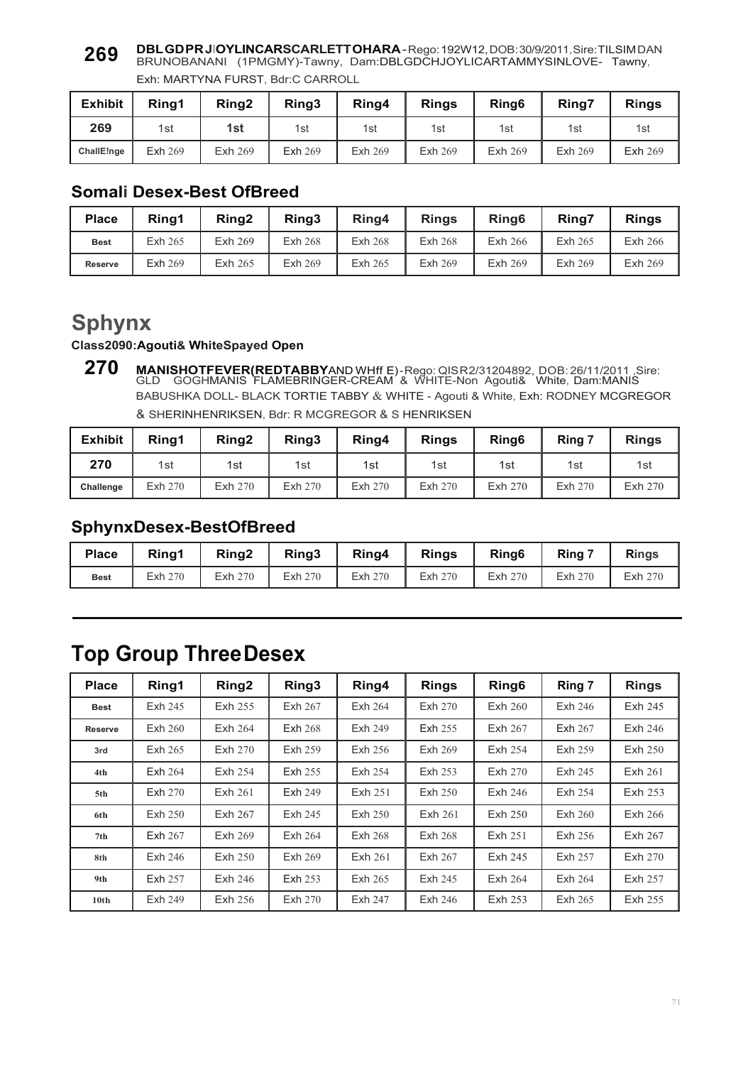**269** **DBLGDPR J!OYLINCARSCARLETTOHARA** - Rego: 192W12, DOB: 30/9/2011, Sire: TILSIMDAN BRUNOBANANI (1PMGMY)-Tawny, Dam: DBLGDCHJOYLICARTAMMYSINLOVE- Tawny, Exh: MARTYNA FURST, Bdr: C CARROLL

| Exhibit | Ring1 | Ring2 | Ring3 | Ring4 | Rings | Ring6 | Ring7 | Rings |
|---|---|---|---|---|---|---|---|---|
| 269 | 1st | 1st | 1st | 1st | 1st | 1st | 1st | 1st |
| ChallE!nge | Exh 269 | Exh 269 | Exh 269 | Exh 269 | Exh 269 | Exh 269 | Exh 269 | Exh 269 |

## Somali Desex-Best OfBreed

| Place | Ring1 | Ring2 | Ring3 | Ring4 | Rings | Ring6 | Ring7 | Rings |
|---|---|---|---|---|---|---|---|---|
| Best | Exh 265 | Exh 269 | Exh 268 | Exh 268 | Exh 268 | Exh 266 | Exh 265 | Exh 266 |
| Reserve | Exh 269 | Exh 265 | Exh 269 | Exh 265 | Exh 269 | Exh 269 | Exh 269 | Exh 269 |

# Sphynx

**Class2090:Agouti& WhiteSpayed Open**

**270** **MANISHOTFEVER(REDTABBY** AND WHff E) - Rego: QISR2/31204892, DOB: 26/11/2011 ,Sire: GLD GOGHMANIS FLAMEBRINGER-CREAM & WHITE-Non Agouti& White, Dam: MANIS BABUSHKA DOLL- BLACK TORTIE TABBY & WHITE - Agouti & White, Exh: RODNEY MCGREGOR & SHERINHENRIKSEN, Bdr: R MCGREGOR & S HENRIKSEN

| Exhibit | Ring1 | Ring2 | Ring3 | Ring4 | Rings | Ring6 | Ring 7 | Rings |
|---|---|---|---|---|---|---|---|---|
| 270 | 1st | 1st | 1st | 1st | 1st | 1st | 1st | 1st |
| Challenge | Exh 270 | Exh 270 | Exh 270 | Exh 270 | Exh 270 | Exh 270 | Exh 270 | Exh 270 |

## SphynxDesex-BestOfBreed

| Place | Ring1 | Ring2 | Ring3 | Ring4 | Rings | Ring6 | Ring 7 | Rings |
|---|---|---|---|---|---|---|---|---|
| Best | Exh 270 | Exh 270 | Exh 270 | Exh 270 | Exh 270 | Exh 270 | Exh 270 | Exh 270 |

---

# Top Group ThreeDesex

| Place | Ring1 | Ring2 | Ring3 | Ring4 | Rings | Ring6 | Ring 7 | Rings |
|---|---|---|---|---|---|---|---|---|
| Best | Exh 245 | Exh 255 | Exh 267 | Exh 264 | Exh 270 | Exh 260 | Exh 246 | Exh 245 |
| Reserve | Exh 260 | Exh 264 | Exh 268 | Exh 249 | Exh 255 | Exh 267 | Exh 267 | Exh 246 |
| 3rd | Exh 265 | Exh 270 | Exh 259 | Exh 256 | Exh 269 | Exh 254 | Exh 259 | Exh 250 |
| 4th | Exh 264 | Exh 254 | Exh 255 | Exh 254 | Exh 253 | Exh 270 | Exh 245 | Exh 261 |
| 5th | Exh 270 | Exh 261 | Exh 249 | Exh 251 | Exh 250 | Exh 246 | Exh 254 | Exh 253 |
| 6th | Exh 250 | Exh 267 | Exh 245 | Exh 250 | Exh 261 | Exh 250 | Exh 260 | Exh 266 |
| 7th | Exh 267 | Exh 269 | Exh 264 | Exh 268 | Exh 268 | Exh 251 | Exh 256 | Exh 267 |
| 8th | Exh 246 | Exh 250 | Exh 269 | Exh 261 | Exh 267 | Exh 245 | Exh 257 | Exh 270 |
| 9th | Exh 257 | Exh 246 | Exh 253 | Exh 265 | Exh 245 | Exh 264 | Exh 264 | Exh 257 |
| 10th | Exh 249 | Exh 256 | Exh 270 | Exh 247 | Exh 246 | Exh 253 | Exh 265 | Exh 255 |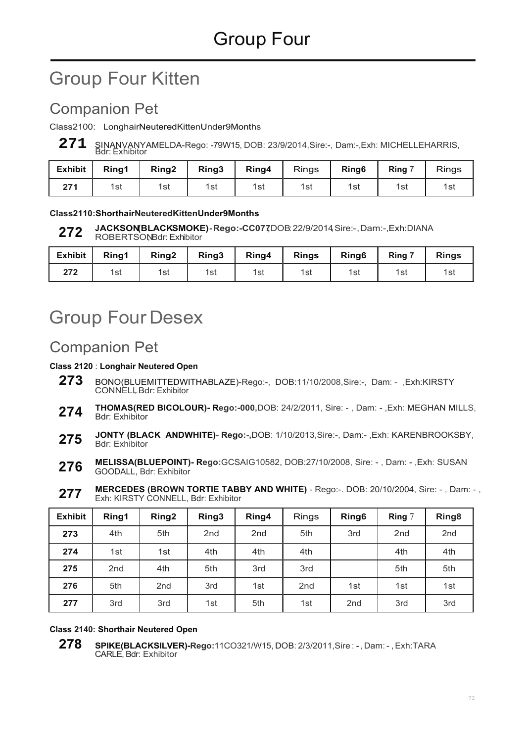# Group Four

## Group Four Kitten

### Companion Pet

Class2100: LonghairNeuteredKittenUnder9Months

**271** SINANVANYAMELDA-Rego: -79W15, DOB: 23/9/2014,Sire:-, Dam:-,Exh: MICHELLEHARRIS, Bdr: Exhibitor

| Exhibit | Ring1 | Ring2 | Ring3 | Ring4 | Rings | Ring6 | Ring 7 | Rings |
|---|---|---|---|---|---|---|---|---|
| 271 | 1st | 1st | 1st | 1st | 1st | 1st | 1st | 1st |

**Class2110:ShorthairNeuteredKittenUnder9Months**

**272** **JACKSON(BLACKSMOKE)-Rego:-CC077**,DOB: 22/9/2014,Sire:-, Dam:-,Exh:DIANA ROBERTSON,Bdr: Exhibitor

| Exhibit | Ring1 | Ring2 | Ring3 | Ring4 | Rings | Ring6 | Ring 7 | Rings |
|---|---|---|---|---|---|---|---|---|
| 272 | 1st | 1st | 1st | 1st | 1st | 1st | 1st | 1st |

## Group Four Desex

### Companion Pet

**Class 2120** : **Longhair Neutered Open**

**273** BONO(BLUEMITTEDWITHABLAZE)-Rego:-, DOB:11/10/2008,Sire:-, Dam: - ,Exh:KIRSTY CONNELL, Bdr: Exhibitor

**274** **THOMAS(RED BICOLOUR)- Rego:-000**,DOB: 24/2/2011, Sire: - , Dam: - ,Exh: MEGHAN MILLS, Bdr: Exhibitor

**275** **JONTY (BLACK ANDWHITE)- Rego:-**,DOB: 1/10/2013,Sire:-, Dam:- ,Exh: KARENBROOKSBY, Bdr: Exhibitor

**276** **MELISSA(BLUEPOINT)- Rego**:GCSAIG10582, DOB:27/10/2008, Sire: - , Dam: - ,Exh: SUSAN GOODALL, Bdr: Exhibitor

**277** **MERCEDES (BROWN TORTIE TABBY AND WHITE)** - Rego:-. DOB: 20/10/2004, Sire: - , Dam: - , Exh: KIRSTY CONNELL, Bdr: Exhibitor

| Exhibit | Ring1 | Ring2 | Ring3 | Ring4 | Rings | Ring6 | Ring 7 | Ring8 |
|---|---|---|---|---|---|---|---|---|
| 273 | 4th | 5th | 2nd | 2nd | 5th | 3rd | 2nd | 2nd |
| 274 | 1st | 1st | 4th | 4th | 4th | | 4th | 4th |
| 275 | 2nd | 4th | 5th | 3rd | 3rd | | 5th | 5th |
| 276 | 5th | 2nd | 3rd | 1st | 2nd | 1st | 1st | 1st |
| 277 | 3rd | 3rd | 1st | 5th | 1st | 2nd | 3rd | 3rd |

**Class 2140: Shorthair Neutered Open**

**278** **SPIKE(BLACKSILVER)-Rego:**11CO321/W15, DOB: 2/3/2011,Sire : - , Dam: - , Exh:TARA CARLE, Bdr: Exhibitor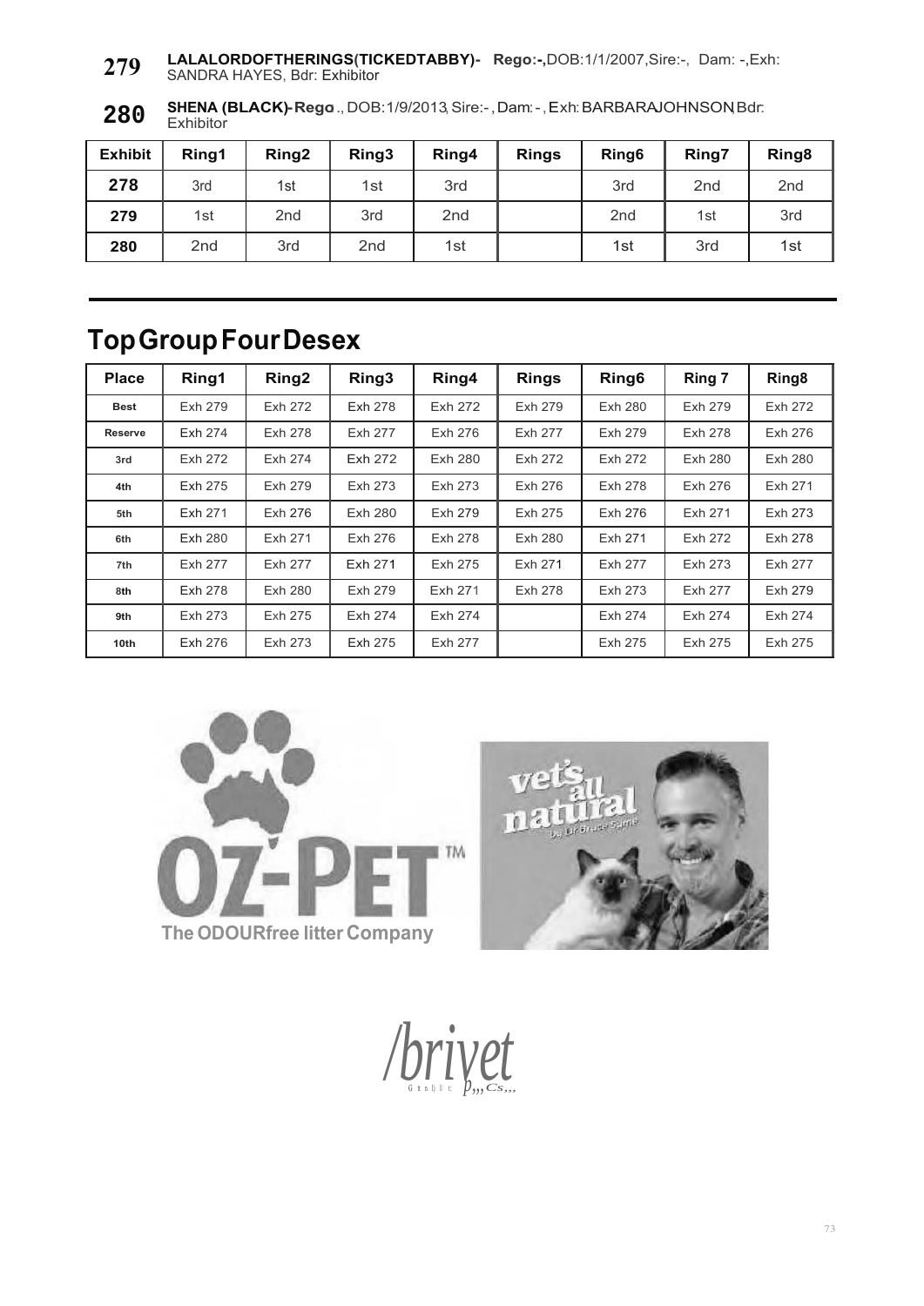**279** **LALALORDOFTHERINGS(TICKEDTABBY)- Rego:-,**DOB:1/1/2007,Sire:-, Dam: -,Exh: SANDRA HAYES, Bdr: Exhibitor

**280** **SHENA (BLACK)- Rego** ., DOB:1/9/2013, Sire:- , Dam: - , Exh: BARBARAJOHNSON, Bdr: Exhibitor

| Exhibit | Ring1 | Ring2 | Ring3 | Ring4 | Rings | Ring6 | Ring7 | Ring8 |
|---|---|---|---|---|---|---|---|---|
| 278 | 3rd | 1st | 1st | 3rd | | 3rd | 2nd | 2nd |
| 279 | 1st | 2nd | 3rd | 2nd | | 2nd | 1st | 3rd |
| 280 | 2nd | 3rd | 2nd | 1st | | 1st | 3rd | 1st |

## Top Group Four Desex

| Place | Ring1 | Ring2 | Ring3 | Ring4 | Rings | Ring6 | Ring 7 | Ring8 |
|---|---|---|---|---|---|---|---|---|
| Best | Exh 279 | Exh 272 | Exh 278 | Exh 272 | Exh 279 | Exh 280 | Exh 279 | Exh 272 |
| Reserve | Exh 274 | Exh 278 | Exh 277 | Exh 276 | Exh 277 | Exh 279 | Exh 278 | Exh 276 |
| 3rd | Exh 272 | Exh 274 | Exh 272 | Exh 280 | Exh 272 | Exh 272 | Exh 280 | Exh 280 |
| 4th | Exh 275 | Exh 279 | Exh 273 | Exh 273 | Exh 276 | Exh 278 | Exh 276 | Exh 271 |
| 5th | Exh 271 | Exh 276 | Exh 280 | Exh 279 | Exh 275 | Exh 276 | Exh 271 | Exh 273 |
| 6th | Exh 280 | Exh 271 | Exh 276 | Exh 278 | Exh 280 | Exh 271 | Exh 272 | Exh 278 |
| 7th | Exh 277 | Exh 277 | Exh 271 | Exh 275 | Exh 271 | Exh 277 | Exh 273 | Exh 277 |
| 8th | Exh 278 | Exh 280 | Exh 279 | Exh 271 | Exh 278 | Exh 273 | Exh 277 | Exh 279 |
| 9th | Exh 273 | Exh 275 | Exh 274 | Exh 274 | | Exh 274 | Exh 274 | Exh 274 |
| 10th | Exh 276 | Exh 273 | Exh 275 | Exh 277 | | Exh 275 | Exh 275 | Exh 275 |

OZ-PET™
The ODOURfree litter Company

vet's all natural

/brivet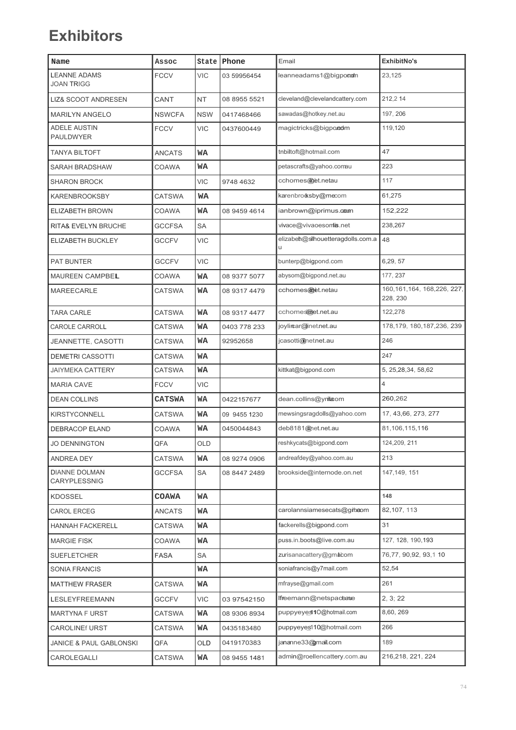# Exhibitors

| Name | Assoc | State | Phone | Email | ExhibitNo's |
|---|---|---|---|---|---|
| LEANNE ADAMS JOAN TRIGG | FCCV | VIC | 03 59956454 | leanneadams1@bigpond.com | 23,125 |
| LIZ& SCOOT ANDRESEN | CANT | NT | 08 8955 5521 | cleveland@clevelandcattery.com | 212,2 14 |
| MARILYN ANGELO | NSWCFA | NSW | 0417468466 | sawadas@hotkey.net.au | 197, 206 |
| ADELE AUSTIN PAULDWYER | FCCV | VIC | 0437600449 | magictricks@bigpond.com | 119,120 |
| TANYA BILTOFT | ANCATS | WA | | tnbiltoft@hotmail.com | 47 |
| SARAH BRADSHAW | COAWA | WA | | petascrafts@yahoo.com.au | 223 |
| SHARON BROCK | | VIC | 9748 4632 | cchomes@iinet.net.au | 117 |
| KARENBROOKSBY | CATSWA | WA | | karenbrooksby@me.com | 61,275 |
| ELIZABETH BROWN | COAWA | WA | 08 9459 4614 | ianbrown@iprimus.com | 152,222 |
| RITA& EVELYN BRUCHE | GCCFSA | SA | | vivace@vivaoesomis.net | 238,267 |
| ELIZABETH BUCKLEY | GCCFV | VIC | | elizabeh@silhouetteragdolls.com.au | 48 |
| PAT BUNTER | GCCFV | VIC | | bunterp@bigpond.com | 6,29, 57 |
| MAUREEN CAMPBELL | COAWA | WA | 08 9377 5077 | abysom@bigpond.net.au | 177, 237 |
| MAREECARLE | CATSWA | WA | 08 9317 4479 | cchomes@iinet.net.au | 160,161,164, 168,226, 227, 228, 230 |
| TARA CARLE | CATSWA | WA | 08 9317 4477 | cchomes@iinet.net.au | 122,278 |
| CAROLE CARROLL | CATSWA | WA | 0403 778 233 | joylincar@iinet.net.au | 178,179, 180,187,236, 239 |
| JEANNETTE, CASOTTI | CATSWA | WA | 92952658 | jcasotti@iinet.net.au | 246 |
| DEMETRI CASSOTTI | CATSWA | WA | | | 247 |
| JAIYMEKA CATTERY | CATSWA | WA | | kittkat@bigpond.com | 5, 25,28,34, 58,62 |
| MARIA CAVE | FCCV | VIC | | | 4 |
| DEAN COLLINS | CATSWA | WA | 0422157677 | dean.collins@ymail.com | 260,262 |
| KIRSTYCONNELL | CATSWA | WA | 09 9455 1230 | mewsingsragdolls@yahoo.com | 17, 43,66, 273, 277 |
| DEBRACOP ELAND | COAWA | WA | 0450044843 | deb8181@iinet.net.au | 81,106,115,116 |
| JO DENNINGTON | QFA | OLD | | reshkycats@bigpond.com | 124,209, 211 |
| ANDREA DEY | CATSWA | WA | 08 9274 0906 | andreafdey@yahoo.com.au | 213 |
| DIANNE DOLMAN CARYPLESSNIG | GCCFSA | SA | 08 8447 2489 | brookside@internode.on.net | 147,149, 151 |
| KDOSSEL | COAWA | WA | | | 148 |
| CAROL ERCEG | ANCATS | WA | | carolannsiamesecats@gmail.com | 82,107, 113 |
| HANNAH FACKERELL | CATSWA | WA | | fackerells@bigpond.com | 31 |
| MARGIE FISK | COAWA | WA | | puss.in.boots@live.com.au | 127, 128, 190,193 |
| SUEFLETCHER | FASA | SA | | zurisanacattery@gmail.com | 76,77, 90,92, 93,1 10 |
| SONIA FRANCIS | | WA | | soniafrancis@y7mail.com | 52,54 |
| MATTHEW FRASER | CATSWA | WA | | mfrayse@gmail.com | 261 |
| LESLEYFREEMANN | GCCFV | VIC | 03 97542150 | lfreemann@netspace.net.au | 2, 3; 22 |
| MARTYNA F URST | CATSWA | WA | 08 9306 8934 | puppyeyes110@hotmail.com | 8,60, 269 |
| CAROLINEf URST | CATSWA | WA | 0435183480 | puppyeyes110@hotmail.com | 266 |
| JANICE & PAUL GABLONSKI | QFA | OLD | 0419170383 | jananne33@gmail.com | 189 |
| CAROLEGALLI | CATSWA | WA | 08 9455 1481 | admin@roellencattery.com.au | 216,218, 221, 224 |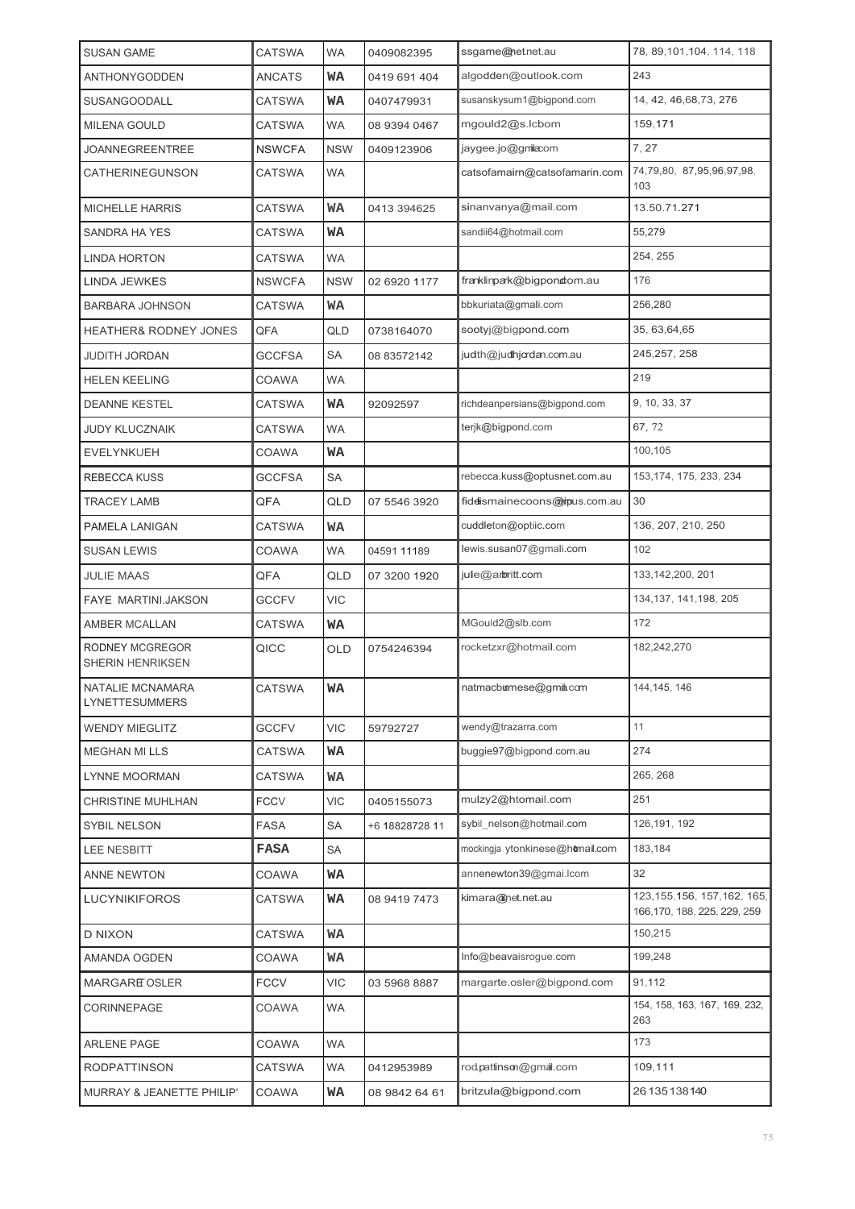| SUSAN GAME | CATSWA | WA | 0409082395 | ssgame@netnet.au | 78, 89,101,104, 114, 118 |
|---|---|---|---|---|---|
| ANTHONYGODDEN | ANCATS | WA | 0419 691 404 | algodden@outlook.com | 243 |
| SUSANGOODALL | CATSWA | WA | 0407479931 | susanskysum1@bigpond.com | 14, 42, 46,68,73, 276 |
| MILENA GOULD | CATSWA | WA | 08 9394 0467 | mgould2@s.lcbom | 159,171 |
| JOANNEGREENTREE | NSWCFA | NSW | 0409123906 | jaygee.jo@gmilacom | 7, 27 |
| CATHERINEGUNSON | CATSWA | WA | | catsofamairn@catsofamarin.com | 74,79,80, 87,95,96,97,98, 103 |
| MICHELLE HARRIS | CATSWA | WA | 0413 394625 | sinanvanya@mail.com | 13.50.71.271 |
| SANDRA HA YES | CATSWA | WA | | sandii64@hotmail.com | 55,279 |
| LINDA HORTON | CATSWA | WA | | | 254, 255 |
| LINDA JEWKES | NSWCFA | NSW | 02 6920 1177 | franklinpark@bigpondcom.au | 176 |
| BARBARA JOHNSON | CATSWA | WA | | bbkuriata@gmali.com | 256,280 |
| HEATHER& RODNEY JONES | QFA | QLD | 0738164070 | sootyj@bigpond.com | 35, 63,64,65 |
| JUDITH JORDAN | GCCFSA | SA | 08 83572142 | judth@judhjordan.com.au | 245,257, 258 |
| HELEN KEELING | COAWA | WA | | | 219 |
| DEANNE KESTEL | CATSWA | WA | 92092597 | richdeanpersians@bigpond.com | 9, 10, 33, 37 |
| JUDY KLUCZNAIK | CATSWA | WA | | terjk@bigpond.com | 67, 72 |
| EVELYNKUEH | COAWA | WA | | | 100,105 |
| REBECCA KUSS | GCCFSA | SA | | rebecca.kuss@optusnet.com.au | 153,174, 175, 233, 234 |
| TRACEY LAMB | QFA | QLD | 07 5546 3920 | fidelismainecoons@iinpus.com.au | 30 |
| PAMELA LANIGAN | CATSWA | WA | | cuddleton@optiic.com | 136, 207, 210, 250 |
| SUSAN LEWIS | COAWA | WA | 04591 11189 | lewis.susan07@gmali.com | 102 |
| JULIE MAAS | QFA | QLD | 07 3200 1920 | julie@arbritt.com | 133,142,200, 201 |
| FAYE MARTINI.JAKSON | GCCFV | VIC | | | 134,137, 141,198, 205 |
| AMBER MCALLAN | CATSWA | WA | | MGould2@slb.com | 172 |
| RODNEY MCGREGOR SHERIN HENRIKSEN | QICC | OLD | 0754246394 | rocketzxr@hotmail.com | 182,242,270 |
| NATALIE MCNAMARA LYNETTESUMMERS | CATSWA | WA | | natmacburnese@gmil.com | 144,145, 146 |
| WENDY MIEGLITZ | GCCFV | VIC | 59792727 | wendy@trazarra.com | 11 |
| MEGHAN MI LLS | CATSWA | WA | | buggie97@bigpond.com.au | 274 |
| LYNNE MOORMAN | CATSWA | WA | | | 265, 268 |
| CHRISTINE MUHLHAN | FCCV | VIC | 0405155073 | mulzy2@htomail.com | 251 |
| SYBIL NELSON | FASA | SA | +6 18828728 11 | sybil_nelson@hotmail.com | 126,191, 192 |
| LEE NESBITT | FASA | SA | | mockingja ytonkinese@hotmail.com | 183,184 |
| ANNE NEWTON | COAWA | WA | | annenewton39@gmai.lcom | 32 |
| LUCYNIKIFOROS | CATSWA | WA | 08 9419 7473 | kimara@inet.net.au | 123,155,156, 157,162, 165, 166,170, 188, 225, 229, 259 |
| D NIXON | CATSWA | WA | | | 150,215 |
| AMANDA OGDEN | COAWA | WA | | Info@beavaisrogue.com | 199,248 |
| MARGARET OSLER | FCCV | VIC | 03 5968 8887 | margarte.osler@bigpond.com | 91,112 |
| CORINNEPAGE | COAWA | WA | | | 154, 158, 163, 167, 169, 232, 263 |
| ARLENE PAGE | COAWA | WA | | | 173 |
| RODPATTINSON | CATSWA | WA | 0412953989 | rod.pattinson@gmail.com | 109,111 |
| MURRAY & JEANETTE PHILIP' | COAWA | WA | 08 9842 64 61 | britzula@bigpond.com | 26 135 138 140 |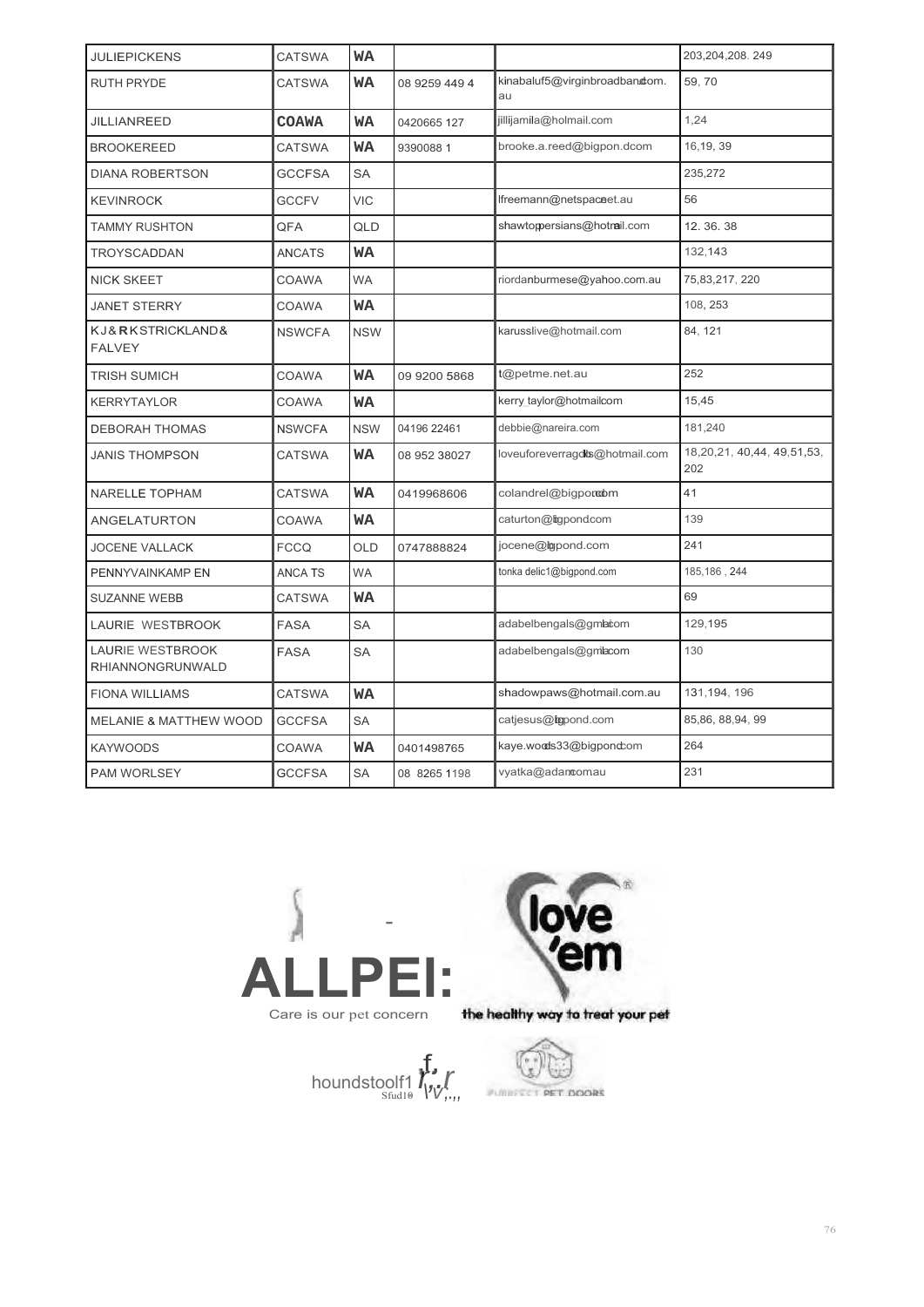| JULIEPICKENS | CATSWA | WA | | | 203,204,208. 249 |
|---|---|---|---|---|---|
| RUTH PRYDE | CATSWA | WA | 08 9259 449 4 | kinabaluf5@virginbroadband.com.au | 59, 70 |
| JILLIANREED | COAWA | WA | 0420665 127 | jillijamila@holmail.com | 1,24 |
| BROOKEREED | CATSWA | WA | 9390088 1 | brooke.a.reed@bigpon.dcom | 16,19, 39 |
| DIANA ROBERTSON | GCCFSA | SA | | | 235,272 |
| KEVINROCK | GCCFV | VIC | | lfreemann@netspace.net.au | 56 |
| TAMMY RUSHTON | QFA | QLD | | shawtonpersians@hotmail.com | 12. 36. 38 |
| TROYSCADDAN | ANCATS | WA | | | 132,143 |
| NICK SKEET | COAWA | WA | | riordanburmese@yahoo.com.au | 75,83,217, 220 |
| JANET STERRY | COAWA | WA | | | 108, 253 |
| KJ & R K STRICKLAND & FALVEY | NSWCFA | NSW | | karusslive@hotmail.com | 84, 121 |
| TRISH SUMICH | COAWA | WA | 09 9200 5868 | t@petme.net.au | 252 |
| KERRYTAYLOR | COAWA | WA | | kerry_taylor@hotmail.com | 15,45 |
| DEBORAH THOMAS | NSWCFA | NSW | 04196 22461 | debbie@nareira.com | 181,240 |
| JANIS THOMPSON | CATSWA | WA | 08 952 38027 | loveuforeverragdolls@hotmail.com | 18,20,21, 40,44, 49,51,53, 202 |
| NARELLE TOPHAM | CATSWA | WA | 0419968606 | colandrel@bigpond.com | 41 |
| ANGELATURTON | COAWA | WA | | caturton@bigpond.com | 139 |
| JOCENE VALLACK | FCCQ | OLD | 0747888824 | jocene@bigpond.com | 241 |
| PENNYVAINKAMP EN | ANCA TS | WA | | tonka delic1@bigpond.com | 185,186 , 244 |
| SUZANNE WEBB | CATSWA | WA | | | 69 |
| LAURIE WESTBROOK | FASA | SA | | adabelbengals@gmail.com | 129,195 |
| LAURIE WESTBROOK RHIANNONGRUNWALD | FASA | SA | | adabelbengals@gmail.com | 130 |
| FIONA WILLIAMS | CATSWA | WA | | shadowpaws@hotmail.com.au | 131,194, 196 |
| MELANIE & MATTHEW WOOD | GCCFSA | SA | | catjesus@bigpond.com | 85,86, 88,94, 99 |
| KAYWOODS | COAWA | WA | 0401498765 | kaye.woods33@bigpond.com | 264 |
| PAM WORLSEY | GCCFSA | SA | 08 8265 1198 | vyatka@adam.com.au | 231 |

ALLPEI:
Care is our pet concern

love 'em
the healthy way to treat your pet

houndstoolf1 Sfud10

PURRFECT PET DOORS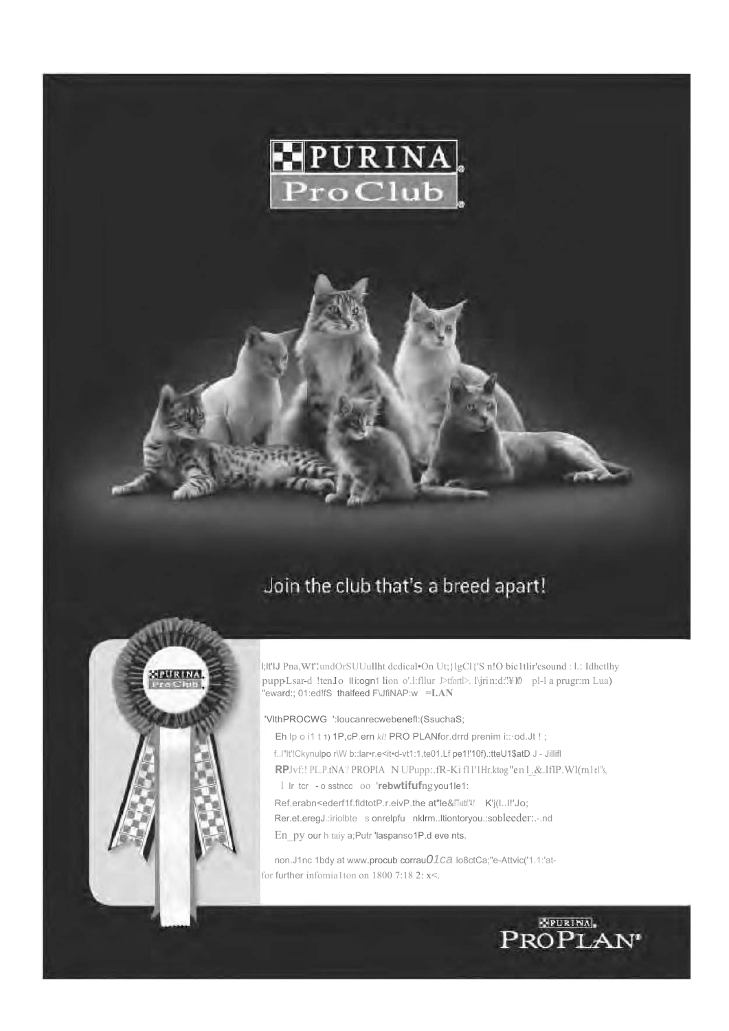# PURINA
## Pro Club

Join the club that's a breed apart!

l;lt'lJ Pna,Wr:undOrSUUullht dcdical•On Ut;}lgCl{'S n!O bic1tlir'csound : l.: Idhctlhy pupp-Lsar-d !tenIo lli:ogn1 lion o'.l:fllur J>tfortl>. I\jri n:d:'¥10 pl-l a prugr:m Lua) "eward:; 01:ed!fS thalfeed F\JfiNAP:w =I.AN

'VlthPROCWG ':loucanrecwebenefl:(SsuchaS;

Eh lp o i1 t 1) 1P,cP.ern kl! PRO PLANfor.drrd prenim i::·od.Jt ! ;

f..l"lt'!Ckynulpo r\W b::lar•r.e<it•d-vt1:1.te01.Lf pe1I'10f).:tteU1$atD J - Jillifl

RPJvf:! PL.P.tNA? PROPIA N UPupp:.fR-Ki f1 l'1Hr.ktog "en l,,&.1flP.Wl(rn1el's,

l lr tcr - o sstncc oo 'rebwtifufng you1le1:

Ref.erabn<ederf1f.fldtotP.r.eivP.the at"le&l'atl'4! K'j(l..l!'Jo;

Rer.et.eregJ.:iriolbte s onrelpfu nklrm..ltiontoryou.:sobleeder:.-.nd

En_py our h taiy a;Putr 'laspanso1P.d eve nts.

non.J1nc 1bdy at www.procub corrau01ca lo8ctCa;"e-Attvic('1.1:'at- for further infomia1ton on 1800 7:18 2: x<.

PURINA PROPLAN®